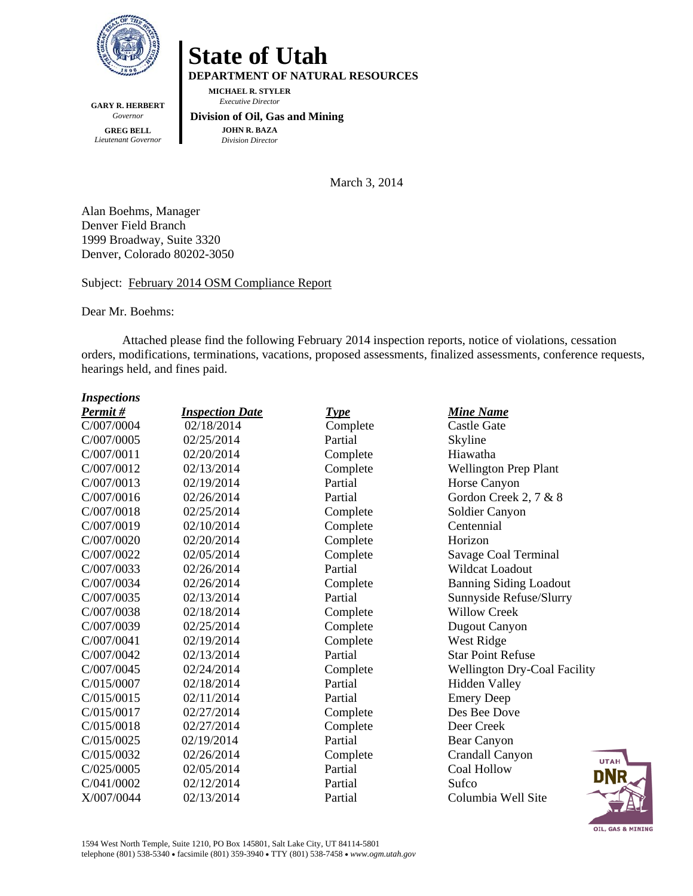# State of Utah

**DEPARTMENT OF NATURAL RESOURCES**

**MICHAEL R. STYLER**
*Executive Director*

**Division of Oil, Gas and Mining**

**JOHN R. BAZA**
*Division Director*

**GARY R. HERBERT**
*Governor*

**GREG BELL**
*Lieutenant Governor*

March 3, 2014

Alan Boehms, Manager
Denver Field Branch
1999 Broadway, Suite 3320
Denver, Colorado 80202-3050

Subject: February 2014 OSM Compliance Report

Dear Mr. Boehms:

Attached please find the following February 2014 inspection reports, notice of violations, cessation orders, modifications, terminations, vacations, proposed assessments, finalized assessments, conference requests, hearings held, and fines paid.

***Inspections***

| ***Permit #*** | ***Inspection Date*** | ***Type*** | ***Mine Name*** |
|---|---|---|---|
| C/007/0004 | 02/18/2014 | Complete | Castle Gate |
| C/007/0005 | 02/25/2014 | Partial | Skyline |
| C/007/0011 | 02/20/2014 | Complete | Hiawatha |
| C/007/0012 | 02/13/2014 | Complete | Wellington Prep Plant |
| C/007/0013 | 02/19/2014 | Partial | Horse Canyon |
| C/007/0016 | 02/26/2014 | Partial | Gordon Creek 2, 7 & 8 |
| C/007/0018 | 02/25/2014 | Complete | Soldier Canyon |
| C/007/0019 | 02/10/2014 | Complete | Centennial |
| C/007/0020 | 02/20/2014 | Complete | Horizon |
| C/007/0022 | 02/05/2014 | Complete | Savage Coal Terminal |
| C/007/0033 | 02/26/2014 | Partial | Wildcat Loadout |
| C/007/0034 | 02/26/2014 | Complete | Banning Siding Loadout |
| C/007/0035 | 02/13/2014 | Partial | Sunnyside Refuse/Slurry |
| C/007/0038 | 02/18/2014 | Complete | Willow Creek |
| C/007/0039 | 02/25/2014 | Complete | Dugout Canyon |
| C/007/0041 | 02/19/2014 | Complete | West Ridge |
| C/007/0042 | 02/13/2014 | Partial | Star Point Refuse |
| C/007/0045 | 02/24/2014 | Complete | Wellington Dry-Coal Facility |
| C/015/0007 | 02/18/2014 | Partial | Hidden Valley |
| C/015/0015 | 02/11/2014 | Partial | Emery Deep |
| C/015/0017 | 02/27/2014 | Complete | Des Bee Dove |
| C/015/0018 | 02/27/2014 | Complete | Deer Creek |
| C/015/0025 | 02/19/2014 | Partial | Bear Canyon |
| C/015/0032 | 02/26/2014 | Complete | Crandall Canyon |
| C/025/0005 | 02/05/2014 | Partial | Coal Hollow |
| C/041/0002 | 02/12/2014 | Partial | Sufco |
| X/007/0044 | 02/13/2014 | Partial | Columbia Well Site |

1594 West North Temple, Suite 1210, PO Box 145801, Salt Lake City, UT 84114-5801
telephone (801) 538-5340 • facsimile (801) 359-3940 • TTY (801) 538-7458 • *www.ogm.utah.gov*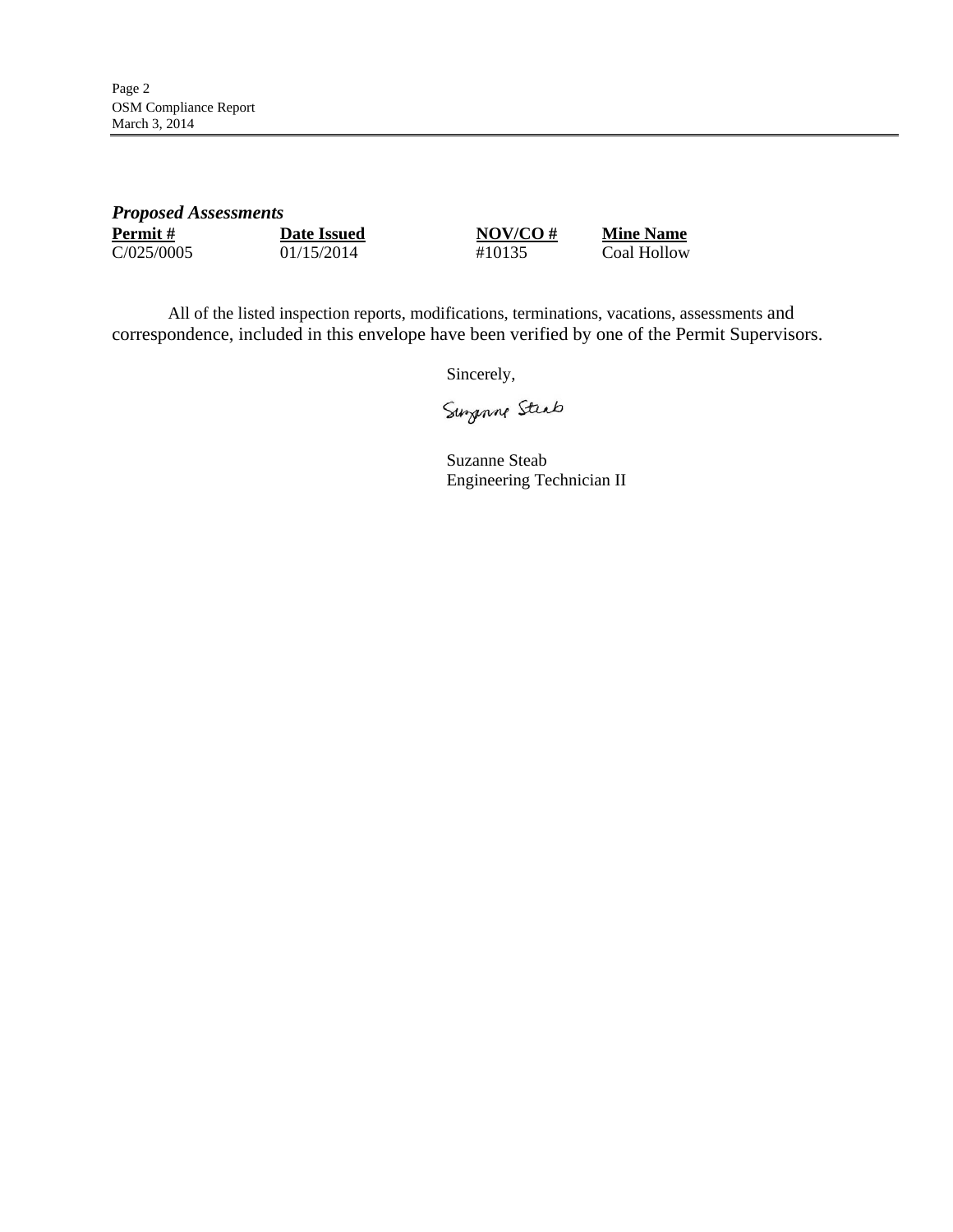***Proposed Assessments***

| Permit # | Date Issued | NOV/CO # | Mine Name |
| --- | --- | --- | --- |
| C/025/0005 | 01/15/2014 | #10135 | Coal Hollow |

All of the listed inspection reports, modifications, terminations, vacations, assessments and correspondence, included in this envelope have been verified by one of the Permit Supervisors.

Sincerely,

Suzanne Steab

Suzanne Steab
Engineering Technician II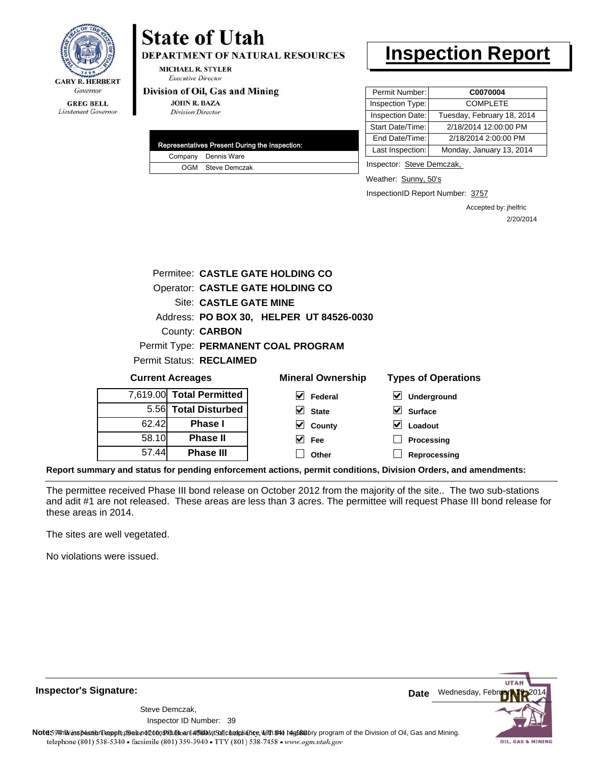GARY R. HERBERT
*Governor*

GREG BELL
*Lieutenant Governor*

# State of Utah

**DEPARTMENT OF NATURAL RESOURCES**

MICHAEL R. STYLER
*Executive Director*

**Division of Oil, Gas and Mining**

JOHN R. BAZA
*Division Director*

# Inspection Report

| Representatives Present During the Inspection: | |
|---|---|
| Company | Dennis Ware |
| OGM | Steve Demczak |

| | |
|---|---|
| Permit Number: | **C0070004** |
| Inspection Type: | COMPLETE |
| Inspection Date: | Tuesday, February 18, 2014 |
| Start Date/Time: | 2/18/2014 12:00:00 PM |
| End Date/Time: | 2/18/2014 2:00:00 PM |
| Last Inspection: | Monday, January 13, 2014 |

Inspector: Steve Demczak,

Weather: Sunny, 50's

InspectionID Report Number: 3757

Accepted by: jhelfric
2/20/2014

Permitee: **CASTLE GATE HOLDING CO**
Operator: **CASTLE GATE HOLDING CO**
Site: **CASTLE GATE MINE**
Address: **PO BOX 30, HELPER UT 84526-0030**
County: **CARBON**
Permit Type: **PERMANENT COAL PROGRAM**
Permit Status: **RECLAIMED**

**Current Acreages**

| | |
|---|---|
| 7,619.00 | **Total Permitted** |
| 5.56 | **Total Disturbed** |
| 62.42 | **Phase I** |
| 58.10 | **Phase II** |
| 57.44 | **Phase III** |

**Mineral Ownership**

- [x] Federal
- [x] State
- [x] County
- [x] Fee
- [ ] Other

**Types of Operations**

- [x] Underground
- [x] Surface
- [x] Loadout
- [ ] Processing
- [ ] Reprocessing

**Report summary and status for pending enforcement actions, permit conditions, Division Orders, and amendments:**

The permittee received Phase III bond release on October 2012 from the majority of the site.. The two sub-stations and adit #1 are not released. These areas are less than 3 acres. The permittee will request Phase III bond release for these areas in 2014.

The sites are well vegetated.

No violations were issued.

**Inspector's Signature:**

Steve Demczak,
Inspector ID Number: 39

**Date** Wednesday, February 19, 2014

**Note:** This inspection report does not constitute an affidavit of compliance with the regulatory program of the Division of Oil, Gas and Mining.
telephone (801) 538-5340 • facsimile (801) 359-3940 • TTY (801) 538-7458 • www.ogm.utah.gov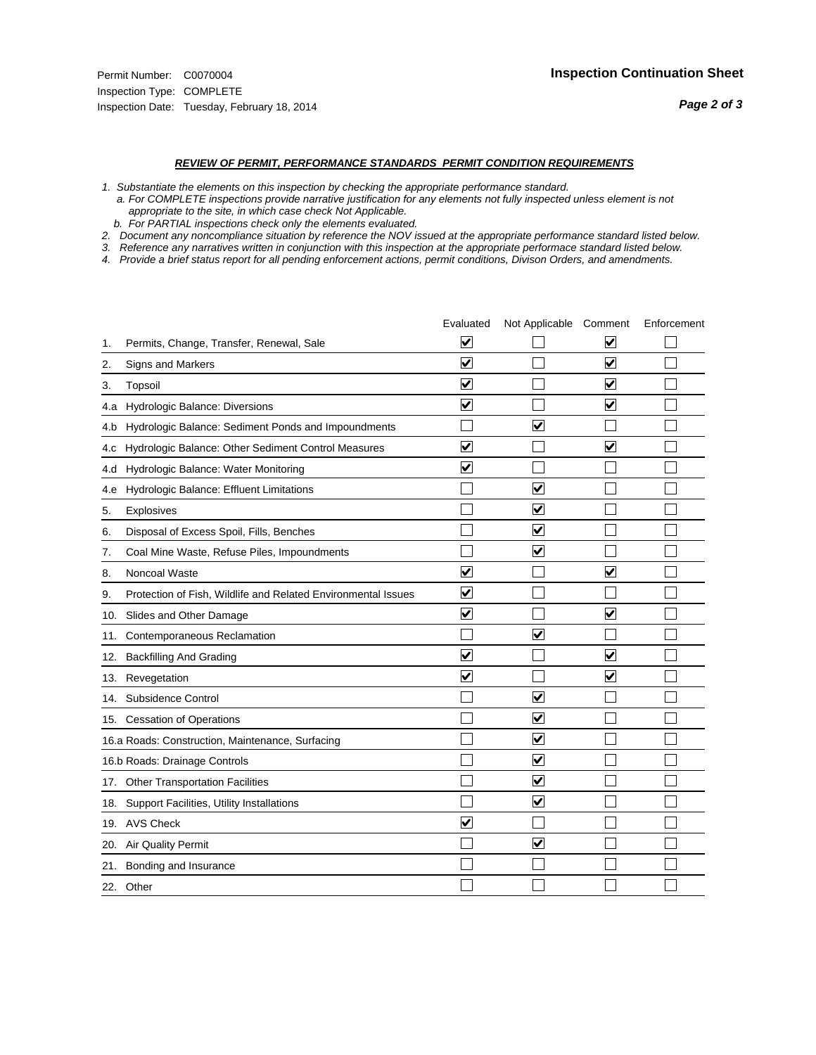Permit Number: C0070004
Inspection Type: COMPLETE
Inspection Date: Tuesday, February 18, 2014

**Inspection Continuation Sheet**

### *REVIEW OF PERMIT, PERFORMANCE STANDARDS PERMIT CONDITION REQUIREMENTS*

*1. Substantiate the elements on this inspection by checking the appropriate performance standard.*
*a. For COMPLETE inspections provide narrative justification for any elements not fully inspected unless element is not appropriate to the site, in which case check Not Applicable.*
*b. For PARTIAL inspections check only the elements evaluated.*
*2. Document any noncompliance situation by reference the NOV issued at the appropriate performance standard listed below.*
*3. Reference any narratives written in conjunction with this inspection at the appropriate performace standard listed below.*
*4. Provide a brief status report for all pending enforcement actions, permit conditions, Divison Orders, and amendments.*

| | | Evaluated | Not Applicable | Comment | Enforcement |
|---|---|---|---|---|---|
| 1. | Permits, Change, Transfer, Renewal, Sale | ☑ | ☐ | ☑ | ☐ |
| 2. | Signs and Markers | ☑ | ☐ | ☑ | ☐ |
| 3. | Topsoil | ☑ | ☐ | ☑ | ☐ |
| 4.a | Hydrologic Balance: Diversions | ☑ | ☐ | ☑ | ☐ |
| 4.b | Hydrologic Balance: Sediment Ponds and Impoundments | ☐ | ☑ | ☐ | ☐ |
| 4.c | Hydrologic Balance: Other Sediment Control Measures | ☑ | ☐ | ☑ | ☐ |
| 4.d | Hydrologic Balance: Water Monitoring | ☑ | ☐ | ☐ | ☐ |
| 4.e | Hydrologic Balance: Effluent Limitations | ☐ | ☑ | ☐ | ☐ |
| 5. | Explosives | ☐ | ☑ | ☐ | ☐ |
| 6. | Disposal of Excess Spoil, Fills, Benches | ☐ | ☑ | ☐ | ☐ |
| 7. | Coal Mine Waste, Refuse Piles, Impoundments | ☐ | ☑ | ☐ | ☐ |
| 8. | Noncoal Waste | ☑ | ☐ | ☑ | ☐ |
| 9. | Protection of Fish, Wildlife and Related Environmental Issues | ☑ | ☐ | ☐ | ☐ |
| 10. | Slides and Other Damage | ☑ | ☐ | ☑ | ☐ |
| 11. | Contemporaneous Reclamation | ☐ | ☑ | ☐ | ☐ |
| 12. | Backfilling And Grading | ☑ | ☐ | ☑ | ☐ |
| 13. | Revegetation | ☑ | ☐ | ☑ | ☐ |
| 14. | Subsidence Control | ☐ | ☑ | ☐ | ☐ |
| 15. | Cessation of Operations | ☐ | ☑ | ☐ | ☐ |
| 16.a | Roads: Construction, Maintenance, Surfacing | ☐ | ☑ | ☐ | ☐ |
| 16.b | Roads: Drainage Controls | ☐ | ☑ | ☐ | ☐ |
| 17. | Other Transportation Facilities | ☐ | ☑ | ☐ | ☐ |
| 18. | Support Facilities, Utility Installations | ☐ | ☑ | ☐ | ☐ |
| 19. | AVS Check | ☑ | ☐ | ☐ | ☐ |
| 20. | Air Quality Permit | ☐ | ☑ | ☐ | ☐ |
| 21. | Bonding and Insurance | ☐ | ☐ | ☐ | ☐ |
| 22. | Other | ☐ | ☐ | ☐ | ☐ |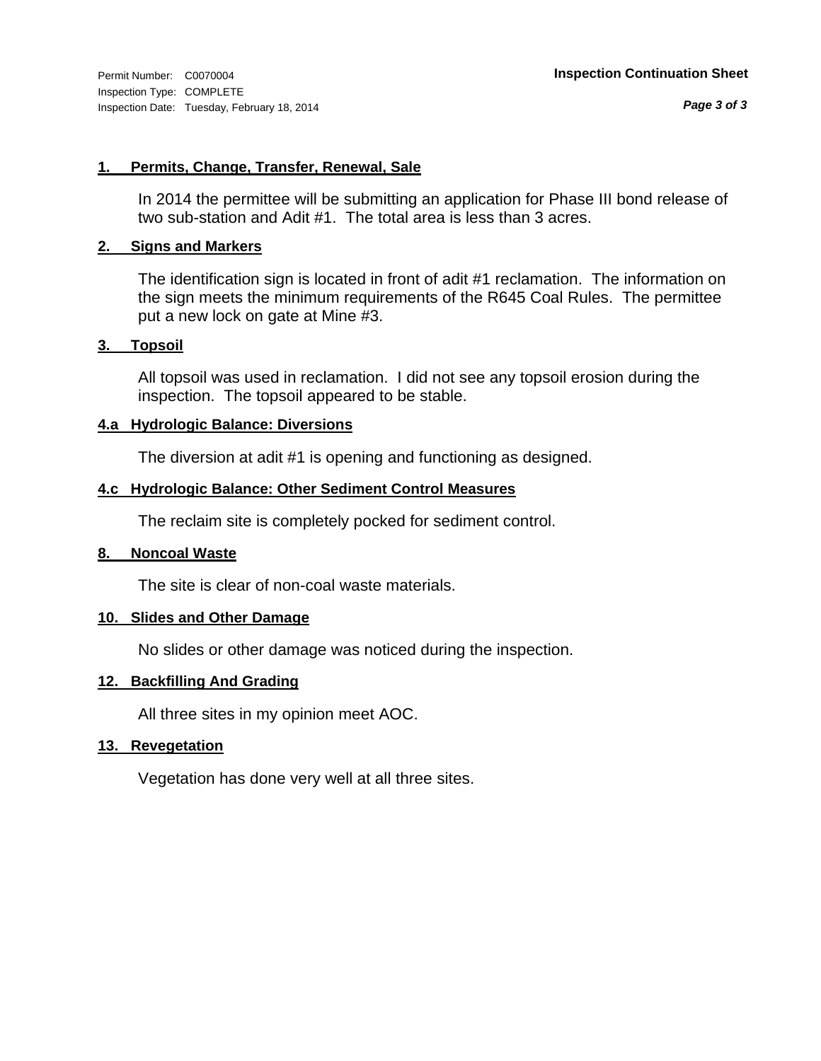#### 1. Permits, Change, Transfer, Renewal, Sale

In 2014 the permittee will be submitting an application for Phase III bond release of two sub-station and Adit #1. The total area is less than 3 acres.

#### 2. Signs and Markers

The identification sign is located in front of adit #1 reclamation. The information on the sign meets the minimum requirements of the R645 Coal Rules. The permittee put a new lock on gate at Mine #3.

#### 3. Topsoil

All topsoil was used in reclamation. I did not see any topsoil erosion during the inspection. The topsoil appeared to be stable.

#### 4.a Hydrologic Balance: Diversions

The diversion at adit #1 is opening and functioning as designed.

#### 4.c Hydrologic Balance: Other Sediment Control Measures

The reclaim site is completely pocked for sediment control.

#### 8. Noncoal Waste

The site is clear of non-coal waste materials.

#### 10. Slides and Other Damage

No slides or other damage was noticed during the inspection.

#### 12. Backfilling And Grading

All three sites in my opinion meet AOC.

#### 13. Revegetation

Vegetation has done very well at all three sites.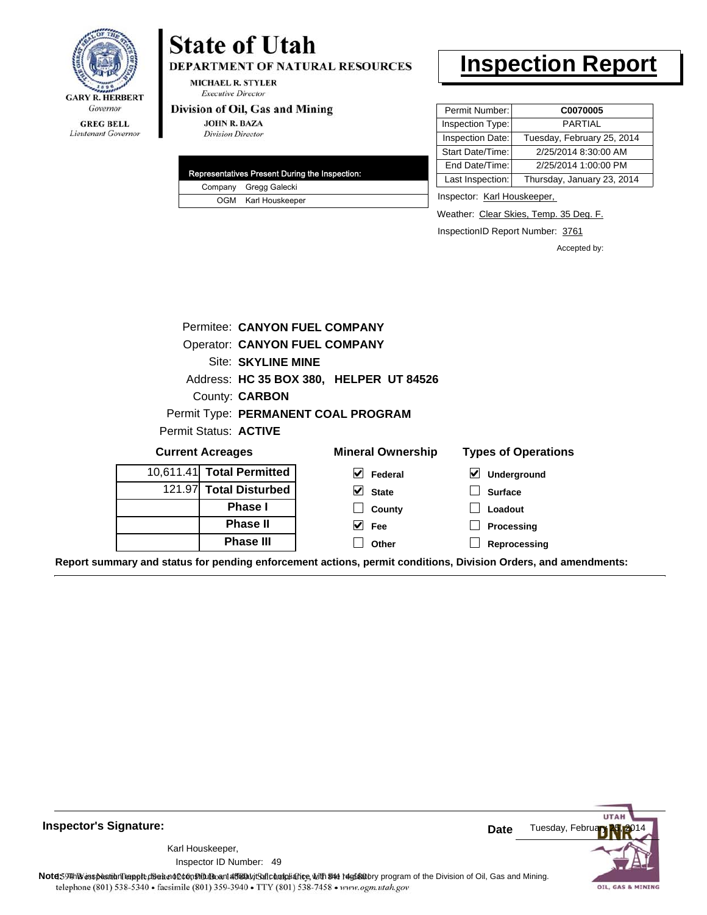GARY R. HERBERT
*Governor*

GREG BELL
*Lieutenant Governor*

# State of Utah

**DEPARTMENT OF NATURAL RESOURCES**

MICHAEL R. STYLER
*Executive Director*

**Division of Oil, Gas and Mining**

JOHN R. BAZA
*Division Director*

# Inspection Report

| Permit Number: | **C0070005** |
|---|---|
| Inspection Type: | PARTIAL |
| Inspection Date: | Tuesday, February 25, 2014 |
| Start Date/Time: | 2/25/2014 8:30:00 AM |
| End Date/Time: | 2/25/2014 1:00:00 PM |
| Last Inspection: | Thursday, January 23, 2014 |

| Representatives Present During the Inspection: | |
|---|---|
| Company | Gregg Galecki |
| OGM | Karl Houskeeper |

Inspector: Karl Houskeeper,

Weather: Clear Skies, Temp. 35 Deg. F.

InspectionID Report Number: 3761

Accepted by:

Permitee: **CANYON FUEL COMPANY**
Operator: **CANYON FUEL COMPANY**
Site: **SKYLINE MINE**
Address: **HC 35 BOX 380, HELPER UT 84526**
County: **CARBON**
Permit Type: **PERMANENT COAL PROGRAM**
Permit Status: **ACTIVE**

**Current Acreages**

| | |
|---|---|
| 10,611.41 | **Total Permitted** |
| 121.97 | **Total Disturbed** |
| | **Phase I** |
| | **Phase II** |
| | **Phase III** |

**Mineral Ownership**

- [x] Federal
- [x] State
- [ ] County
- [x] Fee
- [ ] Other

**Types of Operations**

- [x] Underground
- [ ] Surface
- [ ] Loadout
- [ ] Processing
- [ ] Reprocessing

**Report summary and status for pending enforcement actions, permit conditions, Division Orders, and amendments:**

**Inspector's Signature:**

Karl Houskeeper,
Inspector ID Number: 49

**Date** Tuesday, February 25, 2014

**Note:** This inspection report does not constitute an affidavit of compliance with the regulatory program of the Division of Oil, Gas and Mining.

telephone (801) 538-5340 • facsimile (801) 359-3940 • TTY (801) 538-7458 • www.ogm.utah.gov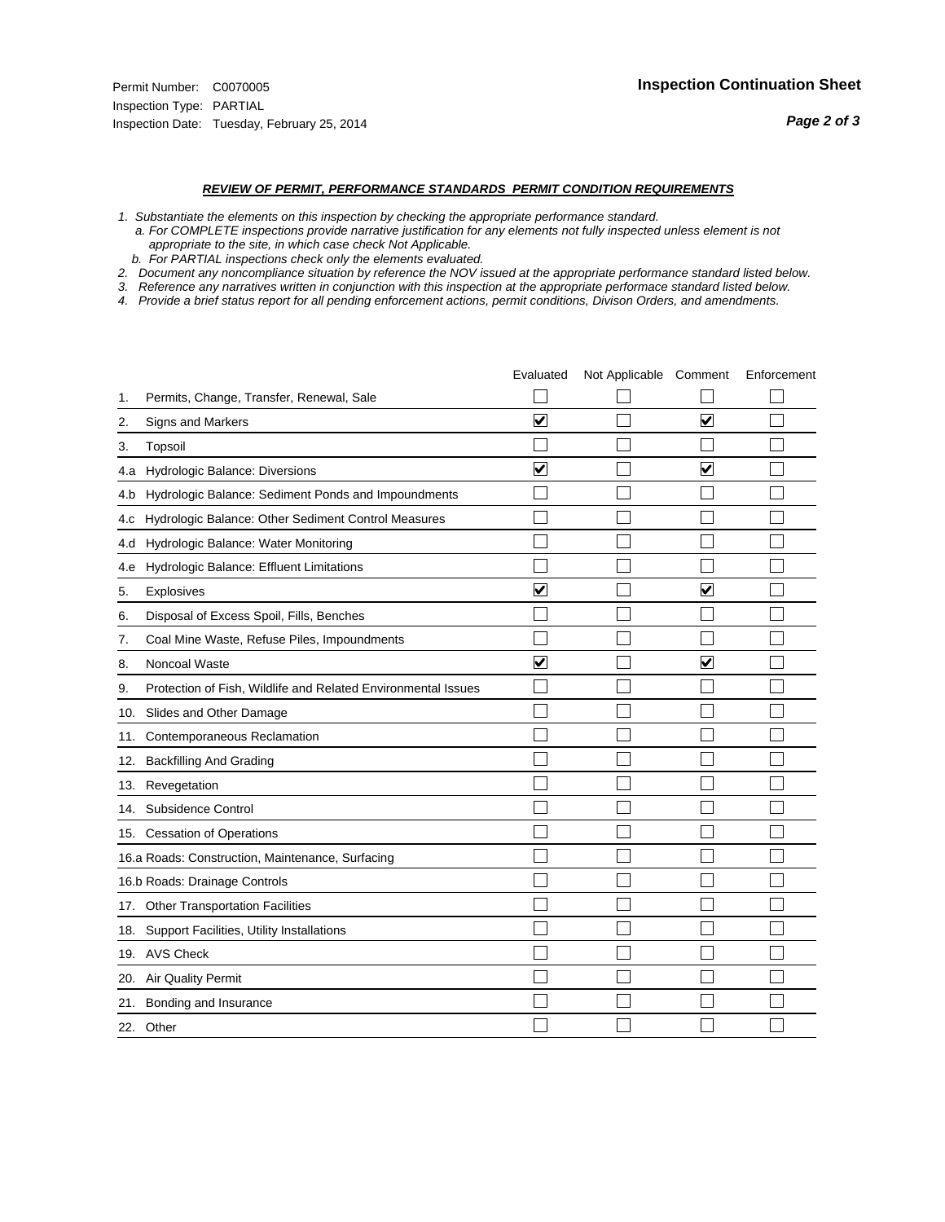Permit Number: C0070005
Inspection Type: PARTIAL
Inspection Date: Tuesday, February 25, 2014

**Inspection Continuation Sheet**

***REVIEW OF PERMIT, PERFORMANCE STANDARDS PERMIT CONDITION REQUIREMENTS***

*1. Substantiate the elements on this inspection by checking the appropriate performance standard.*
*a. For COMPLETE inspections provide narrative justification for any elements not fully inspected unless element is not appropriate to the site, in which case check Not Applicable.*
*b. For PARTIAL inspections check only the elements evaluated.*
*2. Document any noncompliance situation by reference the NOV issued at the appropriate performance standard listed below.*
*3. Reference any narratives written in conjunction with this inspection at the appropriate performace standard listed below.*
*4. Provide a brief status report for all pending enforcement actions, permit conditions, Divison Orders, and amendments.*

| | Evaluated | Not Applicable | Comment | Enforcement |
|---|---|---|---|---|
| 1. Permits, Change, Transfer, Renewal, Sale | ☐ | ☐ | ☐ | ☐ |
| 2. Signs and Markers | ☑ | ☐ | ☑ | ☐ |
| 3. Topsoil | ☐ | ☐ | ☐ | ☐ |
| 4.a Hydrologic Balance: Diversions | ☑ | ☐ | ☑ | ☐ |
| 4.b Hydrologic Balance: Sediment Ponds and Impoundments | ☐ | ☐ | ☐ | ☐ |
| 4.c Hydrologic Balance: Other Sediment Control Measures | ☐ | ☐ | ☐ | ☐ |
| 4.d Hydrologic Balance: Water Monitoring | ☐ | ☐ | ☐ | ☐ |
| 4.e Hydrologic Balance: Effluent Limitations | ☐ | ☐ | ☐ | ☐ |
| 5. Explosives | ☑ | ☐ | ☑ | ☐ |
| 6. Disposal of Excess Spoil, Fills, Benches | ☐ | ☐ | ☐ | ☐ |
| 7. Coal Mine Waste, Refuse Piles, Impoundments | ☐ | ☐ | ☐ | ☐ |
| 8. Noncoal Waste | ☑ | ☐ | ☑ | ☐ |
| 9. Protection of Fish, Wildlife and Related Environmental Issues | ☐ | ☐ | ☐ | ☐ |
| 10. Slides and Other Damage | ☐ | ☐ | ☐ | ☐ |
| 11. Contemporaneous Reclamation | ☐ | ☐ | ☐ | ☐ |
| 12. Backfilling And Grading | ☐ | ☐ | ☐ | ☐ |
| 13. Revegetation | ☐ | ☐ | ☐ | ☐ |
| 14. Subsidence Control | ☐ | ☐ | ☐ | ☐ |
| 15. Cessation of Operations | ☐ | ☐ | ☐ | ☐ |
| 16.a Roads: Construction, Maintenance, Surfacing | ☐ | ☐ | ☐ | ☐ |
| 16.b Roads: Drainage Controls | ☐ | ☐ | ☐ | ☐ |
| 17. Other Transportation Facilities | ☐ | ☐ | ☐ | ☐ |
| 18. Support Facilities, Utility Installations | ☐ | ☐ | ☐ | ☐ |
| 19. AVS Check | ☐ | ☐ | ☐ | ☐ |
| 20. Air Quality Permit | ☐ | ☐ | ☐ | ☐ |
| 21. Bonding and Insurance | ☐ | ☐ | ☐ | ☐ |
| 22. Other | ☐ | ☐ | ☐ | ☐ |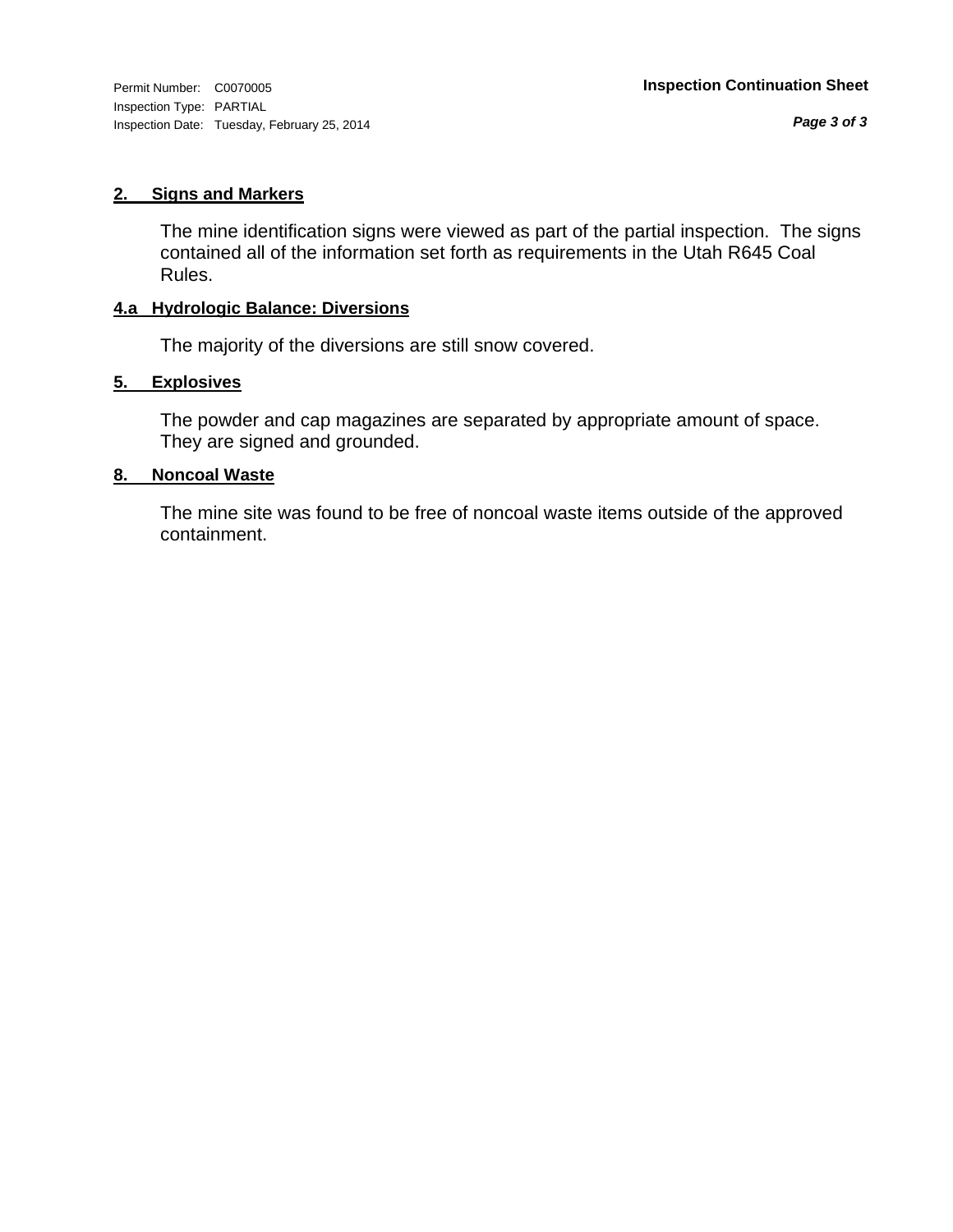## 2. Signs and Markers

The mine identification signs were viewed as part of the partial inspection. The signs contained all of the information set forth as requirements in the Utah R645 Coal Rules.

## 4.a Hydrologic Balance: Diversions

The majority of the diversions are still snow covered.

## 5. Explosives

The powder and cap magazines are separated by appropriate amount of space. They are signed and grounded.

## 8. Noncoal Waste

The mine site was found to be free of noncoal waste items outside of the approved containment.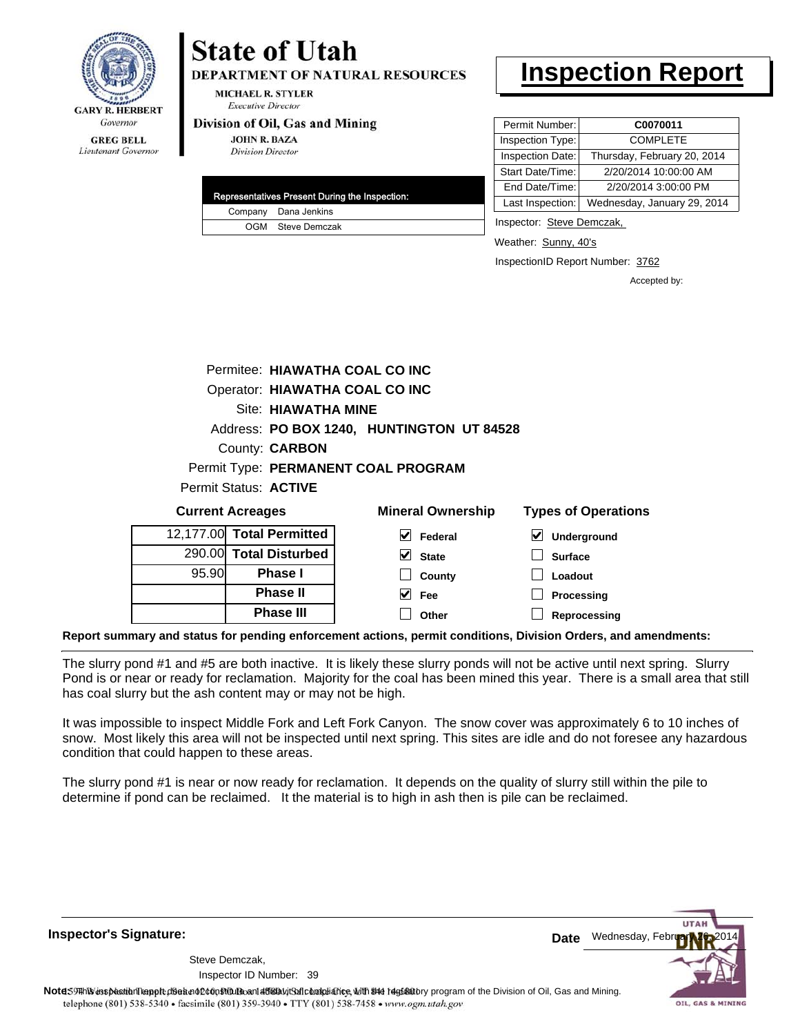GARY R. HERBERT
*Governor*

GREG BELL
*Lieutenant Governor*

# State of Utah

**DEPARTMENT OF NATURAL RESOURCES**

MICHAEL R. STYLER
*Executive Director*

**Division of Oil, Gas and Mining**

JOHN R. BAZA
*Division Director*

# Inspection Report

| Permit Number: | C0070011 |
|---|---|
| Inspection Type: | COMPLETE |
| Inspection Date: | Thursday, February 20, 2014 |
| Start Date/Time: | 2/20/2014 10:00:00 AM |
| End Date/Time: | 2/20/2014 3:00:00 PM |
| Last Inspection: | Wednesday, January 29, 2014 |

| Representatives Present During the Inspection: | |
|---|---|
| Company | Dana Jenkins |
| OGM | Steve Demczak |

Inspector: Steve Demczak,

Weather: Sunny, 40's

InspectionID Report Number: 3762

Accepted by:

Permitee: **HIAWATHA COAL CO INC**
Operator: **HIAWATHA COAL CO INC**
Site: **HIAWATHA MINE**
Address: **PO BOX 1240, HUNTINGTON UT 84528**
County: **CARBON**
Permit Type: **PERMANENT COAL PROGRAM**
Permit Status: **ACTIVE**

**Current Acreages**

| | |
|---|---|
| 12,177.00 | **Total Permitted** |
| 290.00 | **Total Disturbed** |
| 95.90 | **Phase I** |
| | **Phase II** |
| | **Phase III** |

**Mineral Ownership**

- [x] Federal
- [x] State
- [ ] County
- [x] Fee
- [ ] Other

**Types of Operations**

- [x] Underground
- [ ] Surface
- [ ] Loadout
- [ ] Processing
- [ ] Reprocessing

**Report summary and status for pending enforcement actions, permit conditions, Division Orders, and amendments:**

The slurry pond #1 and #5 are both inactive. It is likely these slurry ponds will not be active until next spring. Slurry Pond is or near or ready for reclamation. Majority for the coal has been mined this year. There is a small area that still has coal slurry but the ash content may or may not be high.

It was impossible to inspect Middle Fork and Left Fork Canyon. The snow cover was approximately 6 to 10 inches of snow. Most likely this area will not be inspected until next spring. This sites are idle and do not foresee any hazardous condition that could happen to these areas.

The slurry pond #1 is near or now ready for reclamation. It depends on the quality of slurry still within the pile to determine if pond can be reclaimed. It the material is to high in ash then is pile can be reclaimed.

**Inspector's Signature:**

Steve Demczak,
Inspector ID Number: 39

**Date** Wednesday, February 26, 2014

**Note:** This inspection report does not constitute an affidavit of compliance with the regulatory program of the Division of Oil, Gas and Mining.
telephone (801) 538-5340 • facsimile (801) 359-3940 • TTY (801) 538-7458 • www.ogm.utah.gov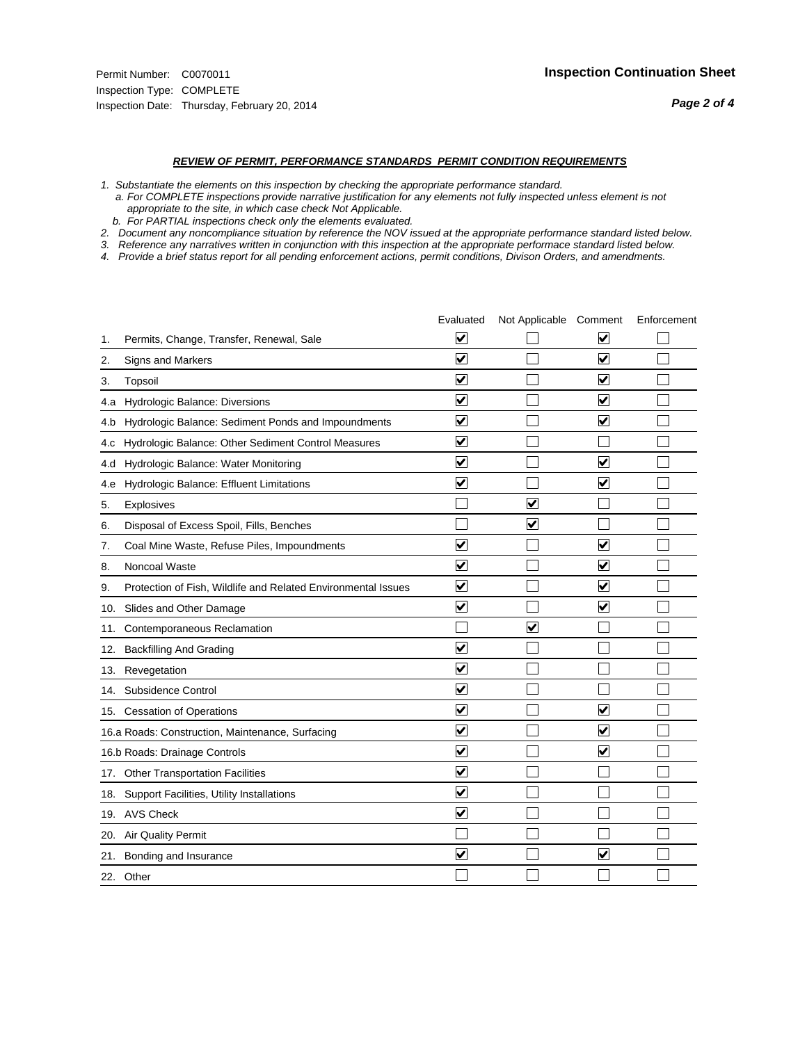Permit Number: C0070011
Inspection Type: COMPLETE
Inspection Date: Thursday, February 20, 2014

## Inspection Continuation Sheet

### *REVIEW OF PERMIT, PERFORMANCE STANDARDS PERMIT CONDITION REQUIREMENTS*

*1. Substantiate the elements on this inspection by checking the appropriate performance standard.*
   *a. For COMPLETE inspections provide narrative justification for any elements not fully inspected unless element is not appropriate to the site, in which case check Not Applicable.*
   *b. For PARTIAL inspections check only the elements evaluated.*
*2. Document any noncompliance situation by reference the NOV issued at the appropriate performance standard listed below.*
*3. Reference any narratives written in conjunction with this inspection at the appropriate performace standard listed below.*
*4. Provide a brief status report for all pending enforcement actions, permit conditions, Divison Orders, and amendments.*

| | | Evaluated | Not Applicable | Comment | Enforcement |
|---|---|---|---|---|---|
| 1. | Permits, Change, Transfer, Renewal, Sale | ☑ | ☐ | ☑ | ☐ |
| 2. | Signs and Markers | ☑ | ☐ | ☑ | ☐ |
| 3. | Topsoil | ☑ | ☐ | ☑ | ☐ |
| 4.a | Hydrologic Balance: Diversions | ☑ | ☐ | ☑ | ☐ |
| 4.b | Hydrologic Balance: Sediment Ponds and Impoundments | ☑ | ☐ | ☑ | ☐ |
| 4.c | Hydrologic Balance: Other Sediment Control Measures | ☑ | ☐ | ☐ | ☐ |
| 4.d | Hydrologic Balance: Water Monitoring | ☑ | ☐ | ☑ | ☐ |
| 4.e | Hydrologic Balance: Effluent Limitations | ☑ | ☐ | ☑ | ☐ |
| 5. | Explosives | ☐ | ☑ | ☐ | ☐ |
| 6. | Disposal of Excess Spoil, Fills, Benches | ☐ | ☑ | ☐ | ☐ |
| 7. | Coal Mine Waste, Refuse Piles, Impoundments | ☑ | ☐ | ☑ | ☐ |
| 8. | Noncoal Waste | ☑ | ☐ | ☑ | ☐ |
| 9. | Protection of Fish, Wildlife and Related Environmental Issues | ☑ | ☐ | ☑ | ☐ |
| 10. | Slides and Other Damage | ☑ | ☐ | ☑ | ☐ |
| 11. | Contemporaneous Reclamation | ☐ | ☑ | ☐ | ☐ |
| 12. | Backfilling And Grading | ☑ | ☐ | ☐ | ☐ |
| 13. | Revegetation | ☑ | ☐ | ☐ | ☐ |
| 14. | Subsidence Control | ☑ | ☐ | ☐ | ☐ |
| 15. | Cessation of Operations | ☑ | ☐ | ☑ | ☐ |
| 16.a | Roads: Construction, Maintenance, Surfacing | ☑ | ☐ | ☑ | ☐ |
| 16.b | Roads: Drainage Controls | ☑ | ☐ | ☑ | ☐ |
| 17. | Other Transportation Facilities | ☑ | ☐ | ☐ | ☐ |
| 18. | Support Facilities, Utility Installations | ☑ | ☐ | ☐ | ☐ |
| 19. | AVS Check | ☑ | ☐ | ☐ | ☐ |
| 20. | Air Quality Permit | ☐ | ☐ | ☐ | ☐ |
| 21. | Bonding and Insurance | ☑ | ☐ | ☑ | ☐ |
| 22. | Other | ☐ | ☐ | ☐ | ☐ |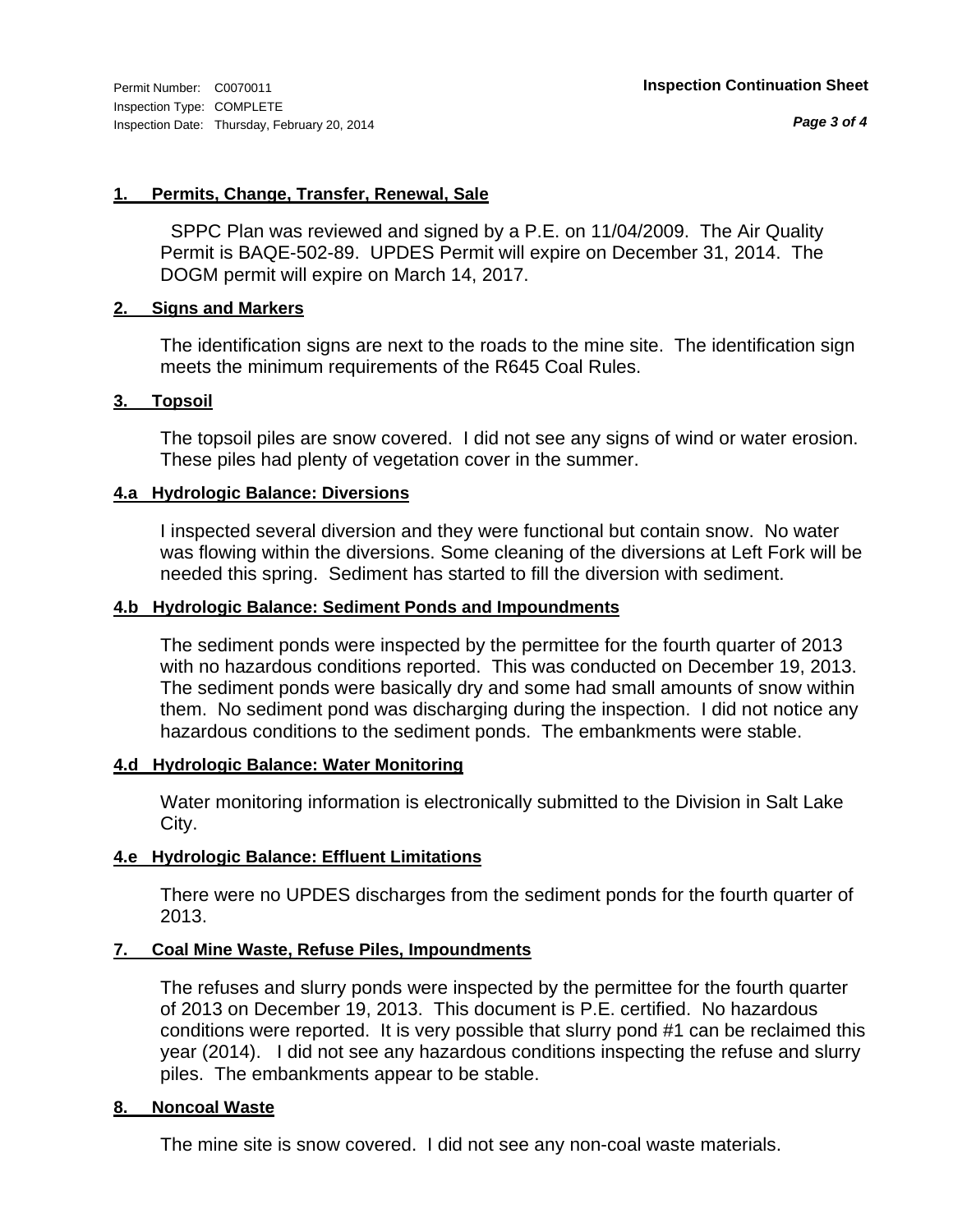Permit Number: C0070011
Inspection Type: COMPLETE
Inspection Date: Thursday, February 20, 2014

**Inspection Continuation Sheet**

### 1. Permits, Change, Transfer, Renewal, Sale

SPPC Plan was reviewed and signed by a P.E. on 11/04/2009. The Air Quality Permit is BAQE-502-89. UPDES Permit will expire on December 31, 2014. The DOGM permit will expire on March 14, 2017.

### 2. Signs and Markers

The identification signs are next to the roads to the mine site. The identification sign meets the minimum requirements of the R645 Coal Rules.

### 3. Topsoil

The topsoil piles are snow covered. I did not see any signs of wind or water erosion. These piles had plenty of vegetation cover in the summer.

### 4.a Hydrologic Balance: Diversions

I inspected several diversion and they were functional but contain snow. No water was flowing within the diversions. Some cleaning of the diversions at Left Fork will be needed this spring. Sediment has started to fill the diversion with sediment.

### 4.b Hydrologic Balance: Sediment Ponds and Impoundments

The sediment ponds were inspected by the permittee for the fourth quarter of 2013 with no hazardous conditions reported. This was conducted on December 19, 2013. The sediment ponds were basically dry and some had small amounts of snow within them. No sediment pond was discharging during the inspection. I did not notice any hazardous conditions to the sediment ponds. The embankments were stable.

### 4.d Hydrologic Balance: Water Monitoring

Water monitoring information is electronically submitted to the Division in Salt Lake City.

### 4.e Hydrologic Balance: Effluent Limitations

There were no UPDES discharges from the sediment ponds for the fourth quarter of 2013.

### 7. Coal Mine Waste, Refuse Piles, Impoundments

The refuses and slurry ponds were inspected by the permittee for the fourth quarter of 2013 on December 19, 2013. This document is P.E. certified. No hazardous conditions were reported. It is very possible that slurry pond #1 can be reclaimed this year (2014). I did not see any hazardous conditions inspecting the refuse and slurry piles. The embankments appear to be stable.

### 8. Noncoal Waste

The mine site is snow covered. I did not see any non-coal waste materials.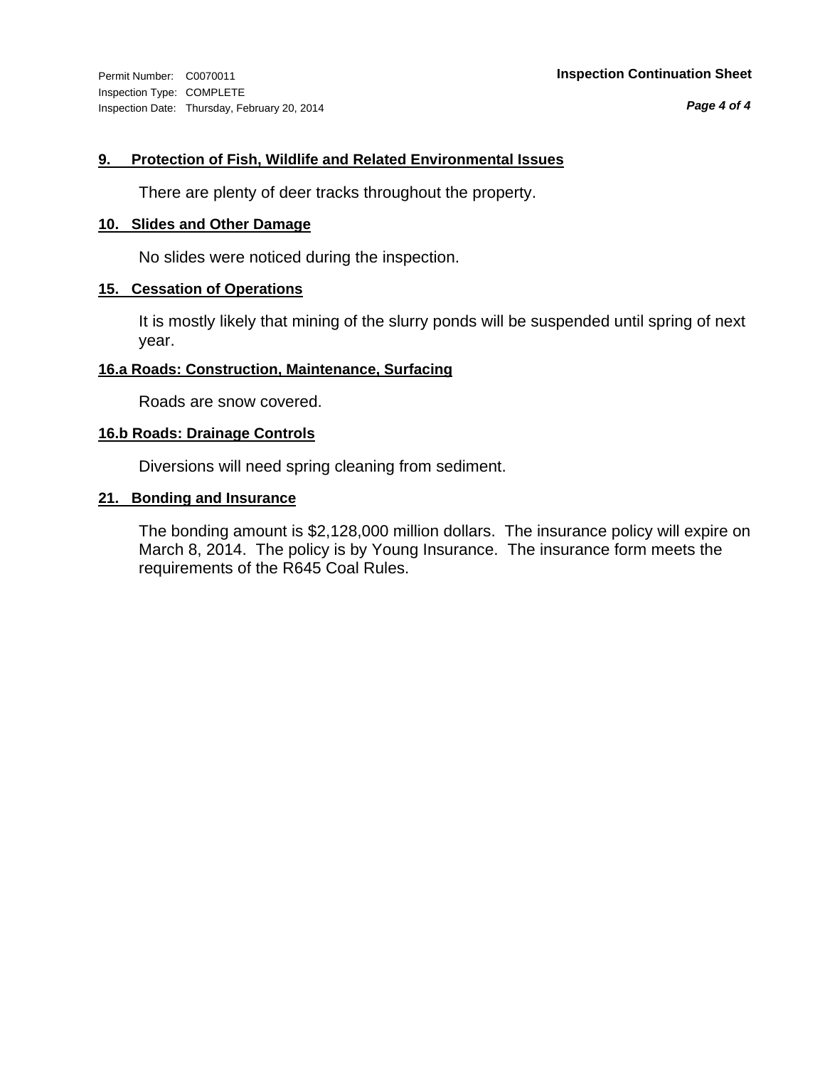Permit Number: C0070011
Inspection Type: COMPLETE
Inspection Date: Thursday, February 20, 2014

**Inspection Continuation Sheet**

## 9. Protection of Fish, Wildlife and Related Environmental Issues

There are plenty of deer tracks throughout the property.

## 10. Slides and Other Damage

No slides were noticed during the inspection.

## 15. Cessation of Operations

It is mostly likely that mining of the slurry ponds will be suspended until spring of next year.

## 16.a Roads: Construction, Maintenance, Surfacing

Roads are snow covered.

## 16.b Roads: Drainage Controls

Diversions will need spring cleaning from sediment.

## 21. Bonding and Insurance

The bonding amount is $2,128,000 million dollars. The insurance policy will expire on March 8, 2014. The policy is by Young Insurance. The insurance form meets the requirements of the R645 Coal Rules.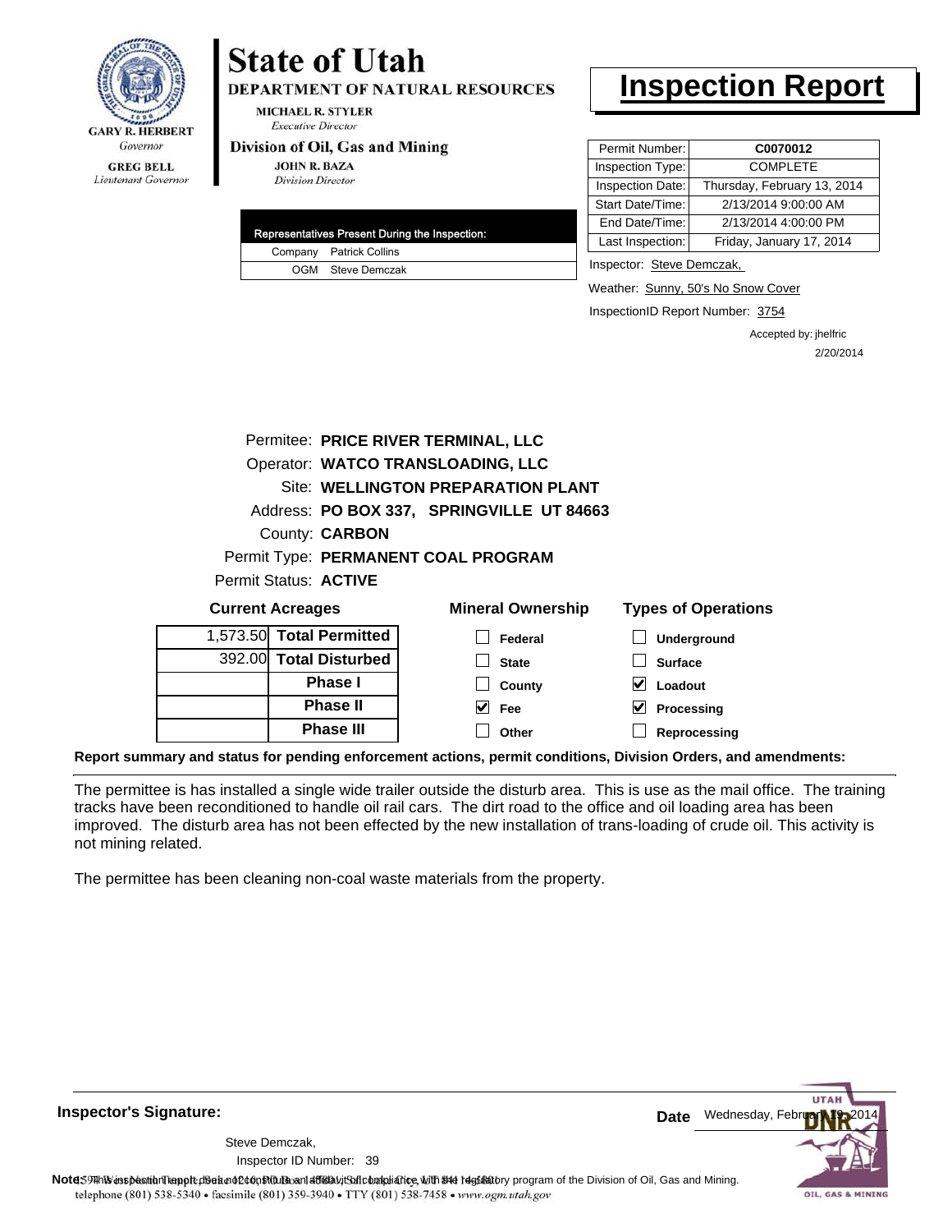**GARY R. HERBERT**
*Governor*

**GREG BELL**
*Lieutenant Governor*

# State of Utah

**DEPARTMENT OF NATURAL RESOURCES**

**MICHAEL R. STYLER**
*Executive Director*

**Division of Oil, Gas and Mining**

**JOHN R. BAZA**
*Division Director*

# Inspection Report

| Permit Number: | **C0070012** |
|---|---|
| Inspection Type: | COMPLETE |
| Inspection Date: | Thursday, February 13, 2014 |
| Start Date/Time: | 2/13/2014 9:00:00 AM |
| End Date/Time: | 2/13/2014 4:00:00 PM |
| Last Inspection: | Friday, January 17, 2014 |

| Representatives Present During the Inspection: | |
|---|---|
| Company | Patrick Collins |
| OGM | Steve Demczak |

Inspector: Steve Demczak,

Weather: Sunny, 50's No Snow Cover

InspectionID Report Number: 3754

Accepted by: jhelfric
2/20/2014

Permitee: **PRICE RIVER TERMINAL, LLC**
Operator: **WATCO TRANSLOADING, LLC**
Site: **WELLINGTON PREPARATION PLANT**
Address: **PO BOX 337, SPRINGVILLE UT 84663**
County: **CARBON**
Permit Type: **PERMANENT COAL PROGRAM**
Permit Status: **ACTIVE**

**Current Acreages**

| | |
|---|---|
| 1,573.50 | **Total Permitted** |
| 392.00 | **Total Disturbed** |
| | **Phase I** |
| | **Phase II** |
| | **Phase III** |

**Mineral Ownership**

- [ ] Federal
- [ ] State
- [ ] County
- [x] Fee
- [ ] Other

**Types of Operations**

- [ ] Underground
- [ ] Surface
- [x] Loadout
- [x] Processing
- [ ] Reprocessing

**Report summary and status for pending enforcement actions, permit conditions, Division Orders, and amendments:**

The permittee is has installed a single wide trailer outside the disturb area. This is use as the mail office. The training tracks have been reconditioned to handle oil rail cars. The dirt road to the office and oil loading area has been improved. The disturb area has not been effected by the new installation of trans-loading of crude oil. This activity is not mining related.

The permittee has been cleaning non-coal waste materials from the property.

**Inspector's Signature:**

Steve Demczak,
Inspector ID Number: 39

**Date** Wednesday, February 19, 2014

**Note:** This inspection report does not constitute an affidavit of compliance with the regulatory program of the Division of Oil, Gas and Mining.

telephone (801) 538-5340 • facsimile (801) 359-3940 • TTY (801) 538-7458 • www.ogm.utah.gov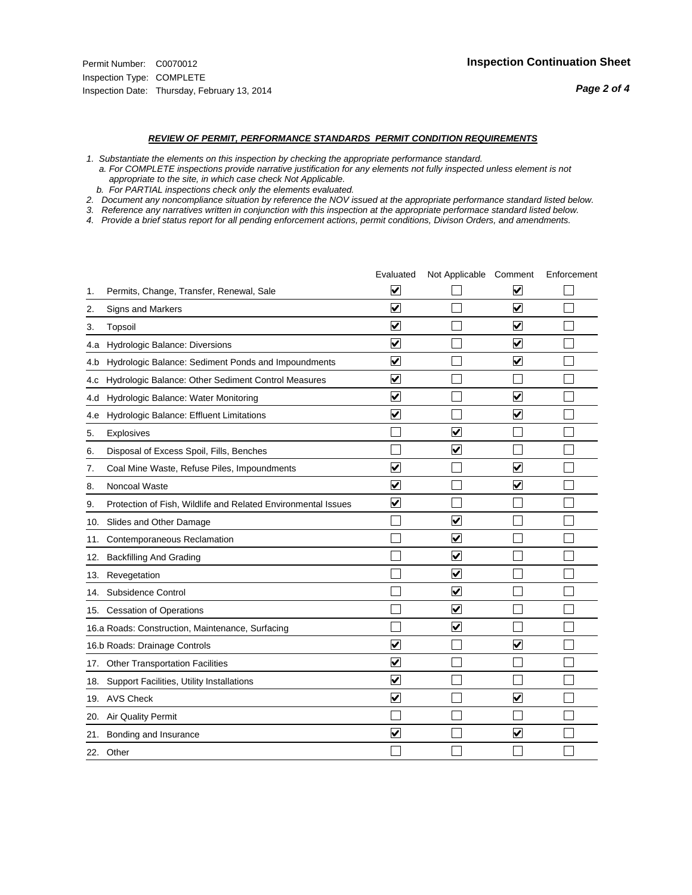Permit Number: C0070012
Inspection Type: COMPLETE
Inspection Date: Thursday, February 13, 2014

## Inspection Continuation Sheet

### *REVIEW OF PERMIT, PERFORMANCE STANDARDS PERMIT CONDITION REQUIREMENTS*

*1. Substantiate the elements on this inspection by checking the appropriate performance standard.*
*a. For COMPLETE inspections provide narrative justification for any elements not fully inspected unless element is not appropriate to the site, in which case check Not Applicable.*
*b. For PARTIAL inspections check only the elements evaluated.*
*2. Document any noncompliance situation by reference the NOV issued at the appropriate performance standard listed below.*
*3. Reference any narratives written in conjunction with this inspection at the appropriate performace standard listed below.*
*4. Provide a brief status report for all pending enforcement actions, permit conditions, Divison Orders, and amendments.*

| | | Evaluated | Not Applicable | Comment | Enforcement |
|---|---|---|---|---|---|
| 1. | Permits, Change, Transfer, Renewal, Sale | ☑ | ☐ | ☑ | ☐ |
| 2. | Signs and Markers | ☑ | ☐ | ☑ | ☐ |
| 3. | Topsoil | ☑ | ☐ | ☑ | ☐ |
| 4.a | Hydrologic Balance: Diversions | ☑ | ☐ | ☑ | ☐ |
| 4.b | Hydrologic Balance: Sediment Ponds and Impoundments | ☑ | ☐ | ☑ | ☐ |
| 4.c | Hydrologic Balance: Other Sediment Control Measures | ☑ | ☐ | ☐ | ☐ |
| 4.d | Hydrologic Balance: Water Monitoring | ☑ | ☐ | ☑ | ☐ |
| 4.e | Hydrologic Balance: Effluent Limitations | ☑ | ☐ | ☑ | ☐ |
| 5. | Explosives | ☐ | ☑ | ☐ | ☐ |
| 6. | Disposal of Excess Spoil, Fills, Benches | ☐ | ☑ | ☐ | ☐ |
| 7. | Coal Mine Waste, Refuse Piles, Impoundments | ☑ | ☐ | ☑ | ☐ |
| 8. | Noncoal Waste | ☑ | ☐ | ☑ | ☐ |
| 9. | Protection of Fish, Wildlife and Related Environmental Issues | ☑ | ☐ | ☐ | ☐ |
| 10. | Slides and Other Damage | ☐ | ☑ | ☐ | ☐ |
| 11. | Contemporaneous Reclamation | ☐ | ☑ | ☐ | ☐ |
| 12. | Backfilling And Grading | ☐ | ☑ | ☐ | ☐ |
| 13. | Revegetation | ☐ | ☑ | ☐ | ☐ |
| 14. | Subsidence Control | ☐ | ☑ | ☐ | ☐ |
| 15. | Cessation of Operations | ☐ | ☑ | ☐ | ☐ |
| 16.a | Roads: Construction, Maintenance, Surfacing | ☐ | ☑ | ☐ | ☐ |
| 16.b | Roads: Drainage Controls | ☑ | ☐ | ☑ | ☐ |
| 17. | Other Transportation Facilities | ☑ | ☐ | ☐ | ☐ |
| 18. | Support Facilities, Utility Installations | ☑ | ☐ | ☐ | ☐ |
| 19. | AVS Check | ☑ | ☐ | ☑ | ☐ |
| 20. | Air Quality Permit | ☐ | ☐ | ☐ | ☐ |
| 21. | Bonding and Insurance | ☑ | ☐ | ☑ | ☐ |
| 22. | Other | ☐ | ☐ | ☐ | ☐ |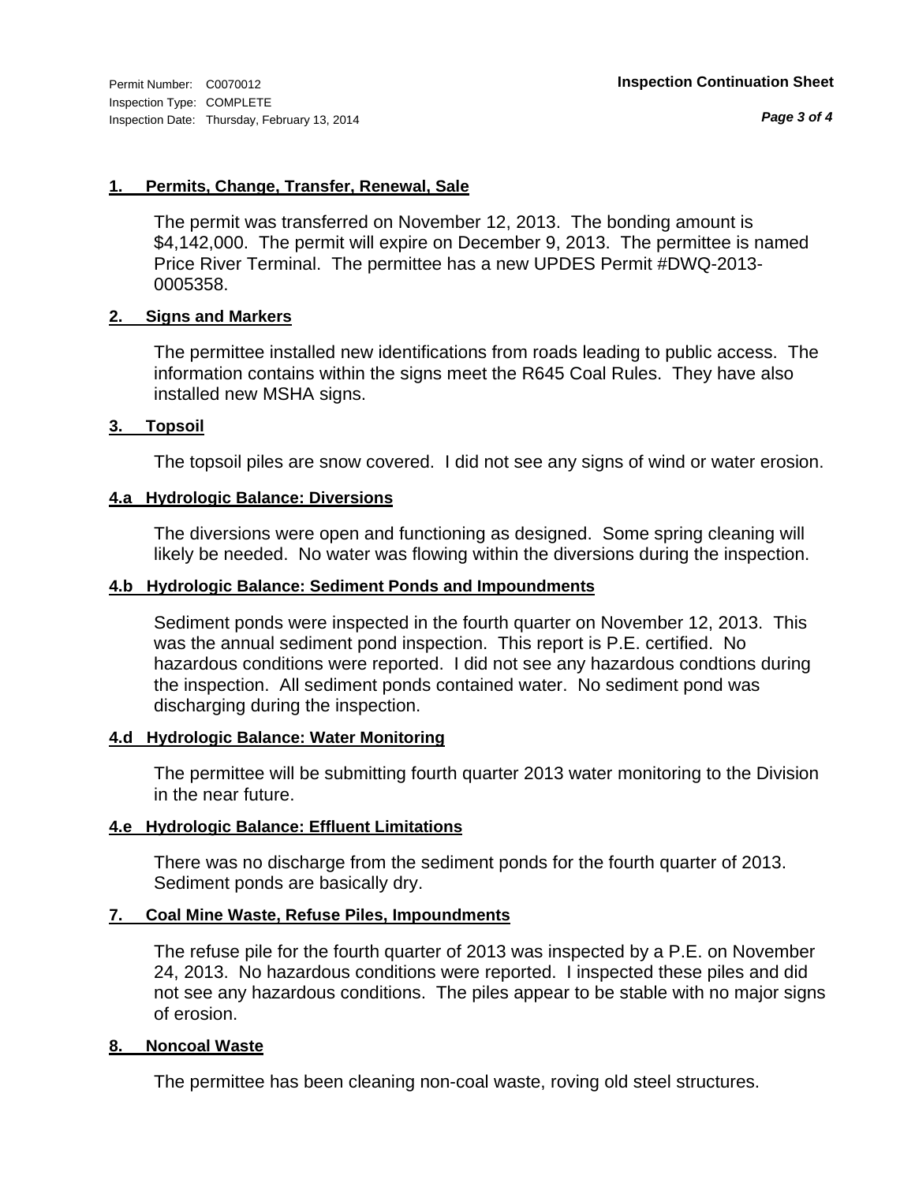Permit Number: C0070012
Inspection Type: COMPLETE
Inspection Date: Thursday, February 13, 2014

**Inspection Continuation Sheet**

### 1. Permits, Change, Transfer, Renewal, Sale

The permit was transferred on November 12, 2013. The bonding amount is $4,142,000. The permit will expire on December 9, 2013. The permittee is named Price River Terminal. The permittee has a new UPDES Permit #DWQ-2013-0005358.

### 2. Signs and Markers

The permittee installed new identifications from roads leading to public access. The information contains within the signs meet the R645 Coal Rules. They have also installed new MSHA signs.

### 3. Topsoil

The topsoil piles are snow covered. I did not see any signs of wind or water erosion.

### 4.a Hydrologic Balance: Diversions

The diversions were open and functioning as designed. Some spring cleaning will likely be needed. No water was flowing within the diversions during the inspection.

### 4.b Hydrologic Balance: Sediment Ponds and Impoundments

Sediment ponds were inspected in the fourth quarter on November 12, 2013. This was the annual sediment pond inspection. This report is P.E. certified. No hazardous conditions were reported. I did not see any hazardous condtions during the inspection. All sediment ponds contained water. No sediment pond was discharging during the inspection.

### 4.d Hydrologic Balance: Water Monitoring

The permittee will be submitting fourth quarter 2013 water monitoring to the Division in the near future.

### 4.e Hydrologic Balance: Effluent Limitations

There was no discharge from the sediment ponds for the fourth quarter of 2013. Sediment ponds are basically dry.

### 7. Coal Mine Waste, Refuse Piles, Impoundments

The refuse pile for the fourth quarter of 2013 was inspected by a P.E. on November 24, 2013. No hazardous conditions were reported. I inspected these piles and did not see any hazardous conditions. The piles appear to be stable with no major signs of erosion.

### 8. Noncoal Waste

The permittee has been cleaning non-coal waste, roving old steel structures.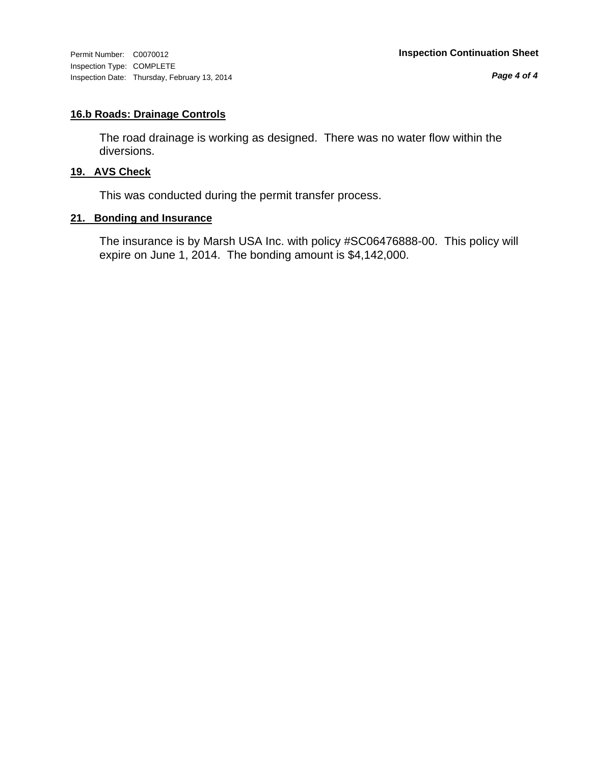#### 16.b Roads: Drainage Controls

The road drainage is working as designed. There was no water flow within the diversions.

#### 19. AVS Check

This was conducted during the permit transfer process.

#### 21. Bonding and Insurance

The insurance is by Marsh USA Inc. with policy #SC06476888-00. This policy will expire on June 1, 2014. The bonding amount is $4,142,000.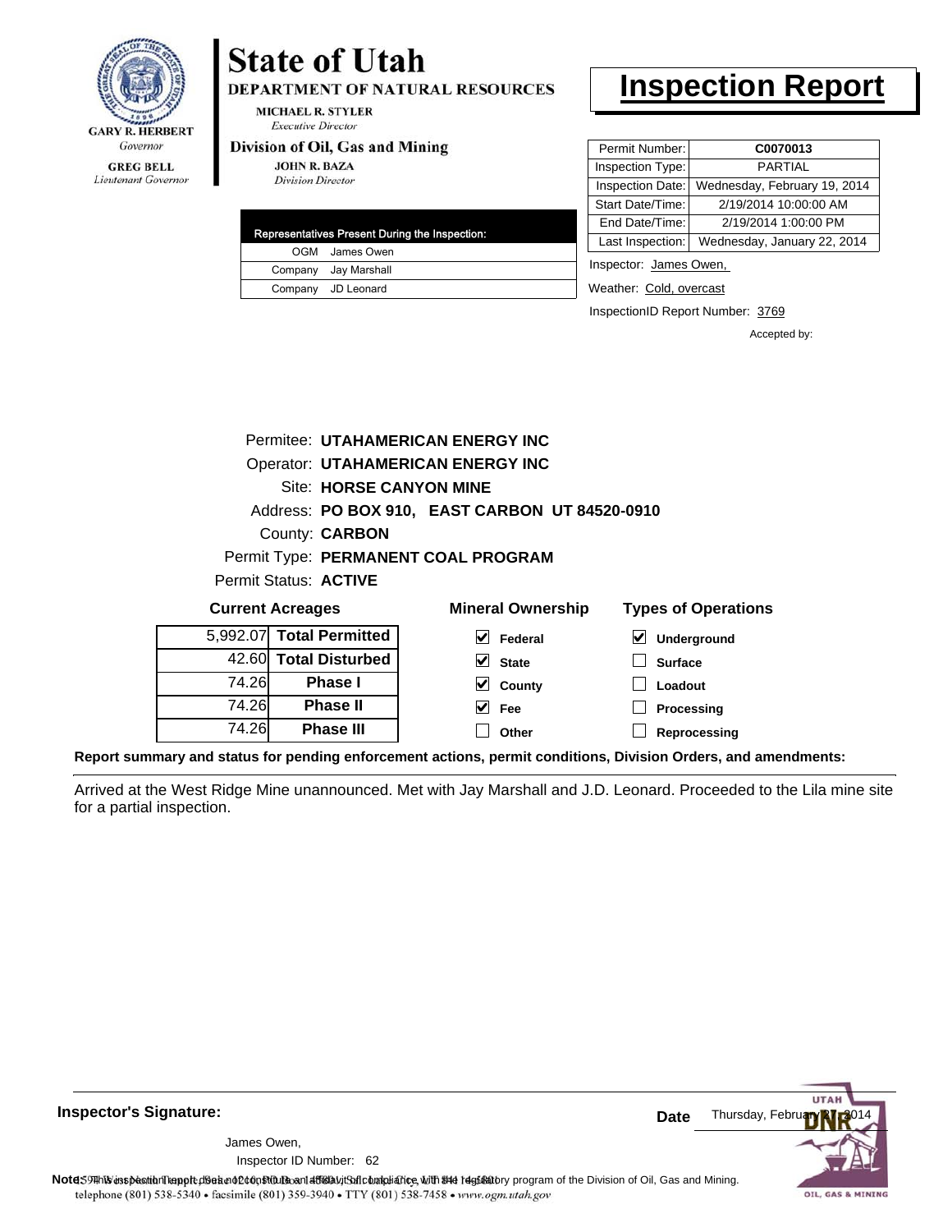GARY R. HERBERT
*Governor*

GREG BELL
*Lieutenant Governor*

# State of Utah

**DEPARTMENT OF NATURAL RESOURCES**

MICHAEL R. STYLER
*Executive Director*

**Division of Oil, Gas and Mining**

JOHN R. BAZA
*Division Director*

# Inspection Report

| Representatives Present During the Inspection: | |
|---|---|
| OGM | James Owen |
| Company | Jay Marshall |
| Company | JD Leonard |

| | |
|---|---|
| Permit Number: | **C0070013** |
| Inspection Type: | PARTIAL |
| Inspection Date: | Wednesday, February 19, 2014 |
| Start Date/Time: | 2/19/2014 10:00:00 AM |
| End Date/Time: | 2/19/2014 1:00:00 PM |
| Last Inspection: | Wednesday, January 22, 2014 |

Inspector: James Owen,

Weather: Cold, overcast

InspectionID Report Number: 3769

Accepted by:

Permitee: **UTAHAMERICAN ENERGY INC**
Operator: **UTAHAMERICAN ENERGY INC**
Site: **HORSE CANYON MINE**
Address: **PO BOX 910, EAST CARBON UT 84520-0910**
County: **CARBON**
Permit Type: **PERMANENT COAL PROGRAM**
Permit Status: **ACTIVE**

**Current Acreages**

| | |
|---|---|
| 5,992.07 | **Total Permitted** |
| 42.60 | **Total Disturbed** |
| 74.26 | **Phase I** |
| 74.26 | **Phase II** |
| 74.26 | **Phase III** |

**Mineral Ownership**

- ☑ Federal
- ☑ State
- ☑ County
- ☑ Fee
- ☐ Other

**Types of Operations**

- ☑ Underground
- ☐ Surface
- ☐ Loadout
- ☐ Processing
- ☐ Reprocessing

**Report summary and status for pending enforcement actions, permit conditions, Division Orders, and amendments:**

Arrived at the West Ridge Mine unannounced. Met with Jay Marshall and J.D. Leonard. Proceeded to the Lila mine site for a partial inspection.

**Inspector's Signature:**

James Owen,
Inspector ID Number: 62

**Date** Thursday, February 27, 2014

**Note:** This inspection report does not constitute an affidavit of compliance with the regulatory program of the Division of Oil, Gas and Mining.

telephone (801) 538-5340 • facsimile (801) 359-3940 • TTY (801) 538-7458 • www.ogm.utah.gov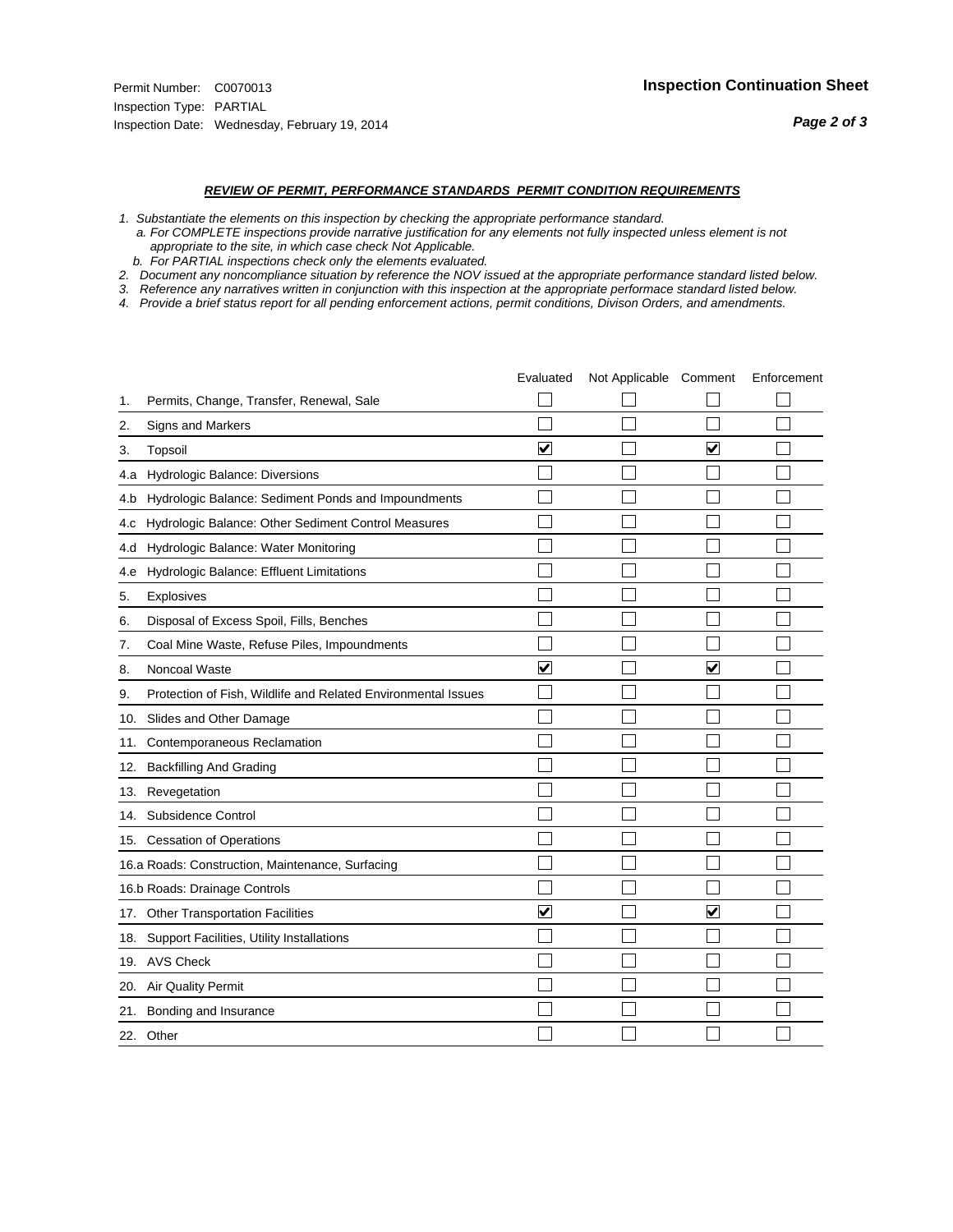Permit Number: C0070013
Inspection Type: PARTIAL
Inspection Date: Wednesday, February 19, 2014

**Inspection Continuation Sheet**

***REVIEW OF PERMIT, PERFORMANCE STANDARDS PERMIT CONDITION REQUIREMENTS***

*1. Substantiate the elements on this inspection by checking the appropriate performance standard.*
*a. For COMPLETE inspections provide narrative justification for any elements not fully inspected unless element is not appropriate to the site, in which case check Not Applicable.*
*b. For PARTIAL inspections check only the elements evaluated.*
*2. Document any noncompliance situation by reference the NOV issued at the appropriate performance standard listed below.*
*3. Reference any narratives written in conjunction with this inspection at the appropriate performace standard listed below.*
*4. Provide a brief status report for all pending enforcement actions, permit conditions, Divison Orders, and amendments.*

| | | Evaluated | Not Applicable | Comment | Enforcement |
|---|---|---|---|---|---|
| 1. | Permits, Change, Transfer, Renewal, Sale | ☐ | ☐ | ☐ | ☐ |
| 2. | Signs and Markers | ☐ | ☐ | ☐ | ☐ |
| 3. | Topsoil | ☑ | ☐ | ☑ | ☐ |
| 4.a | Hydrologic Balance: Diversions | ☐ | ☐ | ☐ | ☐ |
| 4.b | Hydrologic Balance: Sediment Ponds and Impoundments | ☐ | ☐ | ☐ | ☐ |
| 4.c | Hydrologic Balance: Other Sediment Control Measures | ☐ | ☐ | ☐ | ☐ |
| 4.d | Hydrologic Balance: Water Monitoring | ☐ | ☐ | ☐ | ☐ |
| 4.e | Hydrologic Balance: Effluent Limitations | ☐ | ☐ | ☐ | ☐ |
| 5. | Explosives | ☐ | ☐ | ☐ | ☐ |
| 6. | Disposal of Excess Spoil, Fills, Benches | ☐ | ☐ | ☐ | ☐ |
| 7. | Coal Mine Waste, Refuse Piles, Impoundments | ☐ | ☐ | ☐ | ☐ |
| 8. | Noncoal Waste | ☑ | ☐ | ☑ | ☐ |
| 9. | Protection of Fish, Wildlife and Related Environmental Issues | ☐ | ☐ | ☐ | ☐ |
| 10. | Slides and Other Damage | ☐ | ☐ | ☐ | ☐ |
| 11. | Contemporaneous Reclamation | ☐ | ☐ | ☐ | ☐ |
| 12. | Backfilling And Grading | ☐ | ☐ | ☐ | ☐ |
| 13. | Revegetation | ☐ | ☐ | ☐ | ☐ |
| 14. | Subsidence Control | ☐ | ☐ | ☐ | ☐ |
| 15. | Cessation of Operations | ☐ | ☐ | ☐ | ☐ |
| 16.a | Roads: Construction, Maintenance, Surfacing | ☐ | ☐ | ☐ | ☐ |
| 16.b | Roads: Drainage Controls | ☐ | ☐ | ☐ | ☐ |
| 17. | Other Transportation Facilities | ☑ | ☐ | ☑ | ☐ |
| 18. | Support Facilities, Utility Installations | ☐ | ☐ | ☐ | ☐ |
| 19. | AVS Check | ☐ | ☐ | ☐ | ☐ |
| 20. | Air Quality Permit | ☐ | ☐ | ☐ | ☐ |
| 21. | Bonding and Insurance | ☐ | ☐ | ☐ | ☐ |
| 22. | Other | ☐ | ☐ | ☐ | ☐ |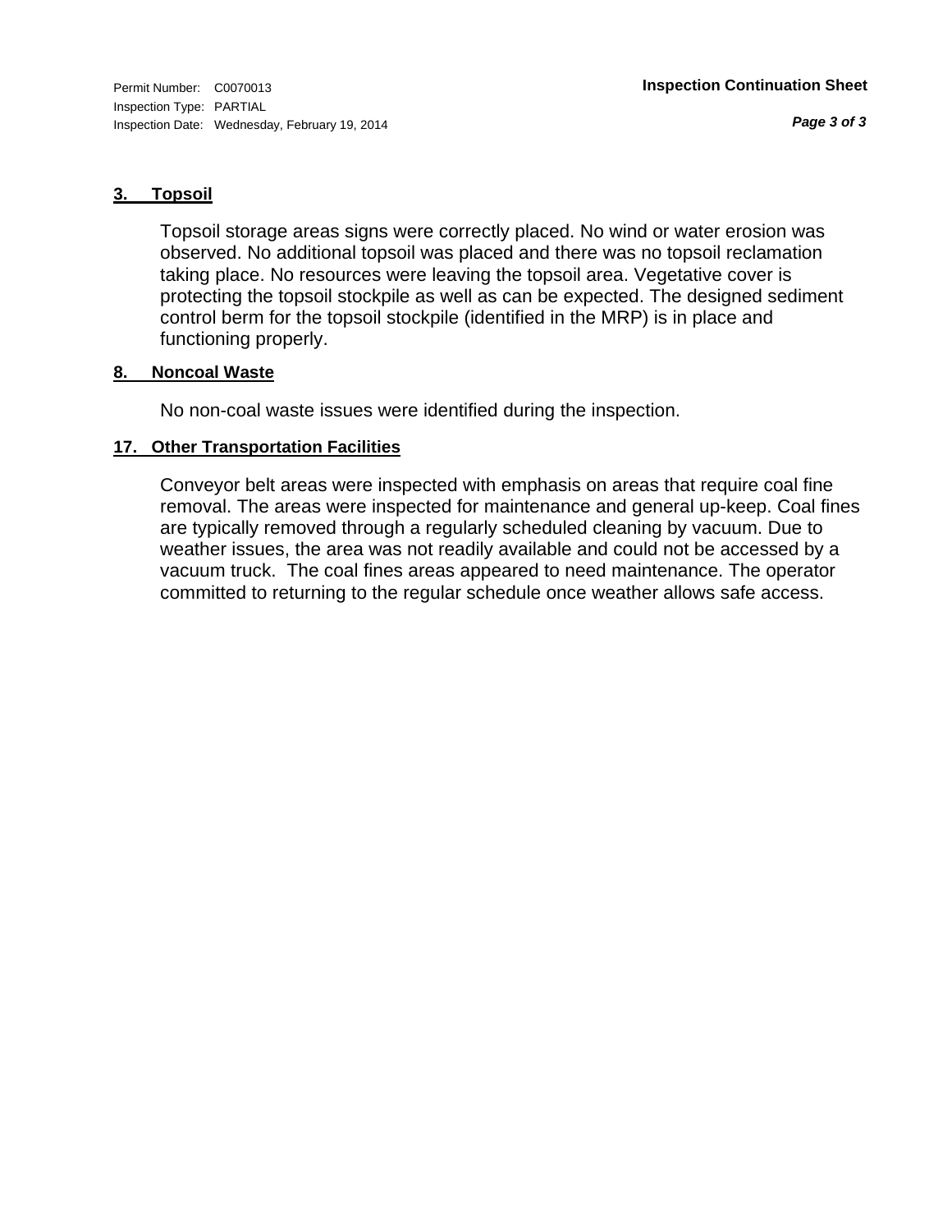### 3. Topsoil

Topsoil storage areas signs were correctly placed. No wind or water erosion was observed. No additional topsoil was placed and there was no topsoil reclamation taking place. No resources were leaving the topsoil area. Vegetative cover is protecting the topsoil stockpile as well as can be expected. The designed sediment control berm for the topsoil stockpile (identified in the MRP) is in place and functioning properly.

### 8. Noncoal Waste

No non-coal waste issues were identified during the inspection.

### 17. Other Transportation Facilities

Conveyor belt areas were inspected with emphasis on areas that require coal fine removal. The areas were inspected for maintenance and general up-keep. Coal fines are typically removed through a regularly scheduled cleaning by vacuum. Due to weather issues, the area was not readily available and could not be accessed by a vacuum truck. The coal fines areas appeared to need maintenance. The operator committed to returning to the regular schedule once weather allows safe access.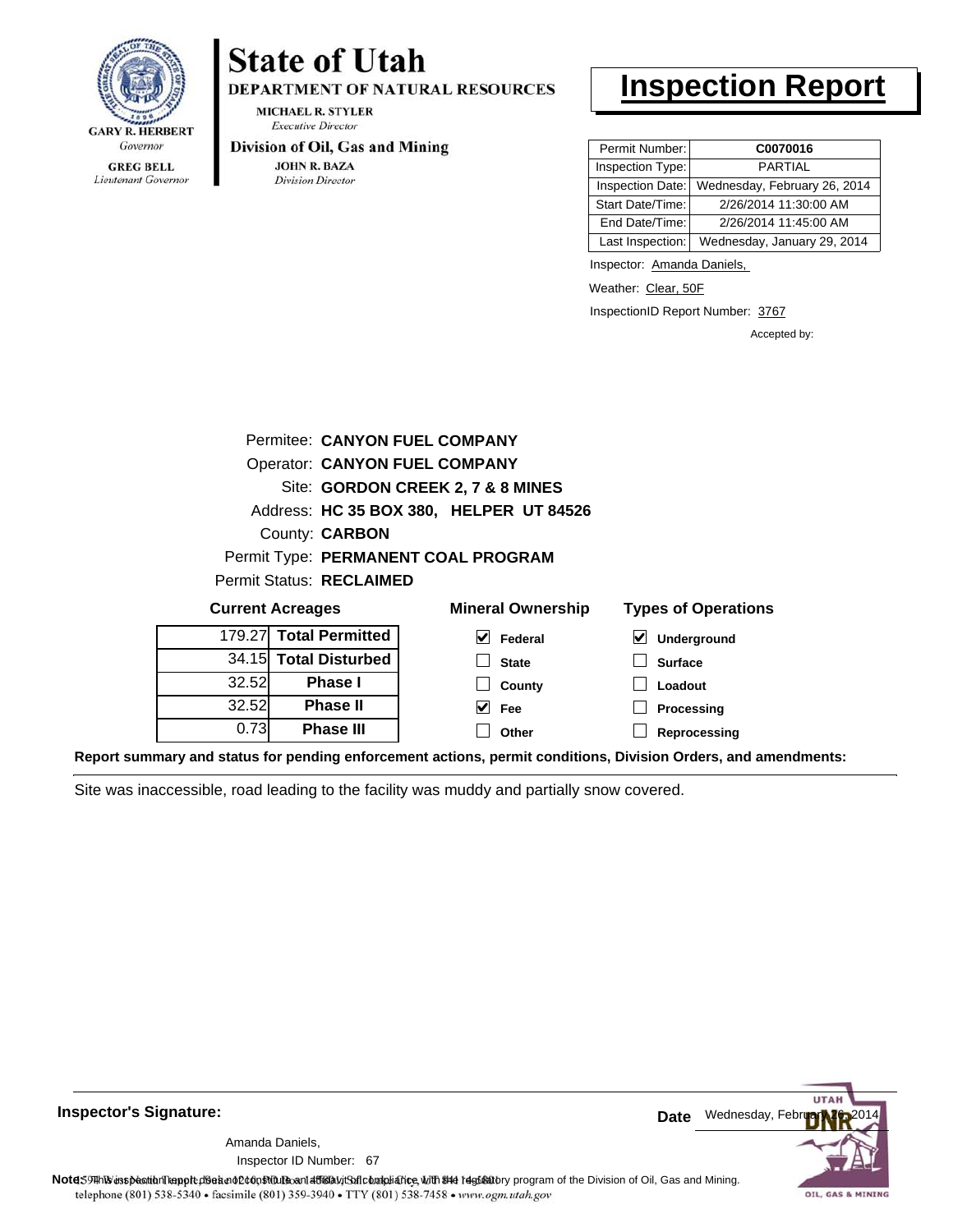GARY R. HERBERT
*Governor*

GREG BELL
*Lieutenant Governor*

# State of Utah

**DEPARTMENT OF NATURAL RESOURCES**

MICHAEL R. STYLER
*Executive Director*

**Division of Oil, Gas and Mining**

JOHN R. BAZA
*Division Director*

# Inspection Report

| Permit Number: | C0070016 |
|---|---|
| Inspection Type: | PARTIAL |
| Inspection Date: | Wednesday, February 26, 2014 |
| Start Date/Time: | 2/26/2014 11:30:00 AM |
| End Date/Time: | 2/26/2014 11:45:00 AM |
| Last Inspection: | Wednesday, January 29, 2014 |

Inspector: Amanda Daniels,

Weather: Clear, 50F

InspectionID Report Number: 3767

Accepted by:

Permitee: **CANYON FUEL COMPANY**
Operator: **CANYON FUEL COMPANY**
Site: **GORDON CREEK 2, 7 & 8 MINES**
Address: **HC 35 BOX 380, HELPER UT 84526**
County: **CARBON**
Permit Type: **PERMANENT COAL PROGRAM**
Permit Status: **RECLAIMED**

**Current Acreages**

| | |
|---|---|
| 179.27 | **Total Permitted** |
| 34.15 | **Total Disturbed** |
| 32.52 | **Phase I** |
| 32.52 | **Phase II** |
| 0.73 | **Phase III** |

**Mineral Ownership**

- [x] Federal
- [ ] State
- [ ] County
- [x] Fee
- [ ] Other

**Types of Operations**

- [x] Underground
- [ ] Surface
- [ ] Loadout
- [ ] Processing
- [ ] Reprocessing

**Report summary and status for pending enforcement actions, permit conditions, Division Orders, and amendments:**

Site was inaccessible, road leading to the facility was muddy and partially snow covered.

**Inspector's Signature:**

Amanda Daniels,
Inspector ID Number: 67

**Date** Wednesday, February 26, 2014

**Note:** This inspection report does not constitute an affidavit of compliance with the regulatory program of the Division of Oil, Gas and Mining.
telephone (801) 538-5340 • facsimile (801) 359-3940 • TTY (801) 538-7458 • www.ogm.utah.gov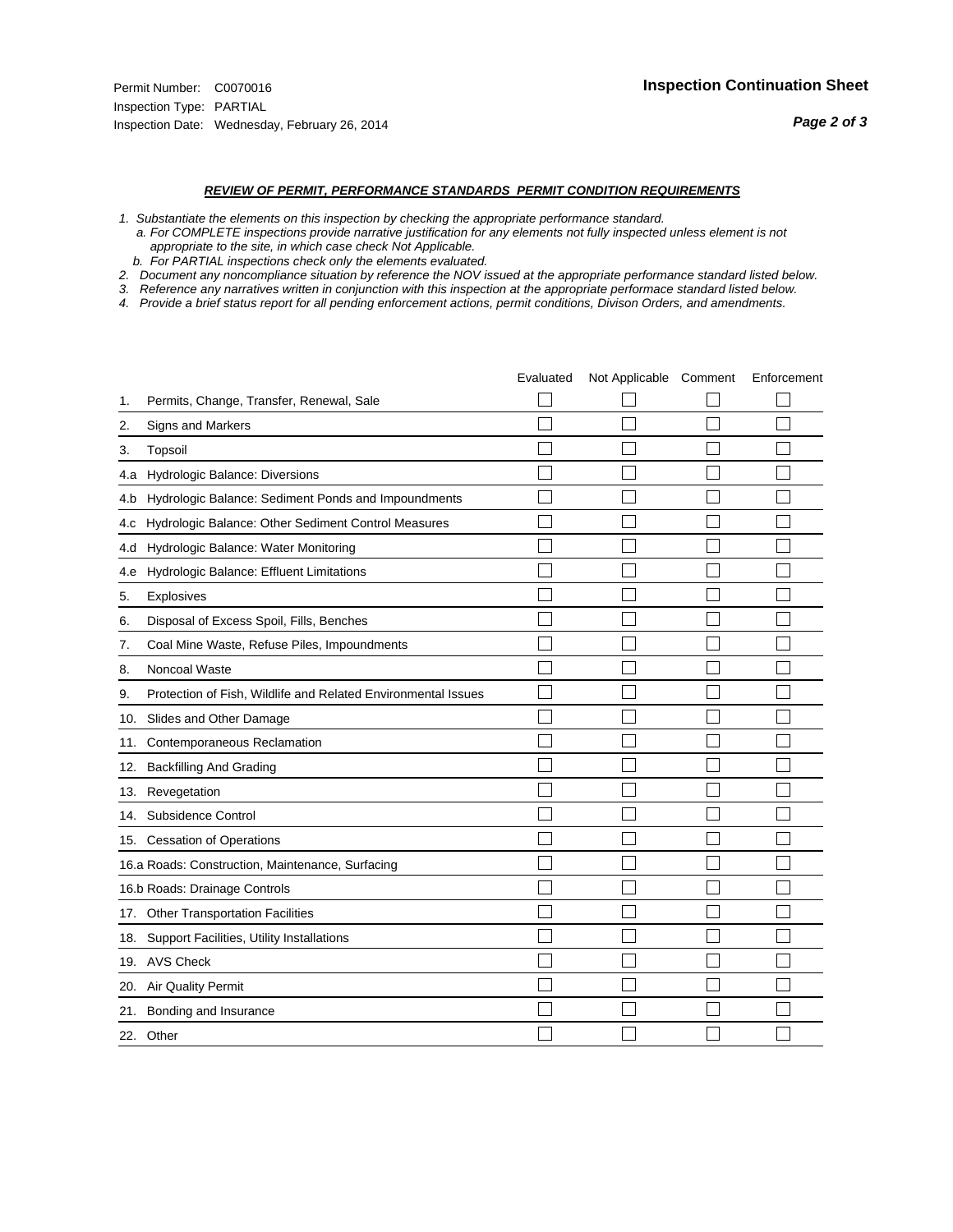Permit Number: C0070016
Inspection Type: PARTIAL
Inspection Date: Wednesday, February 26, 2014

**Inspection Continuation Sheet**

***REVIEW OF PERMIT, PERFORMANCE STANDARDS PERMIT CONDITION REQUIREMENTS***

*1. Substantiate the elements on this inspection by checking the appropriate performance standard.*
*a. For COMPLETE inspections provide narrative justification for any elements not fully inspected unless element is not appropriate to the site, in which case check Not Applicable.*
*b. For PARTIAL inspections check only the elements evaluated.*
*2. Document any noncompliance situation by reference the NOV issued at the appropriate performance standard listed below.*
*3. Reference any narratives written in conjunction with this inspection at the appropriate performace standard listed below.*
*4. Provide a brief status report for all pending enforcement actions, permit conditions, Divison Orders, and amendments.*

| | Evaluated | Not Applicable | Comment | Enforcement |
|---|---|---|---|---|
| 1. Permits, Change, Transfer, Renewal, Sale | ☐ | ☐ | ☐ | ☐ |
| 2. Signs and Markers | ☐ | ☐ | ☐ | ☐ |
| 3. Topsoil | ☐ | ☐ | ☐ | ☐ |
| 4.a Hydrologic Balance: Diversions | ☐ | ☐ | ☐ | ☐ |
| 4.b Hydrologic Balance: Sediment Ponds and Impoundments | ☐ | ☐ | ☐ | ☐ |
| 4.c Hydrologic Balance: Other Sediment Control Measures | ☐ | ☐ | ☐ | ☐ |
| 4.d Hydrologic Balance: Water Monitoring | ☐ | ☐ | ☐ | ☐ |
| 4.e Hydrologic Balance: Effluent Limitations | ☐ | ☐ | ☐ | ☐ |
| 5. Explosives | ☐ | ☐ | ☐ | ☐ |
| 6. Disposal of Excess Spoil, Fills, Benches | ☐ | ☐ | ☐ | ☐ |
| 7. Coal Mine Waste, Refuse Piles, Impoundments | ☐ | ☐ | ☐ | ☐ |
| 8. Noncoal Waste | ☐ | ☐ | ☐ | ☐ |
| 9. Protection of Fish, Wildlife and Related Environmental Issues | ☐ | ☐ | ☐ | ☐ |
| 10. Slides and Other Damage | ☐ | ☐ | ☐ | ☐ |
| 11. Contemporaneous Reclamation | ☐ | ☐ | ☐ | ☐ |
| 12. Backfilling And Grading | ☐ | ☐ | ☐ | ☐ |
| 13. Revegetation | ☐ | ☐ | ☐ | ☐ |
| 14. Subsidence Control | ☐ | ☐ | ☐ | ☐ |
| 15. Cessation of Operations | ☐ | ☐ | ☐ | ☐ |
| 16.a Roads: Construction, Maintenance, Surfacing | ☐ | ☐ | ☐ | ☐ |
| 16.b Roads: Drainage Controls | ☐ | ☐ | ☐ | ☐ |
| 17. Other Transportation Facilities | ☐ | ☐ | ☐ | ☐ |
| 18. Support Facilities, Utility Installations | ☐ | ☐ | ☐ | ☐ |
| 19. AVS Check | ☐ | ☐ | ☐ | ☐ |
| 20. Air Quality Permit | ☐ | ☐ | ☐ | ☐ |
| 21. Bonding and Insurance | ☐ | ☐ | ☐ | ☐ |
| 22. Other | ☐ | ☐ | ☐ | ☐ |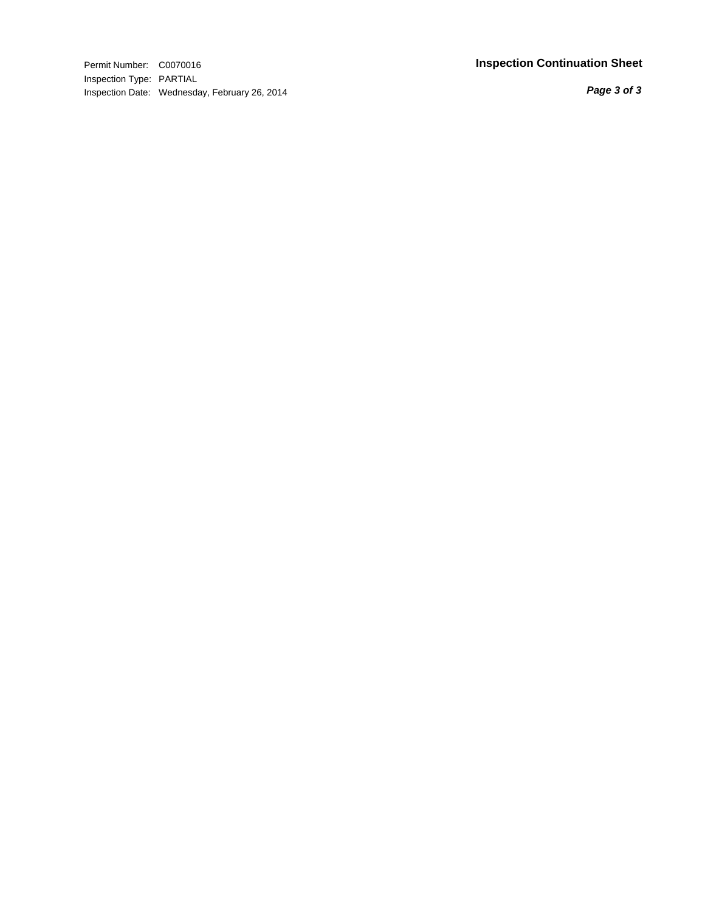Permit Number: C0070016
Inspection Type: PARTIAL
Inspection Date: Wednesday, February 26, 2014

**Inspection Continuation Sheet**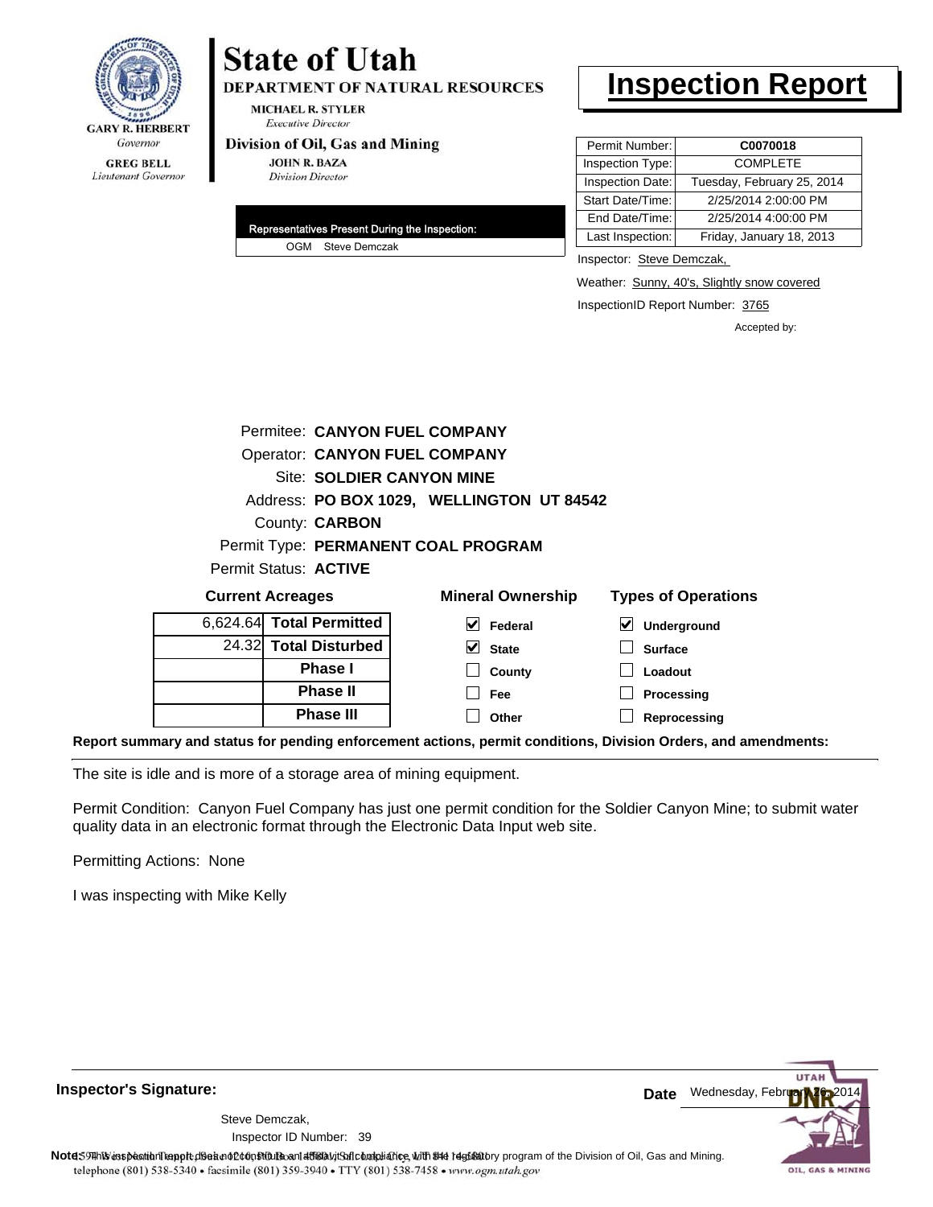**GARY R. HERBERT**
*Governor*

**GREG BELL**
*Lieutenant Governor*

# State of Utah

**DEPARTMENT OF NATURAL RESOURCES**

**MICHAEL R. STYLER**
*Executive Director*

**Division of Oil, Gas and Mining**

**JOHN R. BAZA**
*Division Director*

# Inspection Report

| Permit Number: | **C0070018** |
|---|---|
| Inspection Type: | COMPLETE |
| Inspection Date: | Tuesday, February 25, 2014 |
| Start Date/Time: | 2/25/2014 2:00:00 PM |
| End Date/Time: | 2/25/2014 4:00:00 PM |
| Last Inspection: | Friday, January 18, 2013 |

**Representatives Present During the Inspection:**

OGM Steve Demczak

Inspector: Steve Demczak,

Weather: Sunny, 40's, Slightly snow covered

InspectionID Report Number: 3765

Accepted by:

Permitee: **CANYON FUEL COMPANY**
Operator: **CANYON FUEL COMPANY**
Site: **SOLDIER CANYON MINE**
Address: **PO BOX 1029, WELLINGTON UT 84542**
County: **CARBON**
Permit Type: **PERMANENT COAL PROGRAM**
Permit Status: **ACTIVE**

**Current Acreages**

| | |
|---|---|
| 6,624.64 | **Total Permitted** |
| 24.32 | **Total Disturbed** |
| | **Phase I** |
| | **Phase II** |
| | **Phase III** |

**Mineral Ownership**

- [x] Federal
- [x] State
- [ ] County
- [ ] Fee
- [ ] Other

**Types of Operations**

- [x] Underground
- [ ] Surface
- [ ] Loadout
- [ ] Processing
- [ ] Reprocessing

**Report summary and status for pending enforcement actions, permit conditions, Division Orders, and amendments:**

The site is idle and is more of a storage area of mining equipment.

Permit Condition: Canyon Fuel Company has just one permit condition for the Soldier Canyon Mine; to submit water quality data in an electronic format through the Electronic Data Input web site.

Permitting Actions: None

I was inspecting with Mike Kelly

**Inspector's Signature:**

Steve Demczak,
Inspector ID Number: 39

**Date** Wednesday, February 26, 2014

**Note:** This inspection report does not constitute an affidavit of compliance with the regulatory program of the Division of Oil, Gas and Mining.
telephone (801) 538-5340 • facsimile (801) 359-3940 • TTY (801) 538-7458 • www.ogm.utah.gov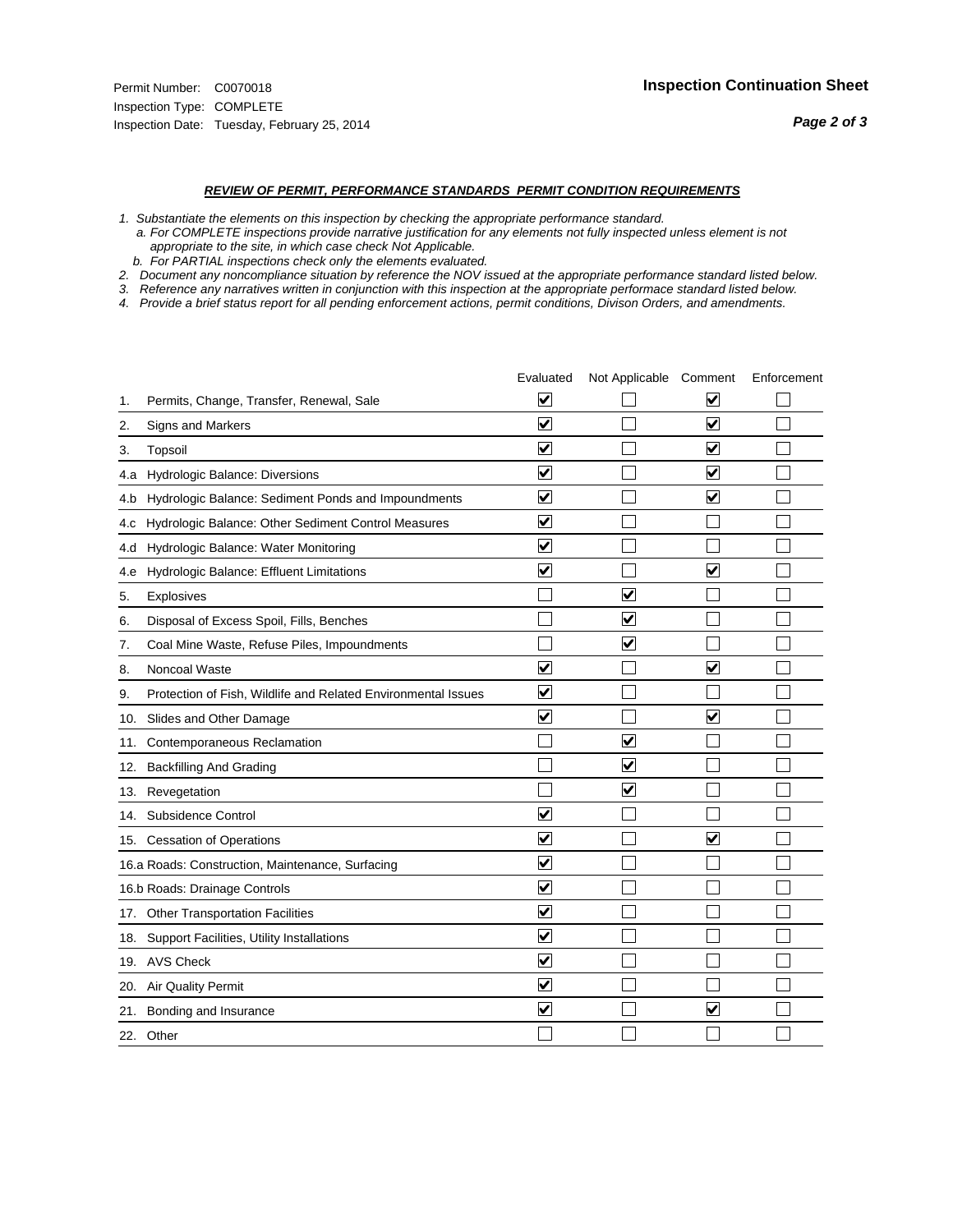Permit Number: C0070018
Inspection Type: COMPLETE
Inspection Date: Tuesday, February 25, 2014

## Inspection Continuation Sheet

***REVIEW OF PERMIT, PERFORMANCE STANDARDS PERMIT CONDITION REQUIREMENTS***

*1. Substantiate the elements on this inspection by checking the appropriate performance standard.*
*a. For COMPLETE inspections provide narrative justification for any elements not fully inspected unless element is not appropriate to the site, in which case check Not Applicable.*
*b. For PARTIAL inspections check only the elements evaluated.*
*2. Document any noncompliance situation by reference the NOV issued at the appropriate performance standard listed below.*
*3. Reference any narratives written in conjunction with this inspection at the appropriate performace standard listed below.*
*4. Provide a brief status report for all pending enforcement actions, permit conditions, Divison Orders, and amendments.*

| | | Evaluated | Not Applicable | Comment | Enforcement |
|---|---|---|---|---|---|
| 1. | Permits, Change, Transfer, Renewal, Sale | ☑ | ☐ | ☑ | ☐ |
| 2. | Signs and Markers | ☑ | ☐ | ☑ | ☐ |
| 3. | Topsoil | ☑ | ☐ | ☑ | ☐ |
| 4.a | Hydrologic Balance: Diversions | ☑ | ☐ | ☑ | ☐ |
| 4.b | Hydrologic Balance: Sediment Ponds and Impoundments | ☑ | ☐ | ☑ | ☐ |
| 4.c | Hydrologic Balance: Other Sediment Control Measures | ☑ | ☐ | ☐ | ☐ |
| 4.d | Hydrologic Balance: Water Monitoring | ☑ | ☐ | ☐ | ☐ |
| 4.e | Hydrologic Balance: Effluent Limitations | ☑ | ☐ | ☑ | ☐ |
| 5. | Explosives | ☐ | ☑ | ☐ | ☐ |
| 6. | Disposal of Excess Spoil, Fills, Benches | ☐ | ☑ | ☐ | ☐ |
| 7. | Coal Mine Waste, Refuse Piles, Impoundments | ☐ | ☑ | ☐ | ☐ |
| 8. | Noncoal Waste | ☑ | ☐ | ☑ | ☐ |
| 9. | Protection of Fish, Wildlife and Related Environmental Issues | ☑ | ☐ | ☐ | ☐ |
| 10. | Slides and Other Damage | ☑ | ☐ | ☑ | ☐ |
| 11. | Contemporaneous Reclamation | ☐ | ☑ | ☐ | ☐ |
| 12. | Backfilling And Grading | ☐ | ☑ | ☐ | ☐ |
| 13. | Revegetation | ☐ | ☑ | ☐ | ☐ |
| 14. | Subsidence Control | ☑ | ☐ | ☐ | ☐ |
| 15. | Cessation of Operations | ☑ | ☐ | ☑ | ☐ |
| 16.a | Roads: Construction, Maintenance, Surfacing | ☑ | ☐ | ☐ | ☐ |
| 16.b | Roads: Drainage Controls | ☑ | ☐ | ☐ | ☐ |
| 17. | Other Transportation Facilities | ☑ | ☐ | ☐ | ☐ |
| 18. | Support Facilities, Utility Installations | ☑ | ☐ | ☐ | ☐ |
| 19. | AVS Check | ☑ | ☐ | ☐ | ☐ |
| 20. | Air Quality Permit | ☑ | ☐ | ☐ | ☐ |
| 21. | Bonding and Insurance | ☑ | ☐ | ☑ | ☐ |
| 22. | Other | ☐ | ☐ | ☐ | ☐ |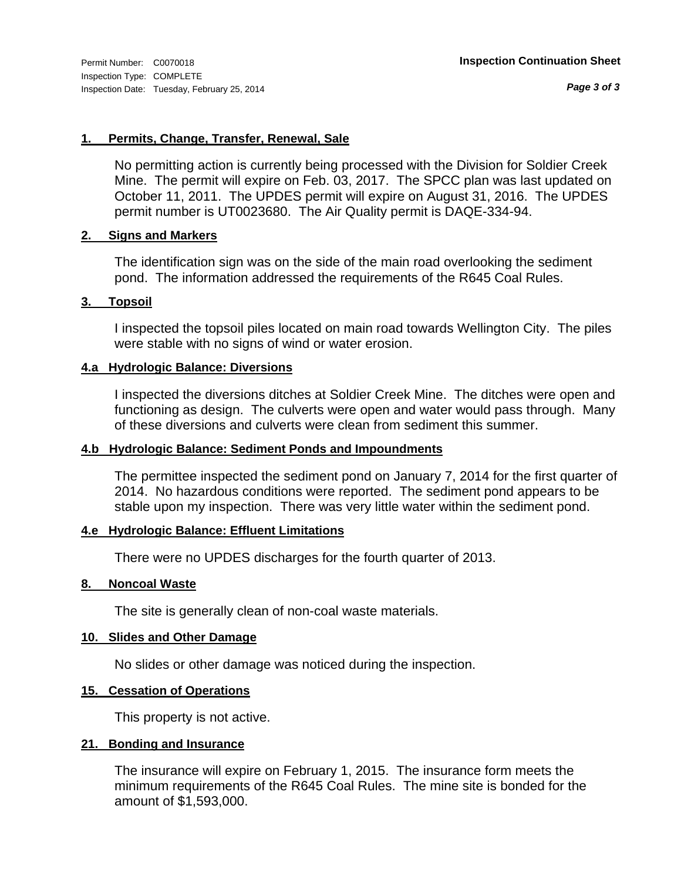Permit Number: C0070018
Inspection Type: COMPLETE
Inspection Date: Tuesday, February 25, 2014

**Inspection Continuation Sheet**

### 1. Permits, Change, Transfer, Renewal, Sale

No permitting action is currently being processed with the Division for Soldier Creek Mine. The permit will expire on Feb. 03, 2017. The SPCC plan was last updated on October 11, 2011. The UPDES permit will expire on August 31, 2016. The UPDES permit number is UT0023680. The Air Quality permit is DAQE-334-94.

### 2. Signs and Markers

The identification sign was on the side of the main road overlooking the sediment pond. The information addressed the requirements of the R645 Coal Rules.

### 3. Topsoil

I inspected the topsoil piles located on main road towards Wellington City. The piles were stable with no signs of wind or water erosion.

### 4.a Hydrologic Balance: Diversions

I inspected the diversions ditches at Soldier Creek Mine. The ditches were open and functioning as design. The culverts were open and water would pass through. Many of these diversions and culverts were clean from sediment this summer.

### 4.b Hydrologic Balance: Sediment Ponds and Impoundments

The permittee inspected the sediment pond on January 7, 2014 for the first quarter of 2014. No hazardous conditions were reported. The sediment pond appears to be stable upon my inspection. There was very little water within the sediment pond.

### 4.e Hydrologic Balance: Effluent Limitations

There were no UPDES discharges for the fourth quarter of 2013.

### 8. Noncoal Waste

The site is generally clean of non-coal waste materials.

### 10. Slides and Other Damage

No slides or other damage was noticed during the inspection.

### 15. Cessation of Operations

This property is not active.

### 21. Bonding and Insurance

The insurance will expire on February 1, 2015. The insurance form meets the minimum requirements of the R645 Coal Rules. The mine site is bonded for the amount of $1,593,000.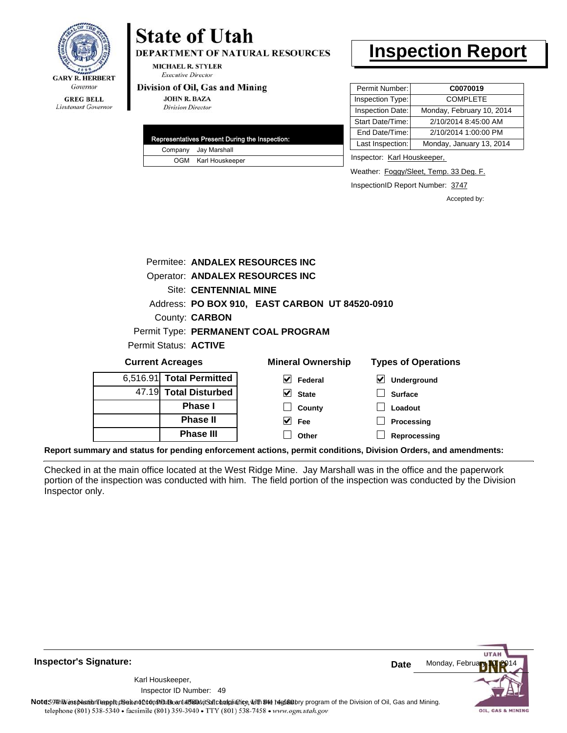**State of Utah**

**DEPARTMENT OF NATURAL RESOURCES**

MICHAEL R. STYLER
*Executive Director*

**Division of Oil, Gas and Mining**

JOHN R. BAZA
*Division Director*

GARY R. HERBERT
*Governor*

GREG BELL
*Lieutenant Governor*

# Inspection Report

| Permit Number: | **C0070019** |
|---|---|
| Inspection Type: | COMPLETE |
| Inspection Date: | Monday, February 10, 2014 |
| Start Date/Time: | 2/10/2014 8:45:00 AM |
| End Date/Time: | 2/10/2014 1:00:00 PM |
| Last Inspection: | Monday, January 13, 2014 |

Inspector: Karl Houskeeper,

Weather: Foggy/Sleet, Temp. 33 Deg. F.

InspectionID Report Number: 3747

Accepted by:

| Representatives Present During the Inspection: | |
|---|---|
| Company | Jay Marshall |
| OGM | Karl Houskeeper |

Permitee: **ANDALEX RESOURCES INC**
Operator: **ANDALEX RESOURCES INC**
Site: **CENTENNIAL MINE**
Address: **PO BOX 910, EAST CARBON UT 84520-0910**
County: **CARBON**
Permit Type: **PERMANENT COAL PROGRAM**
Permit Status: **ACTIVE**

**Current Acreages**

| | |
|---|---|
| 6,516.91 | **Total Permitted** |
| 47.19 | **Total Disturbed** |
| | **Phase I** |
| | **Phase II** |
| | **Phase III** |

**Mineral Ownership**

- [x] Federal
- [x] State
- [ ] County
- [x] Fee
- [ ] Other

**Types of Operations**

- [x] Underground
- [ ] Surface
- [ ] Loadout
- [ ] Processing
- [ ] Reprocessing

**Report summary and status for pending enforcement actions, permit conditions, Division Orders, and amendments:**

Checked in at the main office located at the West Ridge Mine. Jay Marshall was in the office and the paperwork portion of the inspection was conducted with him. The field portion of the inspection was conducted by the Division Inspector only.

**Inspector's Signature:**

Karl Houskeeper,
Inspector ID Number: 49

**Date** Monday, February 10, 2014

**Note:** This inspection report does not constitute an affidavit of compliance with the regulatory program of the Division of Oil, Gas and Mining.

telephone (801) 538-5340 • facsimile (801) 359-3940 • TTY (801) 538-7458 • www.ogm.utah.gov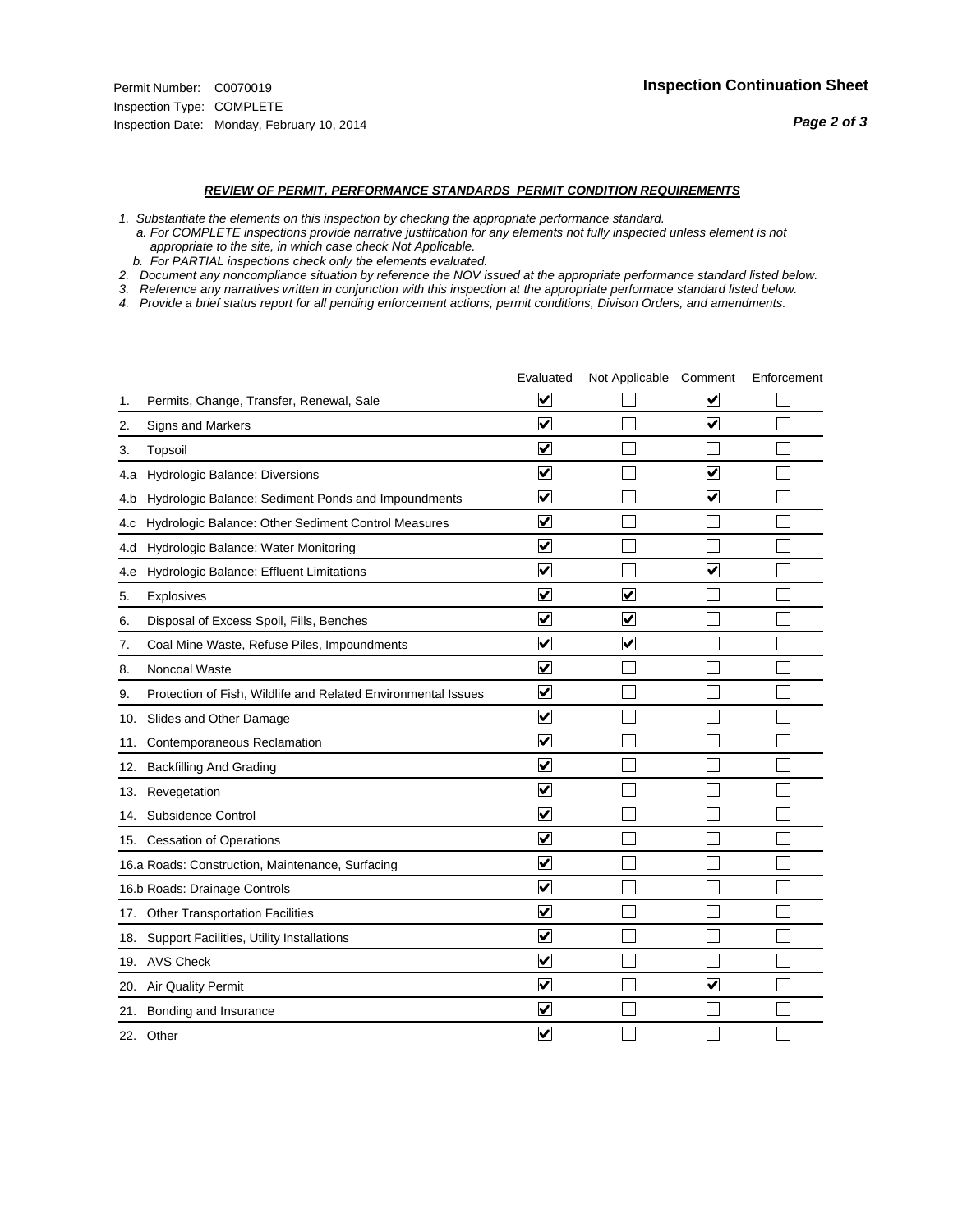Permit Number: C0070019
Inspection Type: COMPLETE
Inspection Date: Monday, February 10, 2014

# Inspection Continuation Sheet

***REVIEW OF PERMIT, PERFORMANCE STANDARDS PERMIT CONDITION REQUIREMENTS***

*1. Substantiate the elements on this inspection by checking the appropriate performance standard.*
*a. For COMPLETE inspections provide narrative justification for any elements not fully inspected unless element is not appropriate to the site, in which case check Not Applicable.*
*b. For PARTIAL inspections check only the elements evaluated.*
*2. Document any noncompliance situation by reference the NOV issued at the appropriate performance standard listed below.*
*3. Reference any narratives written in conjunction with this inspection at the appropriate performace standard listed below.*
*4. Provide a brief status report for all pending enforcement actions, permit conditions, Divison Orders, and amendments.*

| | Evaluated | Not Applicable | Comment | Enforcement |
|---|---|---|---|---|
| 1. Permits, Change, Transfer, Renewal, Sale | ☑ | ☐ | ☑ | ☐ |
| 2. Signs and Markers | ☑ | ☐ | ☑ | ☐ |
| 3. Topsoil | ☑ | ☐ | ☐ | ☐ |
| 4.a Hydrologic Balance: Diversions | ☑ | ☐ | ☑ | ☐ |
| 4.b Hydrologic Balance: Sediment Ponds and Impoundments | ☑ | ☐ | ☑ | ☐ |
| 4.c Hydrologic Balance: Other Sediment Control Measures | ☑ | ☐ | ☐ | ☐ |
| 4.d Hydrologic Balance: Water Monitoring | ☑ | ☐ | ☐ | ☐ |
| 4.e Hydrologic Balance: Effluent Limitations | ☑ | ☐ | ☑ | ☐ |
| 5. Explosives | ☑ | ☑ | ☐ | ☐ |
| 6. Disposal of Excess Spoil, Fills, Benches | ☑ | ☑ | ☐ | ☐ |
| 7. Coal Mine Waste, Refuse Piles, Impoundments | ☑ | ☑ | ☐ | ☐ |
| 8. Noncoal Waste | ☑ | ☐ | ☐ | ☐ |
| 9. Protection of Fish, Wildlife and Related Environmental Issues | ☑ | ☐ | ☐ | ☐ |
| 10. Slides and Other Damage | ☑ | ☐ | ☐ | ☐ |
| 11. Contemporaneous Reclamation | ☑ | ☐ | ☐ | ☐ |
| 12. Backfilling And Grading | ☑ | ☐ | ☐ | ☐ |
| 13. Revegetation | ☑ | ☐ | ☐ | ☐ |
| 14. Subsidence Control | ☑ | ☐ | ☐ | ☐ |
| 15. Cessation of Operations | ☑ | ☐ | ☐ | ☐ |
| 16.a Roads: Construction, Maintenance, Surfacing | ☑ | ☐ | ☐ | ☐ |
| 16.b Roads: Drainage Controls | ☑ | ☐ | ☐ | ☐ |
| 17. Other Transportation Facilities | ☑ | ☐ | ☐ | ☐ |
| 18. Support Facilities, Utility Installations | ☑ | ☐ | ☐ | ☐ |
| 19. AVS Check | ☑ | ☐ | ☐ | ☐ |
| 20. Air Quality Permit | ☑ | ☐ | ☑ | ☐ |
| 21. Bonding and Insurance | ☑ | ☐ | ☐ | ☐ |
| 22. Other | ☑ | ☐ | ☐ | ☐ |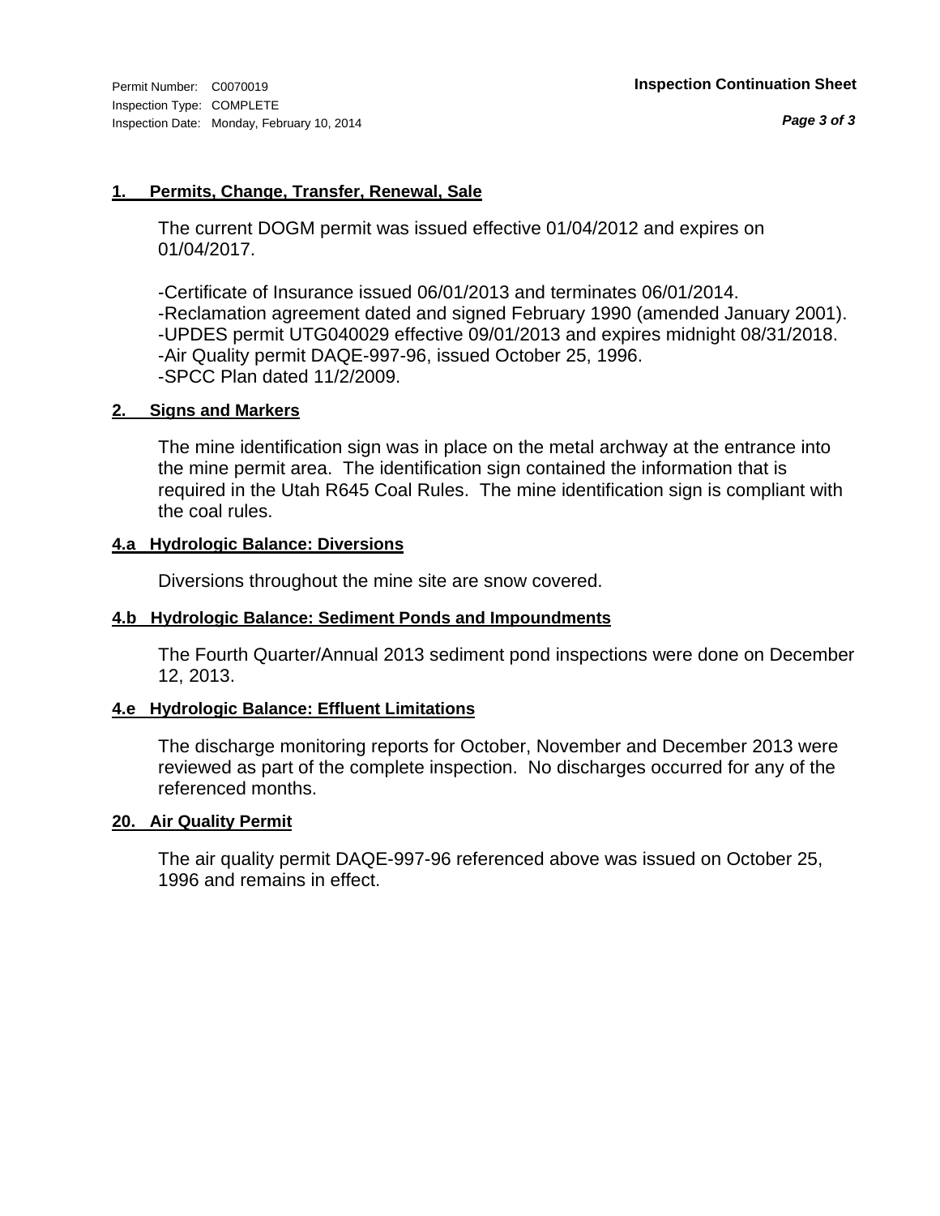Permit Number: C0070019
Inspection Type: COMPLETE
Inspection Date: Monday, February 10, 2014

**Inspection Continuation Sheet**

### 1. Permits, Change, Transfer, Renewal, Sale

The current DOGM permit was issued effective 01/04/2012 and expires on 01/04/2017.

-Certificate of Insurance issued 06/01/2013 and terminates 06/01/2014.
-Reclamation agreement dated and signed February 1990 (amended January 2001).
-UPDES permit UTG040029 effective 09/01/2013 and expires midnight 08/31/2018.
-Air Quality permit DAQE-997-96, issued October 25, 1996.
-SPCC Plan dated 11/2/2009.

### 2. Signs and Markers

The mine identification sign was in place on the metal archway at the entrance into the mine permit area. The identification sign contained the information that is required in the Utah R645 Coal Rules. The mine identification sign is compliant with the coal rules.

### 4.a Hydrologic Balance: Diversions

Diversions throughout the mine site are snow covered.

### 4.b Hydrologic Balance: Sediment Ponds and Impoundments

The Fourth Quarter/Annual 2013 sediment pond inspections were done on December 12, 2013.

### 4.e Hydrologic Balance: Effluent Limitations

The discharge monitoring reports for October, November and December 2013 were reviewed as part of the complete inspection. No discharges occurred for any of the referenced months.

### 20. Air Quality Permit

The air quality permit DAQE-997-96 referenced above was issued on October 25, 1996 and remains in effect.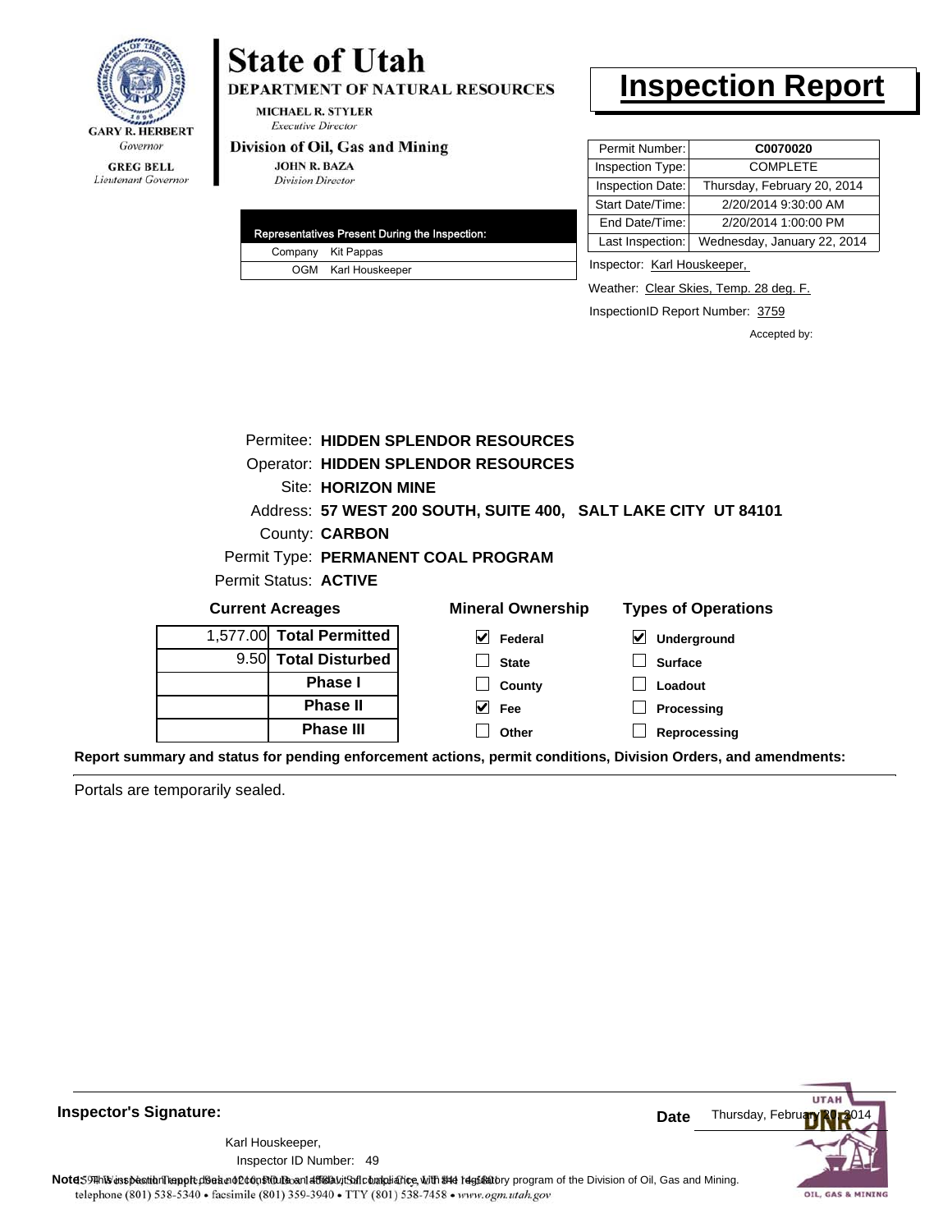GARY R. HERBERT
*Governor*

GREG BELL
*Lieutenant Governor*

# State of Utah

**DEPARTMENT OF NATURAL RESOURCES**

MICHAEL R. STYLER
*Executive Director*

**Division of Oil, Gas and Mining**

JOHN R. BAZA
*Division Director*

# Inspection Report

| Permit Number: | **C0070020** |
|---|---|
| Inspection Type: | COMPLETE |
| Inspection Date: | Thursday, February 20, 2014 |
| Start Date/Time: | 2/20/2014 9:30:00 AM |
| End Date/Time: | 2/20/2014 1:00:00 PM |
| Last Inspection: | Wednesday, January 22, 2014 |

| Representatives Present During the Inspection: | |
|---|---|
| Company | Kit Pappas |
| OGM | Karl Houskeeper |

Inspector: Karl Houskeeper,

Weather: Clear Skies, Temp. 28 deg. F.

InspectionID Report Number: 3759

Accepted by:

Permitee: **HIDDEN SPLENDOR RESOURCES**
Operator: **HIDDEN SPLENDOR RESOURCES**
Site: **HORIZON MINE**
Address: **57 WEST 200 SOUTH, SUITE 400, SALT LAKE CITY UT 84101**
County: **CARBON**
Permit Type: **PERMANENT COAL PROGRAM**
Permit Status: **ACTIVE**

**Current Acreages**

| | |
|---|---|
| 1,577.00 | **Total Permitted** |
| 9.50 | **Total Disturbed** |
| | **Phase I** |
| | **Phase II** |
| | **Phase III** |

**Mineral Ownership**

- [x] Federal
- [ ] State
- [ ] County
- [x] Fee
- [ ] Other

**Types of Operations**

- [x] Underground
- [ ] Surface
- [ ] Loadout
- [ ] Processing
- [ ] Reprocessing

**Report summary and status for pending enforcement actions, permit conditions, Division Orders, and amendments:**

Portals are temporarily sealed.

**Inspector's Signature:**

Karl Houskeeper,
Inspector ID Number: 49

**Date** Thursday, February 20, 2014

**Note:** This inspection report does not constitute an affidavit of compliance with the regulatory program of the Division of Oil, Gas and Mining.

telephone (801) 538-5340 • facsimile (801) 359-3940 • TTY (801) 538-7458 • www.ogm.utah.gov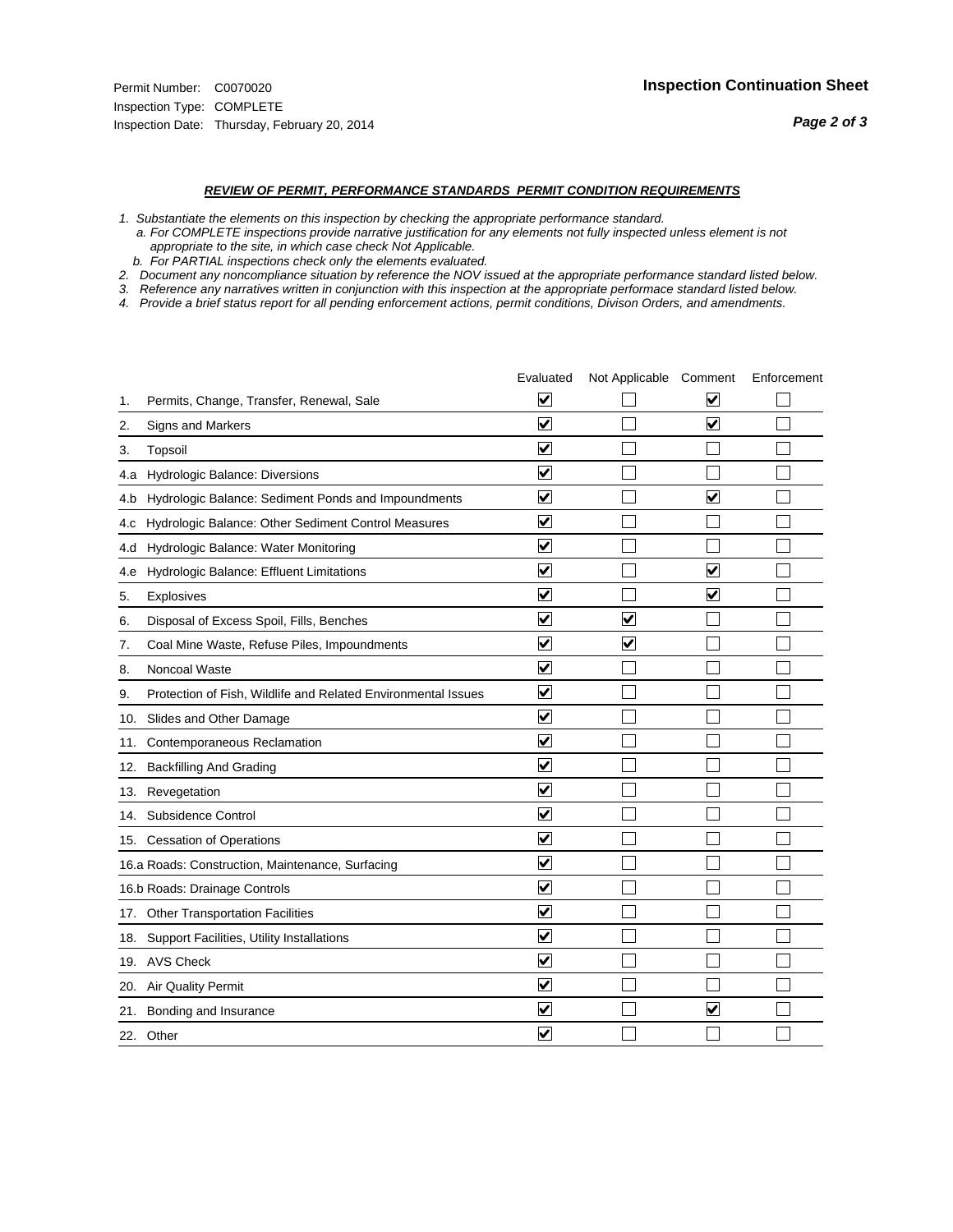Permit Number: C0070020
Inspection Type: COMPLETE
Inspection Date: Thursday, February 20, 2014

## Inspection Continuation Sheet

### *REVIEW OF PERMIT, PERFORMANCE STANDARDS PERMIT CONDITION REQUIREMENTS*

*1. Substantiate the elements on this inspection by checking the appropriate performance standard.*
*a. For COMPLETE inspections provide narrative justification for any elements not fully inspected unless element is not appropriate to the site, in which case check Not Applicable.*
*b. For PARTIAL inspections check only the elements evaluated.*
*2. Document any noncompliance situation by reference the NOV issued at the appropriate performance standard listed below.*
*3. Reference any narratives written in conjunction with this inspection at the appropriate performace standard listed below.*
*4. Provide a brief status report for all pending enforcement actions, permit conditions, Divison Orders, and amendments.*

| | | Evaluated | Not Applicable | Comment | Enforcement |
|---|---|---|---|---|---|
| 1. | Permits, Change, Transfer, Renewal, Sale | ☑ | ☐ | ☑ | ☐ |
| 2. | Signs and Markers | ☑ | ☐ | ☑ | ☐ |
| 3. | Topsoil | ☑ | ☐ | ☐ | ☐ |
| 4.a | Hydrologic Balance: Diversions | ☑ | ☐ | ☐ | ☐ |
| 4.b | Hydrologic Balance: Sediment Ponds and Impoundments | ☑ | ☐ | ☑ | ☐ |
| 4.c | Hydrologic Balance: Other Sediment Control Measures | ☑ | ☐ | ☐ | ☐ |
| 4.d | Hydrologic Balance: Water Monitoring | ☑ | ☐ | ☐ | ☐ |
| 4.e | Hydrologic Balance: Effluent Limitations | ☑ | ☐ | ☑ | ☐ |
| 5. | Explosives | ☑ | ☐ | ☑ | ☐ |
| 6. | Disposal of Excess Spoil, Fills, Benches | ☑ | ☑ | ☐ | ☐ |
| 7. | Coal Mine Waste, Refuse Piles, Impoundments | ☑ | ☑ | ☐ | ☐ |
| 8. | Noncoal Waste | ☑ | ☐ | ☐ | ☐ |
| 9. | Protection of Fish, Wildlife and Related Environmental Issues | ☑ | ☐ | ☐ | ☐ |
| 10. | Slides and Other Damage | ☑ | ☐ | ☐ | ☐ |
| 11. | Contemporaneous Reclamation | ☑ | ☐ | ☐ | ☐ |
| 12. | Backfilling And Grading | ☑ | ☐ | ☐ | ☐ |
| 13. | Revegetation | ☑ | ☐ | ☐ | ☐ |
| 14. | Subsidence Control | ☑ | ☐ | ☐ | ☐ |
| 15. | Cessation of Operations | ☑ | ☐ | ☐ | ☐ |
| 16.a | Roads: Construction, Maintenance, Surfacing | ☑ | ☐ | ☐ | ☐ |
| 16.b | Roads: Drainage Controls | ☑ | ☐ | ☐ | ☐ |
| 17. | Other Transportation Facilities | ☑ | ☐ | ☐ | ☐ |
| 18. | Support Facilities, Utility Installations | ☑ | ☐ | ☐ | ☐ |
| 19. | AVS Check | ☑ | ☐ | ☐ | ☐ |
| 20. | Air Quality Permit | ☑ | ☐ | ☐ | ☐ |
| 21. | Bonding and Insurance | ☑ | ☐ | ☑ | ☐ |
| 22. | Other | ☑ | ☐ | ☐ | ☐ |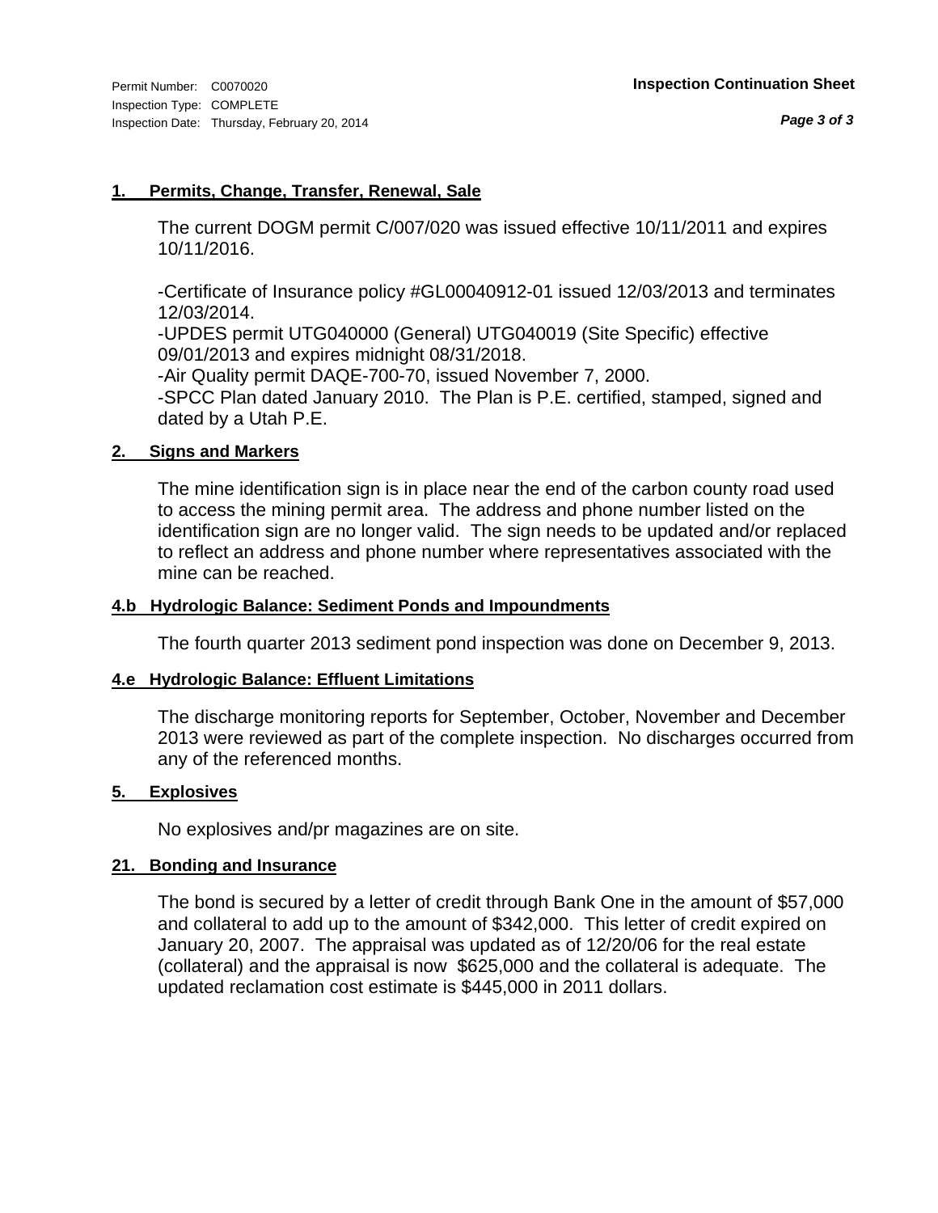**Inspection Continuation Sheet**

Permit Number: C0070020
Inspection Type: COMPLETE
Inspection Date: Thursday, February 20, 2014

#### 1. Permits, Change, Transfer, Renewal, Sale

The current DOGM permit C/007/020 was issued effective 10/11/2011 and expires 10/11/2016.

-Certificate of Insurance policy #GL00040912-01 issued 12/03/2013 and terminates 12/03/2014.
-UPDES permit UTG040000 (General) UTG040019 (Site Specific) effective 09/01/2013 and expires midnight 08/31/2018.
-Air Quality permit DAQE-700-70, issued November 7, 2000.
-SPCC Plan dated January 2010. The Plan is P.E. certified, stamped, signed and dated by a Utah P.E.

#### 2. Signs and Markers

The mine identification sign is in place near the end of the carbon county road used to access the mining permit area. The address and phone number listed on the identification sign are no longer valid. The sign needs to be updated and/or replaced to reflect an address and phone number where representatives associated with the mine can be reached.

#### 4.b Hydrologic Balance: Sediment Ponds and Impoundments

The fourth quarter 2013 sediment pond inspection was done on December 9, 2013.

#### 4.e Hydrologic Balance: Effluent Limitations

The discharge monitoring reports for September, October, November and December 2013 were reviewed as part of the complete inspection. No discharges occurred from any of the referenced months.

#### 5. Explosives

No explosives and/pr magazines are on site.

#### 21. Bonding and Insurance

The bond is secured by a letter of credit through Bank One in the amount of $57,000 and collateral to add up to the amount of $342,000. This letter of credit expired on January 20, 2007. The appraisal was updated as of 12/20/06 for the real estate (collateral) and the appraisal is now $625,000 and the collateral is adequate. The updated reclamation cost estimate is $445,000 in 2011 dollars.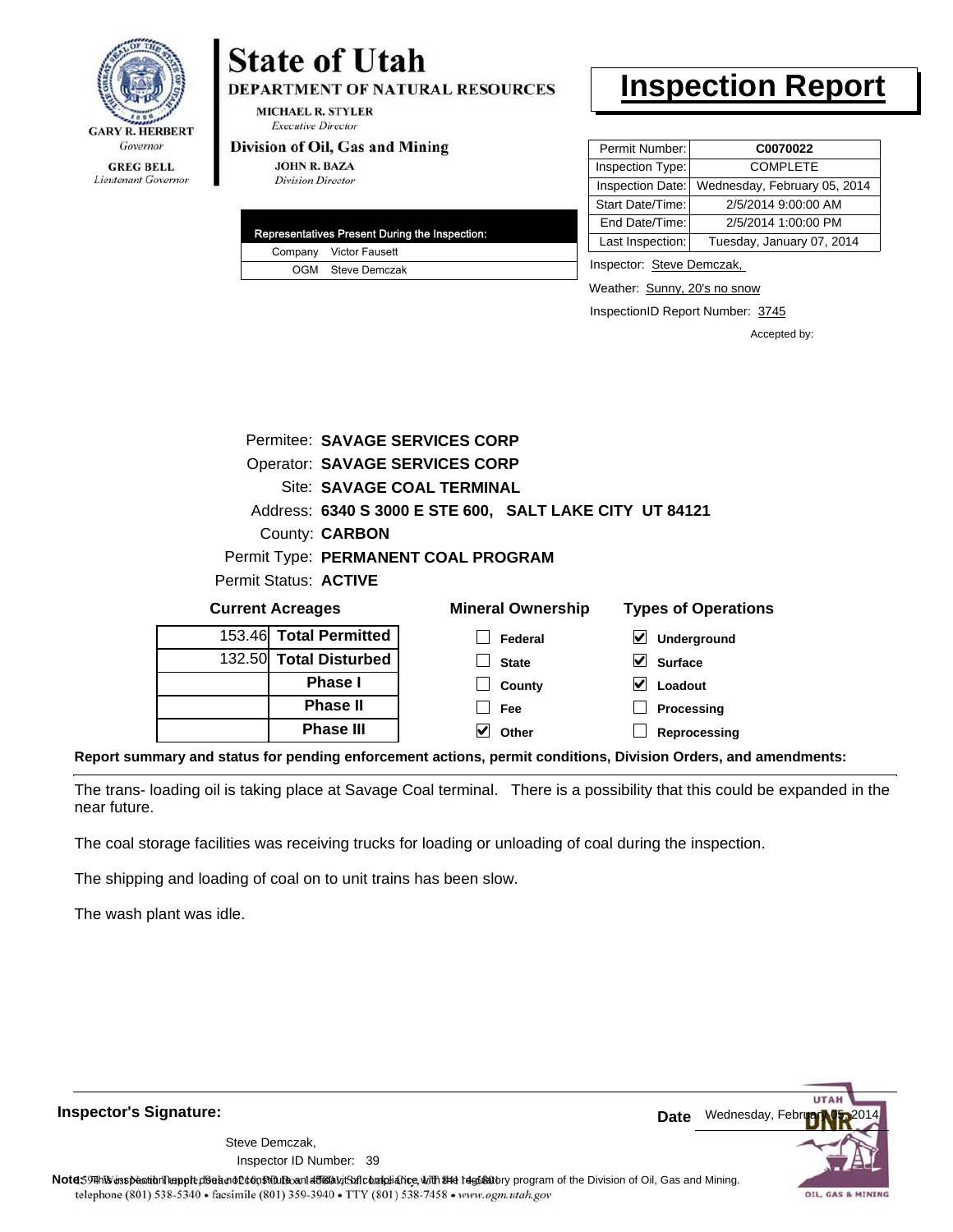GARY R. HERBERT
*Governor*

GREG BELL
*Lieutenant Governor*

# State of Utah

**DEPARTMENT OF NATURAL RESOURCES**

MICHAEL R. STYLER
*Executive Director*

**Division of Oil, Gas and Mining**

JOHN R. BAZA
*Division Director*

# Inspection Report

| Permit Number: | **C0070022** |
|---|---|
| Inspection Type: | COMPLETE |
| Inspection Date: | Wednesday, February 05, 2014 |
| Start Date/Time: | 2/5/2014 9:00:00 AM |
| End Date/Time: | 2/5/2014 1:00:00 PM |
| Last Inspection: | Tuesday, January 07, 2014 |

| Representatives Present During the Inspection: | |
|---|---|
| Company | Victor Fausett |
| OGM | Steve Demczak |

Inspector: Steve Demczak,

Weather: Sunny, 20's no snow

InspectionID Report Number: 3745

Accepted by:

Permitee: **SAVAGE SERVICES CORP**
Operator: **SAVAGE SERVICES CORP**
Site: **SAVAGE COAL TERMINAL**
Address: **6340 S 3000 E STE 600, SALT LAKE CITY UT 84121**
County: **CARBON**
Permit Type: **PERMANENT COAL PROGRAM**
Permit Status: **ACTIVE**

**Current Acreages**

| | |
|---|---|
| 153.46 | **Total Permitted** |
| 132.50 | **Total Disturbed** |
| | **Phase I** |
| | **Phase II** |
| | **Phase III** |

**Mineral Ownership**

- [ ] Federal
- [ ] State
- [ ] County
- [ ] Fee
- [x] Other

**Types of Operations**

- [x] Underground
- [x] Surface
- [x] Loadout
- [ ] Processing
- [ ] Reprocessing

**Report summary and status for pending enforcement actions, permit conditions, Division Orders, and amendments:**

The trans- loading oil is taking place at Savage Coal terminal. There is a possibility that this could be expanded in the near future.

The coal storage facilities was receiving trucks for loading or unloading of coal during the inspection.

The shipping and loading of coal on to unit trains has been slow.

The wash plant was idle.

**Inspector's Signature:**

Steve Demczak,
Inspector ID Number: 39

**Date** Wednesday, February 05, 2014

**Note:** This inspection report does not constitute an affidavit of compliance with the regulatory program of the Division of Oil, Gas and Mining.

telephone (801) 538-5340 • facsimile (801) 359-3940 • TTY (801) 538-7458 • www.ogm.utah.gov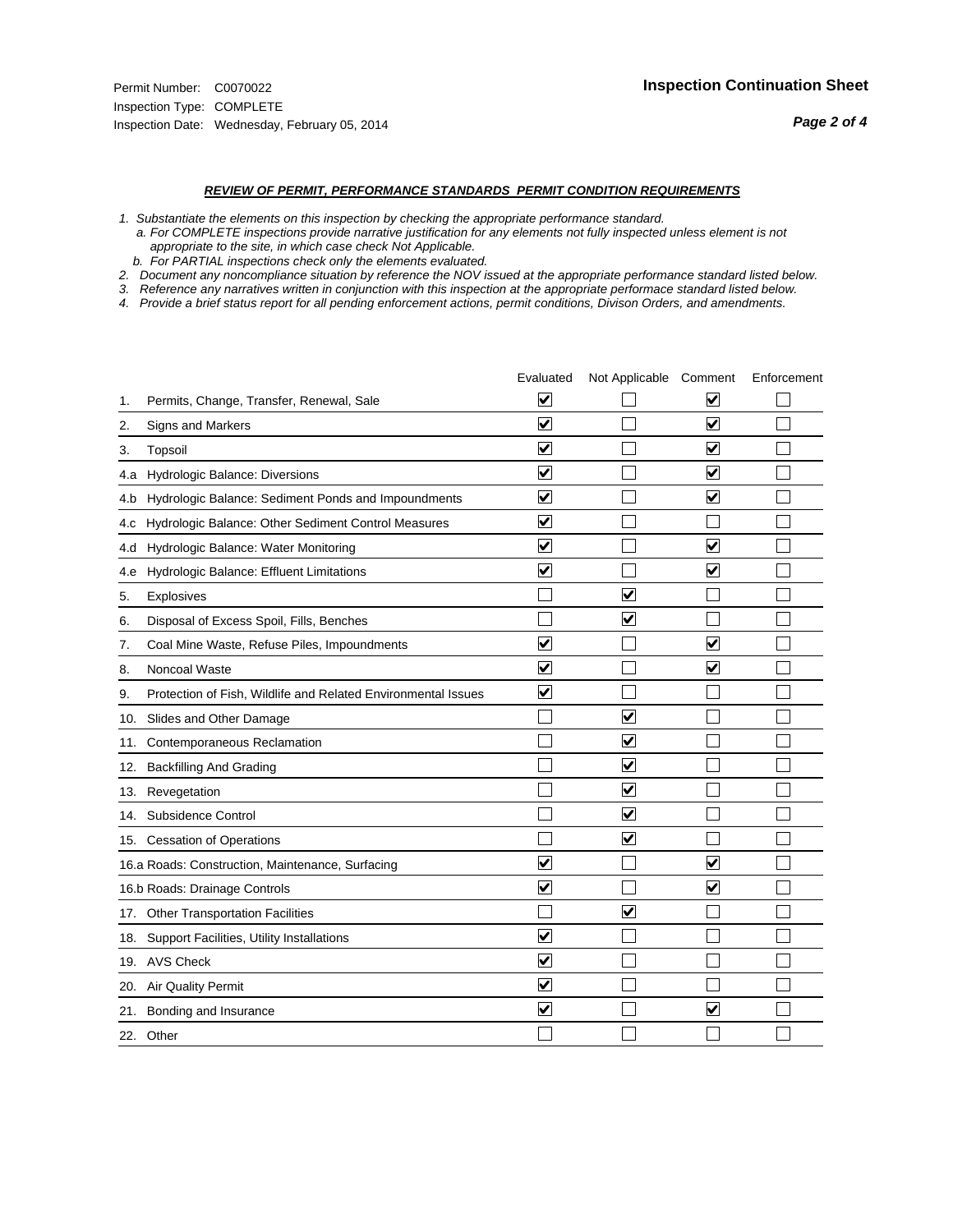Permit Number: C0070022
Inspection Type: COMPLETE
Inspection Date: Wednesday, February 05, 2014

## Inspection Continuation Sheet

### *REVIEW OF PERMIT, PERFORMANCE STANDARDS PERMIT CONDITION REQUIREMENTS*

*1. Substantiate the elements on this inspection by checking the appropriate performance standard.*
*a. For COMPLETE inspections provide narrative justification for any elements not fully inspected unless element is not appropriate to the site, in which case check Not Applicable.*
*b. For PARTIAL inspections check only the elements evaluated.*
*2. Document any noncompliance situation by reference the NOV issued at the appropriate performance standard listed below.*
*3. Reference any narratives written in conjunction with this inspection at the appropriate performace standard listed below.*
*4. Provide a brief status report for all pending enforcement actions, permit conditions, Divison Orders, and amendments.*

| | | Evaluated | Not Applicable | Comment | Enforcement |
|---|---|---|---|---|---|
| 1. | Permits, Change, Transfer, Renewal, Sale | ☑ | ☐ | ☑ | ☐ |
| 2. | Signs and Markers | ☑ | ☐ | ☑ | ☐ |
| 3. | Topsoil | ☑ | ☐ | ☑ | ☐ |
| 4.a | Hydrologic Balance: Diversions | ☑ | ☐ | ☑ | ☐ |
| 4.b | Hydrologic Balance: Sediment Ponds and Impoundments | ☑ | ☐ | ☑ | ☐ |
| 4.c | Hydrologic Balance: Other Sediment Control Measures | ☑ | ☐ | ☐ | ☐ |
| 4.d | Hydrologic Balance: Water Monitoring | ☑ | ☐ | ☑ | ☐ |
| 4.e | Hydrologic Balance: Effluent Limitations | ☑ | ☐ | ☑ | ☐ |
| 5. | Explosives | ☐ | ☑ | ☐ | ☐ |
| 6. | Disposal of Excess Spoil, Fills, Benches | ☐ | ☑ | ☐ | ☐ |
| 7. | Coal Mine Waste, Refuse Piles, Impoundments | ☑ | ☐ | ☑ | ☐ |
| 8. | Noncoal Waste | ☑ | ☐ | ☑ | ☐ |
| 9. | Protection of Fish, Wildlife and Related Environmental Issues | ☑ | ☐ | ☐ | ☐ |
| 10. | Slides and Other Damage | ☐ | ☑ | ☐ | ☐ |
| 11. | Contemporaneous Reclamation | ☐ | ☑ | ☐ | ☐ |
| 12. | Backfilling And Grading | ☐ | ☑ | ☐ | ☐ |
| 13. | Revegetation | ☐ | ☑ | ☐ | ☐ |
| 14. | Subsidence Control | ☐ | ☑ | ☐ | ☐ |
| 15. | Cessation of Operations | ☐ | ☑ | ☐ | ☐ |
| 16.a | Roads: Construction, Maintenance, Surfacing | ☑ | ☐ | ☑ | ☐ |
| 16.b | Roads: Drainage Controls | ☑ | ☐ | ☑ | ☐ |
| 17. | Other Transportation Facilities | ☐ | ☑ | ☐ | ☐ |
| 18. | Support Facilities, Utility Installations | ☑ | ☐ | ☐ | ☐ |
| 19. | AVS Check | ☑ | ☐ | ☐ | ☐ |
| 20. | Air Quality Permit | ☑ | ☐ | ☐ | ☐ |
| 21. | Bonding and Insurance | ☑ | ☐ | ☑ | ☐ |
| 22. | Other | ☐ | ☐ | ☐ | ☐ |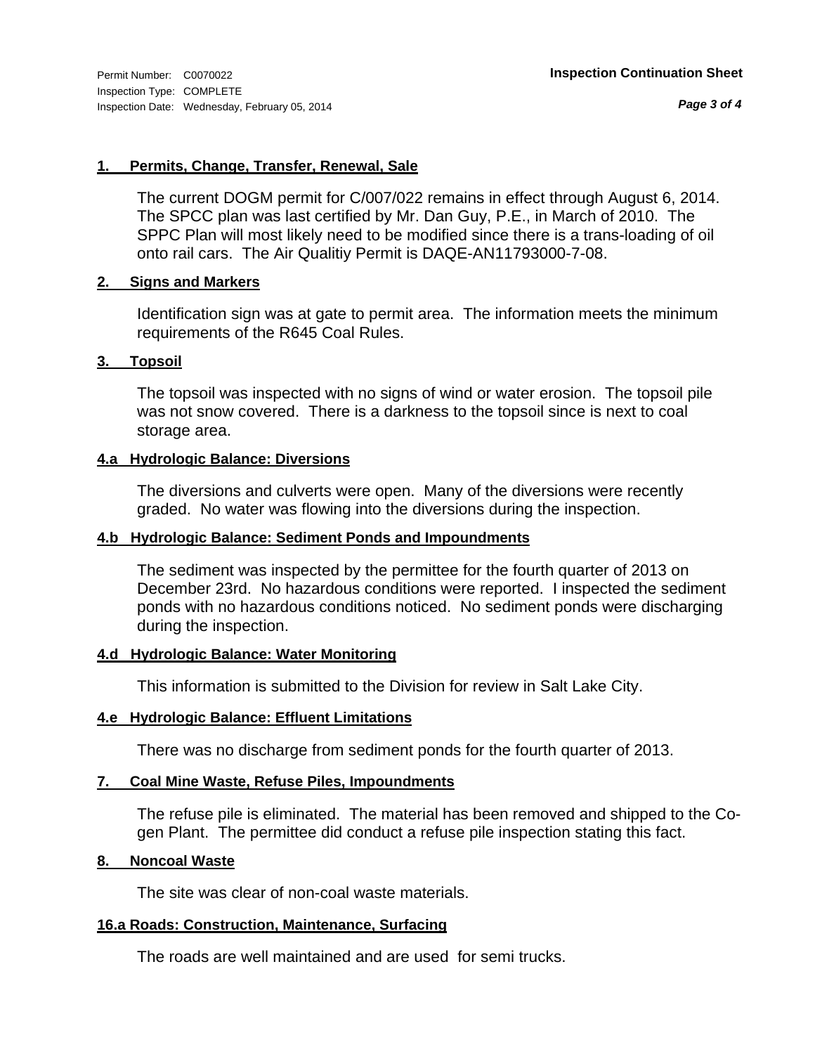Permit Number: C0070022
Inspection Type: COMPLETE
Inspection Date: Wednesday, February 05, 2014

**Inspection Continuation Sheet**

### 1. Permits, Change, Transfer, Renewal, Sale

The current DOGM permit for C/007/022 remains in effect through August 6, 2014. The SPCC plan was last certified by Mr. Dan Guy, P.E., in March of 2010. The SPPC Plan will most likely need to be modified since there is a trans-loading of oil onto rail cars. The Air Qualitiy Permit is DAQE-AN11793000-7-08.

### 2. Signs and Markers

Identification sign was at gate to permit area. The information meets the minimum requirements of the R645 Coal Rules.

### 3. Topsoil

The topsoil was inspected with no signs of wind or water erosion. The topsoil pile was not snow covered. There is a darkness to the topsoil since is next to coal storage area.

### 4.a Hydrologic Balance: Diversions

The diversions and culverts were open. Many of the diversions were recently graded. No water was flowing into the diversions during the inspection.

### 4.b Hydrologic Balance: Sediment Ponds and Impoundments

The sediment was inspected by the permittee for the fourth quarter of 2013 on December 23rd. No hazardous conditions were reported. I inspected the sediment ponds with no hazardous conditions noticed. No sediment ponds were discharging during the inspection.

### 4.d Hydrologic Balance: Water Monitoring

This information is submitted to the Division for review in Salt Lake City.

### 4.e Hydrologic Balance: Effluent Limitations

There was no discharge from sediment ponds for the fourth quarter of 2013.

### 7. Coal Mine Waste, Refuse Piles, Impoundments

The refuse pile is eliminated. The material has been removed and shipped to the Co-gen Plant. The permittee did conduct a refuse pile inspection stating this fact.

### 8. Noncoal Waste

The site was clear of non-coal waste materials.

### 16.a Roads: Construction, Maintenance, Surfacing

The roads are well maintained and are used for semi trucks.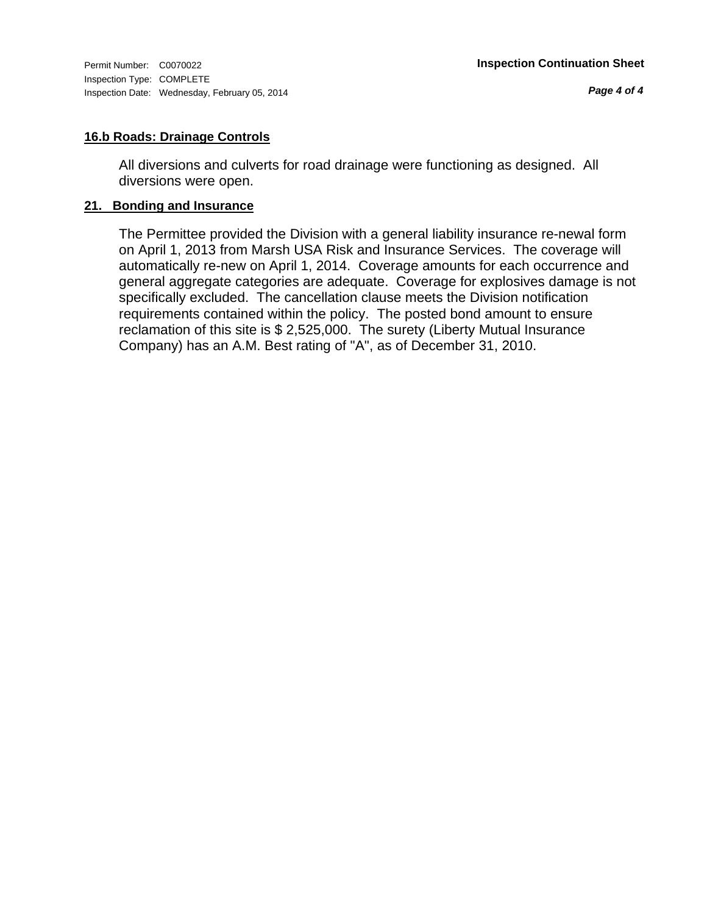## 16.b Roads: Drainage Controls

All diversions and culverts for road drainage were functioning as designed. All diversions were open.

## 21. Bonding and Insurance

The Permittee provided the Division with a general liability insurance re-newal form on April 1, 2013 from Marsh USA Risk and Insurance Services. The coverage will automatically re-new on April 1, 2014. Coverage amounts for each occurrence and general aggregate categories are adequate. Coverage for explosives damage is not specifically excluded. The cancellation clause meets the Division notification requirements contained within the policy. The posted bond amount to ensure reclamation of this site is $ 2,525,000. The surety (Liberty Mutual Insurance Company) has an A.M. Best rating of "A", as of December 31, 2010.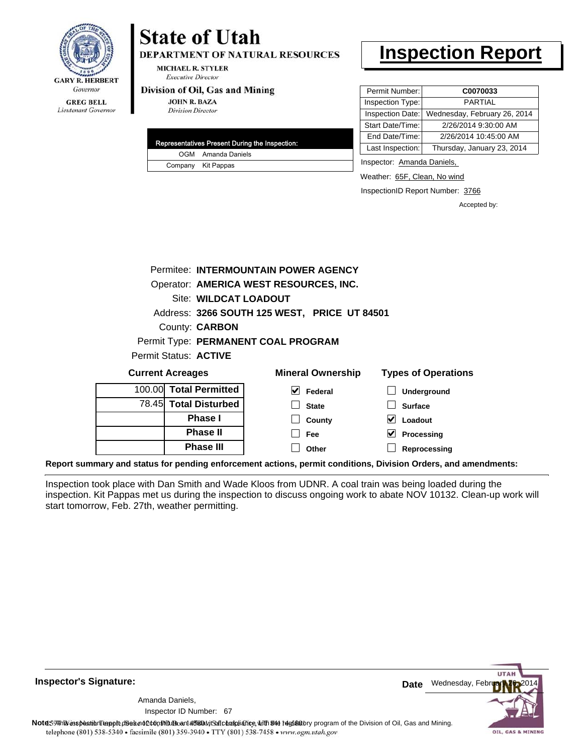**State of Utah**

**DEPARTMENT OF NATURAL RESOURCES**

MICHAEL R. STYLER
*Executive Director*

**Division of Oil, Gas and Mining**

JOHN R. BAZA
*Division Director*

GARY R. HERBERT
*Governor*

GREG BELL
*Lieutenant Governor*

# Inspection Report

| | |
|---|---|
| Permit Number: | **C0070033** |
| Inspection Type: | PARTIAL |
| Inspection Date: | Wednesday, February 26, 2014 |
| Start Date/Time: | 2/26/2014 9:30:00 AM |
| End Date/Time: | 2/26/2014 10:45:00 AM |
| Last Inspection: | Thursday, January 23, 2014 |

| Representatives Present During the Inspection: | |
|---|---|
| OGM | Amanda Daniels |
| Company | Kit Pappas |

Inspector: Amanda Daniels,

Weather: 65F, Clean, No wind

InspectionID Report Number: 3766

Accepted by:

Permitee: **INTERMOUNTAIN POWER AGENCY**
Operator: **AMERICA WEST RESOURCES, INC.**
Site: **WILDCAT LOADOUT**
Address: **3266 SOUTH 125 WEST, PRICE UT 84501**
County: **CARBON**
Permit Type: **PERMANENT COAL PROGRAM**
Permit Status: **ACTIVE**

**Current Acreages**

| | |
|---|---|
| 100.00 | **Total Permitted** |
| 78.45 | **Total Disturbed** |
| | **Phase I** |
| | **Phase II** |
| | **Phase III** |

**Mineral Ownership**

- [x] Federal
- [ ] State
- [ ] County
- [ ] Fee
- [ ] Other

**Types of Operations**

- [ ] Underground
- [ ] Surface
- [x] Loadout
- [x] Processing
- [ ] Reprocessing

**Report summary and status for pending enforcement actions, permit conditions, Division Orders, and amendments:**

Inspection took place with Dan Smith and Wade Kloos from UDNR. A coal train was being loaded during the inspection. Kit Pappas met us during the inspection to discuss ongoing work to abate NOV 10132. Clean-up work will start tomorrow, Feb. 27th, weather permitting.

**Inspector's Signature:**

Amanda Daniels,
Inspector ID Number: 67

**Date** Wednesday, February 26, 2014

**Note:** This inspection report does not constitute an affidavit of compliance with the regulatory program of the Division of Oil, Gas and Mining.

telephone (801) 538-5340 • facsimile (801) 359-3940 • TTY (801) 538-7458 • www.ogm.utah.gov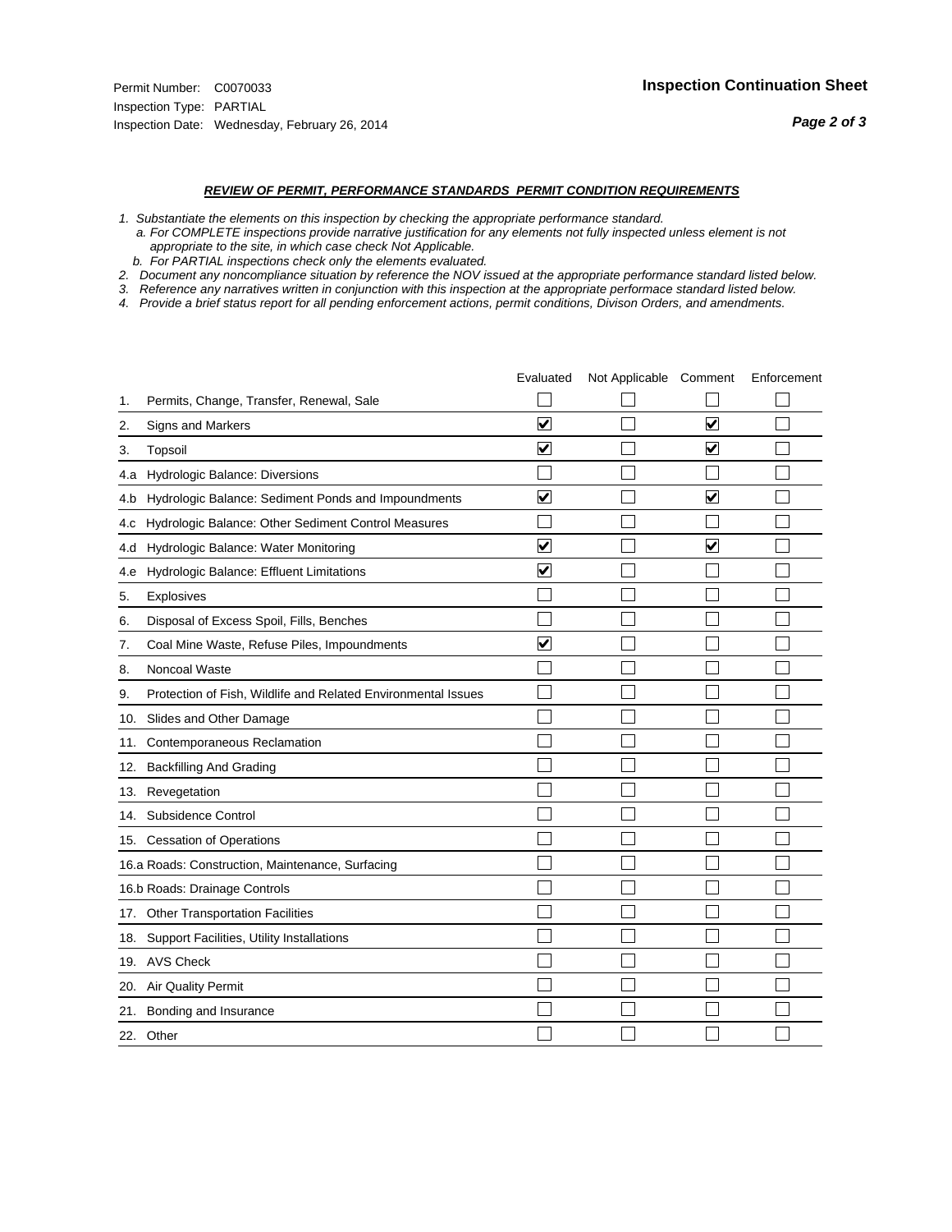Permit Number: C0070033
Inspection Type: PARTIAL
Inspection Date: Wednesday, February 26, 2014

## Inspection Continuation Sheet

### *REVIEW OF PERMIT, PERFORMANCE STANDARDS PERMIT CONDITION REQUIREMENTS*

*1. Substantiate the elements on this inspection by checking the appropriate performance standard.*
*a. For COMPLETE inspections provide narrative justification for any elements not fully inspected unless element is not appropriate to the site, in which case check Not Applicable.*
*b. For PARTIAL inspections check only the elements evaluated.*
*2. Document any noncompliance situation by reference the NOV issued at the appropriate performance standard listed below.*
*3. Reference any narratives written in conjunction with this inspection at the appropriate performace standard listed below.*
*4. Provide a brief status report for all pending enforcement actions, permit conditions, Divison Orders, and amendments.*

| | | Evaluated | Not Applicable | Comment | Enforcement |
|---|---|---|---|---|---|
| 1. | Permits, Change, Transfer, Renewal, Sale | ☐ | ☐ | ☐ | ☐ |
| 2. | Signs and Markers | ☑ | ☐ | ☑ | ☐ |
| 3. | Topsoil | ☑ | ☐ | ☑ | ☐ |
| 4.a | Hydrologic Balance: Diversions | ☐ | ☐ | ☐ | ☐ |
| 4.b | Hydrologic Balance: Sediment Ponds and Impoundments | ☑ | ☐ | ☑ | ☐ |
| 4.c | Hydrologic Balance: Other Sediment Control Measures | ☐ | ☐ | ☐ | ☐ |
| 4.d | Hydrologic Balance: Water Monitoring | ☑ | ☐ | ☑ | ☐ |
| 4.e | Hydrologic Balance: Effluent Limitations | ☑ | ☐ | ☐ | ☐ |
| 5. | Explosives | ☐ | ☐ | ☐ | ☐ |
| 6. | Disposal of Excess Spoil, Fills, Benches | ☐ | ☐ | ☐ | ☐ |
| 7. | Coal Mine Waste, Refuse Piles, Impoundments | ☑ | ☐ | ☐ | ☐ |
| 8. | Noncoal Waste | ☐ | ☐ | ☐ | ☐ |
| 9. | Protection of Fish, Wildlife and Related Environmental Issues | ☐ | ☐ | ☐ | ☐ |
| 10. | Slides and Other Damage | ☐ | ☐ | ☐ | ☐ |
| 11. | Contemporaneous Reclamation | ☐ | ☐ | ☐ | ☐ |
| 12. | Backfilling And Grading | ☐ | ☐ | ☐ | ☐ |
| 13. | Revegetation | ☐ | ☐ | ☐ | ☐ |
| 14. | Subsidence Control | ☐ | ☐ | ☐ | ☐ |
| 15. | Cessation of Operations | ☐ | ☐ | ☐ | ☐ |
| 16.a | Roads: Construction, Maintenance, Surfacing | ☐ | ☐ | ☐ | ☐ |
| 16.b | Roads: Drainage Controls | ☐ | ☐ | ☐ | ☐ |
| 17. | Other Transportation Facilities | ☐ | ☐ | ☐ | ☐ |
| 18. | Support Facilities, Utility Installations | ☐ | ☐ | ☐ | ☐ |
| 19. | AVS Check | ☐ | ☐ | ☐ | ☐ |
| 20. | Air Quality Permit | ☐ | ☐ | ☐ | ☐ |
| 21. | Bonding and Insurance | ☐ | ☐ | ☐ | ☐ |
| 22. | Other | ☐ | ☐ | ☐ | ☐ |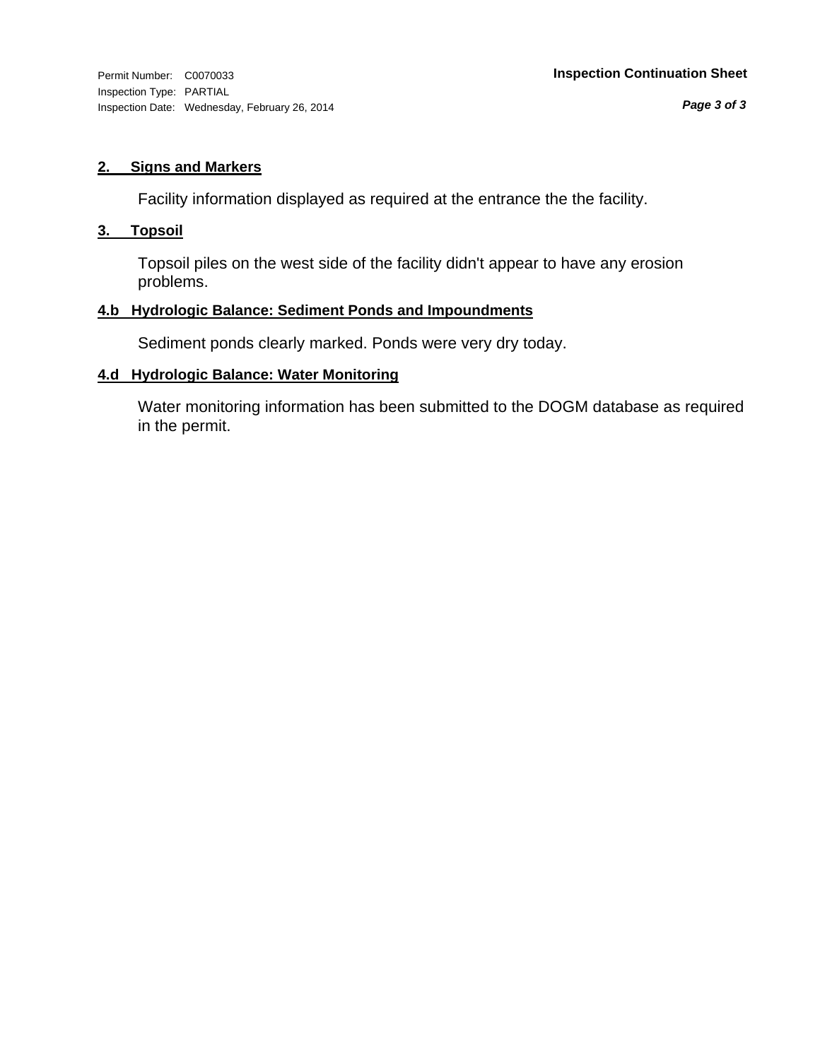Permit Number: C0070033
Inspection Type: PARTIAL
Inspection Date: Wednesday, February 26, 2014

**Inspection Continuation Sheet**

## 2. Signs and Markers

Facility information displayed as required at the entrance the the facility.

## 3. Topsoil

Topsoil piles on the west side of the facility didn't appear to have any erosion problems.

## 4.b Hydrologic Balance: Sediment Ponds and Impoundments

Sediment ponds clearly marked. Ponds were very dry today.

## 4.d Hydrologic Balance: Water Monitoring

Water monitoring information has been submitted to the DOGM database as required in the permit.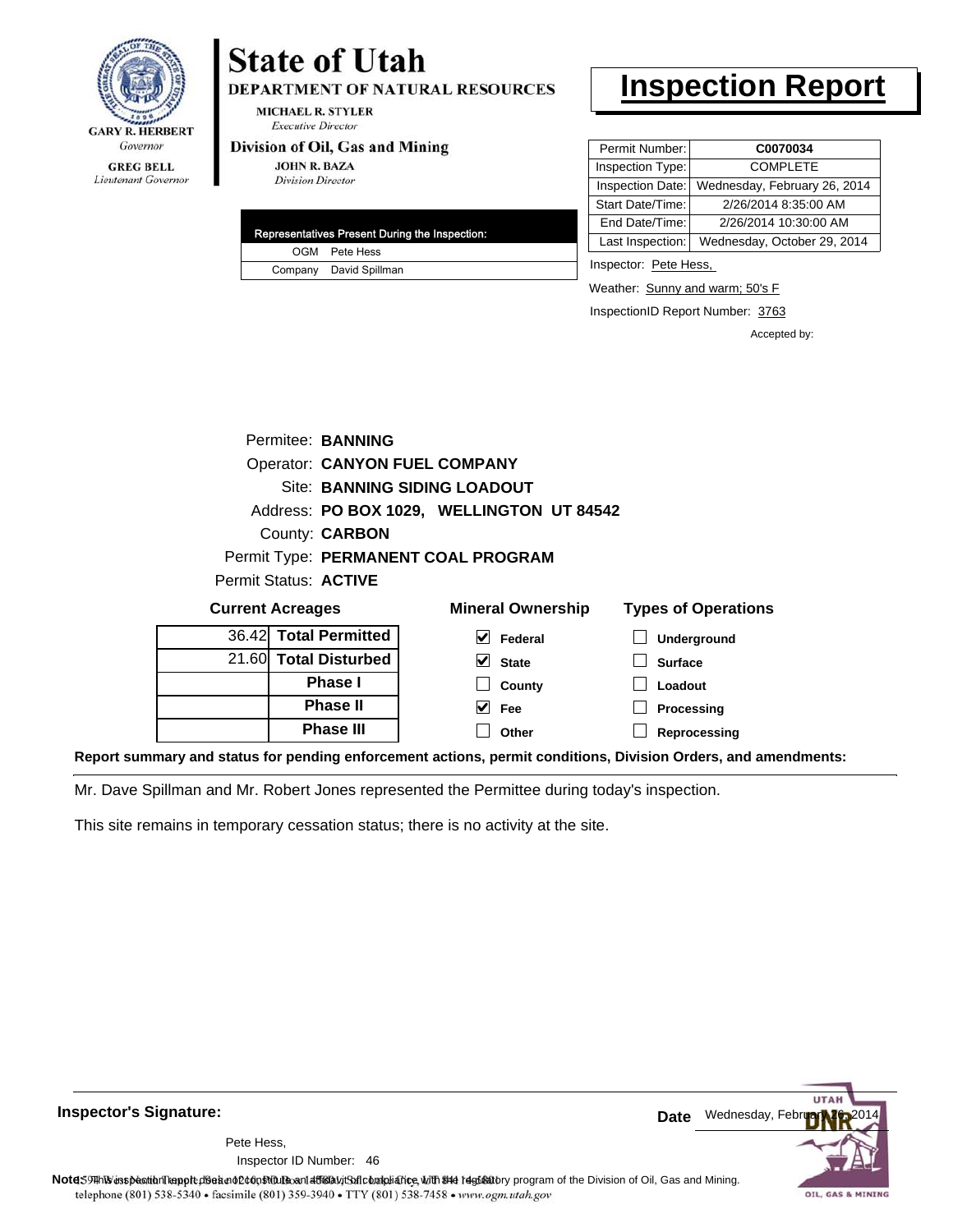**State of Utah**
**DEPARTMENT OF NATURAL RESOURCES**
MICHAEL R. STYLER
*Executive Director*
**Division of Oil, Gas and Mining**
JOHN R. BAZA
*Division Director*

GARY R. HERBERT
*Governor*
GREG BELL
*Lieutenant Governor*

# Inspection Report

| Permit Number: | C0070034 |
|---|---|
| Inspection Type: | COMPLETE |
| Inspection Date: | Wednesday, February 26, 2014 |
| Start Date/Time: | 2/26/2014 8:35:00 AM |
| End Date/Time: | 2/26/2014 10:30:00 AM |
| Last Inspection: | Wednesday, October 29, 2014 |

| Representatives Present During the Inspection: | |
|---|---|
| OGM | Pete Hess |
| Company | David Spillman |

Inspector: Pete Hess,

Weather: Sunny and warm; 50's F

InspectionID Report Number: 3763

Accepted by:

Permitee: **BANNING**
Operator: **CANYON FUEL COMPANY**
Site: **BANNING SIDING LOADOUT**
Address: **PO BOX 1029, WELLINGTON UT 84542**
County: **CARBON**
Permit Type: **PERMANENT COAL PROGRAM**
Permit Status: **ACTIVE**

**Current Acreages**

| | |
|---|---|
| 36.42 | **Total Permitted** |
| 21.60 | **Total Disturbed** |
| | **Phase I** |
| | **Phase II** |
| | **Phase III** |

**Mineral Ownership**

- [x] Federal
- [x] State
- [ ] County
- [x] Fee
- [ ] Other

**Types of Operations**

- [ ] Underground
- [ ] Surface
- [ ] Loadout
- [ ] Processing
- [ ] Reprocessing

**Report summary and status for pending enforcement actions, permit conditions, Division Orders, and amendments:**

Mr. Dave Spillman and Mr. Robert Jones represented the Permittee during today's inspection.

This site remains in temporary cessation status; there is no activity at the site.

**Inspector's Signature:**

Pete Hess,
Inspector ID Number: 46

**Date** Wednesday, February 26, 2014

**Note:** This inspection report does not constitute an affidavit of compliance with the regulatory program of the Division of Oil, Gas and Mining.

telephone (801) 538-5340 • facsimile (801) 359-3940 • TTY (801) 538-7458 • www.ogm.utah.gov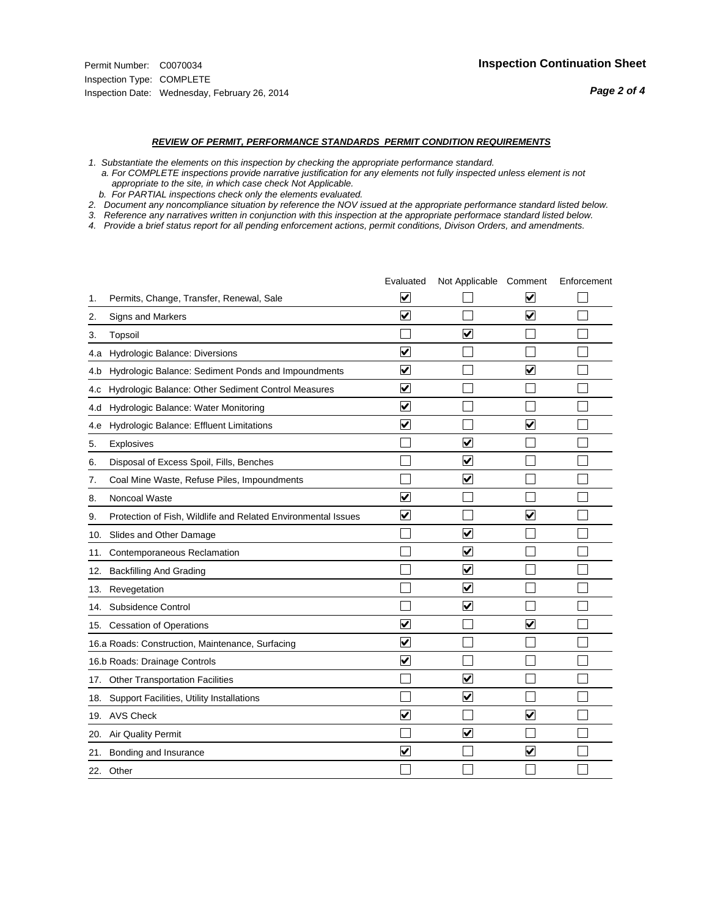Permit Number: C0070034
Inspection Type: COMPLETE
Inspection Date: Wednesday, February 26, 2014

**Inspection Continuation Sheet**

***REVIEW OF PERMIT, PERFORMANCE STANDARDS PERMIT CONDITION REQUIREMENTS***

*1. Substantiate the elements on this inspection by checking the appropriate performance standard.*
*a. For COMPLETE inspections provide narrative justification for any elements not fully inspected unless element is not appropriate to the site, in which case check Not Applicable.*
*b. For PARTIAL inspections check only the elements evaluated.*
*2. Document any noncompliance situation by reference the NOV issued at the appropriate performance standard listed below.*
*3. Reference any narratives written in conjunction with this inspection at the appropriate performace standard listed below.*
*4. Provide a brief status report for all pending enforcement actions, permit conditions, Divison Orders, and amendments.*

| | | Evaluated | Not Applicable | Comment | Enforcement |
|---|---|---|---|---|---|
| 1. | Permits, Change, Transfer, Renewal, Sale | ☑ | ☐ | ☑ | ☐ |
| 2. | Signs and Markers | ☑ | ☐ | ☑ | ☐ |
| 3. | Topsoil | ☐ | ☑ | ☐ | ☐ |
| 4.a | Hydrologic Balance: Diversions | ☑ | ☐ | ☐ | ☐ |
| 4.b | Hydrologic Balance: Sediment Ponds and Impoundments | ☑ | ☐ | ☑ | ☐ |
| 4.c | Hydrologic Balance: Other Sediment Control Measures | ☑ | ☐ | ☐ | ☐ |
| 4.d | Hydrologic Balance: Water Monitoring | ☑ | ☐ | ☐ | ☐ |
| 4.e | Hydrologic Balance: Effluent Limitations | ☑ | ☐ | ☑ | ☐ |
| 5. | Explosives | ☐ | ☑ | ☐ | ☐ |
| 6. | Disposal of Excess Spoil, Fills, Benches | ☐ | ☑ | ☐ | ☐ |
| 7. | Coal Mine Waste, Refuse Piles, Impoundments | ☐ | ☑ | ☐ | ☐ |
| 8. | Noncoal Waste | ☑ | ☐ | ☐ | ☐ |
| 9. | Protection of Fish, Wildlife and Related Environmental Issues | ☑ | ☐ | ☑ | ☐ |
| 10. | Slides and Other Damage | ☐ | ☑ | ☐ | ☐ |
| 11. | Contemporaneous Reclamation | ☐ | ☑ | ☐ | ☐ |
| 12. | Backfilling And Grading | ☐ | ☑ | ☐ | ☐ |
| 13. | Revegetation | ☐ | ☑ | ☐ | ☐ |
| 14. | Subsidence Control | ☐ | ☑ | ☐ | ☐ |
| 15. | Cessation of Operations | ☑ | ☐ | ☑ | ☐ |
| 16.a | Roads: Construction, Maintenance, Surfacing | ☑ | ☐ | ☐ | ☐ |
| 16.b | Roads: Drainage Controls | ☑ | ☐ | ☐ | ☐ |
| 17. | Other Transportation Facilities | ☐ | ☑ | ☐ | ☐ |
| 18. | Support Facilities, Utility Installations | ☐ | ☑ | ☐ | ☐ |
| 19. | AVS Check | ☑ | ☐ | ☑ | ☐ |
| 20. | Air Quality Permit | ☐ | ☑ | ☐ | ☐ |
| 21. | Bonding and Insurance | ☑ | ☐ | ☑ | ☐ |
| 22. | Other | ☐ | ☐ | ☐ | ☐ |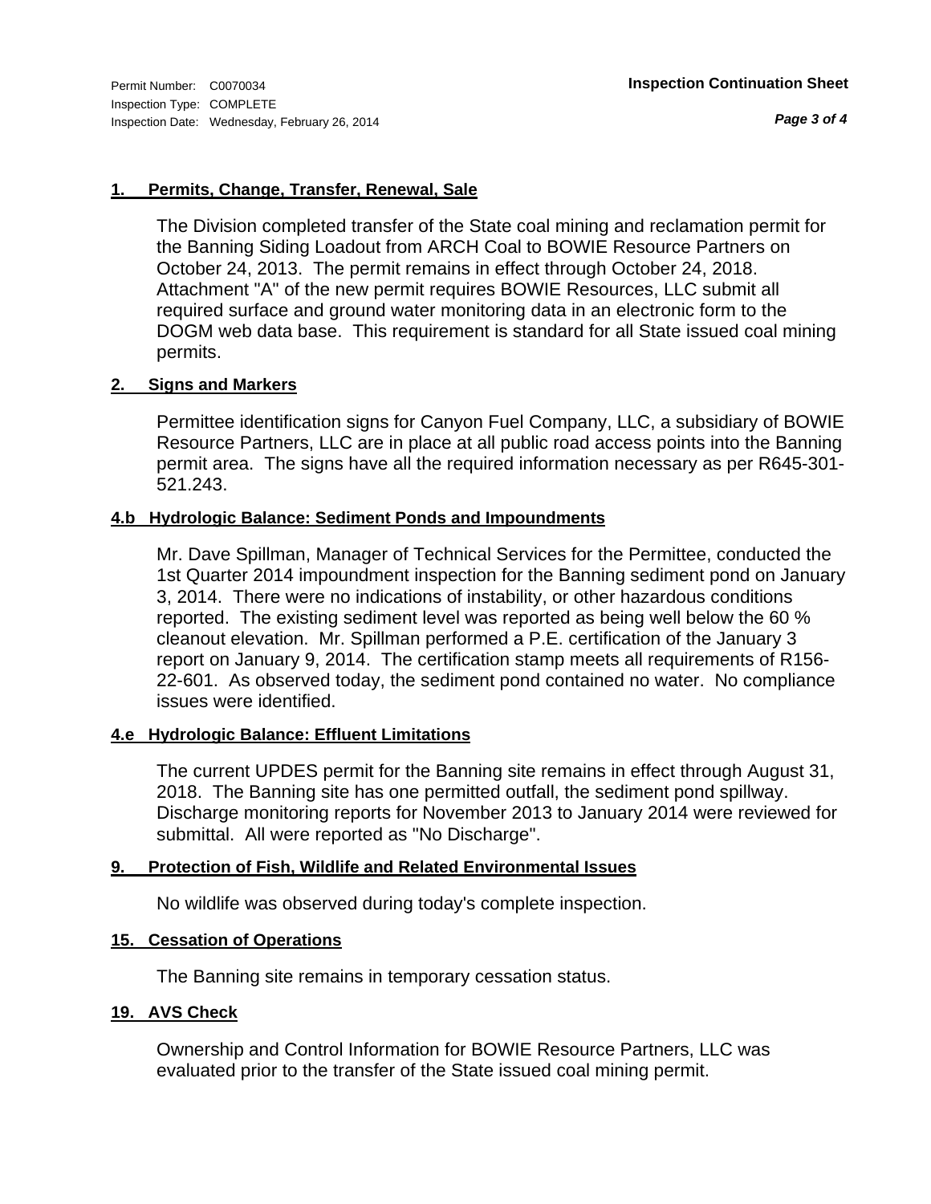Permit Number: C0070034
Inspection Type: COMPLETE
Inspection Date: Wednesday, February 26, 2014

**Inspection Continuation Sheet**

### 1. Permits, Change, Transfer, Renewal, Sale

The Division completed transfer of the State coal mining and reclamation permit for the Banning Siding Loadout from ARCH Coal to BOWIE Resource Partners on October 24, 2013. The permit remains in effect through October 24, 2018. Attachment "A" of the new permit requires BOWIE Resources, LLC submit all required surface and ground water monitoring data in an electronic form to the DOGM web data base. This requirement is standard for all State issued coal mining permits.

### 2. Signs and Markers

Permittee identification signs for Canyon Fuel Company, LLC, a subsidiary of BOWIE Resource Partners, LLC are in place at all public road access points into the Banning permit area. The signs have all the required information necessary as per R645-301-521.243.

### 4.b Hydrologic Balance: Sediment Ponds and Impoundments

Mr. Dave Spillman, Manager of Technical Services for the Permittee, conducted the 1st Quarter 2014 impoundment inspection for the Banning sediment pond on January 3, 2014. There were no indications of instability, or other hazardous conditions reported. The existing sediment level was reported as being well below the 60 % cleanout elevation. Mr. Spillman performed a P.E. certification of the January 3 report on January 9, 2014. The certification stamp meets all requirements of R156-22-601. As observed today, the sediment pond contained no water. No compliance issues were identified.

### 4.e Hydrologic Balance: Effluent Limitations

The current UPDES permit for the Banning site remains in effect through August 31, 2018. The Banning site has one permitted outfall, the sediment pond spillway. Discharge monitoring reports for November 2013 to January 2014 were reviewed for submittal. All were reported as "No Discharge".

### 9. Protection of Fish, Wildlife and Related Environmental Issues

No wildlife was observed during today's complete inspection.

### 15. Cessation of Operations

The Banning site remains in temporary cessation status.

### 19. AVS Check

Ownership and Control Information for BOWIE Resource Partners, LLC was evaluated prior to the transfer of the State issued coal mining permit.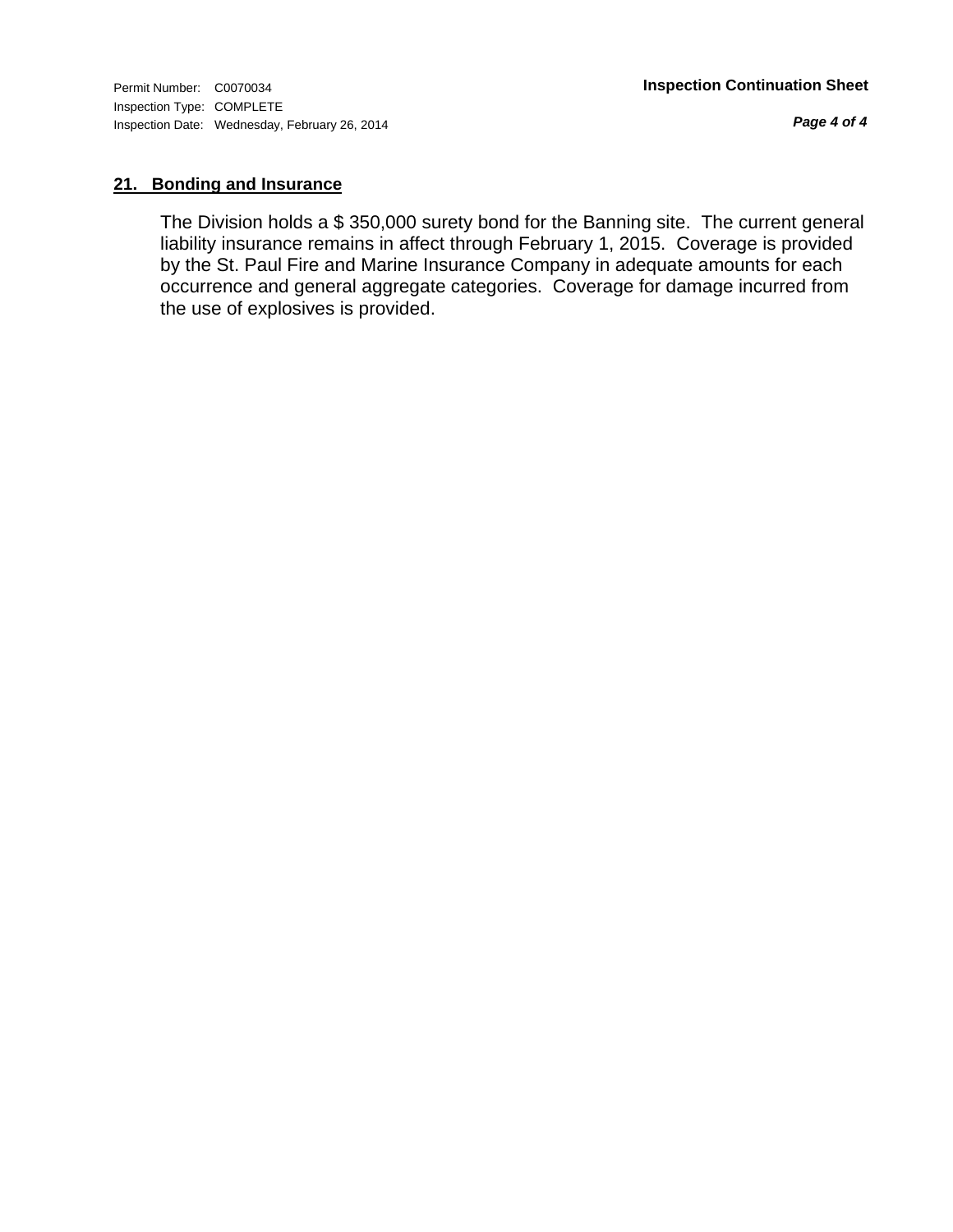## 21. Bonding and Insurance

The Division holds a $ 350,000 surety bond for the Banning site. The current general liability insurance remains in affect through February 1, 2015. Coverage is provided by the St. Paul Fire and Marine Insurance Company in adequate amounts for each occurrence and general aggregate categories. Coverage for damage incurred from the use of explosives is provided.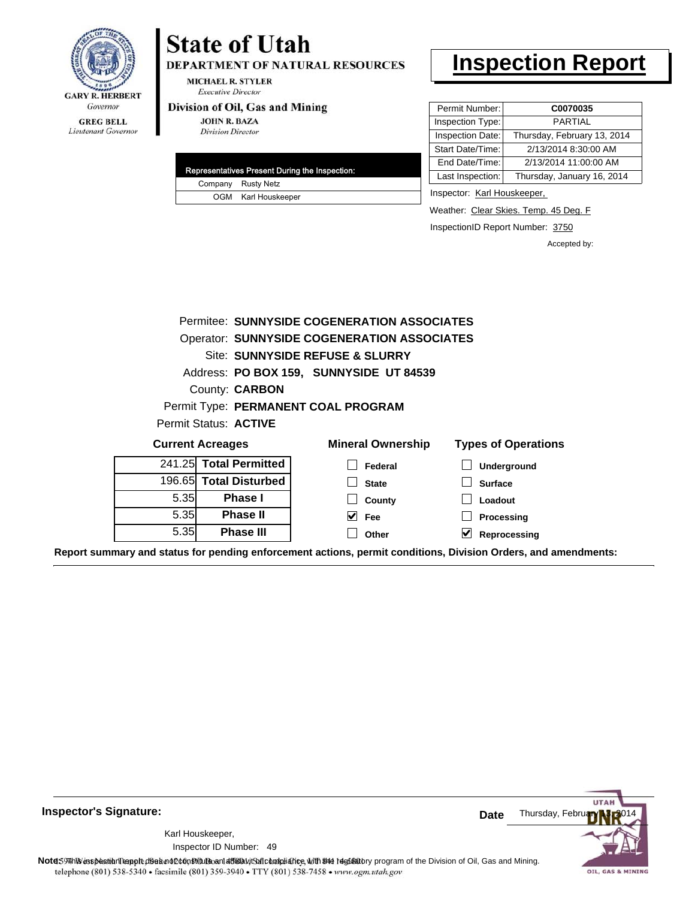GARY R. HERBERT
*Governor*

GREG BELL
*Lieutenant Governor*

# State of Utah

**DEPARTMENT OF NATURAL RESOURCES**

MICHAEL R. STYLER
*Executive Director*

**Division of Oil, Gas and Mining**

JOHN R. BAZA
*Division Director*

# Inspection Report

| Permit Number: | **C0070035** |
|---|---|
| Inspection Type: | PARTIAL |
| Inspection Date: | Thursday, February 13, 2014 |
| Start Date/Time: | 2/13/2014 8:30:00 AM |
| End Date/Time: | 2/13/2014 11:00:00 AM |
| Last Inspection: | Thursday, January 16, 2014 |

| Representatives Present During the Inspection: | |
|---|---|
| Company | Rusty Netz |
| OGM | Karl Houskeeper |

Inspector: Karl Houskeeper,

Weather: Clear Skies. Temp. 45 Deg. F

InspectionID Report Number: 3750

Accepted by:

Permitee: **SUNNYSIDE COGENERATION ASSOCIATES**
Operator: **SUNNYSIDE COGENERATION ASSOCIATES**
Site: **SUNNYSIDE REFUSE & SLURRY**
Address: **PO BOX 159, SUNNYSIDE UT 84539**
County: **CARBON**
Permit Type: **PERMANENT COAL PROGRAM**
Permit Status: **ACTIVE**

**Current Acreages**

| | |
|---|---|
| 241.25 | **Total Permitted** |
| 196.65 | **Total Disturbed** |
| 5.35 | **Phase I** |
| 5.35 | **Phase II** |
| 5.35 | **Phase III** |

**Mineral Ownership**

- [ ] Federal
- [ ] State
- [ ] County
- [x] Fee
- [ ] Other

**Types of Operations**

- [ ] Underground
- [ ] Surface
- [ ] Loadout
- [ ] Processing
- [x] Reprocessing

**Report summary and status for pending enforcement actions, permit conditions, Division Orders, and amendments:**

**Inspector's Signature:**

Karl Houskeeper,
Inspector ID Number: 49

**Date** Thursday, February 13, 2014

**Note:** This inspection report does not constitute an affidavit of compliance with the regulatory program of the Division of Oil, Gas and Mining.

telephone (801) 538-5340 • facsimile (801) 359-3940 • TTY (801) 538-7458 • www.ogm.utah.gov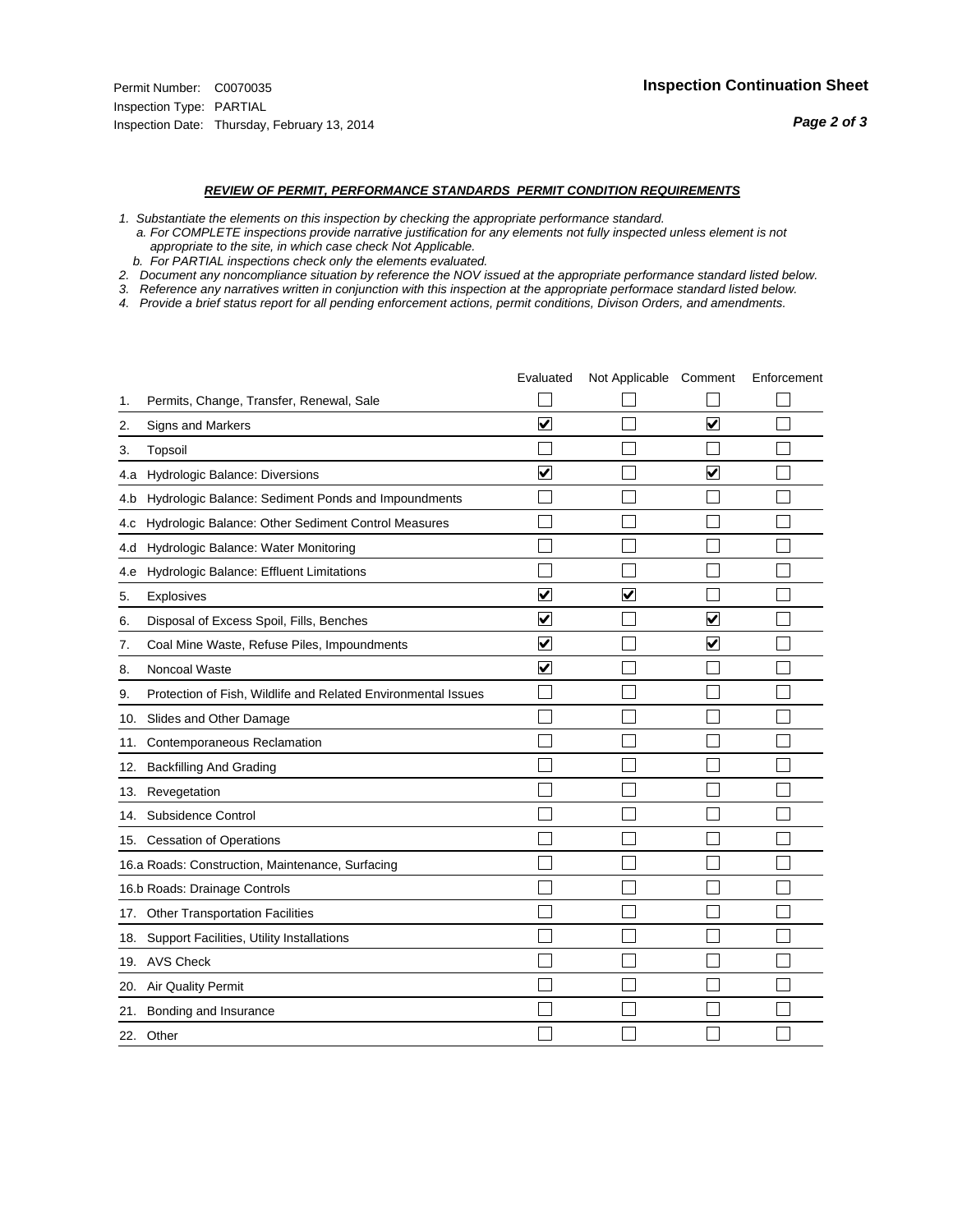Permit Number: C0070035
Inspection Type: PARTIAL
Inspection Date: Thursday, February 13, 2014

**Inspection Continuation Sheet**

***Page 2 of 3***

## *REVIEW OF PERMIT, PERFORMANCE STANDARDS PERMIT CONDITION REQUIREMENTS*

*1. Substantiate the elements on this inspection by checking the appropriate performance standard.*
*a. For COMPLETE inspections provide narrative justification for any elements not fully inspected unless element is not appropriate to the site, in which case check Not Applicable.*
*b. For PARTIAL inspections check only the elements evaluated.*
*2. Document any noncompliance situation by reference the NOV issued at the appropriate performance standard listed below.*
*3. Reference any narratives written in conjunction with this inspection at the appropriate performace standard listed below.*
*4. Provide a brief status report for all pending enforcement actions, permit conditions, Divison Orders, and amendments.*

| | Evaluated | Not Applicable | Comment | Enforcement |
|---|---|---|---|---|
| 1. Permits, Change, Transfer, Renewal, Sale | ☐ | ☐ | ☐ | ☐ |
| 2. Signs and Markers | ☑ | ☐ | ☑ | ☐ |
| 3. Topsoil | ☐ | ☐ | ☐ | ☐ |
| 4.a Hydrologic Balance: Diversions | ☑ | ☐ | ☑ | ☐ |
| 4.b Hydrologic Balance: Sediment Ponds and Impoundments | ☐ | ☐ | ☐ | ☐ |
| 4.c Hydrologic Balance: Other Sediment Control Measures | ☐ | ☐ | ☐ | ☐ |
| 4.d Hydrologic Balance: Water Monitoring | ☐ | ☐ | ☐ | ☐ |
| 4.e Hydrologic Balance: Effluent Limitations | ☐ | ☐ | ☐ | ☐ |
| 5. Explosives | ☑ | ☑ | ☐ | ☐ |
| 6. Disposal of Excess Spoil, Fills, Benches | ☑ | ☐ | ☑ | ☐ |
| 7. Coal Mine Waste, Refuse Piles, Impoundments | ☑ | ☐ | ☑ | ☐ |
| 8. Noncoal Waste | ☑ | ☐ | ☐ | ☐ |
| 9. Protection of Fish, Wildlife and Related Environmental Issues | ☐ | ☐ | ☐ | ☐ |
| 10. Slides and Other Damage | ☐ | ☐ | ☐ | ☐ |
| 11. Contemporaneous Reclamation | ☐ | ☐ | ☐ | ☐ |
| 12. Backfilling And Grading | ☐ | ☐ | ☐ | ☐ |
| 13. Revegetation | ☐ | ☐ | ☐ | ☐ |
| 14. Subsidence Control | ☐ | ☐ | ☐ | ☐ |
| 15. Cessation of Operations | ☐ | ☐ | ☐ | ☐ |
| 16.a Roads: Construction, Maintenance, Surfacing | ☐ | ☐ | ☐ | ☐ |
| 16.b Roads: Drainage Controls | ☐ | ☐ | ☐ | ☐ |
| 17. Other Transportation Facilities | ☐ | ☐ | ☐ | ☐ |
| 18. Support Facilities, Utility Installations | ☐ | ☐ | ☐ | ☐ |
| 19. AVS Check | ☐ | ☐ | ☐ | ☐ |
| 20. Air Quality Permit | ☐ | ☐ | ☐ | ☐ |
| 21. Bonding and Insurance | ☐ | ☐ | ☐ | ☐ |
| 22. Other | ☐ | ☐ | ☐ | ☐ |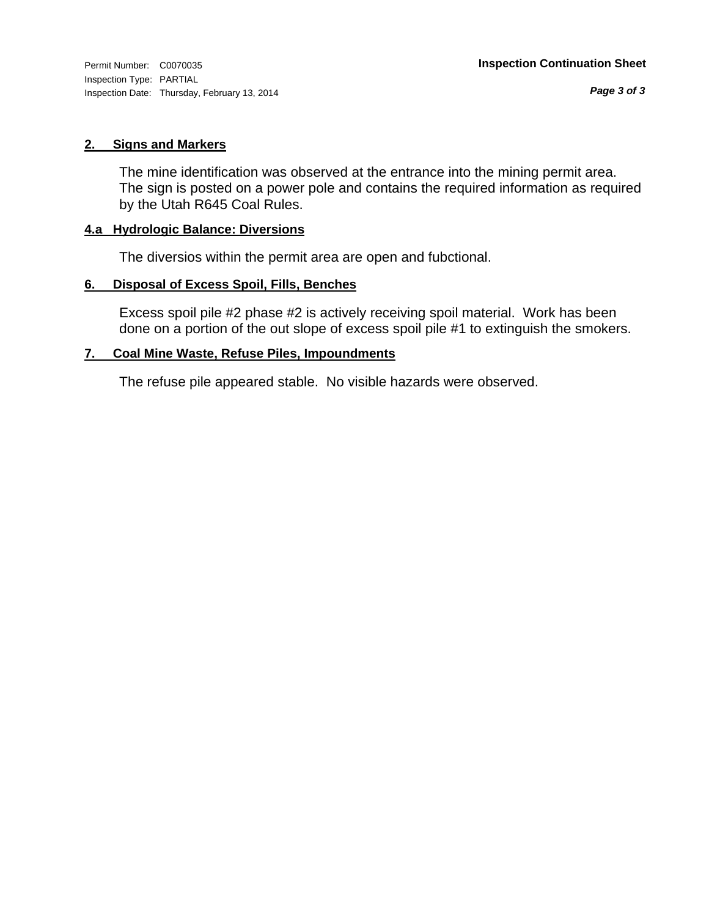Permit Number: C0070035
Inspection Type: PARTIAL
Inspection Date: Thursday, February 13, 2014

**Inspection Continuation Sheet**

**2. Signs and Markers**

The mine identification was observed at the entrance into the mining permit area. The sign is posted on a power pole and contains the required information as required by the Utah R645 Coal Rules.

**4.a Hydrologic Balance: Diversions**

The diversios within the permit area are open and fubctional.

**6. Disposal of Excess Spoil, Fills, Benches**

Excess spoil pile #2 phase #2 is actively receiving spoil material. Work has been done on a portion of the out slope of excess spoil pile #1 to extinguish the smokers.

**7. Coal Mine Waste, Refuse Piles, Impoundments**

The refuse pile appeared stable. No visible hazards were observed.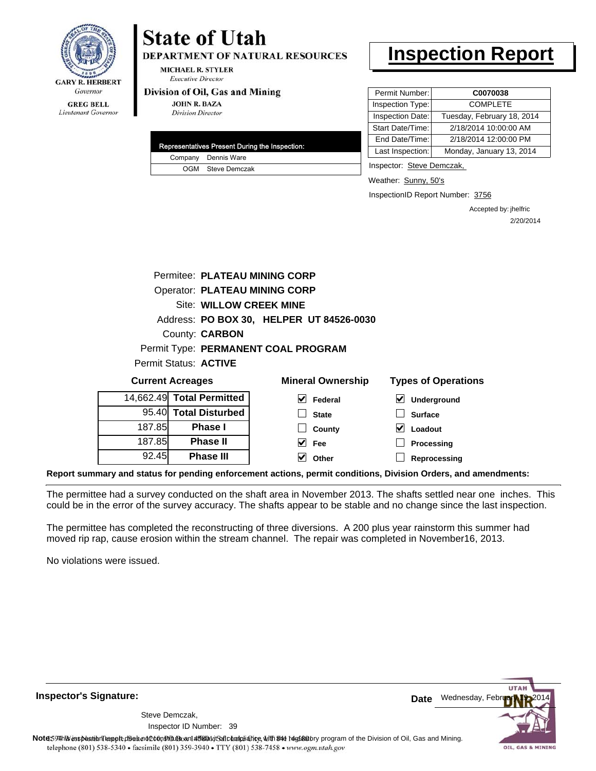**State of Utah**
**DEPARTMENT OF NATURAL RESOURCES**

MICHAEL R. STYLER
*Executive Director*

**Division of Oil, Gas and Mining**
JOHN R. BAZA
*Division Director*

GARY R. HERBERT
*Governor*

GREG BELL
*Lieutenant Governor*

# Inspection Report

| | |
|---|---|
| Permit Number: | C0070038 |
| Inspection Type: | COMPLETE |
| Inspection Date: | Tuesday, February 18, 2014 |
| Start Date/Time: | 2/18/2014 10:00:00 AM |
| End Date/Time: | 2/18/2014 12:00:00 PM |
| Last Inspection: | Monday, January 13, 2014 |

Inspector: Steve Demczak,

Weather: Sunny, 50's

InspectionID Report Number: 3756

Accepted by: jhelfric
2/20/2014

| Representatives Present During the Inspection: | |
|---|---|
| Company | Dennis Ware |
| OGM | Steve Demczak |

Permitee: **PLATEAU MINING CORP**
Operator: **PLATEAU MINING CORP**
Site: **WILLOW CREEK MINE**
Address: **PO BOX 30, HELPER UT 84526-0030**
County: **CARBON**
Permit Type: **PERMANENT COAL PROGRAM**
Permit Status: **ACTIVE**

**Current Acreages**

| | |
|---|---|
| 14,662.49 | **Total Permitted** |
| 95.40 | **Total Disturbed** |
| 187.85 | **Phase I** |
| 187.85 | **Phase II** |
| 92.45 | **Phase III** |

**Mineral Ownership**

- [x] Federal
- [ ] State
- [ ] County
- [x] Fee
- [x] Other

**Types of Operations**

- [x] Underground
- [ ] Surface
- [x] Loadout
- [ ] Processing
- [ ] Reprocessing

**Report summary and status for pending enforcement actions, permit conditions, Division Orders, and amendments:**

The permittee had a survey conducted on the shaft area in November 2013. The shafts settled near one inches. This could be in the error of the survey accuracy. The shafts appear to be stable and no change since the last inspection.

The permittee has completed the reconstructing of three diversions. A 200 plus year rainstorm this summer had moved rip rap, cause erosion within the stream channel. The repair was completed in November16, 2013.

No violations were issued.

**Inspector's Signature:**

Steve Demczak,
Inspector ID Number: 39

**Date** Wednesday, February 19, 2014

**Note:** This inspection report does not constitute an affidavit of compliance with the regulatory program of the Division of Oil, Gas and Mining.

telephone (801) 538-5340 • facsimile (801) 359-3940 • TTY (801) 538-7458 • www.ogm.utah.gov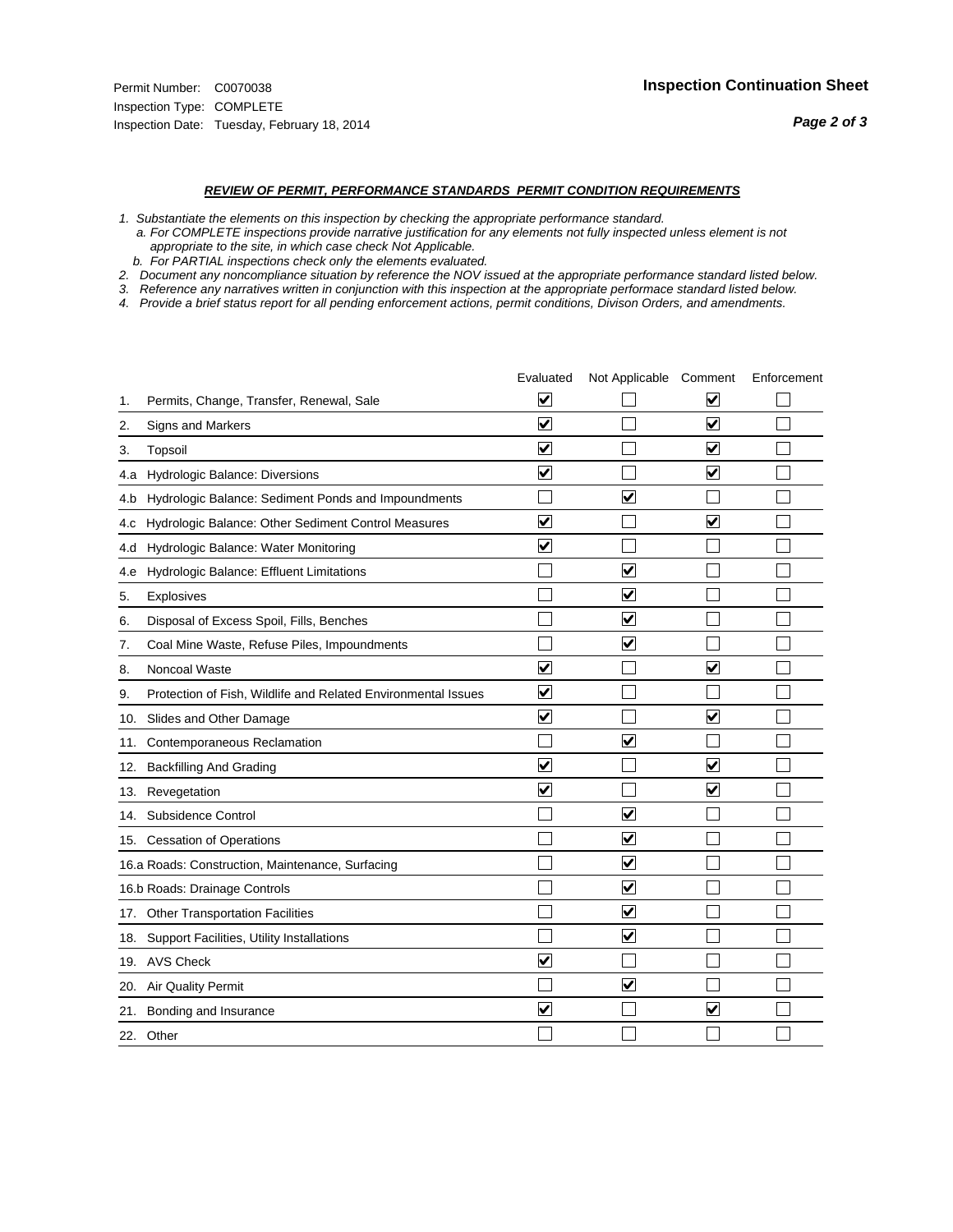Permit Number: C0070038
Inspection Type: COMPLETE
Inspection Date: Tuesday, February 18, 2014

**Inspection Continuation Sheet**

***REVIEW OF PERMIT, PERFORMANCE STANDARDS PERMIT CONDITION REQUIREMENTS***

*1. Substantiate the elements on this inspection by checking the appropriate performance standard.*
*a. For COMPLETE inspections provide narrative justification for any elements not fully inspected unless element is not appropriate to the site, in which case check Not Applicable.*
*b. For PARTIAL inspections check only the elements evaluated.*
*2. Document any noncompliance situation by reference the NOV issued at the appropriate performance standard listed below.*
*3. Reference any narratives written in conjunction with this inspection at the appropriate performace standard listed below.*
*4. Provide a brief status report for all pending enforcement actions, permit conditions, Divison Orders, and amendments.*

| | | Evaluated | Not Applicable | Comment | Enforcement |
|---|---|---|---|---|---|
| 1. | Permits, Change, Transfer, Renewal, Sale | ☑ | ☐ | ☑ | ☐ |
| 2. | Signs and Markers | ☑ | ☐ | ☑ | ☐ |
| 3. | Topsoil | ☑ | ☐ | ☑ | ☐ |
| 4.a | Hydrologic Balance: Diversions | ☑ | ☐ | ☑ | ☐ |
| 4.b | Hydrologic Balance: Sediment Ponds and Impoundments | ☐ | ☑ | ☐ | ☐ |
| 4.c | Hydrologic Balance: Other Sediment Control Measures | ☑ | ☐ | ☑ | ☐ |
| 4.d | Hydrologic Balance: Water Monitoring | ☑ | ☐ | ☐ | ☐ |
| 4.e | Hydrologic Balance: Effluent Limitations | ☐ | ☑ | ☐ | ☐ |
| 5. | Explosives | ☐ | ☑ | ☐ | ☐ |
| 6. | Disposal of Excess Spoil, Fills, Benches | ☐ | ☑ | ☐ | ☐ |
| 7. | Coal Mine Waste, Refuse Piles, Impoundments | ☐ | ☑ | ☐ | ☐ |
| 8. | Noncoal Waste | ☑ | ☐ | ☑ | ☐ |
| 9. | Protection of Fish, Wildlife and Related Environmental Issues | ☑ | ☐ | ☐ | ☐ |
| 10. | Slides and Other Damage | ☑ | ☐ | ☑ | ☐ |
| 11. | Contemporaneous Reclamation | ☐ | ☑ | ☐ | ☐ |
| 12. | Backfilling And Grading | ☑ | ☐ | ☑ | ☐ |
| 13. | Revegetation | ☑ | ☐ | ☑ | ☐ |
| 14. | Subsidence Control | ☐ | ☑ | ☐ | ☐ |
| 15. | Cessation of Operations | ☐ | ☑ | ☐ | ☐ |
| 16.a | Roads: Construction, Maintenance, Surfacing | ☐ | ☑ | ☐ | ☐ |
| 16.b | Roads: Drainage Controls | ☐ | ☑ | ☐ | ☐ |
| 17. | Other Transportation Facilities | ☐ | ☑ | ☐ | ☐ |
| 18. | Support Facilities, Utility Installations | ☐ | ☑ | ☐ | ☐ |
| 19. | AVS Check | ☑ | ☐ | ☐ | ☐ |
| 20. | Air Quality Permit | ☐ | ☑ | ☐ | ☐ |
| 21. | Bonding and Insurance | ☑ | ☐ | ☑ | ☐ |
| 22. | Other | ☐ | ☐ | ☐ | ☐ |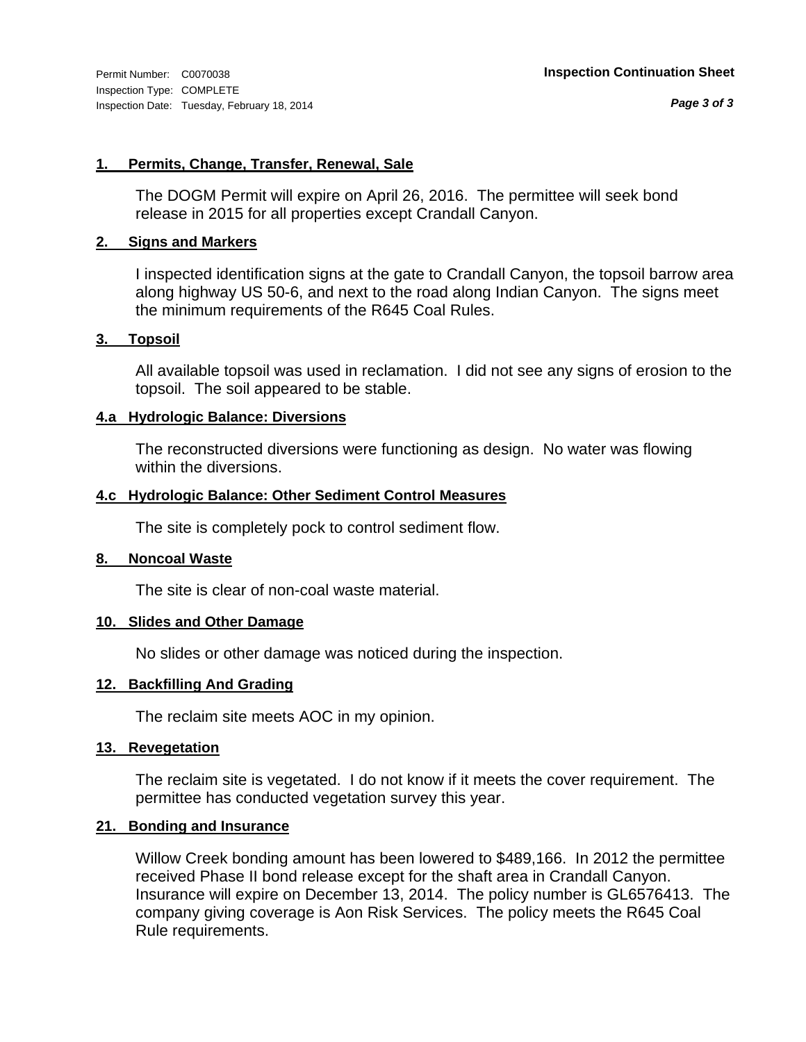Permit Number: C0070038
Inspection Type: COMPLETE
Inspection Date: Tuesday, February 18, 2014

**Inspection Continuation Sheet**

**1. Permits, Change, Transfer, Renewal, Sale**

The DOGM Permit will expire on April 26, 2016. The permittee will seek bond release in 2015 for all properties except Crandall Canyon.

**2. Signs and Markers**

I inspected identification signs at the gate to Crandall Canyon, the topsoil barrow area along highway US 50-6, and next to the road along Indian Canyon. The signs meet the minimum requirements of the R645 Coal Rules.

**3. Topsoil**

All available topsoil was used in reclamation. I did not see any signs of erosion to the topsoil. The soil appeared to be stable.

**4.a Hydrologic Balance: Diversions**

The reconstructed diversions were functioning as design. No water was flowing within the diversions.

**4.c Hydrologic Balance: Other Sediment Control Measures**

The site is completely pock to control sediment flow.

**8. Noncoal Waste**

The site is clear of non-coal waste material.

**10. Slides and Other Damage**

No slides or other damage was noticed during the inspection.

**12. Backfilling And Grading**

The reclaim site meets AOC in my opinion.

**13. Revegetation**

The reclaim site is vegetated. I do not know if it meets the cover requirement. The permittee has conducted vegetation survey this year.

**21. Bonding and Insurance**

Willow Creek bonding amount has been lowered to $489,166. In 2012 the permittee received Phase II bond release except for the shaft area in Crandall Canyon. Insurance will expire on December 13, 2014. The policy number is GL6576413. The company giving coverage is Aon Risk Services. The policy meets the R645 Coal Rule requirements.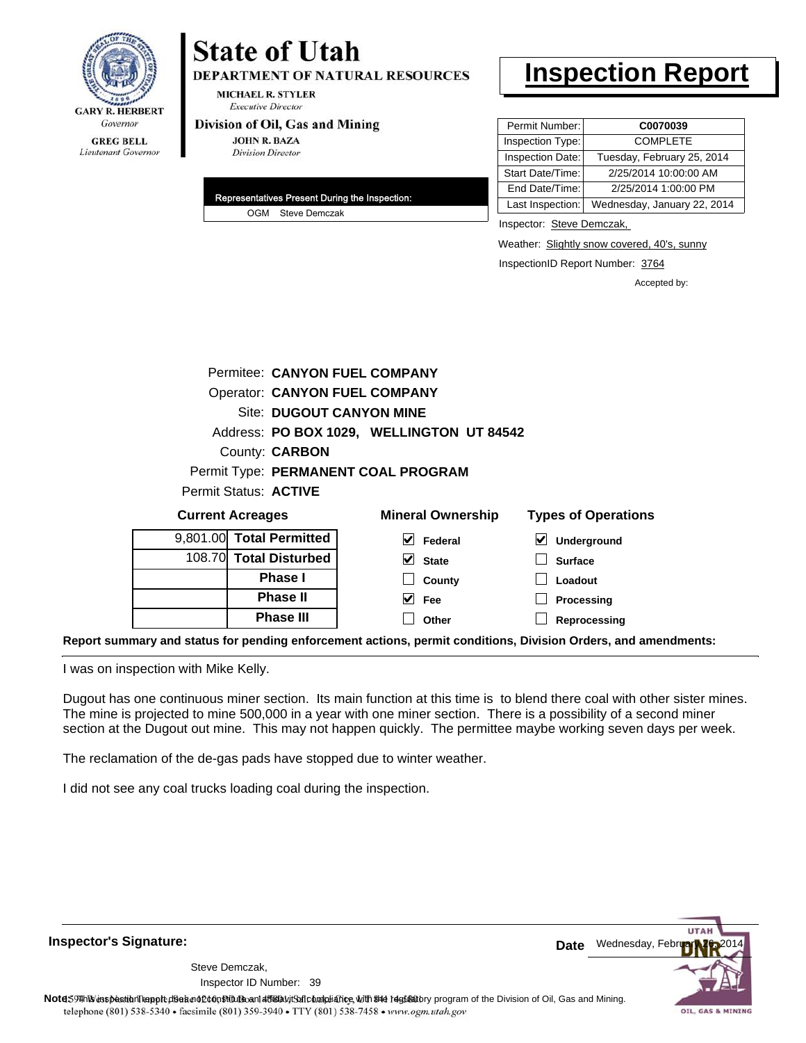**GARY R. HERBERT**
*Governor*

**GREG BELL**
*Lieutenant Governor*

# State of Utah

**DEPARTMENT OF NATURAL RESOURCES**

MICHAEL R. STYLER
*Executive Director*

**Division of Oil, Gas and Mining**

JOHN R. BAZA
*Division Director*

# Inspection Report

| Permit Number: | C0070039 |
|---|---|
| Inspection Type: | COMPLETE |
| Inspection Date: | Tuesday, February 25, 2014 |
| Start Date/Time: | 2/25/2014 10:00:00 AM |
| End Date/Time: | 2/25/2014 1:00:00 PM |
| Last Inspection: | Wednesday, January 22, 2014 |

| Representatives Present During the Inspection: |
|---|
| OGM Steve Demczak |

Inspector: Steve Demczak,

Weather: Slightly snow covered, 40's, sunny

InspectionID Report Number: 3764

Accepted by:

Permitee: **CANYON FUEL COMPANY**
Operator: **CANYON FUEL COMPANY**
Site: **DUGOUT CANYON MINE**
Address: **PO BOX 1029, WELLINGTON UT 84542**
County: **CARBON**
Permit Type: **PERMANENT COAL PROGRAM**
Permit Status: **ACTIVE**

**Current Acreages**

| | |
|---|---|
| 9,801.00 | Total Permitted |
| 108.70 | Total Disturbed |
| | Phase I |
| | Phase II |
| | Phase III |

**Mineral Ownership**

- [x] Federal
- [x] State
- [ ] County
- [x] Fee
- [ ] Other

**Types of Operations**

- [x] Underground
- [ ] Surface
- [ ] Loadout
- [ ] Processing
- [ ] Reprocessing

**Report summary and status for pending enforcement actions, permit conditions, Division Orders, and amendments:**

I was on inspection with Mike Kelly.

Dugout has one continuous miner section. Its main function at this time is to blend there coal with other sister mines. The mine is projected to mine 500,000 in a year with one miner section. There is a possibility of a second miner section at the Dugout out mine. This may not happen quickly. The permittee maybe working seven days per week.

The reclamation of the de-gas pads have stopped due to winter weather.

I did not see any coal trucks loading coal during the inspection.

**Inspector's Signature:**

Steve Demczak,
Inspector ID Number: 39

**Date** Wednesday, February 26, 2014

**Note:** This inspection report does not constitute an affidavit of compliance with the regulatory program of the Division of Oil, Gas and Mining.

telephone (801) 538-5340 • facsimile (801) 359-3940 • TTY (801) 538-7458 • www.ogm.utah.gov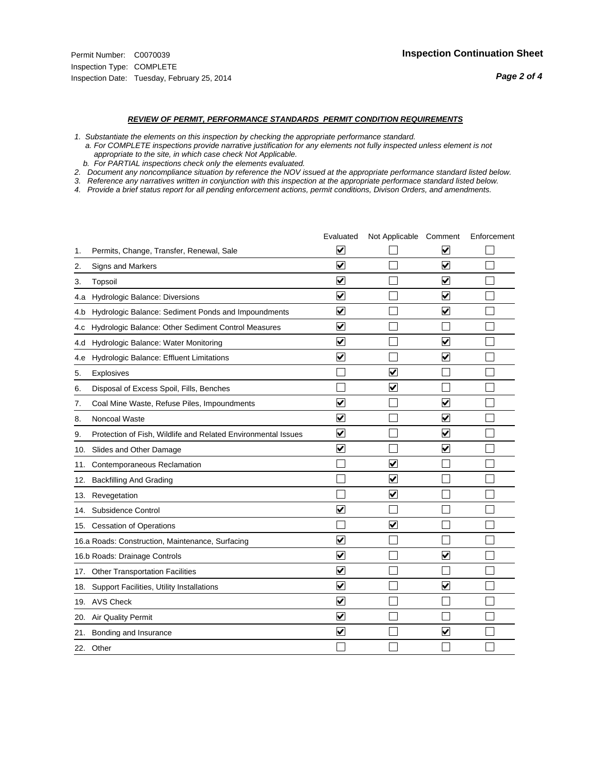Permit Number: C0070039
Inspection Type: COMPLETE
Inspection Date: Tuesday, February 25, 2014

## Inspection Continuation Sheet

### *REVIEW OF PERMIT, PERFORMANCE STANDARDS PERMIT CONDITION REQUIREMENTS*

*1. Substantiate the elements on this inspection by checking the appropriate performance standard.*
*a. For COMPLETE inspections provide narrative justification for any elements not fully inspected unless element is not appropriate to the site, in which case check Not Applicable.*
*b. For PARTIAL inspections check only the elements evaluated.*
*2. Document any noncompliance situation by reference the NOV issued at the appropriate performance standard listed below.*
*3. Reference any narratives written in conjunction with this inspection at the appropriate performace standard listed below.*
*4. Provide a brief status report for all pending enforcement actions, permit conditions, Divison Orders, and amendments.*

| | Evaluated | Not Applicable | Comment | Enforcement |
|---|---|---|---|---|
| 1. Permits, Change, Transfer, Renewal, Sale | ☑ | ☐ | ☑ | ☐ |
| 2. Signs and Markers | ☑ | ☐ | ☑ | ☐ |
| 3. Topsoil | ☑ | ☐ | ☑ | ☐ |
| 4.a Hydrologic Balance: Diversions | ☑ | ☐ | ☑ | ☐ |
| 4.b Hydrologic Balance: Sediment Ponds and Impoundments | ☑ | ☐ | ☑ | ☐ |
| 4.c Hydrologic Balance: Other Sediment Control Measures | ☑ | ☐ | ☐ | ☐ |
| 4.d Hydrologic Balance: Water Monitoring | ☑ | ☐ | ☑ | ☐ |
| 4.e Hydrologic Balance: Effluent Limitations | ☑ | ☐ | ☑ | ☐ |
| 5. Explosives | ☐ | ☑ | ☐ | ☐ |
| 6. Disposal of Excess Spoil, Fills, Benches | ☐ | ☑ | ☐ | ☐ |
| 7. Coal Mine Waste, Refuse Piles, Impoundments | ☑ | ☐ | ☑ | ☐ |
| 8. Noncoal Waste | ☑ | ☐ | ☑ | ☐ |
| 9. Protection of Fish, Wildlife and Related Environmental Issues | ☑ | ☐ | ☑ | ☐ |
| 10. Slides and Other Damage | ☑ | ☐ | ☑ | ☐ |
| 11. Contemporaneous Reclamation | ☐ | ☑ | ☐ | ☐ |
| 12. Backfilling And Grading | ☐ | ☑ | ☐ | ☐ |
| 13. Revegetation | ☐ | ☑ | ☐ | ☐ |
| 14. Subsidence Control | ☑ | ☐ | ☐ | ☐ |
| 15. Cessation of Operations | ☐ | ☑ | ☐ | ☐ |
| 16.a Roads: Construction, Maintenance, Surfacing | ☑ | ☐ | ☐ | ☐ |
| 16.b Roads: Drainage Controls | ☑ | ☐ | ☑ | ☐ |
| 17. Other Transportation Facilities | ☑ | ☐ | ☐ | ☐ |
| 18. Support Facilities, Utility Installations | ☑ | ☐ | ☑ | ☐ |
| 19. AVS Check | ☑ | ☐ | ☐ | ☐ |
| 20. Air Quality Permit | ☑ | ☐ | ☐ | ☐ |
| 21. Bonding and Insurance | ☑ | ☐ | ☑ | ☐ |
| 22. Other | ☐ | ☐ | ☐ | ☐ |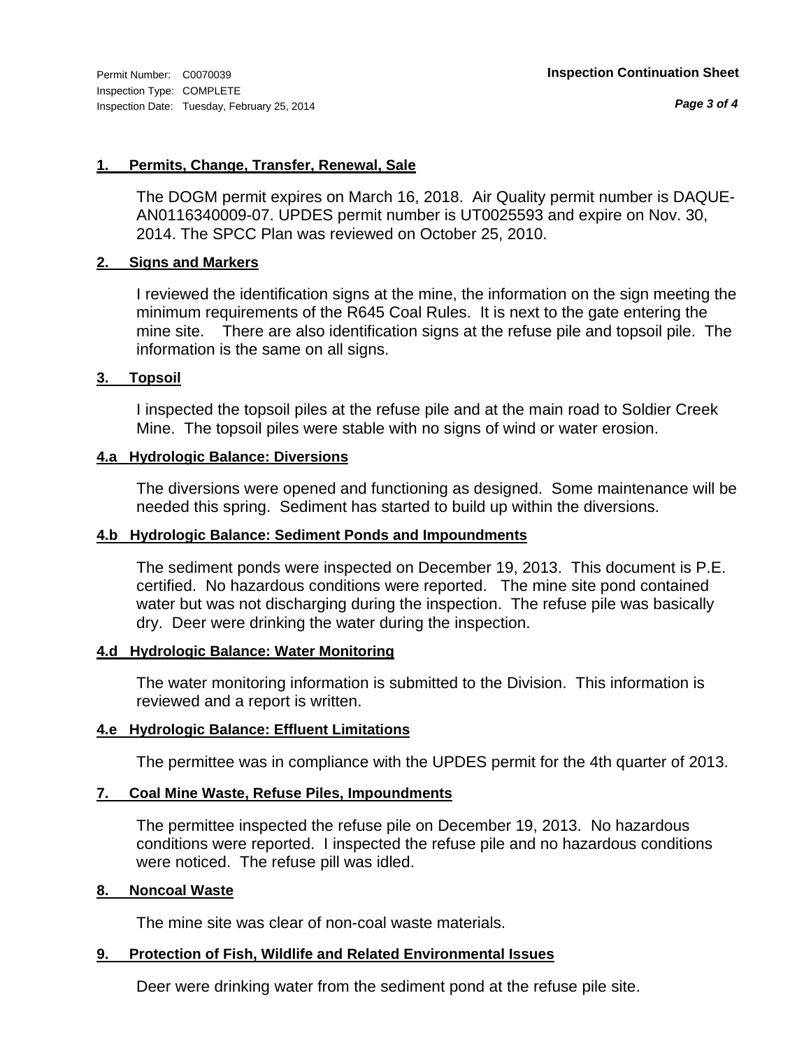Permit Number: C0070039
Inspection Type: COMPLETE
Inspection Date: Tuesday, February 25, 2014

**Inspection Continuation Sheet**

### 1. Permits, Change, Transfer, Renewal, Sale

The DOGM permit expires on March 16, 2018. Air Quality permit number is DAQUE-AN0116340009-07. UPDES permit number is UT0025593 and expire on Nov. 30, 2014. The SPCC Plan was reviewed on October 25, 2010.

### 2. Signs and Markers

I reviewed the identification signs at the mine, the information on the sign meeting the minimum requirements of the R645 Coal Rules. It is next to the gate entering the mine site. There are also identification signs at the refuse pile and topsoil pile. The information is the same on all signs.

### 3. Topsoil

I inspected the topsoil piles at the refuse pile and at the main road to Soldier Creek Mine. The topsoil piles were stable with no signs of wind or water erosion.

### 4.a Hydrologic Balance: Diversions

The diversions were opened and functioning as designed. Some maintenance will be needed this spring. Sediment has started to build up within the diversions.

### 4.b Hydrologic Balance: Sediment Ponds and Impoundments

The sediment ponds were inspected on December 19, 2013. This document is P.E. certified. No hazardous conditions were reported. The mine site pond contained water but was not discharging during the inspection. The refuse pile was basically dry. Deer were drinking the water during the inspection.

### 4.d Hydrologic Balance: Water Monitoring

The water monitoring information is submitted to the Division. This information is reviewed and a report is written.

### 4.e Hydrologic Balance: Effluent Limitations

The permittee was in compliance with the UPDES permit for the 4th quarter of 2013.

### 7. Coal Mine Waste, Refuse Piles, Impoundments

The permittee inspected the refuse pile on December 19, 2013. No hazardous conditions were reported. I inspected the refuse pile and no hazardous conditions were noticed. The refuse pill was idled.

### 8. Noncoal Waste

The mine site was clear of non-coal waste materials.

### 9. Protection of Fish, Wildlife and Related Environmental Issues

Deer were drinking water from the sediment pond at the refuse pile site.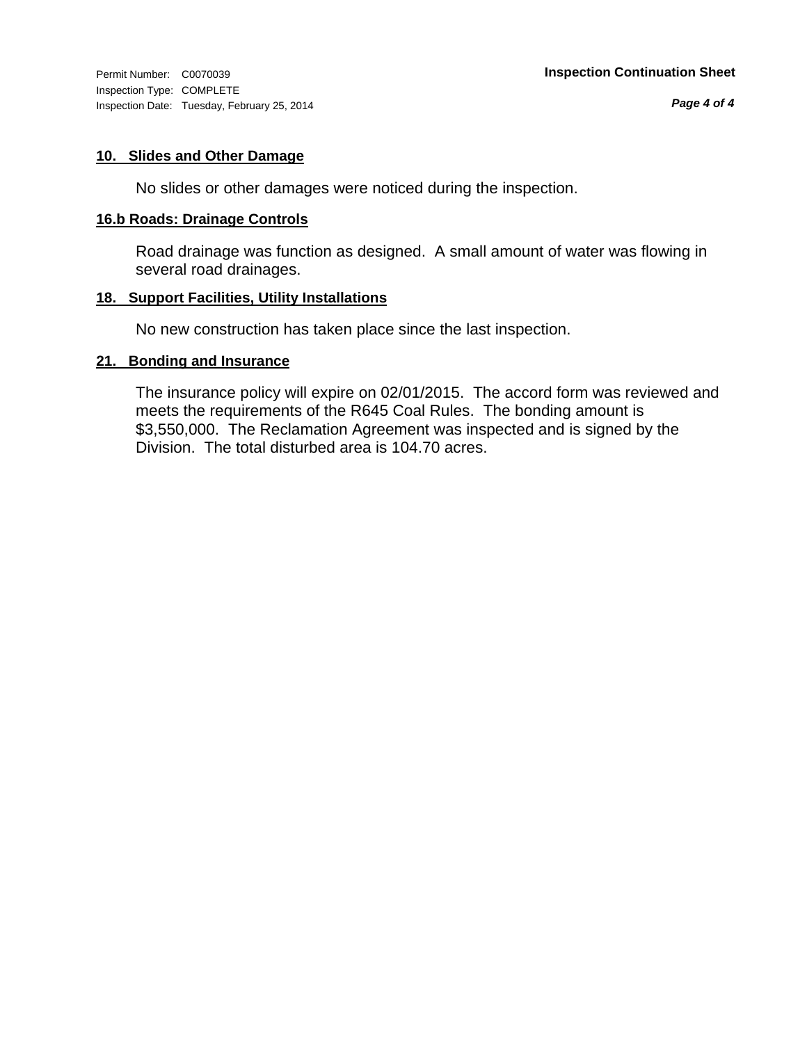### 10. Slides and Other Damage

No slides or other damages were noticed during the inspection.

### 16.b Roads: Drainage Controls

Road drainage was function as designed. A small amount of water was flowing in several road drainages.

### 18. Support Facilities, Utility Installations

No new construction has taken place since the last inspection.

### 21. Bonding and Insurance

The insurance policy will expire on 02/01/2015. The accord form was reviewed and meets the requirements of the R645 Coal Rules. The bonding amount is $3,550,000. The Reclamation Agreement was inspected and is signed by the Division. The total disturbed area is 104.70 acres.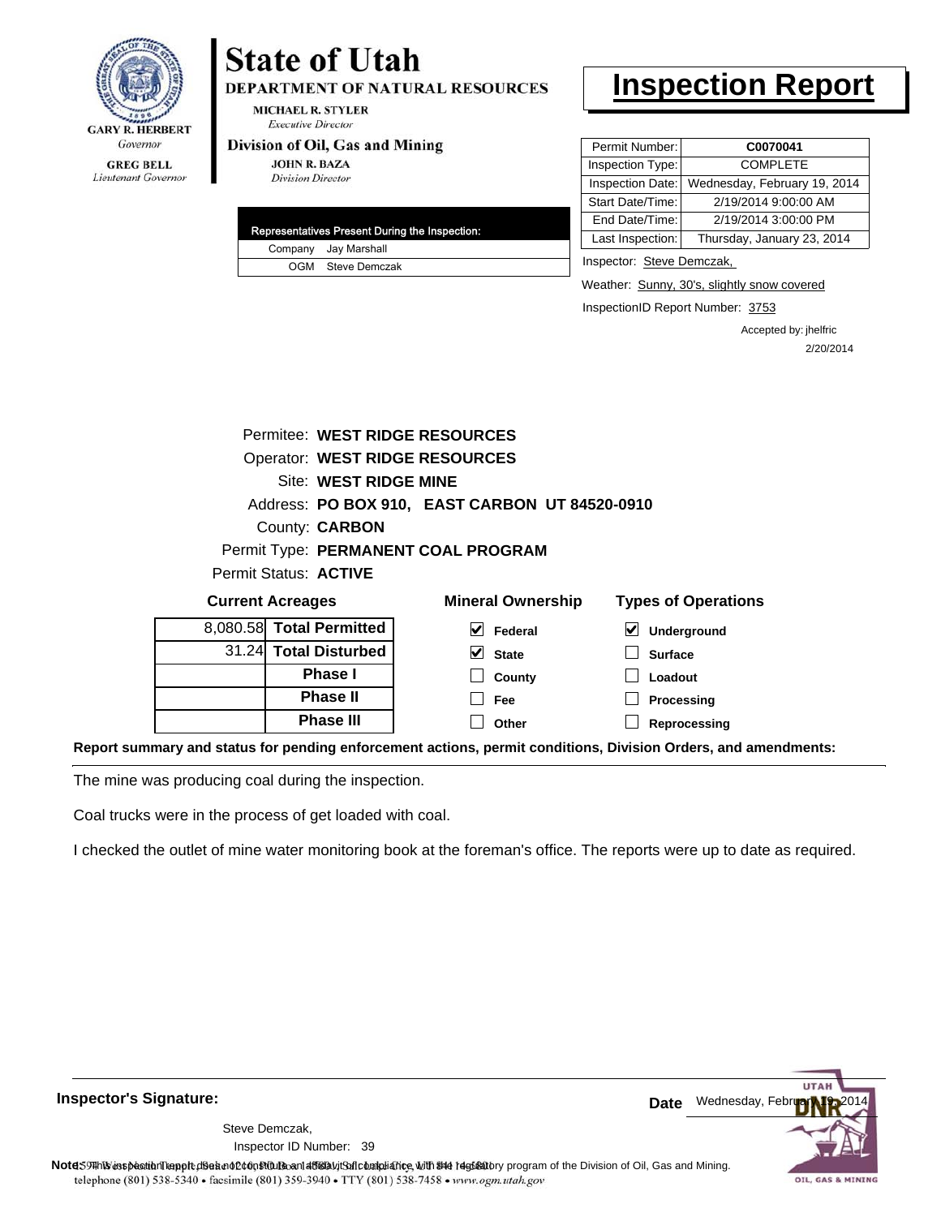**GARY R. HERBERT**
*Governor*

**GREG BELL**
*Lieutenant Governor*

# State of Utah

**DEPARTMENT OF NATURAL RESOURCES**

**MICHAEL R. STYLER**
*Executive Director*

**Division of Oil, Gas and Mining**

**JOHN R. BAZA**
*Division Director*

# Inspection Report

| Permit Number: | C0070041 |
|---|---|
| Inspection Type: | COMPLETE |
| Inspection Date: | Wednesday, February 19, 2014 |
| Start Date/Time: | 2/19/2014 9:00:00 AM |
| End Date/Time: | 2/19/2014 3:00:00 PM |
| Last Inspection: | Thursday, January 23, 2014 |

| Representatives Present During the Inspection: | |
|---|---|
| Company | Jay Marshall |
| OGM | Steve Demczak |

Inspector: Steve Demczak,

Weather: Sunny, 30's, slightly snow covered

InspectionID Report Number: 3753

Accepted by: jhelfric
2/20/2014

Permitee: **WEST RIDGE RESOURCES**
Operator: **WEST RIDGE RESOURCES**
Site: **WEST RIDGE MINE**
Address: **PO BOX 910, EAST CARBON UT 84520-0910**
County: **CARBON**
Permit Type: **PERMANENT COAL PROGRAM**
Permit Status: **ACTIVE**

**Current Acreages**

| | |
|---|---|
| 8,080.58 | **Total Permitted** |
| 31.24 | **Total Disturbed** |
| | **Phase I** |
| | **Phase II** |
| | **Phase III** |

**Mineral Ownership**

- [x] Federal
- [x] State
- [ ] County
- [ ] Fee
- [ ] Other

**Types of Operations**

- [x] Underground
- [ ] Surface
- [ ] Loadout
- [ ] Processing
- [ ] Reprocessing

**Report summary and status for pending enforcement actions, permit conditions, Division Orders, and amendments:**

The mine was producing coal during the inspection.

Coal trucks were in the process of get loaded with coal.

I checked the outlet of mine water monitoring book at the foreman's office. The reports were up to date as required.

**Inspector's Signature:**

Steve Demczak,
Inspector ID Number: 39

**Date** Wednesday, February 19, 2014

**Note:** This inspection report does not constitute an affidavit of compliance with the regulatory program of the Division of Oil, Gas and Mining.

telephone (801) 538-5340 • facsimile (801) 359-3940 • TTY (801) 538-7458 • www.ogm.utah.gov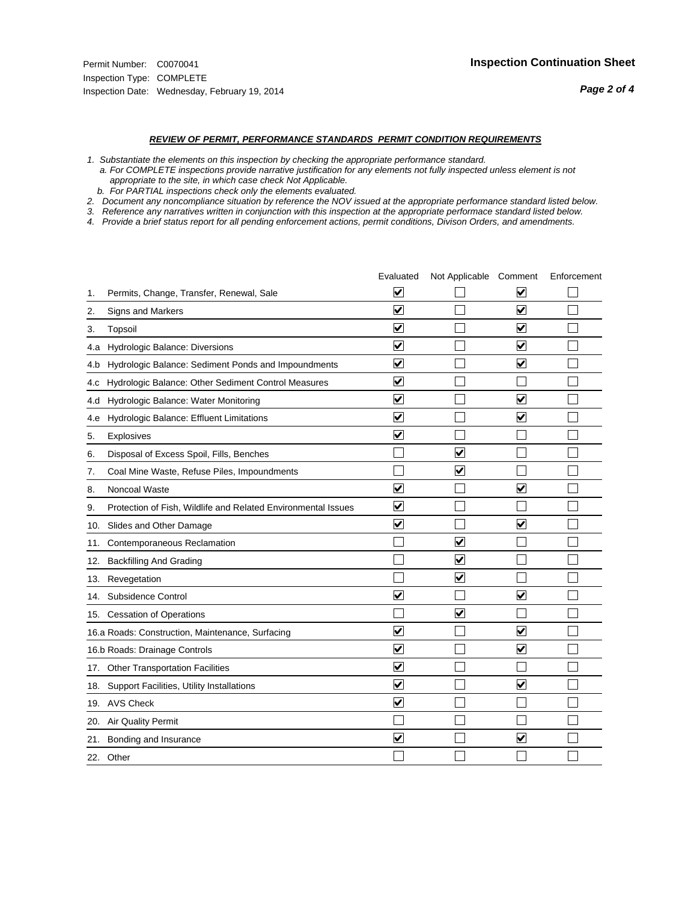Permit Number: C0070041
Inspection Type: COMPLETE
Inspection Date: Wednesday, February 19, 2014

## Inspection Continuation Sheet

***Page 2 of 4***

***REVIEW OF PERMIT, PERFORMANCE STANDARDS PERMIT CONDITION REQUIREMENTS***

*1. Substantiate the elements on this inspection by checking the appropriate performance standard.*
*a. For COMPLETE inspections provide narrative justification for any elements not fully inspected unless element is not appropriate to the site, in which case check Not Applicable.*
*b. For PARTIAL inspections check only the elements evaluated.*
*2. Document any noncompliance situation by reference the NOV issued at the appropriate performance standard listed below.*
*3. Reference any narratives written in conjunction with this inspection at the appropriate performace standard listed below.*
*4. Provide a brief status report for all pending enforcement actions, permit conditions, Divison Orders, and amendments.*

| | Evaluated | Not Applicable | Comment | Enforcement |
|---|---|---|---|---|
| 1. Permits, Change, Transfer, Renewal, Sale | ☑ | ☐ | ☑ | ☐ |
| 2. Signs and Markers | ☑ | ☐ | ☑ | ☐ |
| 3. Topsoil | ☑ | ☐ | ☑ | ☐ |
| 4.a Hydrologic Balance: Diversions | ☑ | ☐ | ☑ | ☐ |
| 4.b Hydrologic Balance: Sediment Ponds and Impoundments | ☑ | ☐ | ☑ | ☐ |
| 4.c Hydrologic Balance: Other Sediment Control Measures | ☑ | ☐ | ☐ | ☐ |
| 4.d Hydrologic Balance: Water Monitoring | ☑ | ☐ | ☑ | ☐ |
| 4.e Hydrologic Balance: Effluent Limitations | ☑ | ☐ | ☑ | ☐ |
| 5. Explosives | ☑ | ☐ | ☐ | ☐ |
| 6. Disposal of Excess Spoil, Fills, Benches | ☐ | ☑ | ☐ | ☐ |
| 7. Coal Mine Waste, Refuse Piles, Impoundments | ☐ | ☑ | ☐ | ☐ |
| 8. Noncoal Waste | ☑ | ☐ | ☑ | ☐ |
| 9. Protection of Fish, Wildlife and Related Environmental Issues | ☑ | ☐ | ☐ | ☐ |
| 10. Slides and Other Damage | ☑ | ☐ | ☑ | ☐ |
| 11. Contemporaneous Reclamation | ☐ | ☑ | ☐ | ☐ |
| 12. Backfilling And Grading | ☐ | ☑ | ☐ | ☐ |
| 13. Revegetation | ☐ | ☑ | ☐ | ☐ |
| 14. Subsidence Control | ☑ | ☐ | ☑ | ☐ |
| 15. Cessation of Operations | ☐ | ☑ | ☐ | ☐ |
| 16.a Roads: Construction, Maintenance, Surfacing | ☑ | ☐ | ☑ | ☐ |
| 16.b Roads: Drainage Controls | ☑ | ☐ | ☑ | ☐ |
| 17. Other Transportation Facilities | ☑ | ☐ | ☐ | ☐ |
| 18. Support Facilities, Utility Installations | ☑ | ☐ | ☑ | ☐ |
| 19. AVS Check | ☑ | ☐ | ☐ | ☐ |
| 20. Air Quality Permit | ☐ | ☐ | ☐ | ☐ |
| 21. Bonding and Insurance | ☑ | ☐ | ☑ | ☐ |
| 22. Other | ☐ | ☐ | ☐ | ☐ |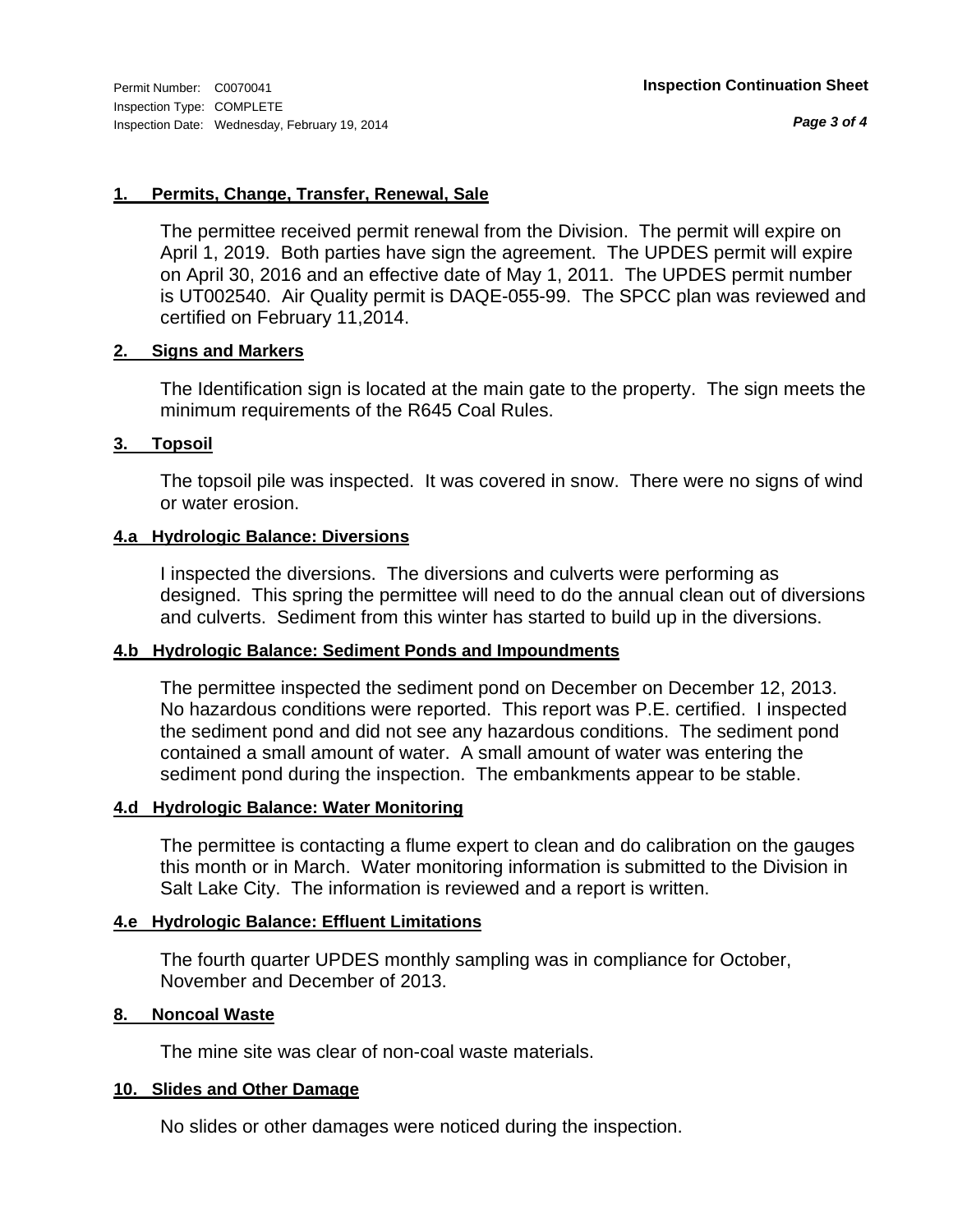Permit Number: C0070041
Inspection Type: COMPLETE
Inspection Date: Wednesday, February 19, 2014

**Inspection Continuation Sheet**

### 1. Permits, Change, Transfer, Renewal, Sale

The permittee received permit renewal from the Division. The permit will expire on April 1, 2019. Both parties have sign the agreement. The UPDES permit will expire on April 30, 2016 and an effective date of May 1, 2011. The UPDES permit number is UT002540. Air Quality permit is DAQE-055-99. The SPCC plan was reviewed and certified on February 11,2014.

### 2. Signs and Markers

The Identification sign is located at the main gate to the property. The sign meets the minimum requirements of the R645 Coal Rules.

### 3. Topsoil

The topsoil pile was inspected. It was covered in snow. There were no signs of wind or water erosion.

### 4.a Hydrologic Balance: Diversions

I inspected the diversions. The diversions and culverts were performing as designed. This spring the permittee will need to do the annual clean out of diversions and culverts. Sediment from this winter has started to build up in the diversions.

### 4.b Hydrologic Balance: Sediment Ponds and Impoundments

The permittee inspected the sediment pond on December on December 12, 2013. No hazardous conditions were reported. This report was P.E. certified. I inspected the sediment pond and did not see any hazardous conditions. The sediment pond contained a small amount of water. A small amount of water was entering the sediment pond during the inspection. The embankments appear to be stable.

### 4.d Hydrologic Balance: Water Monitoring

The permittee is contacting a flume expert to clean and do calibration on the gauges this month or in March. Water monitoring information is submitted to the Division in Salt Lake City. The information is reviewed and a report is written.

### 4.e Hydrologic Balance: Effluent Limitations

The fourth quarter UPDES monthly sampling was in compliance for October, November and December of 2013.

### 8. Noncoal Waste

The mine site was clear of non-coal waste materials.

### 10. Slides and Other Damage

No slides or other damages were noticed during the inspection.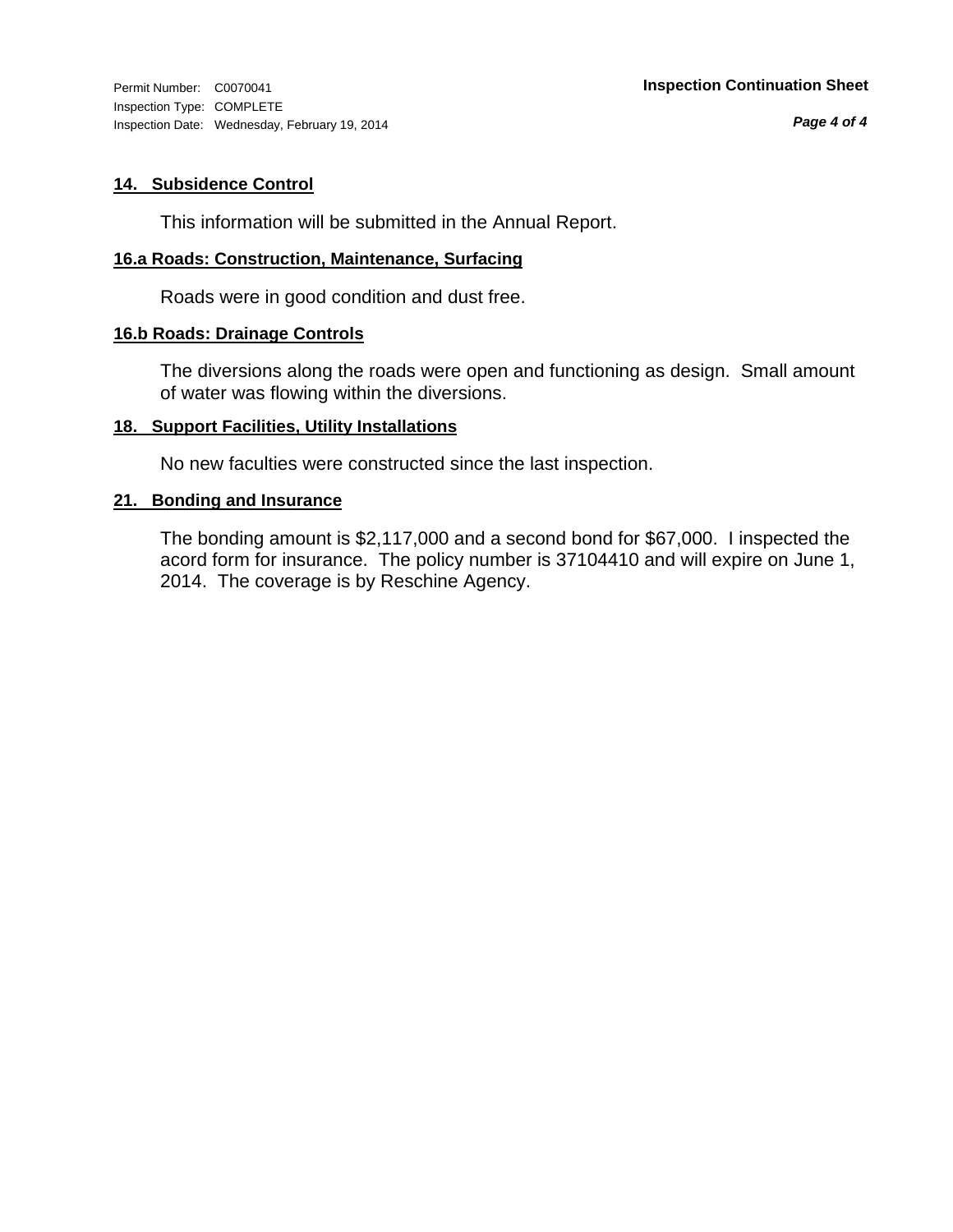#### 14. Subsidence Control

This information will be submitted in the Annual Report.

#### 16.a Roads: Construction, Maintenance, Surfacing

Roads were in good condition and dust free.

#### 16.b Roads: Drainage Controls

The diversions along the roads were open and functioning as design. Small amount of water was flowing within the diversions.

#### 18. Support Facilities, Utility Installations

No new faculties were constructed since the last inspection.

#### 21. Bonding and Insurance

The bonding amount is $2,117,000 and a second bond for $67,000. I inspected the acord form for insurance. The policy number is 37104410 and will expire on June 1, 2014. The coverage is by Reschine Agency.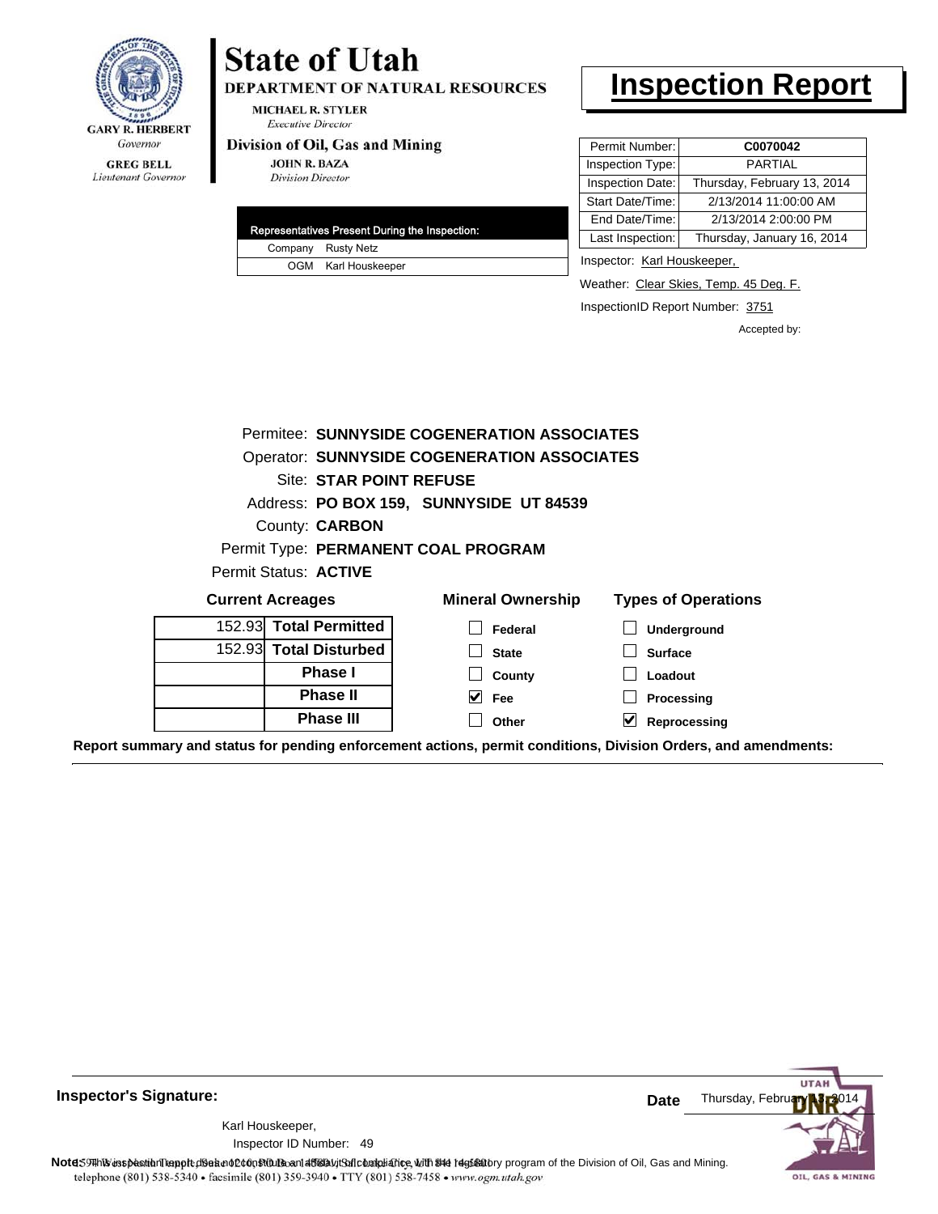**GARY R. HERBERT**
*Governor*

**GREG BELL**
*Lieutenant Governor*

# State of Utah

**DEPARTMENT OF NATURAL RESOURCES**

**MICHAEL R. STYLER**
*Executive Director*

**Division of Oil, Gas and Mining**

**JOHN R. BAZA**
*Division Director*

# Inspection Report

| Permit Number: | **C0070042** |
|---|---|
| Inspection Type: | PARTIAL |
| Inspection Date: | Thursday, February 13, 2014 |
| Start Date/Time: | 2/13/2014 11:00:00 AM |
| End Date/Time: | 2/13/2014 2:00:00 PM |
| Last Inspection: | Thursday, January 16, 2014 |

Inspector: Karl Houskeeper,

Weather: Clear Skies, Temp. 45 Deg. F.

InspectionID Report Number: 3751

Accepted by:

| Representatives Present During the Inspection: | |
|---|---|
| Company | Rusty Netz |
| OGM | Karl Houskeeper |

Permitee: **SUNNYSIDE COGENERATION ASSOCIATES**
Operator: **SUNNYSIDE COGENERATION ASSOCIATES**
Site: **STAR POINT REFUSE**
Address: **PO BOX 159, SUNNYSIDE UT 84539**
County: **CARBON**
Permit Type: **PERMANENT COAL PROGRAM**
Permit Status: **ACTIVE**

**Current Acreages**

| | |
|---|---|
| 152.93 | **Total Permitted** |
| 152.93 | **Total Disturbed** |
| | **Phase I** |
| | **Phase II** |
| | **Phase III** |

**Mineral Ownership**

- [ ] Federal
- [ ] State
- [ ] County
- [x] Fee
- [ ] Other

**Types of Operations**

- [ ] Underground
- [ ] Surface
- [ ] Loadout
- [ ] Processing
- [x] Reprocessing

**Report summary and status for pending enforcement actions, permit conditions, Division Orders, and amendments:**

---

**Inspector's Signature:**

Karl Houskeeper,
Inspector ID Number: 49

**Date** Thursday, February 13, 2014

**Note:** This inspection report does not constitute an affidavit of compliance with the regulatory program of the Division of Oil, Gas and Mining.

telephone (801) 538-5340 • facsimile (801) 359-3940 • TTY (801) 538-7458 • www.ogm.utah.gov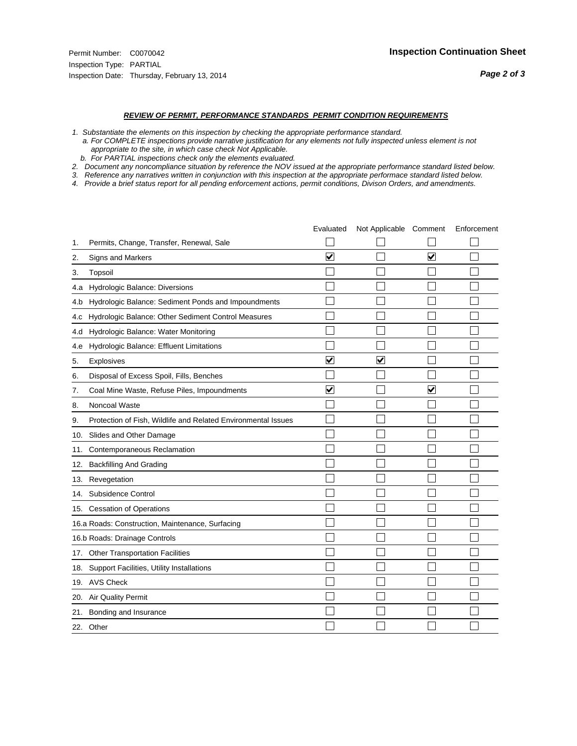Permit Number: C0070042
Inspection Type: PARTIAL
Inspection Date: Thursday, February 13, 2014

**Inspection Continuation Sheet**

***REVIEW OF PERMIT, PERFORMANCE STANDARDS PERMIT CONDITION REQUIREMENTS***

*1. Substantiate the elements on this inspection by checking the appropriate performance standard.*
*a. For COMPLETE inspections provide narrative justification for any elements not fully inspected unless element is not appropriate to the site, in which case check Not Applicable.*
*b. For PARTIAL inspections check only the elements evaluated.*
*2. Document any noncompliance situation by reference the NOV issued at the appropriate performance standard listed below.*
*3. Reference any narratives written in conjunction with this inspection at the appropriate performace standard listed below.*
*4. Provide a brief status report for all pending enforcement actions, permit conditions, Divison Orders, and amendments.*

| | | Evaluated | Not Applicable | Comment | Enforcement |
|---|---|---|---|---|---|
| 1. | Permits, Change, Transfer, Renewal, Sale | ☐ | ☐ | ☐ | ☐ |
| 2. | Signs and Markers | ☑ | ☐ | ☑ | ☐ |
| 3. | Topsoil | ☐ | ☐ | ☐ | ☐ |
| 4.a | Hydrologic Balance: Diversions | ☐ | ☐ | ☐ | ☐ |
| 4.b | Hydrologic Balance: Sediment Ponds and Impoundments | ☐ | ☐ | ☐ | ☐ |
| 4.c | Hydrologic Balance: Other Sediment Control Measures | ☐ | ☐ | ☐ | ☐ |
| 4.d | Hydrologic Balance: Water Monitoring | ☐ | ☐ | ☐ | ☐ |
| 4.e | Hydrologic Balance: Effluent Limitations | ☐ | ☐ | ☐ | ☐ |
| 5. | Explosives | ☑ | ☑ | ☐ | ☐ |
| 6. | Disposal of Excess Spoil, Fills, Benches | ☐ | ☐ | ☐ | ☐ |
| 7. | Coal Mine Waste, Refuse Piles, Impoundments | ☑ | ☐ | ☑ | ☐ |
| 8. | Noncoal Waste | ☐ | ☐ | ☐ | ☐ |
| 9. | Protection of Fish, Wildlife and Related Environmental Issues | ☐ | ☐ | ☐ | ☐ |
| 10. | Slides and Other Damage | ☐ | ☐ | ☐ | ☐ |
| 11. | Contemporaneous Reclamation | ☐ | ☐ | ☐ | ☐ |
| 12. | Backfilling And Grading | ☐ | ☐ | ☐ | ☐ |
| 13. | Revegetation | ☐ | ☐ | ☐ | ☐ |
| 14. | Subsidence Control | ☐ | ☐ | ☐ | ☐ |
| 15. | Cessation of Operations | ☐ | ☐ | ☐ | ☐ |
| 16.a | Roads: Construction, Maintenance, Surfacing | ☐ | ☐ | ☐ | ☐ |
| 16.b | Roads: Drainage Controls | ☐ | ☐ | ☐ | ☐ |
| 17. | Other Transportation Facilities | ☐ | ☐ | ☐ | ☐ |
| 18. | Support Facilities, Utility Installations | ☐ | ☐ | ☐ | ☐ |
| 19. | AVS Check | ☐ | ☐ | ☐ | ☐ |
| 20. | Air Quality Permit | ☐ | ☐ | ☐ | ☐ |
| 21. | Bonding and Insurance | ☐ | ☐ | ☐ | ☐ |
| 22. | Other | ☐ | ☐ | ☐ | ☐ |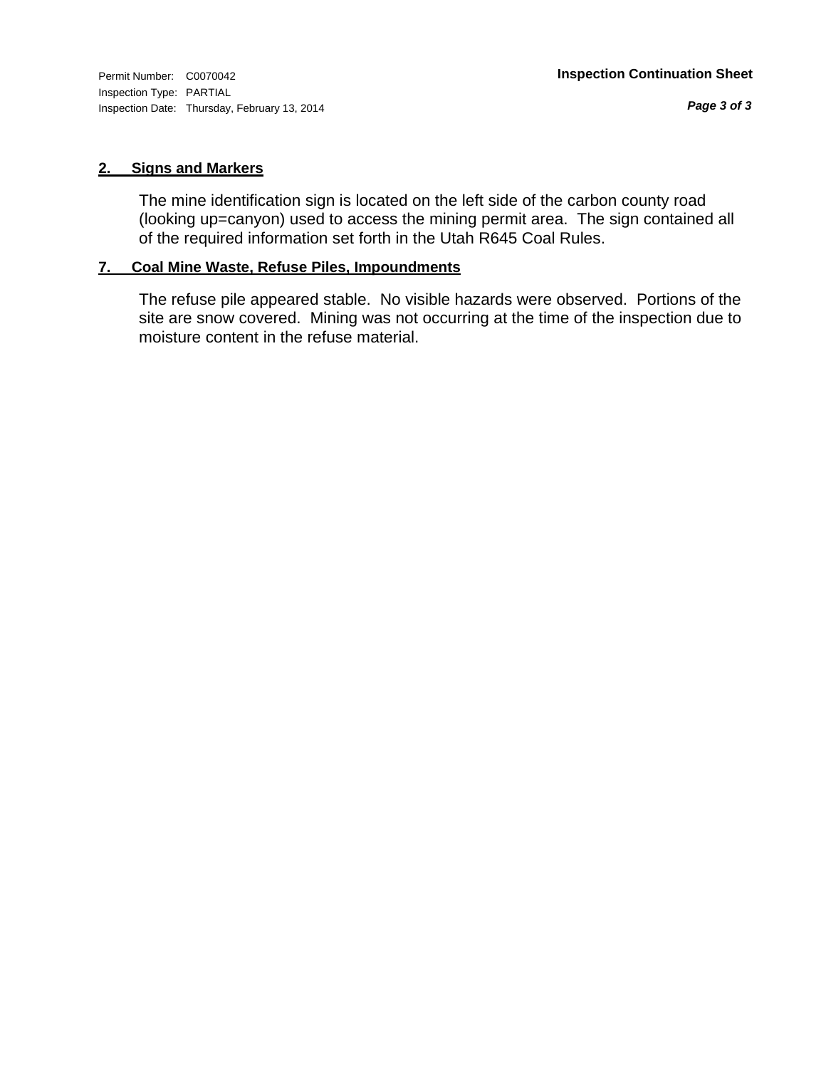Permit Number: C0070042
Inspection Type: PARTIAL
Inspection Date: Thursday, February 13, 2014

**Inspection Continuation Sheet**

### 2. Signs and Markers

The mine identification sign is located on the left side of the carbon county road (looking up=canyon) used to access the mining permit area. The sign contained all of the required information set forth in the Utah R645 Coal Rules.

### 7. Coal Mine Waste, Refuse Piles, Impoundments

The refuse pile appeared stable. No visible hazards were observed. Portions of the site are snow covered. Mining was not occurring at the time of the inspection due to moisture content in the refuse material.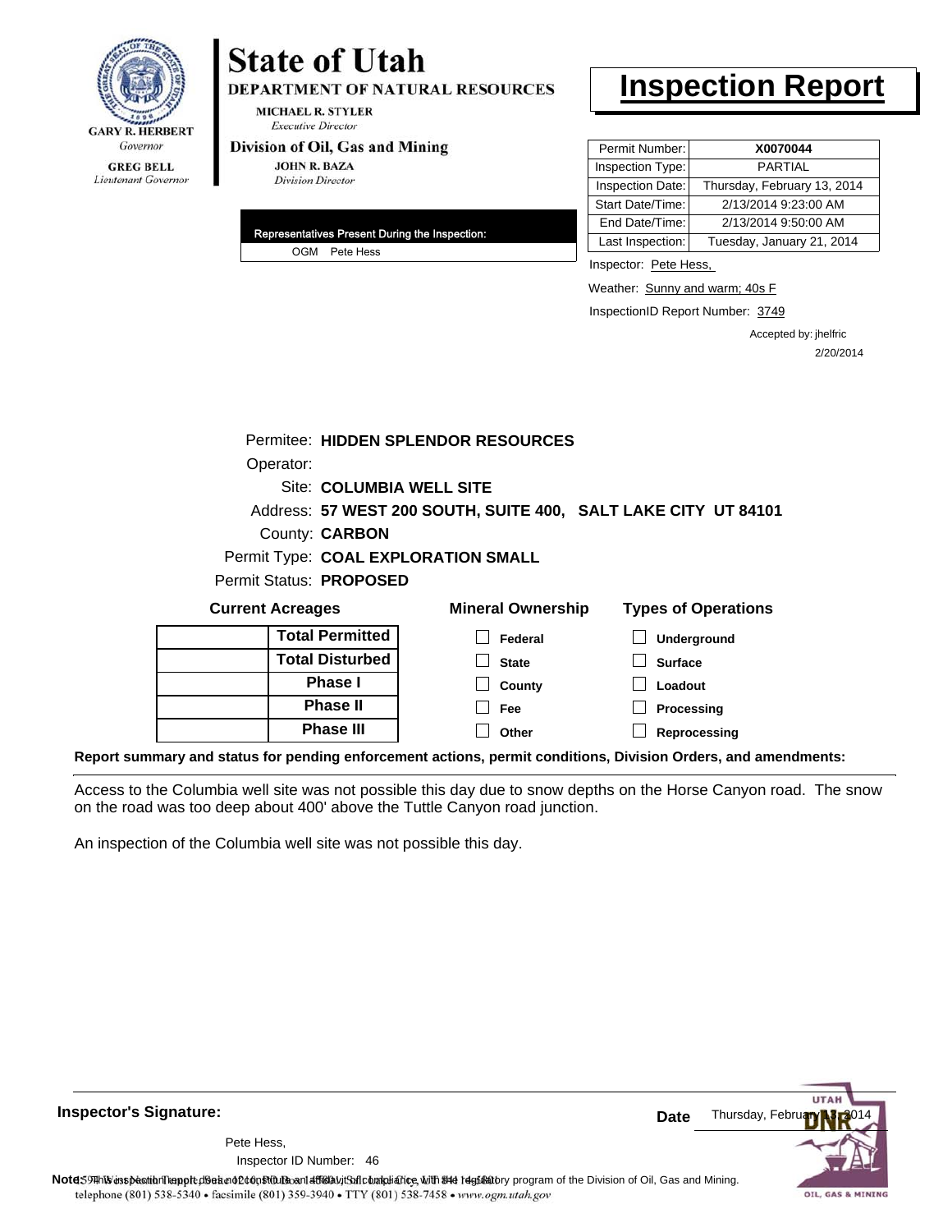**GARY R. HERBERT**
*Governor*

**GREG BELL**
*Lieutenant Governor*

# State of Utah

**DEPARTMENT OF NATURAL RESOURCES**

**MICHAEL R. STYLER**
*Executive Director*

**Division of Oil, Gas and Mining**

**JOHN R. BAZA**
*Division Director*

# Inspection Report

| Permit Number: | **X0070044** |
|---|---|
| Inspection Type: | PARTIAL |
| Inspection Date: | Thursday, February 13, 2014 |
| Start Date/Time: | 2/13/2014 9:23:00 AM |
| End Date/Time: | 2/13/2014 9:50:00 AM |
| Last Inspection: | Tuesday, January 21, 2014 |

**Representatives Present During the Inspection:**

OGM Pete Hess

Inspector: Pete Hess,

Weather: Sunny and warm; 40s F

InspectionID Report Number: 3749

Accepted by: jhelfric
2/20/2014

Permitee: **HIDDEN SPLENDOR RESOURCES**
Operator:
Site: **COLUMBIA WELL SITE**
Address: **57 WEST 200 SOUTH, SUITE 400, SALT LAKE CITY UT 84101**
County: **CARBON**
Permit Type: **COAL EXPLORATION SMALL**
Permit Status: **PROPOSED**

**Current Acreages**

| | |
|---|---|
| | **Total Permitted** |
| | **Total Disturbed** |
| | **Phase I** |
| | **Phase II** |
| | **Phase III** |

**Mineral Ownership**

- ☐ Federal
- ☐ State
- ☐ County
- ☐ Fee
- ☐ Other

**Types of Operations**

- ☐ Underground
- ☐ Surface
- ☐ Loadout
- ☐ Processing
- ☐ Reprocessing

**Report summary and status for pending enforcement actions, permit conditions, Division Orders, and amendments:**

Access to the Columbia well site was not possible this day due to snow depths on the Horse Canyon road. The snow on the road was too deep about 400' above the Tuttle Canyon road junction.

An inspection of the Columbia well site was not possible this day.

**Inspector's Signature:**

Pete Hess,
Inspector ID Number: 46

**Date** Thursday, February 13, 2014

**Note:** This inspection report does not constitute an affidavit of compliance with the regulatory program of the Division of Oil, Gas and Mining.

1594 West North Temple, Suite 1210, PO Box 145801, Salt Lake City, UT 84114-5801
telephone (801) 538-5340 • facsimile (801) 359-3940 • TTY (801) 538-7458 • www.ogm.utah.gov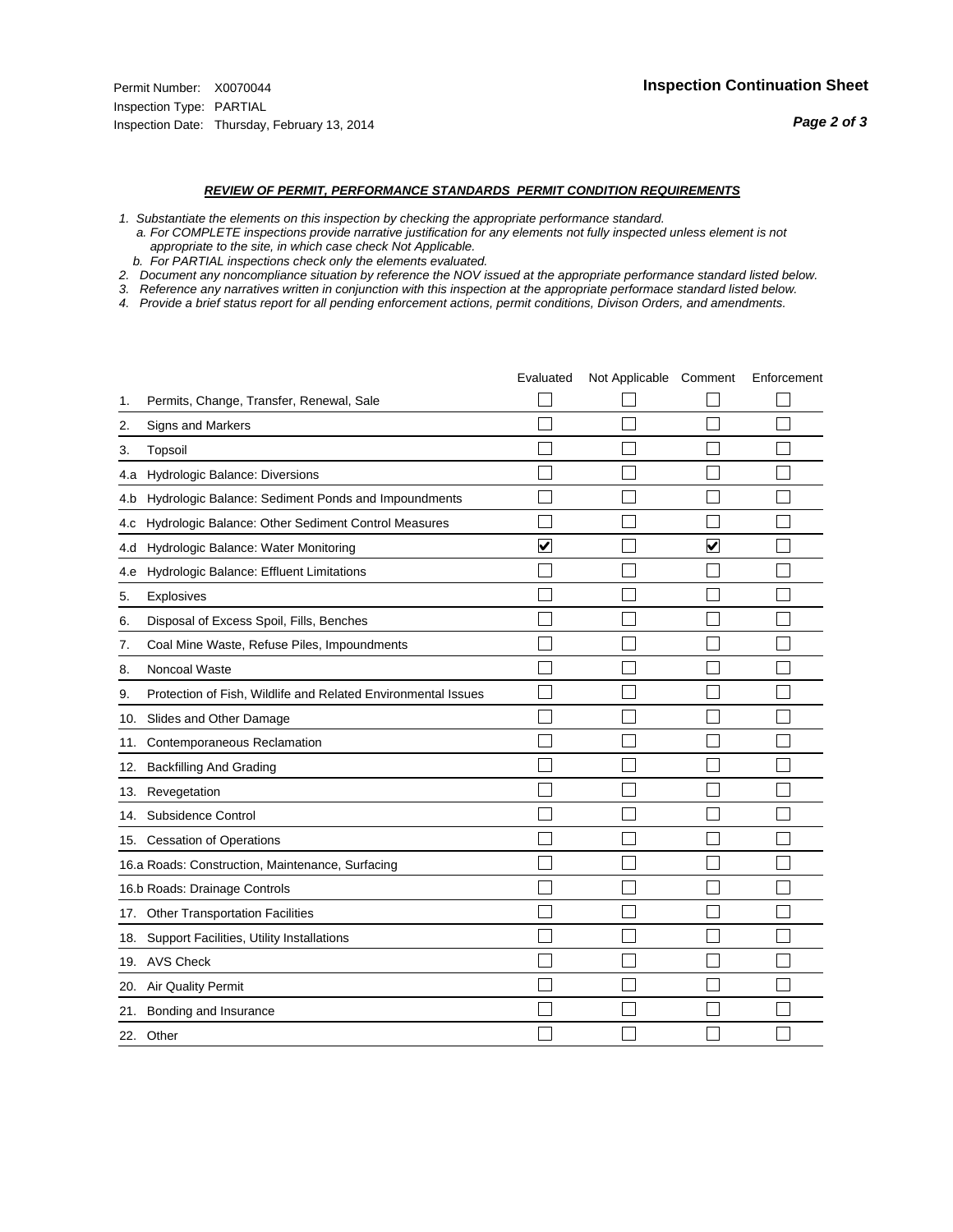Permit Number: X0070044
Inspection Type: PARTIAL
Inspection Date: Thursday, February 13, 2014

## Inspection Continuation Sheet

### *REVIEW OF PERMIT, PERFORMANCE STANDARDS PERMIT CONDITION REQUIREMENTS*

*1. Substantiate the elements on this inspection by checking the appropriate performance standard.*
*a. For COMPLETE inspections provide narrative justification for any elements not fully inspected unless element is not appropriate to the site, in which case check Not Applicable.*
*b. For PARTIAL inspections check only the elements evaluated.*
*2. Document any noncompliance situation by reference the NOV issued at the appropriate performance standard listed below.*
*3. Reference any narratives written in conjunction with this inspection at the appropriate performace standard listed below.*
*4. Provide a brief status report for all pending enforcement actions, permit conditions, Divison Orders, and amendments.*

| | | Evaluated | Not Applicable | Comment | Enforcement |
|---|---|---|---|---|---|
| 1. | Permits, Change, Transfer, Renewal, Sale | ☐ | ☐ | ☐ | ☐ |
| 2. | Signs and Markers | ☐ | ☐ | ☐ | ☐ |
| 3. | Topsoil | ☐ | ☐ | ☐ | ☐ |
| 4.a | Hydrologic Balance: Diversions | ☐ | ☐ | ☐ | ☐ |
| 4.b | Hydrologic Balance: Sediment Ponds and Impoundments | ☐ | ☐ | ☐ | ☐ |
| 4.c | Hydrologic Balance: Other Sediment Control Measures | ☐ | ☐ | ☐ | ☐ |
| 4.d | Hydrologic Balance: Water Monitoring | ☑ | ☐ | ☑ | ☐ |
| 4.e | Hydrologic Balance: Effluent Limitations | ☐ | ☐ | ☐ | ☐ |
| 5. | Explosives | ☐ | ☐ | ☐ | ☐ |
| 6. | Disposal of Excess Spoil, Fills, Benches | ☐ | ☐ | ☐ | ☐ |
| 7. | Coal Mine Waste, Refuse Piles, Impoundments | ☐ | ☐ | ☐ | ☐ |
| 8. | Noncoal Waste | ☐ | ☐ | ☐ | ☐ |
| 9. | Protection of Fish, Wildlife and Related Environmental Issues | ☐ | ☐ | ☐ | ☐ |
| 10. | Slides and Other Damage | ☐ | ☐ | ☐ | ☐ |
| 11. | Contemporaneous Reclamation | ☐ | ☐ | ☐ | ☐ |
| 12. | Backfilling And Grading | ☐ | ☐ | ☐ | ☐ |
| 13. | Revegetation | ☐ | ☐ | ☐ | ☐ |
| 14. | Subsidence Control | ☐ | ☐ | ☐ | ☐ |
| 15. | Cessation of Operations | ☐ | ☐ | ☐ | ☐ |
| 16.a | Roads: Construction, Maintenance, Surfacing | ☐ | ☐ | ☐ | ☐ |
| 16.b | Roads: Drainage Controls | ☐ | ☐ | ☐ | ☐ |
| 17. | Other Transportation Facilities | ☐ | ☐ | ☐ | ☐ |
| 18. | Support Facilities, Utility Installations | ☐ | ☐ | ☐ | ☐ |
| 19. | AVS Check | ☐ | ☐ | ☐ | ☐ |
| 20. | Air Quality Permit | ☐ | ☐ | ☐ | ☐ |
| 21. | Bonding and Insurance | ☐ | ☐ | ☐ | ☐ |
| 22. | Other | ☐ | ☐ | ☐ | ☐ |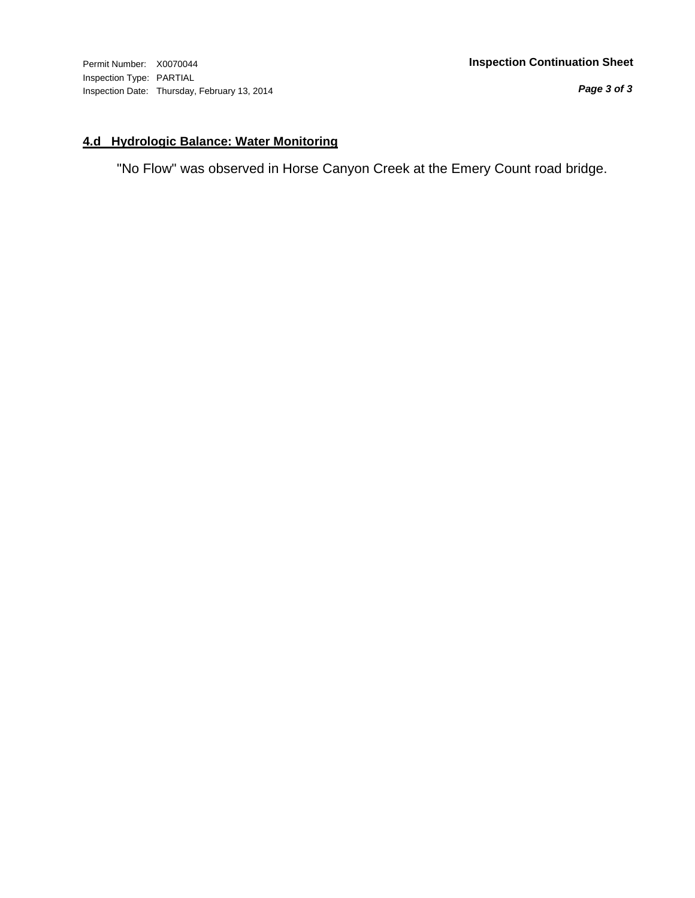## 4.d Hydrologic Balance: Water Monitoring

"No Flow" was observed in Horse Canyon Creek at the Emery Count road bridge.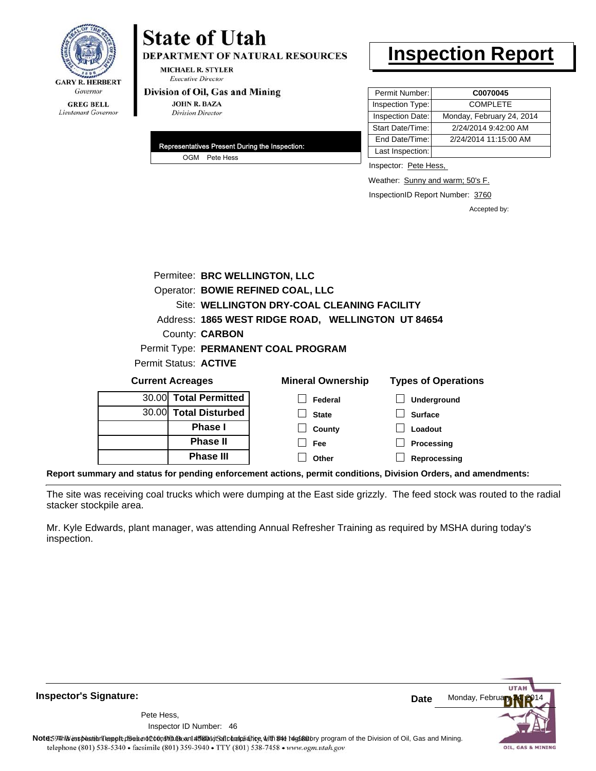GARY R. HERBERT
*Governor*

GREG BELL
*Lieutenant Governor*

# State of Utah

**DEPARTMENT OF NATURAL RESOURCES**

MICHAEL R. STYLER
*Executive Director*

**Division of Oil, Gas and Mining**

JOHN R. BAZA
*Division Director*

# Inspection Report

| Permit Number: | C0070045 |
|---|---|
| Inspection Type: | COMPLETE |
| Inspection Date: | Monday, February 24, 2014 |
| Start Date/Time: | 2/24/2014 9:42:00 AM |
| End Date/Time: | 2/24/2014 11:15:00 AM |
| Last Inspection: | |

| Representatives Present During the Inspection: |
|---|
| OGM Pete Hess |

Inspector: Pete Hess,

Weather: Sunny and warm; 50's F.

InspectionID Report Number: 3760

Accepted by:

Permitee: **BRC WELLINGTON, LLC**
Operator: **BOWIE REFINED COAL, LLC**
Site: **WELLINGTON DRY-COAL CLEANING FACILITY**
Address: **1865 WEST RIDGE ROAD, WELLINGTON UT 84654**
County: **CARBON**
Permit Type: **PERMANENT COAL PROGRAM**
Permit Status: **ACTIVE**

**Current Acreages**

| | |
|---|---|
| 30.00 | **Total Permitted** |
| 30.00 | **Total Disturbed** |
| | **Phase I** |
| | **Phase II** |
| | **Phase III** |

**Mineral Ownership**

- [ ] Federal
- [ ] State
- [ ] County
- [ ] Fee
- [ ] Other

**Types of Operations**

- [ ] Underground
- [ ] Surface
- [ ] Loadout
- [ ] Processing
- [ ] Reprocessing

**Report summary and status for pending enforcement actions, permit conditions, Division Orders, and amendments:**

The site was receiving coal trucks which were dumping at the East side grizzly. The feed stock was routed to the radial stacker stockpile area.

Mr. Kyle Edwards, plant manager, was attending Annual Refresher Training as required by MSHA during today's inspection.

**Inspector's Signature:**

Pete Hess,
Inspector ID Number: 46

**Date** Monday, February 24, 2014

**Note:** This inspection report does not constitute an affidavit of compliance with the regulatory program of the Division of Oil, Gas and Mining.

telephone (801) 538-5340 • facsimile (801) 359-3940 • TTY (801) 538-7458 • www.ogm.utah.gov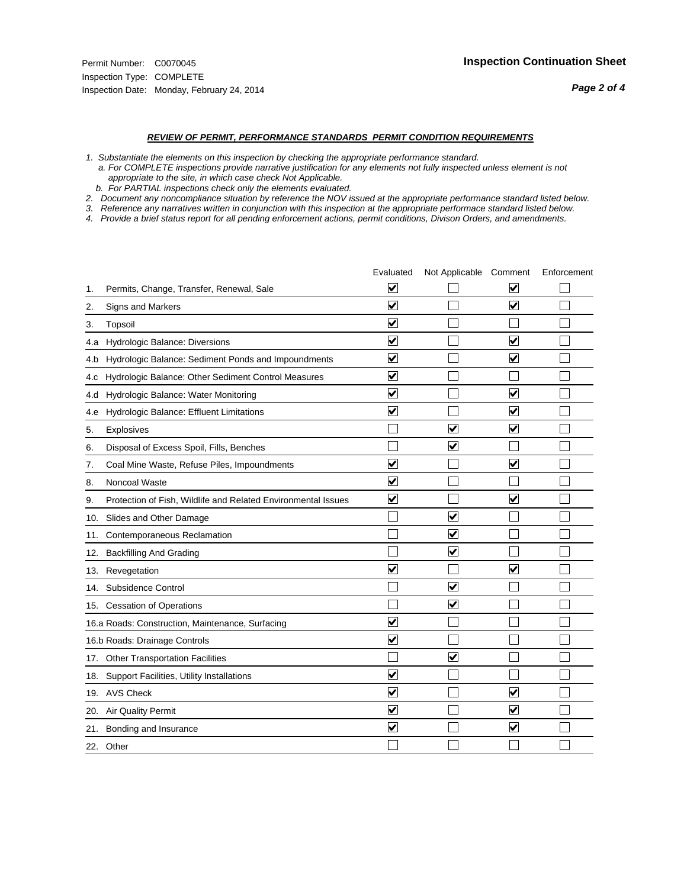Permit Number: C0070045
Inspection Type: COMPLETE
Inspection Date: Monday, February 24, 2014

**Inspection Continuation Sheet**

***REVIEW OF PERMIT, PERFORMANCE STANDARDS PERMIT CONDITION REQUIREMENTS***

*1. Substantiate the elements on this inspection by checking the appropriate performance standard.*
*a. For COMPLETE inspections provide narrative justification for any elements not fully inspected unless element is not appropriate to the site, in which case check Not Applicable.*
*b. For PARTIAL inspections check only the elements evaluated.*
*2. Document any noncompliance situation by reference the NOV issued at the appropriate performance standard listed below.*
*3. Reference any narratives written in conjunction with this inspection at the appropriate performace standard listed below.*
*4. Provide a brief status report for all pending enforcement actions, permit conditions, Divison Orders, and amendments.*

| | Evaluated | Not Applicable | Comment | Enforcement |
|---|---|---|---|---|
| 1. Permits, Change, Transfer, Renewal, Sale | ☑ | ☐ | ☑ | ☐ |
| 2. Signs and Markers | ☑ | ☐ | ☑ | ☐ |
| 3. Topsoil | ☑ | ☐ | ☐ | ☐ |
| 4.a Hydrologic Balance: Diversions | ☑ | ☐ | ☑ | ☐ |
| 4.b Hydrologic Balance: Sediment Ponds and Impoundments | ☑ | ☐ | ☑ | ☐ |
| 4.c Hydrologic Balance: Other Sediment Control Measures | ☑ | ☐ | ☐ | ☐ |
| 4.d Hydrologic Balance: Water Monitoring | ☑ | ☐ | ☑ | ☐ |
| 4.e Hydrologic Balance: Effluent Limitations | ☑ | ☐ | ☑ | ☐ |
| 5. Explosives | ☐ | ☑ | ☑ | ☐ |
| 6. Disposal of Excess Spoil, Fills, Benches | ☐ | ☑ | ☐ | ☐ |
| 7. Coal Mine Waste, Refuse Piles, Impoundments | ☑ | ☐ | ☑ | ☐ |
| 8. Noncoal Waste | ☑ | ☐ | ☐ | ☐ |
| 9. Protection of Fish, Wildlife and Related Environmental Issues | ☑ | ☐ | ☑ | ☐ |
| 10. Slides and Other Damage | ☐ | ☑ | ☐ | ☐ |
| 11. Contemporaneous Reclamation | ☐ | ☑ | ☐ | ☐ |
| 12. Backfilling And Grading | ☐ | ☑ | ☐ | ☐ |
| 13. Revegetation | ☑ | ☐ | ☑ | ☐ |
| 14. Subsidence Control | ☐ | ☑ | ☐ | ☐ |
| 15. Cessation of Operations | ☐ | ☑ | ☐ | ☐ |
| 16.a Roads: Construction, Maintenance, Surfacing | ☑ | ☐ | ☐ | ☐ |
| 16.b Roads: Drainage Controls | ☑ | ☐ | ☐ | ☐ |
| 17. Other Transportation Facilities | ☐ | ☑ | ☐ | ☐ |
| 18. Support Facilities, Utility Installations | ☑ | ☐ | ☐ | ☐ |
| 19. AVS Check | ☑ | ☐ | ☑ | ☐ |
| 20. Air Quality Permit | ☑ | ☐ | ☑ | ☐ |
| 21. Bonding and Insurance | ☑ | ☐ | ☑ | ☐ |
| 22. Other | ☐ | ☐ | ☐ | ☐ |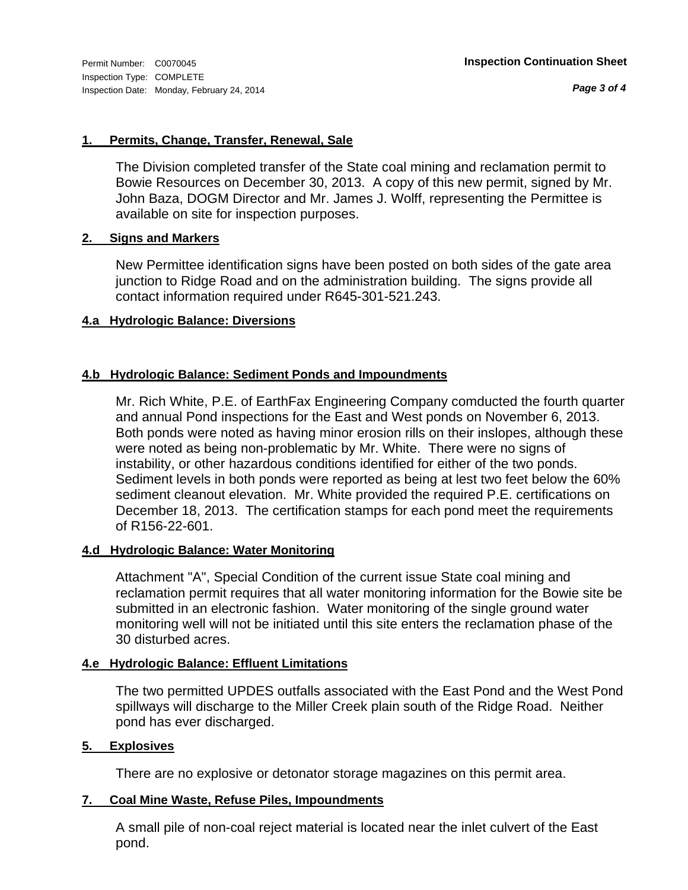**1. Permits, Change, Transfer, Renewal, Sale**

The Division completed transfer of the State coal mining and reclamation permit to Bowie Resources on December 30, 2013. A copy of this new permit, signed by Mr. John Baza, DOGM Director and Mr. James J. Wolff, representing the Permittee is available on site for inspection purposes.

**2. Signs and Markers**

New Permittee identification signs have been posted on both sides of the gate area junction to Ridge Road and on the administration building. The signs provide all contact information required under R645-301-521.243.

**4.a Hydrologic Balance: Diversions**

**4.b Hydrologic Balance: Sediment Ponds and Impoundments**

Mr. Rich White, P.E. of EarthFax Engineering Company comducted the fourth quarter and annual Pond inspections for the East and West ponds on November 6, 2013. Both ponds were noted as having minor erosion rills on their inslopes, although these were noted as being non-problematic by Mr. White. There were no signs of instability, or other hazardous conditions identified for either of the two ponds. Sediment levels in both ponds were reported as being at lest two feet below the 60% sediment cleanout elevation. Mr. White provided the required P.E. certifications on December 18, 2013. The certification stamps for each pond meet the requirements of R156-22-601.

**4.d Hydrologic Balance: Water Monitoring**

Attachment "A", Special Condition of the current issue State coal mining and reclamation permit requires that all water monitoring information for the Bowie site be submitted in an electronic fashion. Water monitoring of the single ground water monitoring well will not be initiated until this site enters the reclamation phase of the 30 disturbed acres.

**4.e Hydrologic Balance: Effluent Limitations**

The two permitted UPDES outfalls associated with the East Pond and the West Pond spillways will discharge to the Miller Creek plain south of the Ridge Road. Neither pond has ever discharged.

**5. Explosives**

There are no explosive or detonator storage magazines on this permit area.

**7. Coal Mine Waste, Refuse Piles, Impoundments**

A small pile of non-coal reject material is located near the inlet culvert of the East pond.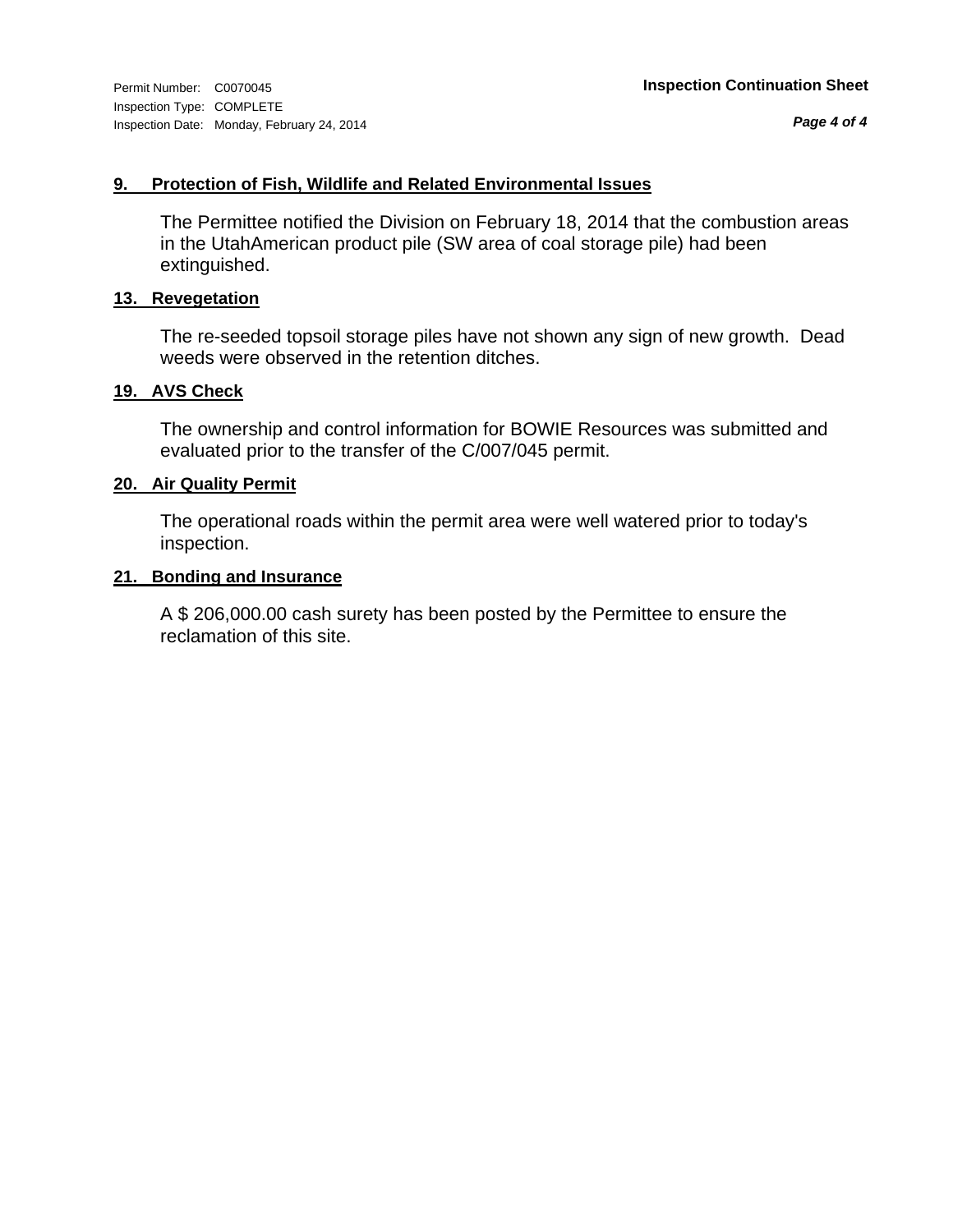Permit Number: C0070045
Inspection Type: COMPLETE
Inspection Date: Monday, February 24, 2014

**Inspection Continuation Sheet**

### 9. Protection of Fish, Wildlife and Related Environmental Issues

The Permittee notified the Division on February 18, 2014 that the combustion areas in the UtahAmerican product pile (SW area of coal storage pile) had been extinguished.

### 13. Revegetation

The re-seeded topsoil storage piles have not shown any sign of new growth. Dead weeds were observed in the retention ditches.

### 19. AVS Check

The ownership and control information for BOWIE Resources was submitted and evaluated prior to the transfer of the C/007/045 permit.

### 20. Air Quality Permit

The operational roads within the permit area were well watered prior to today's inspection.

### 21. Bonding and Insurance

A $ 206,000.00 cash surety has been posted by the Permittee to ensure the reclamation of this site.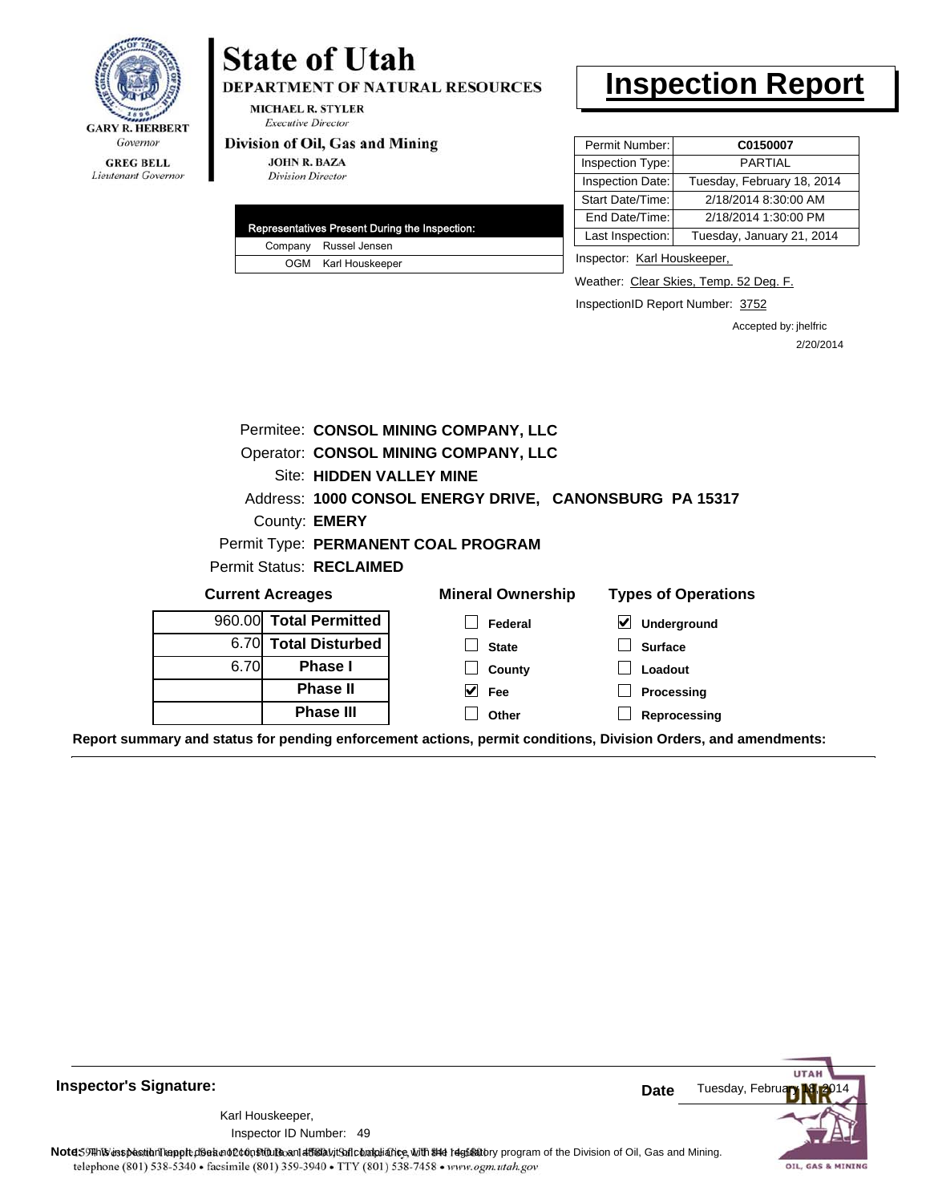GARY R. HERBERT
*Governor*

GREG BELL
*Lieutenant Governor*

# State of Utah

**DEPARTMENT OF NATURAL RESOURCES**

MICHAEL R. STYLER
*Executive Director*

**Division of Oil, Gas and Mining**

JOHN R. BAZA
*Division Director*

# Inspection Report

| Representatives Present During the Inspection: | |
|---|---|
| Company | Russel Jensen |
| OGM | Karl Houskeeper |

| | |
|---|---|
| Permit Number: | **C0150007** |
| Inspection Type: | PARTIAL |
| Inspection Date: | Tuesday, February 18, 2014 |
| Start Date/Time: | 2/18/2014 8:30:00 AM |
| End Date/Time: | 2/18/2014 1:30:00 PM |
| Last Inspection: | Tuesday, January 21, 2014 |

Inspector: Karl Houskeeper,

Weather: Clear Skies, Temp. 52 Deg. F.

InspectionID Report Number: 3752

Accepted by: jhelfric
2/20/2014

Permitee: **CONSOL MINING COMPANY, LLC**
Operator: **CONSOL MINING COMPANY, LLC**
Site: **HIDDEN VALLEY MINE**
Address: **1000 CONSOL ENERGY DRIVE, CANONSBURG PA 15317**
County: **EMERY**
Permit Type: **PERMANENT COAL PROGRAM**
Permit Status: **RECLAIMED**

**Current Acreages**

| | |
|---|---|
| 960.00 | **Total Permitted** |
| 6.70 | **Total Disturbed** |
| 6.70 | **Phase I** |
| | **Phase II** |
| | **Phase III** |

**Mineral Ownership**

- [ ] Federal
- [ ] State
- [ ] County
- [x] Fee
- [ ] Other

**Types of Operations**

- [x] Underground
- [ ] Surface
- [ ] Loadout
- [ ] Processing
- [ ] Reprocessing

**Report summary and status for pending enforcement actions, permit conditions, Division Orders, and amendments:**

**Inspector's Signature:**

Karl Houskeeper,
Inspector ID Number: 49

**Date** Tuesday, February 18, 2014

**Note:** This inspection report does not constitute an affidavit of compliance with the regulatory program of the Division of Oil, Gas and Mining.

1594 West North Temple, Suite 1210, PO Box 145801, Salt Lake City, UT 84114-5801
telephone (801) 538-5340 • facsimile (801) 359-3940 • TTY (801) 538-7458 • www.ogm.utah.gov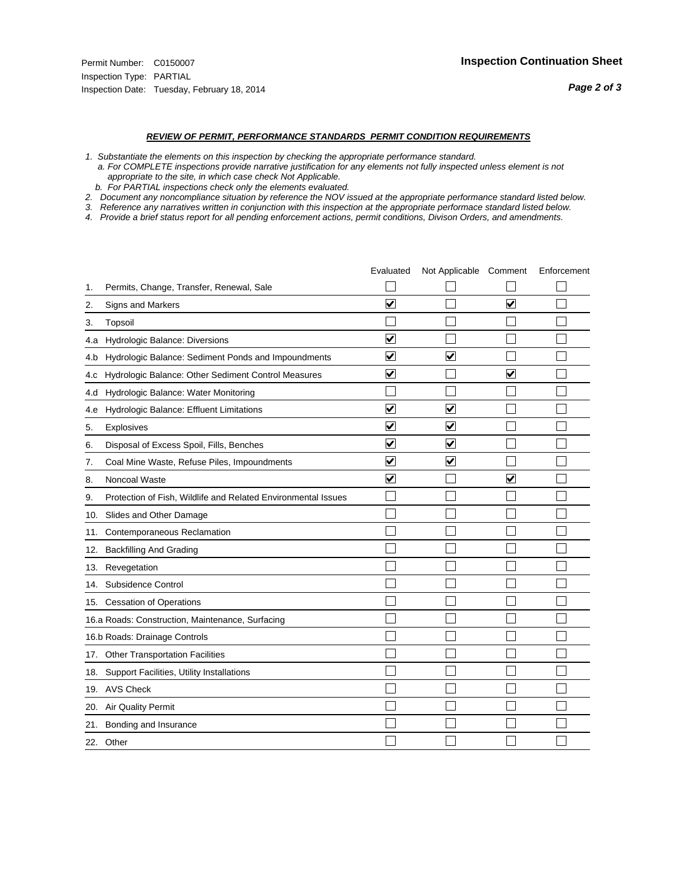Permit Number: C0150007
Inspection Type: PARTIAL
Inspection Date: Tuesday, February 18, 2014

## Inspection Continuation Sheet

### *REVIEW OF PERMIT, PERFORMANCE STANDARDS PERMIT CONDITION REQUIREMENTS*

*1. Substantiate the elements on this inspection by checking the appropriate performance standard.*
   *a. For COMPLETE inspections provide narrative justification for any elements not fully inspected unless element is not appropriate to the site, in which case check Not Applicable.*
   *b. For PARTIAL inspections check only the elements evaluated.*
*2. Document any noncompliance situation by reference the NOV issued at the appropriate performance standard listed below.*
*3. Reference any narratives written in conjunction with this inspection at the appropriate performace standard listed below.*
*4. Provide a brief status report for all pending enforcement actions, permit conditions, Divison Orders, and amendments.*

| | | Evaluated | Not Applicable | Comment | Enforcement |
|---|---|---|---|---|---|
| 1. | Permits, Change, Transfer, Renewal, Sale | ☐ | ☐ | ☐ | ☐ |
| 2. | Signs and Markers | ☑ | ☐ | ☑ | ☐ |
| 3. | Topsoil | ☐ | ☐ | ☐ | ☐ |
| 4.a | Hydrologic Balance: Diversions | ☑ | ☐ | ☐ | ☐ |
| 4.b | Hydrologic Balance: Sediment Ponds and Impoundments | ☑ | ☑ | ☐ | ☐ |
| 4.c | Hydrologic Balance: Other Sediment Control Measures | ☑ | ☐ | ☑ | ☐ |
| 4.d | Hydrologic Balance: Water Monitoring | ☐ | ☐ | ☐ | ☐ |
| 4.e | Hydrologic Balance: Effluent Limitations | ☑ | ☑ | ☐ | ☐ |
| 5. | Explosives | ☑ | ☑ | ☐ | ☐ |
| 6. | Disposal of Excess Spoil, Fills, Benches | ☑ | ☑ | ☐ | ☐ |
| 7. | Coal Mine Waste, Refuse Piles, Impoundments | ☑ | ☑ | ☐ | ☐ |
| 8. | Noncoal Waste | ☑ | ☐ | ☑ | ☐ |
| 9. | Protection of Fish, Wildlife and Related Environmental Issues | ☐ | ☐ | ☐ | ☐ |
| 10. | Slides and Other Damage | ☐ | ☐ | ☐ | ☐ |
| 11. | Contemporaneous Reclamation | ☐ | ☐ | ☐ | ☐ |
| 12. | Backfilling And Grading | ☐ | ☐ | ☐ | ☐ |
| 13. | Revegetation | ☐ | ☐ | ☐ | ☐ |
| 14. | Subsidence Control | ☐ | ☐ | ☐ | ☐ |
| 15. | Cessation of Operations | ☐ | ☐ | ☐ | ☐ |
| 16.a | Roads: Construction, Maintenance, Surfacing | ☐ | ☐ | ☐ | ☐ |
| 16.b | Roads: Drainage Controls | ☐ | ☐ | ☐ | ☐ |
| 17. | Other Transportation Facilities | ☐ | ☐ | ☐ | ☐ |
| 18. | Support Facilities, Utility Installations | ☐ | ☐ | ☐ | ☐ |
| 19. | AVS Check | ☐ | ☐ | ☐ | ☐ |
| 20. | Air Quality Permit | ☐ | ☐ | ☐ | ☐ |
| 21. | Bonding and Insurance | ☐ | ☐ | ☐ | ☐ |
| 22. | Other | ☐ | ☐ | ☐ | ☐ |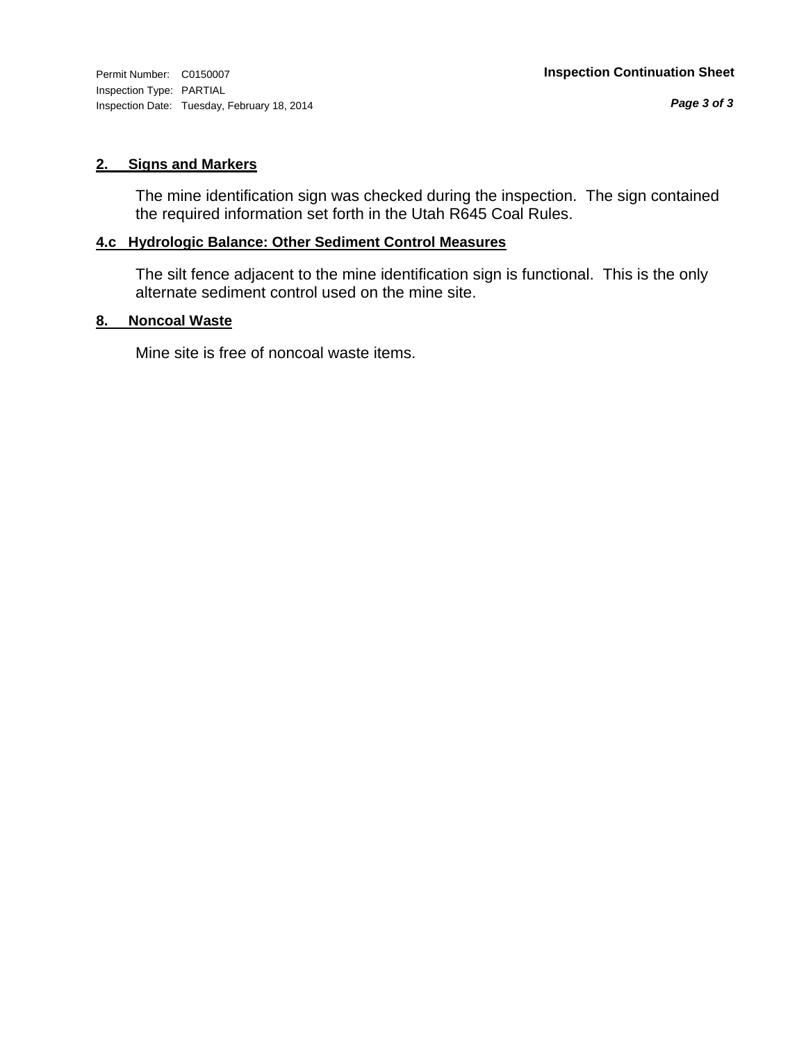Permit Number: C0150007
Inspection Type: PARTIAL
Inspection Date: Tuesday, February 18, 2014

**Inspection Continuation Sheet**

## 2. Signs and Markers

The mine identification sign was checked during the inspection. The sign contained the required information set forth in the Utah R645 Coal Rules.

## 4.c Hydrologic Balance: Other Sediment Control Measures

The silt fence adjacent to the mine identification sign is functional. This is the only alternate sediment control used on the mine site.

## 8. Noncoal Waste

Mine site is free of noncoal waste items.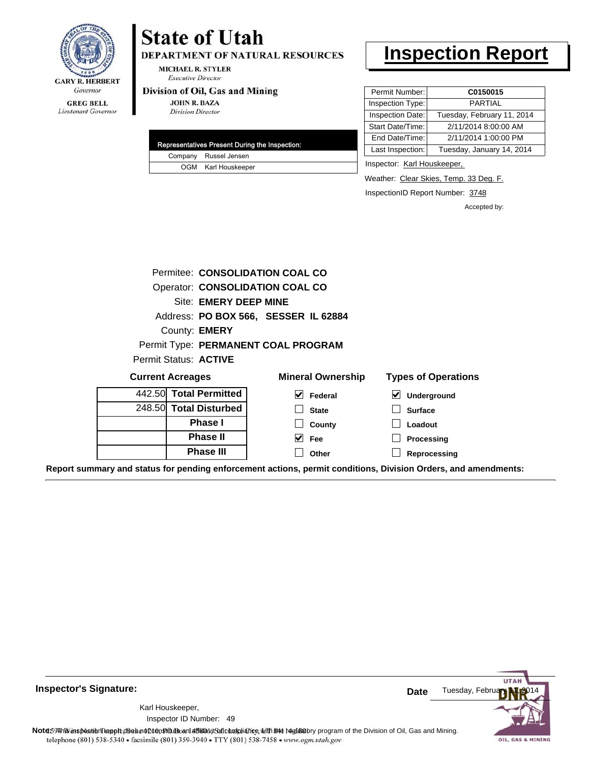GARY R. HERBERT
*Governor*

GREG BELL
*Lieutenant Governor*

# State of Utah

**DEPARTMENT OF NATURAL RESOURCES**

MICHAEL R. STYLER
*Executive Director*

**Division of Oil, Gas and Mining**

JOHN R. BAZA
*Division Director*

# Inspection Report

| Representatives Present During the Inspection: | |
|---|---|
| Company | Russel Jensen |
| OGM | Karl Houskeeper |

| | |
|---|---|
| Permit Number: | **C0150015** |
| Inspection Type: | PARTIAL |
| Inspection Date: | Tuesday, February 11, 2014 |
| Start Date/Time: | 2/11/2014 8:00:00 AM |
| End Date/Time: | 2/11/2014 1:00:00 PM |
| Last Inspection: | Tuesday, January 14, 2014 |

Inspector: Karl Houskeeper,

Weather: Clear Skies, Temp. 33 Deg. F.

InspectionID Report Number: 3748

Accepted by:

Permitee: **CONSOLIDATION COAL CO**
Operator: **CONSOLIDATION COAL CO**
Site: **EMERY DEEP MINE**
Address: **PO BOX 566, SESSER IL 62884**
County: **EMERY**
Permit Type: **PERMANENT COAL PROGRAM**
Permit Status: **ACTIVE**

**Current Acreages**

| | |
|---|---|
| 442.50 | **Total Permitted** |
| 248.50 | **Total Disturbed** |
| | **Phase I** |
| | **Phase II** |
| | **Phase III** |

**Mineral Ownership**

- [x] Federal
- [ ] State
- [ ] County
- [x] Fee
- [ ] Other

**Types of Operations**

- [x] Underground
- [ ] Surface
- [ ] Loadout
- [ ] Processing
- [ ] Reprocessing

**Report summary and status for pending enforcement actions, permit conditions, Division Orders, and amendments:**

**Inspector's Signature:**

Karl Houskeeper,
Inspector ID Number: 49

**Date** Tuesday, February 11, 2014

**Note:** This inspection report does not constitute an affidavit of compliance with the regulatory program of the Division of Oil, Gas and Mining.

1594 West North Temple, Suite 1210, PO Box 145801, Salt Lake City, UT 84114-5801
telephone (801) 538-5340 • facsimile (801) 359-3940 • TTY (801) 538-7458 • www.ogm.utah.gov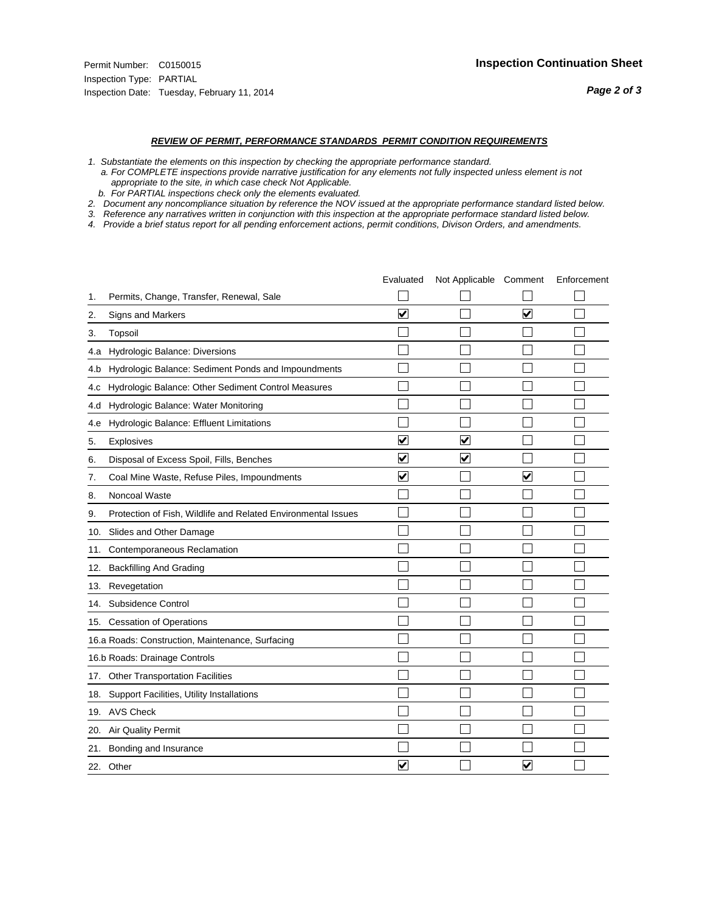Permit Number: C0150015
Inspection Type: PARTIAL
Inspection Date: Tuesday, February 11, 2014

**Inspection Continuation Sheet**

***REVIEW OF PERMIT, PERFORMANCE STANDARDS PERMIT CONDITION REQUIREMENTS***

*1. Substantiate the elements on this inspection by checking the appropriate performance standard.*
*a. For COMPLETE inspections provide narrative justification for any elements not fully inspected unless element is not appropriate to the site, in which case check Not Applicable.*
*b. For PARTIAL inspections check only the elements evaluated.*
*2. Document any noncompliance situation by reference the NOV issued at the appropriate performance standard listed below.*
*3. Reference any narratives written in conjunction with this inspection at the appropriate performace standard listed below.*
*4. Provide a brief status report for all pending enforcement actions, permit conditions, Divison Orders, and amendments.*

| | | Evaluated | Not Applicable | Comment | Enforcement |
|---|---|---|---|---|---|
| 1. | Permits, Change, Transfer, Renewal, Sale | ☐ | ☐ | ☐ | ☐ |
| 2. | Signs and Markers | ☑ | ☐ | ☑ | ☐ |
| 3. | Topsoil | ☐ | ☐ | ☐ | ☐ |
| 4.a | Hydrologic Balance: Diversions | ☐ | ☐ | ☐ | ☐ |
| 4.b | Hydrologic Balance: Sediment Ponds and Impoundments | ☐ | ☐ | ☐ | ☐ |
| 4.c | Hydrologic Balance: Other Sediment Control Measures | ☐ | ☐ | ☐ | ☐ |
| 4.d | Hydrologic Balance: Water Monitoring | ☐ | ☐ | ☐ | ☐ |
| 4.e | Hydrologic Balance: Effluent Limitations | ☐ | ☐ | ☐ | ☐ |
| 5. | Explosives | ☑ | ☑ | ☐ | ☐ |
| 6. | Disposal of Excess Spoil, Fills, Benches | ☑ | ☑ | ☐ | ☐ |
| 7. | Coal Mine Waste, Refuse Piles, Impoundments | ☑ | ☐ | ☑ | ☐ |
| 8. | Noncoal Waste | ☐ | ☐ | ☐ | ☐ |
| 9. | Protection of Fish, Wildlife and Related Environmental Issues | ☐ | ☐ | ☐ | ☐ |
| 10. | Slides and Other Damage | ☐ | ☐ | ☐ | ☐ |
| 11. | Contemporaneous Reclamation | ☐ | ☐ | ☐ | ☐ |
| 12. | Backfilling And Grading | ☐ | ☐ | ☐ | ☐ |
| 13. | Revegetation | ☐ | ☐ | ☐ | ☐ |
| 14. | Subsidence Control | ☐ | ☐ | ☐ | ☐ |
| 15. | Cessation of Operations | ☐ | ☐ | ☐ | ☐ |
| 16.a | Roads: Construction, Maintenance, Surfacing | ☐ | ☐ | ☐ | ☐ |
| 16.b | Roads: Drainage Controls | ☐ | ☐ | ☐ | ☐ |
| 17. | Other Transportation Facilities | ☐ | ☐ | ☐ | ☐ |
| 18. | Support Facilities, Utility Installations | ☐ | ☐ | ☐ | ☐ |
| 19. | AVS Check | ☐ | ☐ | ☐ | ☐ |
| 20. | Air Quality Permit | ☐ | ☐ | ☐ | ☐ |
| 21. | Bonding and Insurance | ☐ | ☐ | ☐ | ☐ |
| 22. | Other | ☑ | ☐ | ☑ | ☐ |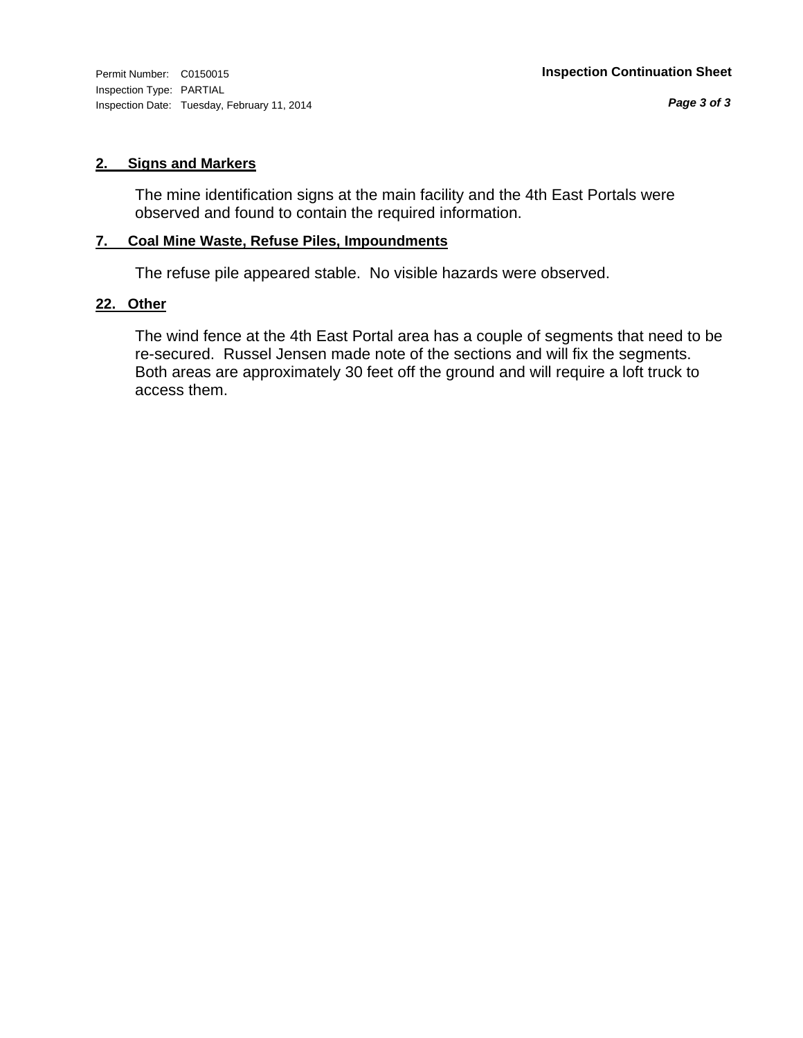## 2. Signs and Markers

The mine identification signs at the main facility and the 4th East Portals were observed and found to contain the required information.

## 7. Coal Mine Waste, Refuse Piles, Impoundments

The refuse pile appeared stable. No visible hazards were observed.

## 22. Other

The wind fence at the 4th East Portal area has a couple of segments that need to be re-secured. Russel Jensen made note of the sections and will fix the segments. Both areas are approximately 30 feet off the ground and will require a loft truck to access them.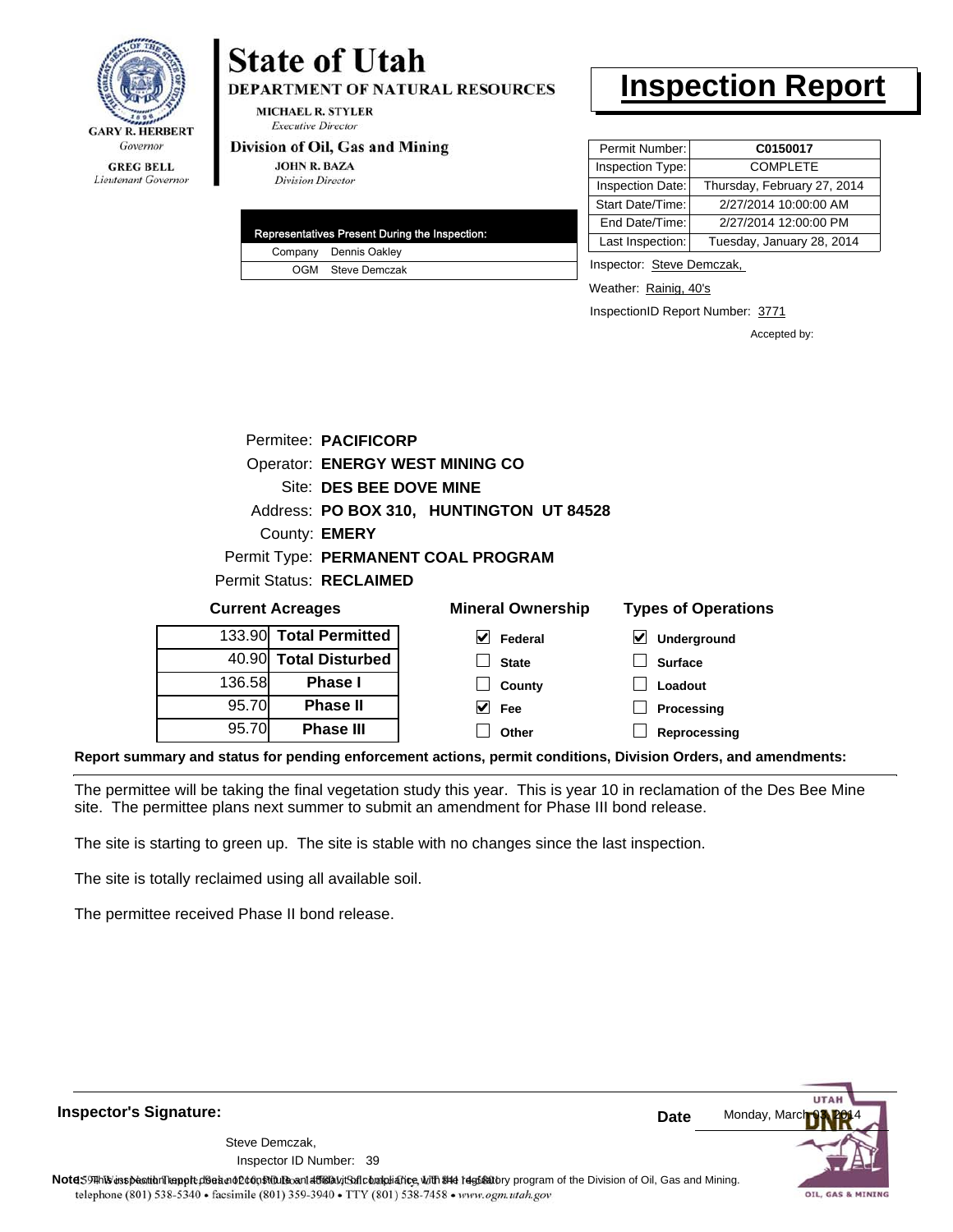GARY R. HERBERT
*Governor*

GREG BELL
*Lieutenant Governor*

# State of Utah

**DEPARTMENT OF NATURAL RESOURCES**

MICHAEL R. STYLER
*Executive Director*

**Division of Oil, Gas and Mining**

JOHN R. BAZA
*Division Director*

# Inspection Report

| | |
|---|---|
| Permit Number: | **C0150017** |
| Inspection Type: | COMPLETE |
| Inspection Date: | Thursday, February 27, 2014 |
| Start Date/Time: | 2/27/2014 10:00:00 AM |
| End Date/Time: | 2/27/2014 12:00:00 PM |
| Last Inspection: | Tuesday, January 28, 2014 |

| Representatives Present During the Inspection: | |
|---|---|
| Company | Dennis Oakley |
| OGM | Steve Demczak |

Inspector: Steve Demczak,

Weather: Rainig, 40's

InspectionID Report Number: 3771

Accepted by:

Permitee: **PACIFICORP**
Operator: **ENERGY WEST MINING CO**
Site: **DES BEE DOVE MINE**
Address: **PO BOX 310, HUNTINGTON UT 84528**
County: **EMERY**
Permit Type: **PERMANENT COAL PROGRAM**
Permit Status: **RECLAIMED**

**Current Acreages**

| | |
|---|---|
| 133.90 | **Total Permitted** |
| 40.90 | **Total Disturbed** |
| 136.58 | **Phase I** |
| 95.70 | **Phase II** |
| 95.70 | **Phase III** |

**Mineral Ownership**

- [x] Federal
- [ ] State
- [ ] County
- [x] Fee
- [ ] Other

**Types of Operations**

- [x] Underground
- [ ] Surface
- [ ] Loadout
- [ ] Processing
- [ ] Reprocessing

**Report summary and status for pending enforcement actions, permit conditions, Division Orders, and amendments:**

The permittee will be taking the final vegetation study this year. This is year 10 in reclamation of the Des Bee Mine site. The permittee plans next summer to submit an amendment for Phase III bond release.

The site is starting to green up. The site is stable with no changes since the last inspection.

The site is totally reclaimed using all available soil.

The permittee received Phase II bond release.

**Inspector's Signature:**

Steve Demczak,
Inspector ID Number: 39

**Date** Monday, March 03, 2014

**Note:** This inspection report does not constitute an affidavit of compliance with the regulatory program of the Division of Oil, Gas and Mining.
telephone (801) 538-5340 • facsimile (801) 359-3940 • TTY (801) 538-7458 • www.ogm.utah.gov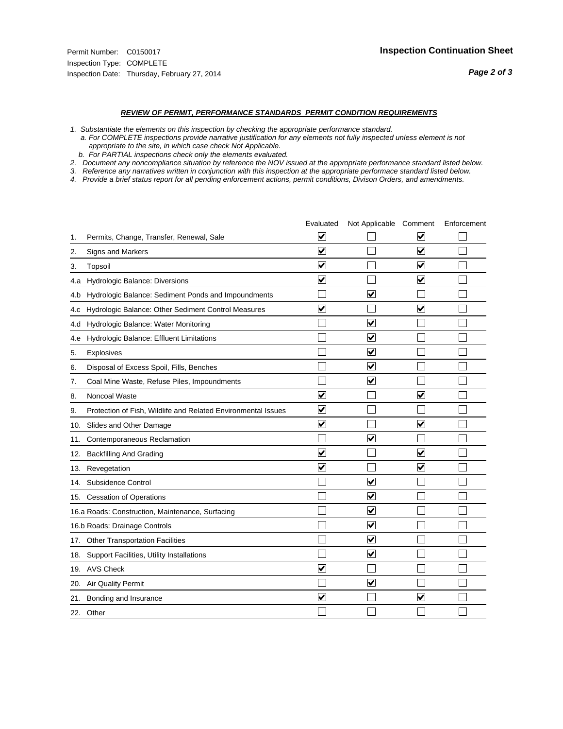Permit Number: C0150017
Inspection Type: COMPLETE
Inspection Date: Thursday, February 27, 2014

**Inspection Continuation Sheet**

***REVIEW OF PERMIT, PERFORMANCE STANDARDS PERMIT CONDITION REQUIREMENTS***

*1. Substantiate the elements on this inspection by checking the appropriate performance standard.*
   *a. For COMPLETE inspections provide narrative justification for any elements not fully inspected unless element is not appropriate to the site, in which case check Not Applicable.*
   *b. For PARTIAL inspections check only the elements evaluated.*
*2. Document any noncompliance situation by reference the NOV issued at the appropriate performance standard listed below.*
*3. Reference any narratives written in conjunction with this inspection at the appropriate performace standard listed below.*
*4. Provide a brief status report for all pending enforcement actions, permit conditions, Divison Orders, and amendments.*

| | | Evaluated | Not Applicable | Comment | Enforcement |
|---|---|---|---|---|---|
| 1. | Permits, Change, Transfer, Renewal, Sale | ☑ | ☐ | ☑ | ☐ |
| 2. | Signs and Markers | ☑ | ☐ | ☑ | ☐ |
| 3. | Topsoil | ☑ | ☐ | ☑ | ☐ |
| 4.a | Hydrologic Balance: Diversions | ☑ | ☐ | ☑ | ☐ |
| 4.b | Hydrologic Balance: Sediment Ponds and Impoundments | ☐ | ☑ | ☐ | ☐ |
| 4.c | Hydrologic Balance: Other Sediment Control Measures | ☑ | ☐ | ☑ | ☐ |
| 4.d | Hydrologic Balance: Water Monitoring | ☐ | ☑ | ☐ | ☐ |
| 4.e | Hydrologic Balance: Effluent Limitations | ☐ | ☑ | ☐ | ☐ |
| 5. | Explosives | ☐ | ☑ | ☐ | ☐ |
| 6. | Disposal of Excess Spoil, Fills, Benches | ☐ | ☑ | ☐ | ☐ |
| 7. | Coal Mine Waste, Refuse Piles, Impoundments | ☐ | ☑ | ☐ | ☐ |
| 8. | Noncoal Waste | ☑ | ☐ | ☑ | ☐ |
| 9. | Protection of Fish, Wildlife and Related Environmental Issues | ☑ | ☐ | ☐ | ☐ |
| 10. | Slides and Other Damage | ☑ | ☐ | ☑ | ☐ |
| 11. | Contemporaneous Reclamation | ☐ | ☑ | ☐ | ☐ |
| 12. | Backfilling And Grading | ☑ | ☐ | ☑ | ☐ |
| 13. | Revegetation | ☑ | ☐ | ☑ | ☐ |
| 14. | Subsidence Control | ☐ | ☑ | ☐ | ☐ |
| 15. | Cessation of Operations | ☐ | ☑ | ☐ | ☐ |
| 16.a | Roads: Construction, Maintenance, Surfacing | ☐ | ☑ | ☐ | ☐ |
| 16.b | Roads: Drainage Controls | ☐ | ☑ | ☐ | ☐ |
| 17. | Other Transportation Facilities | ☐ | ☑ | ☐ | ☐ |
| 18. | Support Facilities, Utility Installations | ☐ | ☑ | ☐ | ☐ |
| 19. | AVS Check | ☑ | ☐ | ☐ | ☐ |
| 20. | Air Quality Permit | ☐ | ☑ | ☐ | ☐ |
| 21. | Bonding and Insurance | ☑ | ☐ | ☑ | ☐ |
| 22. | Other | ☐ | ☐ | ☐ | ☐ |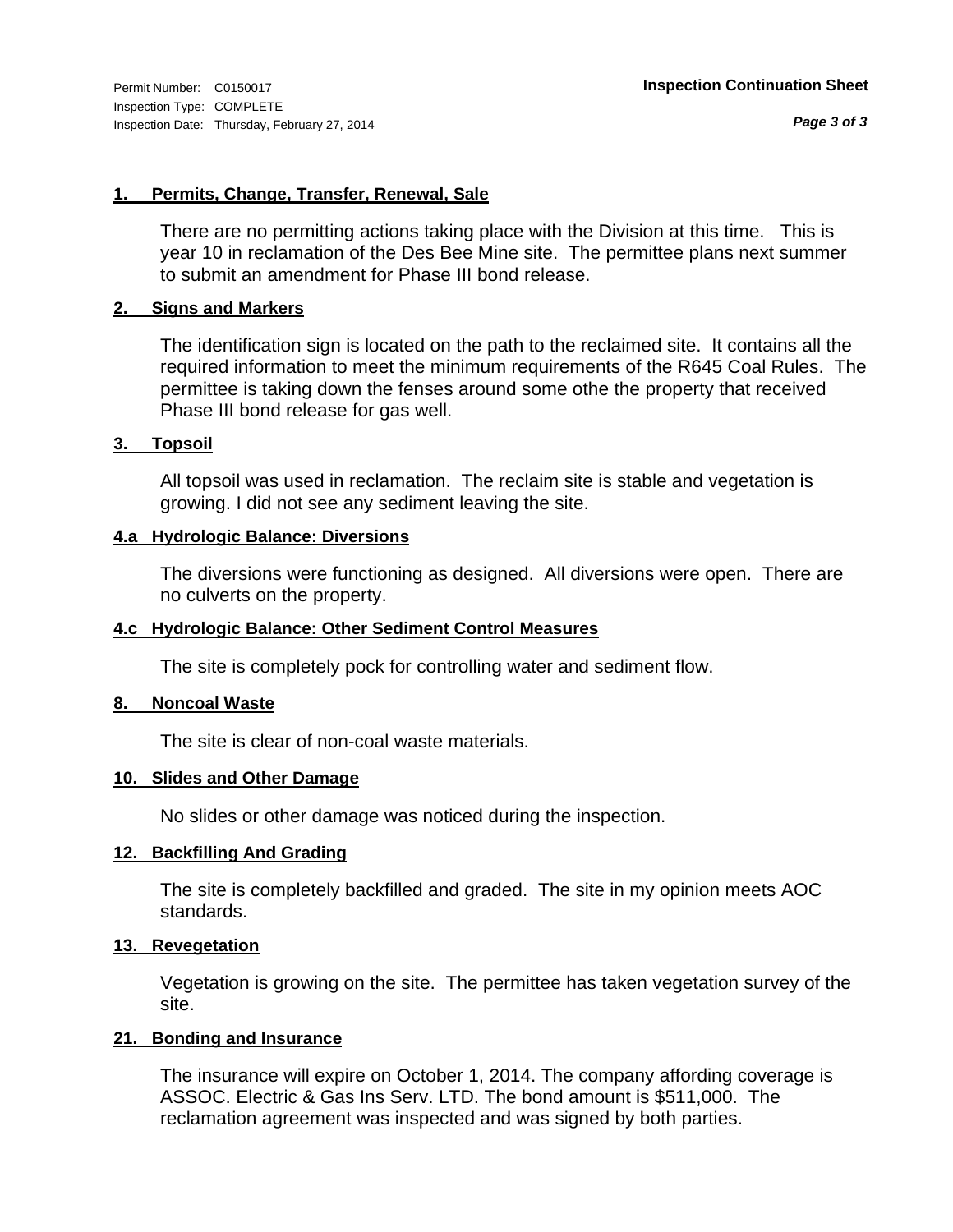Permit Number: C0150017
Inspection Type: COMPLETE
Inspection Date: Thursday, February 27, 2014

**Inspection Continuation Sheet**

**1. Permits, Change, Transfer, Renewal, Sale**

There are no permitting actions taking place with the Division at this time. This is year 10 in reclamation of the Des Bee Mine site. The permittee plans next summer to submit an amendment for Phase III bond release.

**2. Signs and Markers**

The identification sign is located on the path to the reclaimed site. It contains all the required information to meet the minimum requirements of the R645 Coal Rules. The permittee is taking down the fenses around some othe the property that received Phase III bond release for gas well.

**3. Topsoil**

All topsoil was used in reclamation. The reclaim site is stable and vegetation is growing. I did not see any sediment leaving the site.

**4.a Hydrologic Balance: Diversions**

The diversions were functioning as designed. All diversions were open. There are no culverts on the property.

**4.c Hydrologic Balance: Other Sediment Control Measures**

The site is completely pock for controlling water and sediment flow.

**8. Noncoal Waste**

The site is clear of non-coal waste materials.

**10. Slides and Other Damage**

No slides or other damage was noticed during the inspection.

**12. Backfilling And Grading**

The site is completely backfilled and graded. The site in my opinion meets AOC standards.

**13. Revegetation**

Vegetation is growing on the site. The permittee has taken vegetation survey of the site.

**21. Bonding and Insurance**

The insurance will expire on October 1, 2014. The company affording coverage is ASSOC. Electric & Gas Ins Serv. LTD. The bond amount is $511,000. The reclamation agreement was inspected and was signed by both parties.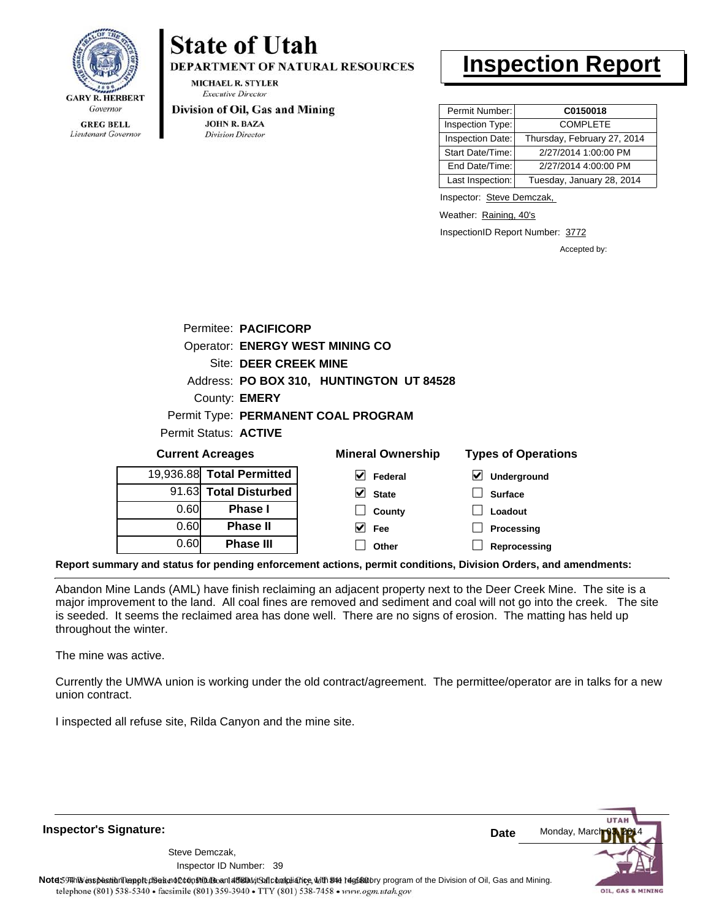**State of Utah**

**DEPARTMENT OF NATURAL RESOURCES**

MICHAEL R. STYLER
*Executive Director*

**Division of Oil, Gas and Mining**

JOHN R. BAZA
*Division Director*

GARY R. HERBERT
*Governor*

GREG BELL
*Lieutenant Governor*

# Inspection Report

| | |
|---|---|
| Permit Number: | **C0150018** |
| Inspection Type: | COMPLETE |
| Inspection Date: | Thursday, February 27, 2014 |
| Start Date/Time: | 2/27/2014 1:00:00 PM |
| End Date/Time: | 2/27/2014 4:00:00 PM |
| Last Inspection: | Tuesday, January 28, 2014 |

Inspector: Steve Demczak,

Weather: Raining, 40's

InspectionID Report Number: 3772

Accepted by:

Permitee: **PACIFICORP**
Operator: **ENERGY WEST MINING CO**
Site: **DEER CREEK MINE**
Address: **PO BOX 310, HUNTINGTON UT 84528**
County: **EMERY**
Permit Type: **PERMANENT COAL PROGRAM**
Permit Status: **ACTIVE**

**Current Acreages**

| | |
|---|---|
| 19,936.88 | **Total Permitted** |
| 91.63 | **Total Disturbed** |
| 0.60 | **Phase I** |
| 0.60 | **Phase II** |
| 0.60 | **Phase III** |

**Mineral Ownership**

- [x] Federal
- [x] State
- [ ] County
- [x] Fee
- [ ] Other

**Types of Operations**

- [x] Underground
- [ ] Surface
- [ ] Loadout
- [ ] Processing
- [ ] Reprocessing

**Report summary and status for pending enforcement actions, permit conditions, Division Orders, and amendments:**

Abandon Mine Lands (AML) have finish reclaiming an adjacent property next to the Deer Creek Mine. The site is a major improvement to the land. All coal fines are removed and sediment and coal will not go into the creek. The site is seeded. It seems the reclaimed area has done well. There are no signs of erosion. The matting has held up throughout the winter.

The mine was active.

Currently the UMWA union is working under the old contract/agreement. The permittee/operator are in talks for a new union contract.

I inspected all refuse site, Rilda Canyon and the mine site.

**Inspector's Signature:**

Steve Demczak,
Inspector ID Number: 39

**Date** Monday, March 03, 2014

**Note:** This inspection report does not constitute an affidavit of compliance with the regulatory program of the Division of Oil, Gas and Mining.

telephone (801) 538-5340 • facsimile (801) 359-3940 • TTY (801) 538-7458 • www.ogm.utah.gov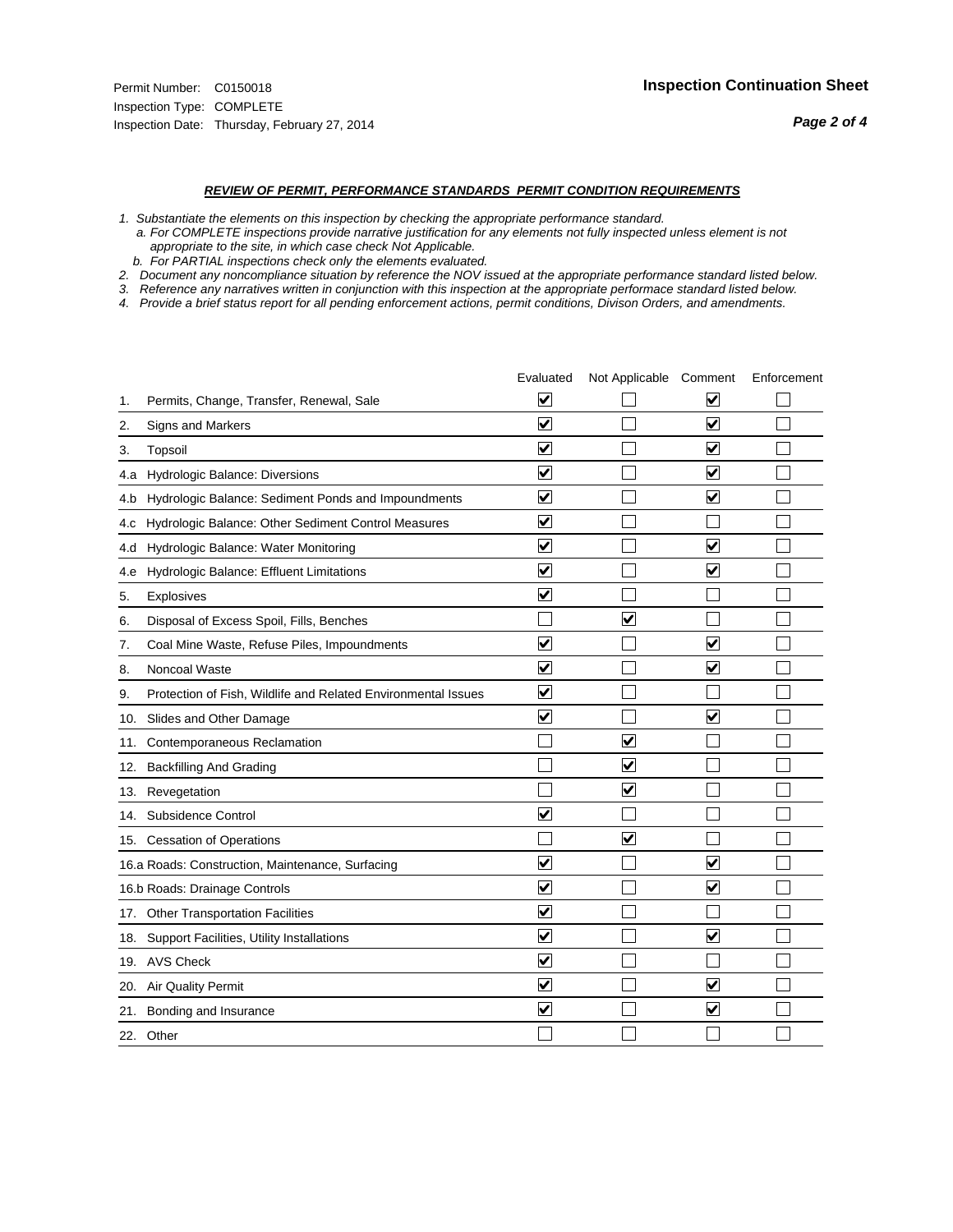Permit Number: C0150018
Inspection Type: COMPLETE
Inspection Date: Thursday, February 27, 2014

**Inspection Continuation Sheet**

***REVIEW OF PERMIT, PERFORMANCE STANDARDS PERMIT CONDITION REQUIREMENTS***

*1. Substantiate the elements on this inspection by checking the appropriate performance standard.*
*a. For COMPLETE inspections provide narrative justification for any elements not fully inspected unless element is not appropriate to the site, in which case check Not Applicable.*
*b. For PARTIAL inspections check only the elements evaluated.*
*2. Document any noncompliance situation by reference the NOV issued at the appropriate performance standard listed below.*
*3. Reference any narratives written in conjunction with this inspection at the appropriate performace standard listed below.*
*4. Provide a brief status report for all pending enforcement actions, permit conditions, Divison Orders, and amendments.*

| | | Evaluated | Not Applicable | Comment | Enforcement |
|---|---|---|---|---|---|
| 1. | Permits, Change, Transfer, Renewal, Sale | ☑ | ☐ | ☑ | ☐ |
| 2. | Signs and Markers | ☑ | ☐ | ☑ | ☐ |
| 3. | Topsoil | ☑ | ☐ | ☑ | ☐ |
| 4.a | Hydrologic Balance: Diversions | ☑ | ☐ | ☑ | ☐ |
| 4.b | Hydrologic Balance: Sediment Ponds and Impoundments | ☑ | ☐ | ☑ | ☐ |
| 4.c | Hydrologic Balance: Other Sediment Control Measures | ☑ | ☐ | ☐ | ☐ |
| 4.d | Hydrologic Balance: Water Monitoring | ☑ | ☐ | ☑ | ☐ |
| 4.e | Hydrologic Balance: Effluent Limitations | ☑ | ☐ | ☑ | ☐ |
| 5. | Explosives | ☑ | ☐ | ☐ | ☐ |
| 6. | Disposal of Excess Spoil, Fills, Benches | ☐ | ☑ | ☐ | ☐ |
| 7. | Coal Mine Waste, Refuse Piles, Impoundments | ☑ | ☐ | ☑ | ☐ |
| 8. | Noncoal Waste | ☑ | ☐ | ☑ | ☐ |
| 9. | Protection of Fish, Wildlife and Related Environmental Issues | ☑ | ☐ | ☐ | ☐ |
| 10. | Slides and Other Damage | ☑ | ☐ | ☑ | ☐ |
| 11. | Contemporaneous Reclamation | ☐ | ☑ | ☐ | ☐ |
| 12. | Backfilling And Grading | ☐ | ☑ | ☐ | ☐ |
| 13. | Revegetation | ☐ | ☑ | ☐ | ☐ |
| 14. | Subsidence Control | ☑ | ☐ | ☐ | ☐ |
| 15. | Cessation of Operations | ☐ | ☑ | ☐ | ☐ |
| 16.a | Roads: Construction, Maintenance, Surfacing | ☑ | ☐ | ☑ | ☐ |
| 16.b | Roads: Drainage Controls | ☑ | ☐ | ☑ | ☐ |
| 17. | Other Transportation Facilities | ☑ | ☐ | ☐ | ☐ |
| 18. | Support Facilities, Utility Installations | ☑ | ☐ | ☑ | ☐ |
| 19. | AVS Check | ☑ | ☐ | ☐ | ☐ |
| 20. | Air Quality Permit | ☑ | ☐ | ☑ | ☐ |
| 21. | Bonding and Insurance | ☑ | ☐ | ☑ | ☐ |
| 22. | Other | ☐ | ☐ | ☐ | ☐ |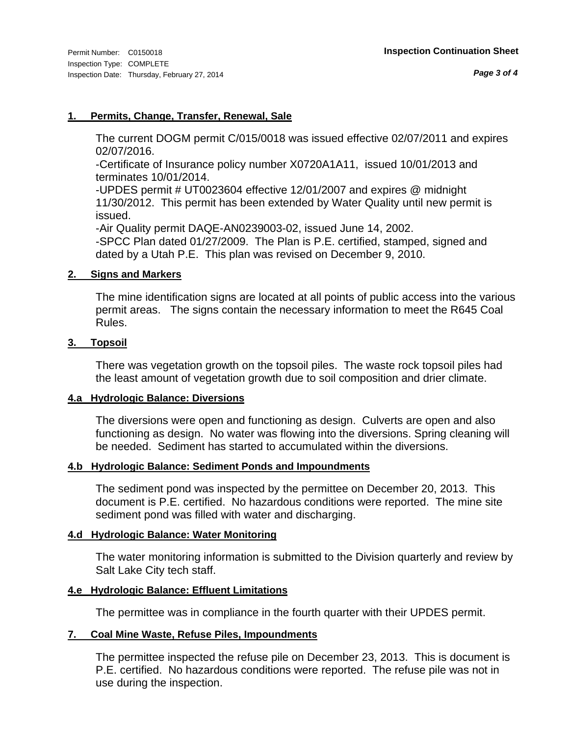Permit Number: C0150018
Inspection Type: COMPLETE
Inspection Date: Thursday, February 27, 2014

**Inspection Continuation Sheet**

### 1. Permits, Change, Transfer, Renewal, Sale

The current DOGM permit C/015/0018 was issued effective 02/07/2011 and expires 02/07/2016.
-Certificate of Insurance policy number X0720A1A11, issued 10/01/2013 and terminates 10/01/2014.
-UPDES permit # UT0023604 effective 12/01/2007 and expires @ midnight 11/30/2012. This permit has been extended by Water Quality until new permit is issued.
-Air Quality permit DAQE-AN0239003-02, issued June 14, 2002.
-SPCC Plan dated 01/27/2009. The Plan is P.E. certified, stamped, signed and dated by a Utah P.E. This plan was revised on December 9, 2010.

### 2. Signs and Markers

The mine identification signs are located at all points of public access into the various permit areas. The signs contain the necessary information to meet the R645 Coal Rules.

### 3. Topsoil

There was vegetation growth on the topsoil piles. The waste rock topsoil piles had the least amount of vegetation growth due to soil composition and drier climate.

### 4.a Hydrologic Balance: Diversions

The diversions were open and functioning as design. Culverts are open and also functioning as design. No water was flowing into the diversions. Spring cleaning will be needed. Sediment has started to accumulated within the diversions.

### 4.b Hydrologic Balance: Sediment Ponds and Impoundments

The sediment pond was inspected by the permittee on December 20, 2013. This document is P.E. certified. No hazardous conditions were reported. The mine site sediment pond was filled with water and discharging.

### 4.d Hydrologic Balance: Water Monitoring

The water monitoring information is submitted to the Division quarterly and review by Salt Lake City tech staff.

### 4.e Hydrologic Balance: Effluent Limitations

The permittee was in compliance in the fourth quarter with their UPDES permit.

### 7. Coal Mine Waste, Refuse Piles, Impoundments

The permittee inspected the refuse pile on December 23, 2013. This is document is P.E. certified. No hazardous conditions were reported. The refuse pile was not in use during the inspection.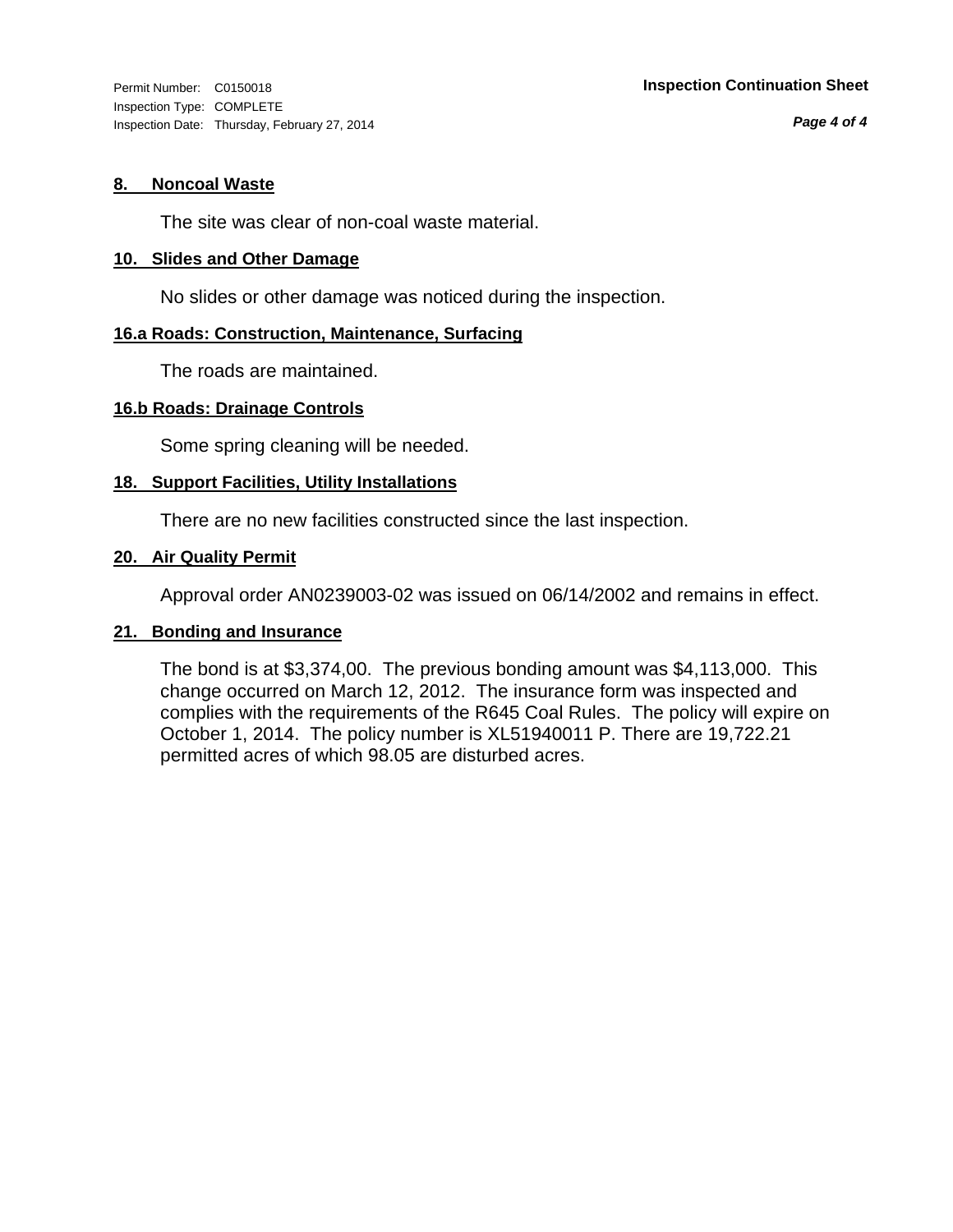Permit Number: C0150018
Inspection Type: COMPLETE
Inspection Date: Thursday, February 27, 2014

**Inspection Continuation Sheet**

### 8. Noncoal Waste

The site was clear of non-coal waste material.

### 10. Slides and Other Damage

No slides or other damage was noticed during the inspection.

### 16.a Roads: Construction, Maintenance, Surfacing

The roads are maintained.

### 16.b Roads: Drainage Controls

Some spring cleaning will be needed.

### 18. Support Facilities, Utility Installations

There are no new facilities constructed since the last inspection.

### 20. Air Quality Permit

Approval order AN0239003-02 was issued on 06/14/2002 and remains in effect.

### 21. Bonding and Insurance

The bond is at $3,374,00. The previous bonding amount was $4,113,000. This change occurred on March 12, 2012. The insurance form was inspected and complies with the requirements of the R645 Coal Rules. The policy will expire on October 1, 2014. The policy number is XL51940011 P. There are 19,722.21 permitted acres of which 98.05 are disturbed acres.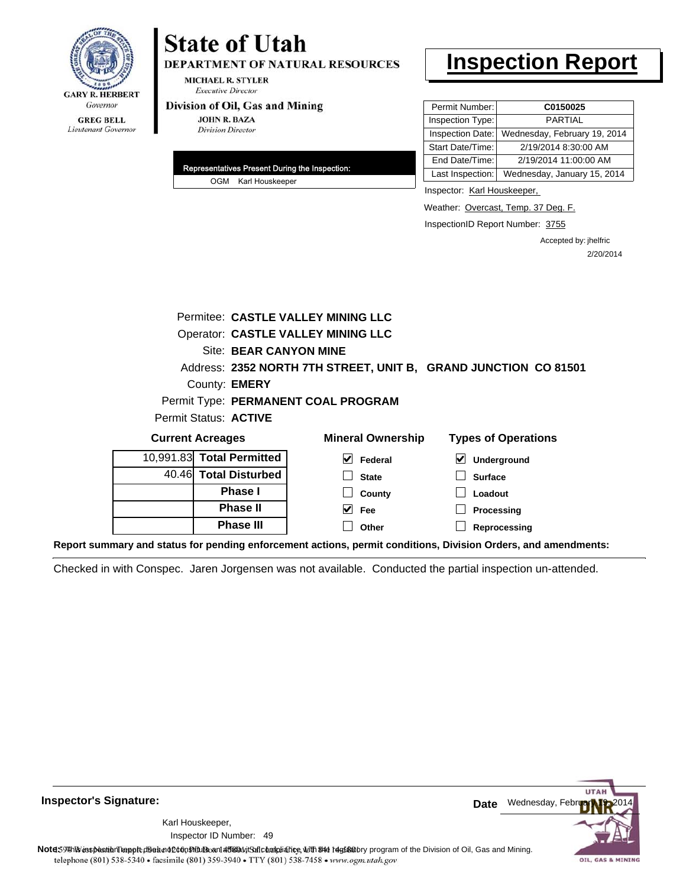**GARY R. HERBERT**
*Governor*

**GREG BELL**
*Lieutenant Governor*

# State of Utah

**DEPARTMENT OF NATURAL RESOURCES**

**MICHAEL R. STYLER**
*Executive Director*

**Division of Oil, Gas and Mining**

**JOHN R. BAZA**
*Division Director*

# Inspection Report

| Permit Number: | C0150025 |
|---|---|
| Inspection Type: | PARTIAL |
| Inspection Date: | Wednesday, February 19, 2014 |
| Start Date/Time: | 2/19/2014 8:30:00 AM |
| End Date/Time: | 2/19/2014 11:00:00 AM |
| Last Inspection: | Wednesday, January 15, 2014 |

**Representatives Present During the Inspection:**

OGM Karl Houskeeper

Inspector: Karl Houskeeper,

Weather: Overcast, Temp. 37 Deg. F.

InspectionID Report Number: 3755

Accepted by: jhelfric
2/20/2014

Permitee: **CASTLE VALLEY MINING LLC**
Operator: **CASTLE VALLEY MINING LLC**
Site: **BEAR CANYON MINE**
Address: **2352 NORTH 7TH STREET, UNIT B, GRAND JUNCTION CO 81501**
County: **EMERY**
Permit Type: **PERMANENT COAL PROGRAM**
Permit Status: **ACTIVE**

**Current Acreages**

| | |
|---|---|
| 10,991.83 | **Total Permitted** |
| 40.46 | **Total Disturbed** |
| | **Phase I** |
| | **Phase II** |
| | **Phase III** |

**Mineral Ownership**

- [x] Federal
- [ ] State
- [ ] County
- [x] Fee
- [ ] Other

**Types of Operations**

- [x] Underground
- [ ] Surface
- [ ] Loadout
- [ ] Processing
- [ ] Reprocessing

**Report summary and status for pending enforcement actions, permit conditions, Division Orders, and amendments:**

Checked in with Conspec. Jaren Jorgensen was not available. Conducted the partial inspection un-attended.

**Inspector's Signature:**

Karl Houskeeper,
Inspector ID Number: 49

**Date** Wednesday, February 19, 2014

**Note:** This inspection report does not constitute an affidavit of compliance with the regulatory program of the Division of Oil, Gas and Mining.
telephone (801) 538-5340 • facsimile (801) 359-3940 • TTY (801) 538-7458 • www.ogm.utah.gov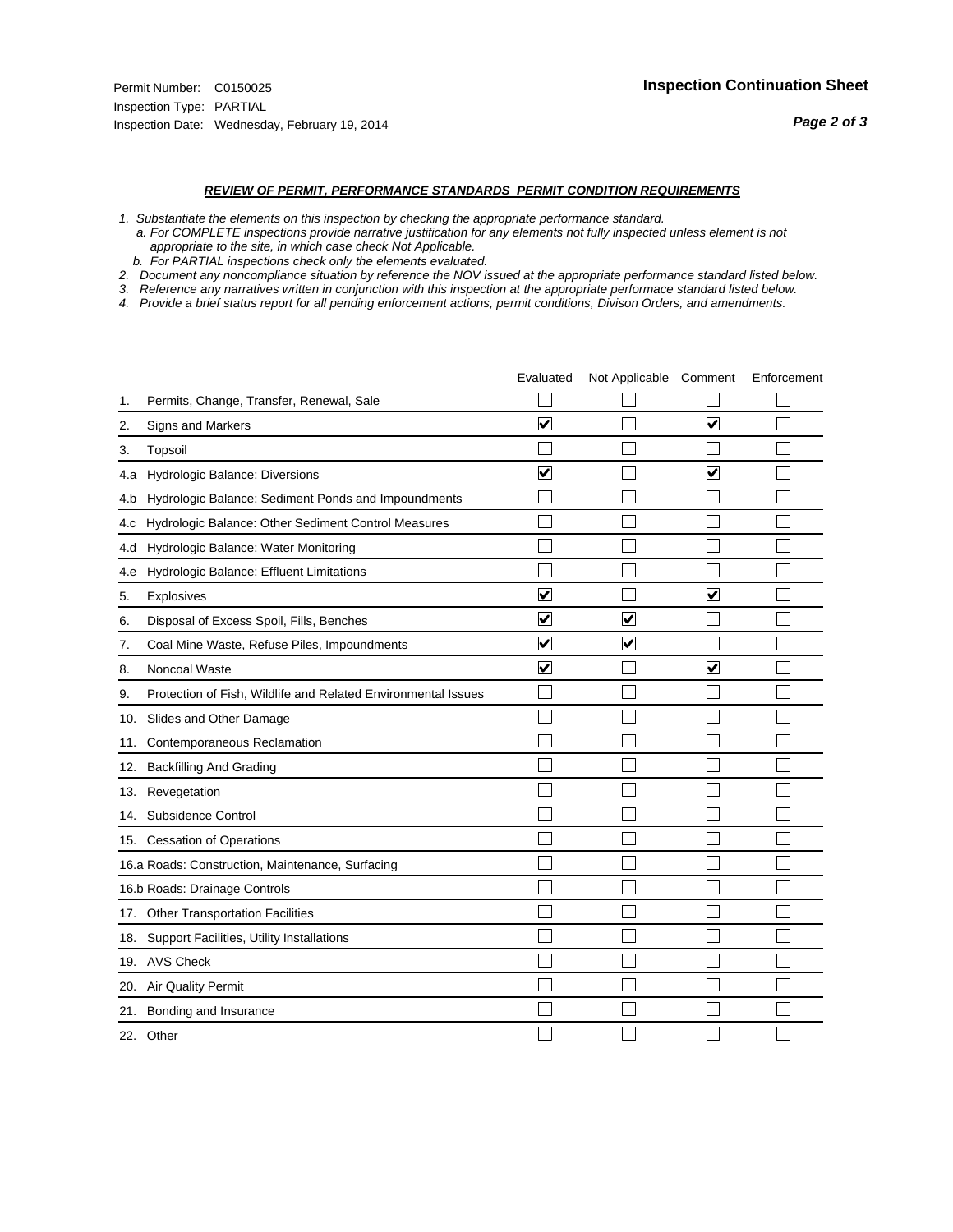Permit Number: C0150025
Inspection Type: PARTIAL
Inspection Date: Wednesday, February 19, 2014

**Inspection Continuation Sheet**

***REVIEW OF PERMIT, PERFORMANCE STANDARDS PERMIT CONDITION REQUIREMENTS***

*1. Substantiate the elements on this inspection by checking the appropriate performance standard.*
*a. For COMPLETE inspections provide narrative justification for any elements not fully inspected unless element is not appropriate to the site, in which case check Not Applicable.*
*b. For PARTIAL inspections check only the elements evaluated.*
*2. Document any noncompliance situation by reference the NOV issued at the appropriate performance standard listed below.*
*3. Reference any narratives written in conjunction with this inspection at the appropriate performace standard listed below.*
*4. Provide a brief status report for all pending enforcement actions, permit conditions, Divison Orders, and amendments.*

| | | Evaluated | Not Applicable | Comment | Enforcement |
|---|---|---|---|---|---|
| 1. | Permits, Change, Transfer, Renewal, Sale | ☐ | ☐ | ☐ | ☐ |
| 2. | Signs and Markers | ☑ | ☐ | ☑ | ☐ |
| 3. | Topsoil | ☐ | ☐ | ☐ | ☐ |
| 4.a | Hydrologic Balance: Diversions | ☑ | ☐ | ☑ | ☐ |
| 4.b | Hydrologic Balance: Sediment Ponds and Impoundments | ☐ | ☐ | ☐ | ☐ |
| 4.c | Hydrologic Balance: Other Sediment Control Measures | ☐ | ☐ | ☐ | ☐ |
| 4.d | Hydrologic Balance: Water Monitoring | ☐ | ☐ | ☐ | ☐ |
| 4.e | Hydrologic Balance: Effluent Limitations | ☐ | ☐ | ☐ | ☐ |
| 5. | Explosives | ☑ | ☐ | ☑ | ☐ |
| 6. | Disposal of Excess Spoil, Fills, Benches | ☑ | ☑ | ☐ | ☐ |
| 7. | Coal Mine Waste, Refuse Piles, Impoundments | ☑ | ☑ | ☐ | ☐ |
| 8. | Noncoal Waste | ☑ | ☐ | ☑ | ☐ |
| 9. | Protection of Fish, Wildlife and Related Environmental Issues | ☐ | ☐ | ☐ | ☐ |
| 10. | Slides and Other Damage | ☐ | ☐ | ☐ | ☐ |
| 11. | Contemporaneous Reclamation | ☐ | ☐ | ☐ | ☐ |
| 12. | Backfilling And Grading | ☐ | ☐ | ☐ | ☐ |
| 13. | Revegetation | ☐ | ☐ | ☐ | ☐ |
| 14. | Subsidence Control | ☐ | ☐ | ☐ | ☐ |
| 15. | Cessation of Operations | ☐ | ☐ | ☐ | ☐ |
| 16.a | Roads: Construction, Maintenance, Surfacing | ☐ | ☐ | ☐ | ☐ |
| 16.b | Roads: Drainage Controls | ☐ | ☐ | ☐ | ☐ |
| 17. | Other Transportation Facilities | ☐ | ☐ | ☐ | ☐ |
| 18. | Support Facilities, Utility Installations | ☐ | ☐ | ☐ | ☐ |
| 19. | AVS Check | ☐ | ☐ | ☐ | ☐ |
| 20. | Air Quality Permit | ☐ | ☐ | ☐ | ☐ |
| 21. | Bonding and Insurance | ☐ | ☐ | ☐ | ☐ |
| 22. | Other | ☐ | ☐ | ☐ | ☐ |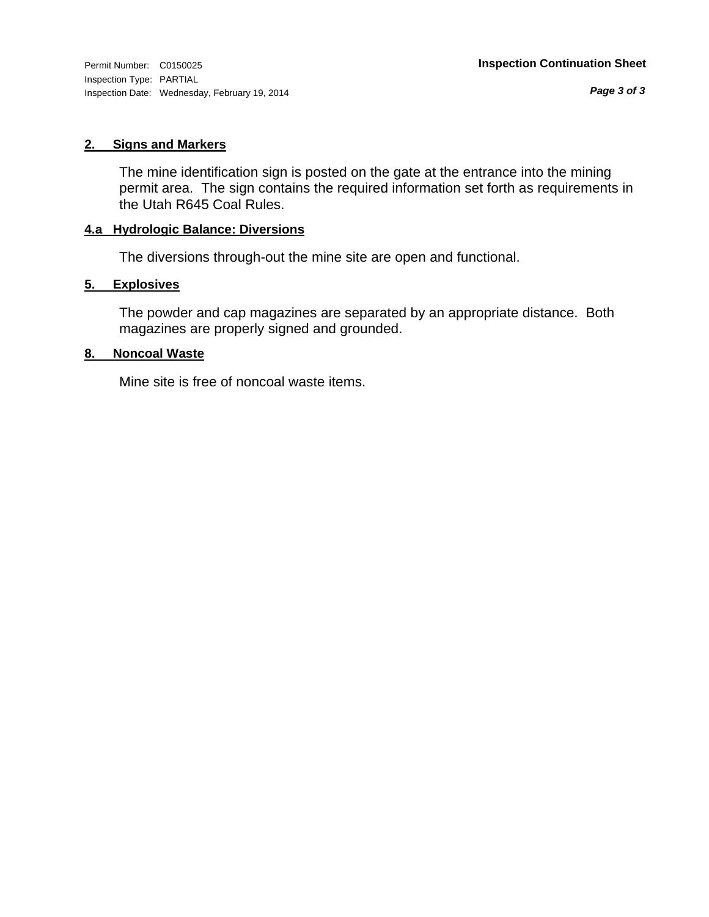### 2. Signs and Markers

The mine identification sign is posted on the gate at the entrance into the mining permit area. The sign contains the required information set forth as requirements in the Utah R645 Coal Rules.

### 4.a Hydrologic Balance: Diversions

The diversions through-out the mine site are open and functional.

### 5. Explosives

The powder and cap magazines are separated by an appropriate distance. Both magazines are properly signed and grounded.

### 8. Noncoal Waste

Mine site is free of noncoal waste items.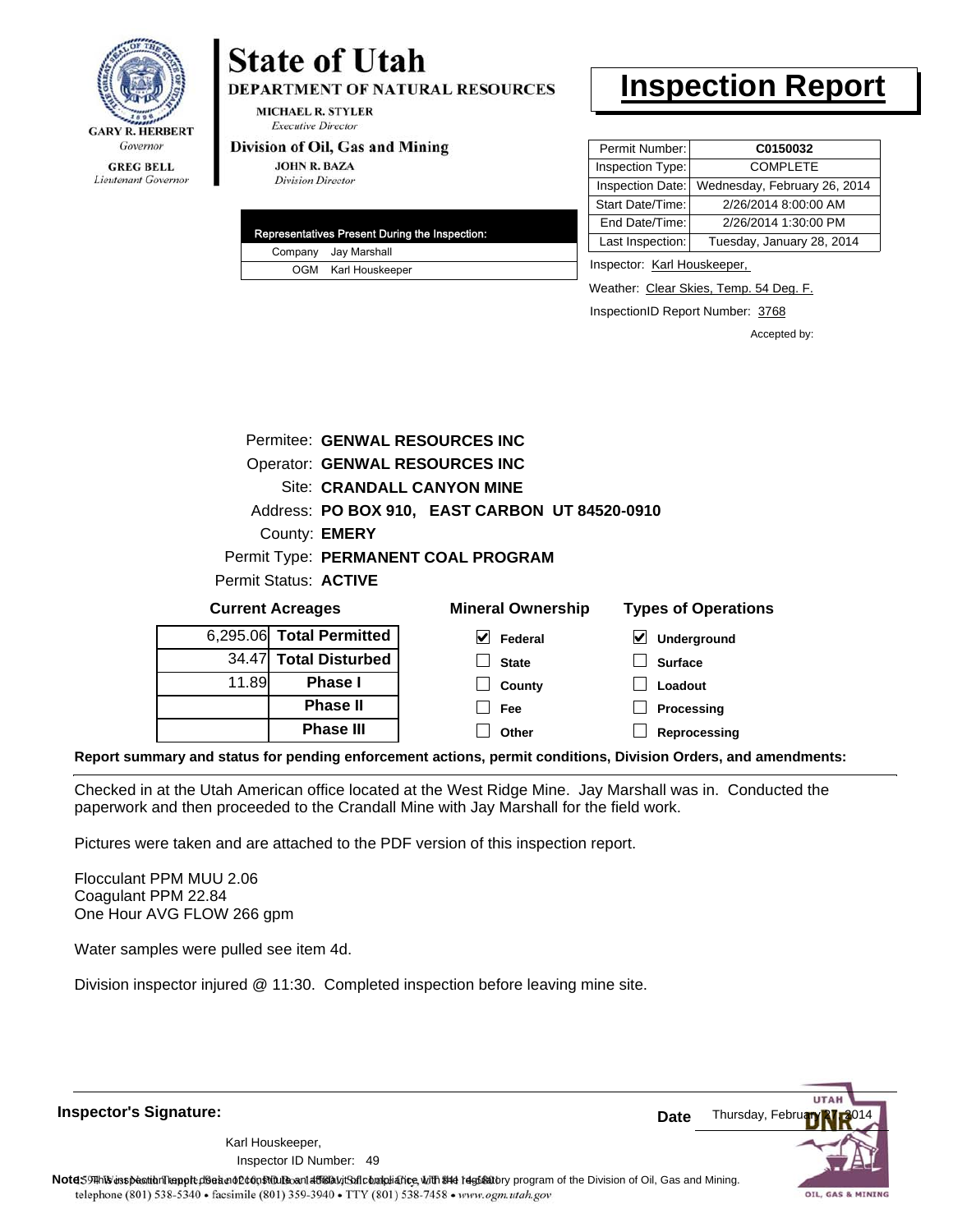GARY R. HERBERT
*Governor*

GREG BELL
*Lieutenant Governor*

# State of Utah

**DEPARTMENT OF NATURAL RESOURCES**

MICHAEL R. STYLER
*Executive Director*

**Division of Oil, Gas and Mining**

JOHN R. BAZA
*Division Director*

# Inspection Report

| Permit Number: | **C0150032** |
|---|---|
| Inspection Type: | COMPLETE |
| Inspection Date: | Wednesday, February 26, 2014 |
| Start Date/Time: | 2/26/2014 8:00:00 AM |
| End Date/Time: | 2/26/2014 1:30:00 PM |
| Last Inspection: | Tuesday, January 28, 2014 |

| Representatives Present During the Inspection: | |
|---|---|
| Company | Jay Marshall |
| OGM | Karl Houskeeper |

Inspector: Karl Houskeeper,

Weather: Clear Skies, Temp. 54 Deg. F.

InspectionID Report Number: 3768

Accepted by:

Permitee: **GENWAL RESOURCES INC**
Operator: **GENWAL RESOURCES INC**
Site: **CRANDALL CANYON MINE**
Address: **PO BOX 910, EAST CARBON UT 84520-0910**
County: **EMERY**
Permit Type: **PERMANENT COAL PROGRAM**
Permit Status: **ACTIVE**

**Current Acreages**

| | |
|---|---|
| 6,295.06 | **Total Permitted** |
| 34.47 | **Total Disturbed** |
| 11.89 | **Phase I** |
| | **Phase II** |
| | **Phase III** |

**Mineral Ownership**

- [x] Federal
- [ ] State
- [ ] County
- [ ] Fee
- [ ] Other

**Types of Operations**

- [x] Underground
- [ ] Surface
- [ ] Loadout
- [ ] Processing
- [ ] Reprocessing

**Report summary and status for pending enforcement actions, permit conditions, Division Orders, and amendments:**

Checked in at the Utah American office located at the West Ridge Mine. Jay Marshall was in. Conducted the paperwork and then proceeded to the Crandall Mine with Jay Marshall for the field work.

Pictures were taken and are attached to the PDF version of this inspection report.

Flocculant PPM MUU 2.06
Coagulant PPM 22.84
One Hour AVG FLOW 266 gpm

Water samples were pulled see item 4d.

Division inspector injured @ 11:30. Completed inspection before leaving mine site.

**Inspector's Signature:**

Karl Houskeeper,
Inspector ID Number: 49

**Date** Thursday, February 27, 2014

**Note:** This inspection report does not constitute an affidavit of compliance with the regulatory program of the Division of Oil, Gas and Mining.
telephone (801) 538-5340 • facsimile (801) 359-3940 • TTY (801) 538-7458 • www.ogm.utah.gov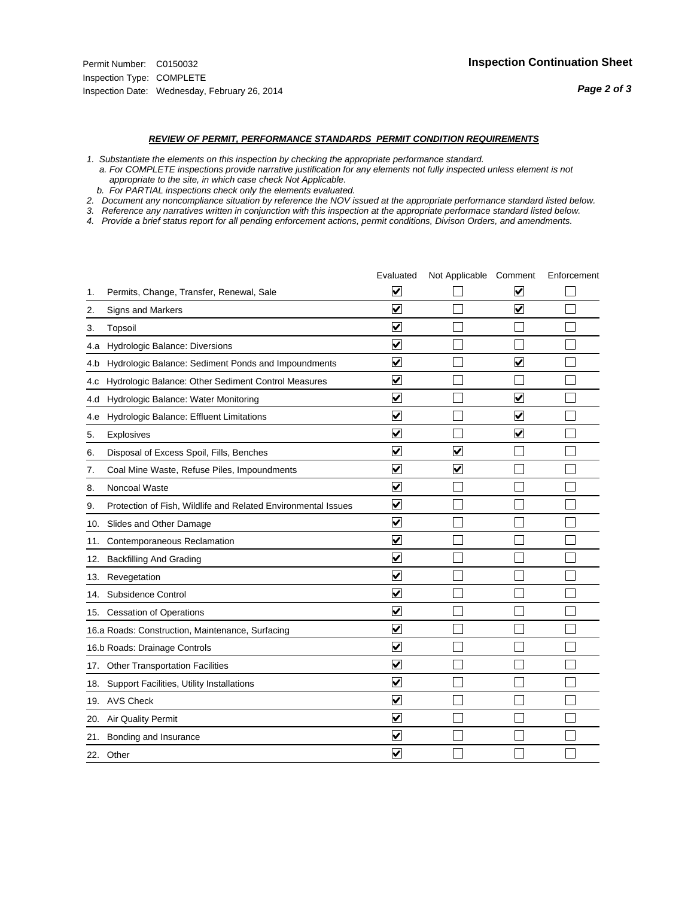Permit Number: C0150032
Inspection Type: COMPLETE
Inspection Date: Wednesday, February 26, 2014

**Inspection Continuation Sheet**

## *REVIEW OF PERMIT, PERFORMANCE STANDARDS PERMIT CONDITION REQUIREMENTS*

*1. Substantiate the elements on this inspection by checking the appropriate performance standard.*
*a. For COMPLETE inspections provide narrative justification for any elements not fully inspected unless element is not appropriate to the site, in which case check Not Applicable.*
*b. For PARTIAL inspections check only the elements evaluated.*
*2. Document any noncompliance situation by reference the NOV issued at the appropriate performance standard listed below.*
*3. Reference any narratives written in conjunction with this inspection at the appropriate performace standard listed below.*
*4. Provide a brief status report for all pending enforcement actions, permit conditions, Divison Orders, and amendments.*

| | | Evaluated | Not Applicable | Comment | Enforcement |
|---|---|---|---|---|---|
| 1. | Permits, Change, Transfer, Renewal, Sale | ☑ | ☐ | ☑ | ☐ |
| 2. | Signs and Markers | ☑ | ☐ | ☑ | ☐ |
| 3. | Topsoil | ☑ | ☐ | ☐ | ☐ |
| 4.a | Hydrologic Balance: Diversions | ☑ | ☐ | ☐ | ☐ |
| 4.b | Hydrologic Balance: Sediment Ponds and Impoundments | ☑ | ☐ | ☑ | ☐ |
| 4.c | Hydrologic Balance: Other Sediment Control Measures | ☑ | ☐ | ☐ | ☐ |
| 4.d | Hydrologic Balance: Water Monitoring | ☑ | ☐ | ☑ | ☐ |
| 4.e | Hydrologic Balance: Effluent Limitations | ☑ | ☐ | ☑ | ☐ |
| 5. | Explosives | ☑ | ☐ | ☑ | ☐ |
| 6. | Disposal of Excess Spoil, Fills, Benches | ☑ | ☑ | ☐ | ☐ |
| 7. | Coal Mine Waste, Refuse Piles, Impoundments | ☑ | ☑ | ☐ | ☐ |
| 8. | Noncoal Waste | ☑ | ☐ | ☐ | ☐ |
| 9. | Protection of Fish, Wildlife and Related Environmental Issues | ☑ | ☐ | ☐ | ☐ |
| 10. | Slides and Other Damage | ☑ | ☐ | ☐ | ☐ |
| 11. | Contemporaneous Reclamation | ☑ | ☐ | ☐ | ☐ |
| 12. | Backfilling And Grading | ☑ | ☐ | ☐ | ☐ |
| 13. | Revegetation | ☑ | ☐ | ☐ | ☐ |
| 14. | Subsidence Control | ☑ | ☐ | ☐ | ☐ |
| 15. | Cessation of Operations | ☑ | ☐ | ☐ | ☐ |
| 16.a | Roads: Construction, Maintenance, Surfacing | ☑ | ☐ | ☐ | ☐ |
| 16.b | Roads: Drainage Controls | ☑ | ☐ | ☐ | ☐ |
| 17. | Other Transportation Facilities | ☑ | ☐ | ☐ | ☐ |
| 18. | Support Facilities, Utility Installations | ☑ | ☐ | ☐ | ☐ |
| 19. | AVS Check | ☑ | ☐ | ☐ | ☐ |
| 20. | Air Quality Permit | ☑ | ☐ | ☐ | ☐ |
| 21. | Bonding and Insurance | ☑ | ☐ | ☐ | ☐ |
| 22. | Other | ☑ | ☐ | ☐ | ☐ |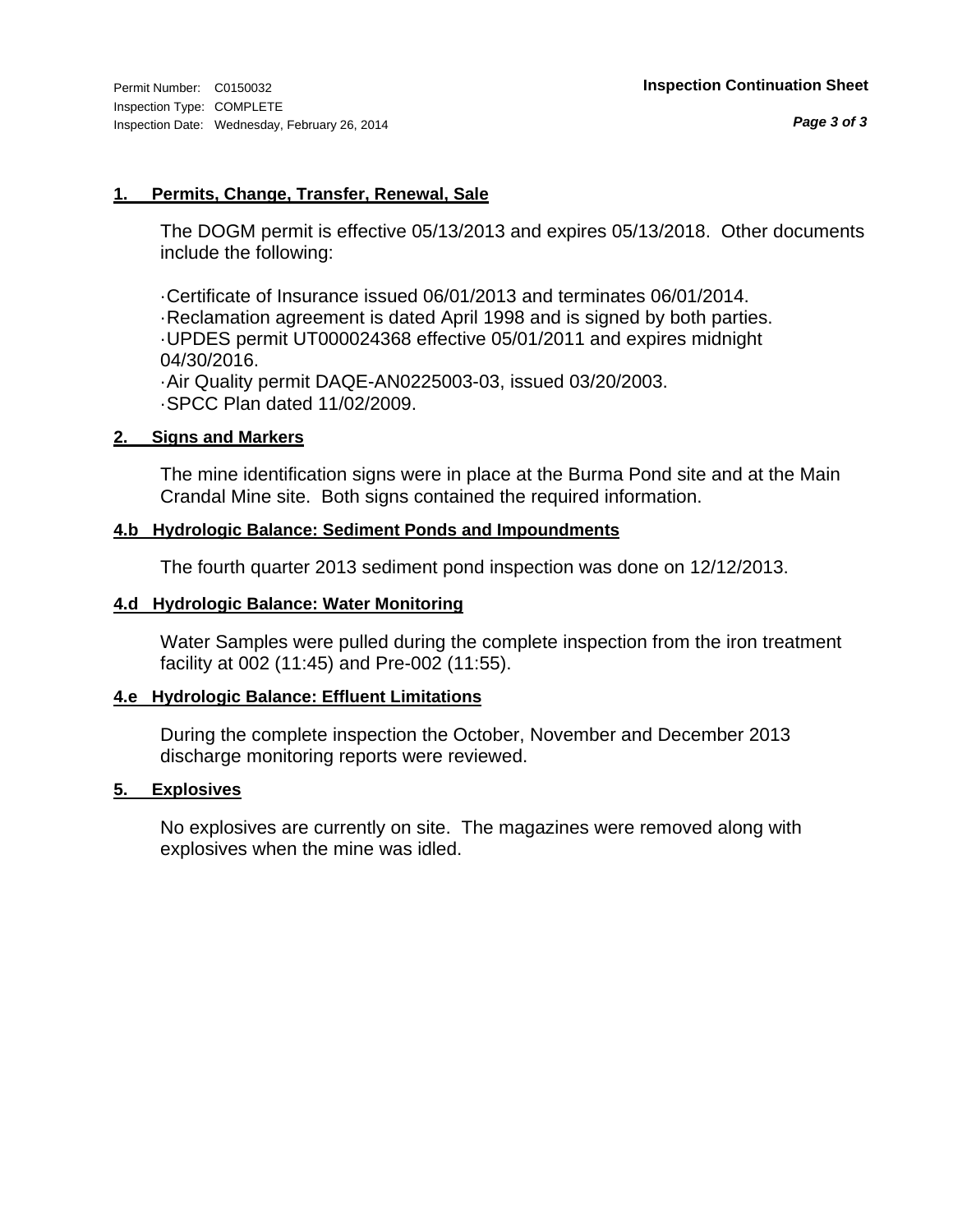## 1. Permits, Change, Transfer, Renewal, Sale

The DOGM permit is effective 05/13/2013 and expires 05/13/2018. Other documents include the following:

·Certificate of Insurance issued 06/01/2013 and terminates 06/01/2014.
·Reclamation agreement is dated April 1998 and is signed by both parties.
·UPDES permit UT000024368 effective 05/01/2011 and expires midnight 04/30/2016.
·Air Quality permit DAQE-AN0225003-03, issued 03/20/2003.
·SPCC Plan dated 11/02/2009.

## 2. Signs and Markers

The mine identification signs were in place at the Burma Pond site and at the Main Crandal Mine site. Both signs contained the required information.

## 4.b Hydrologic Balance: Sediment Ponds and Impoundments

The fourth quarter 2013 sediment pond inspection was done on 12/12/2013.

## 4.d Hydrologic Balance: Water Monitoring

Water Samples were pulled during the complete inspection from the iron treatment facility at 002 (11:45) and Pre-002 (11:55).

## 4.e Hydrologic Balance: Effluent Limitations

During the complete inspection the October, November and December 2013 discharge monitoring reports were reviewed.

## 5. Explosives

No explosives are currently on site. The magazines were removed along with explosives when the mine was idled.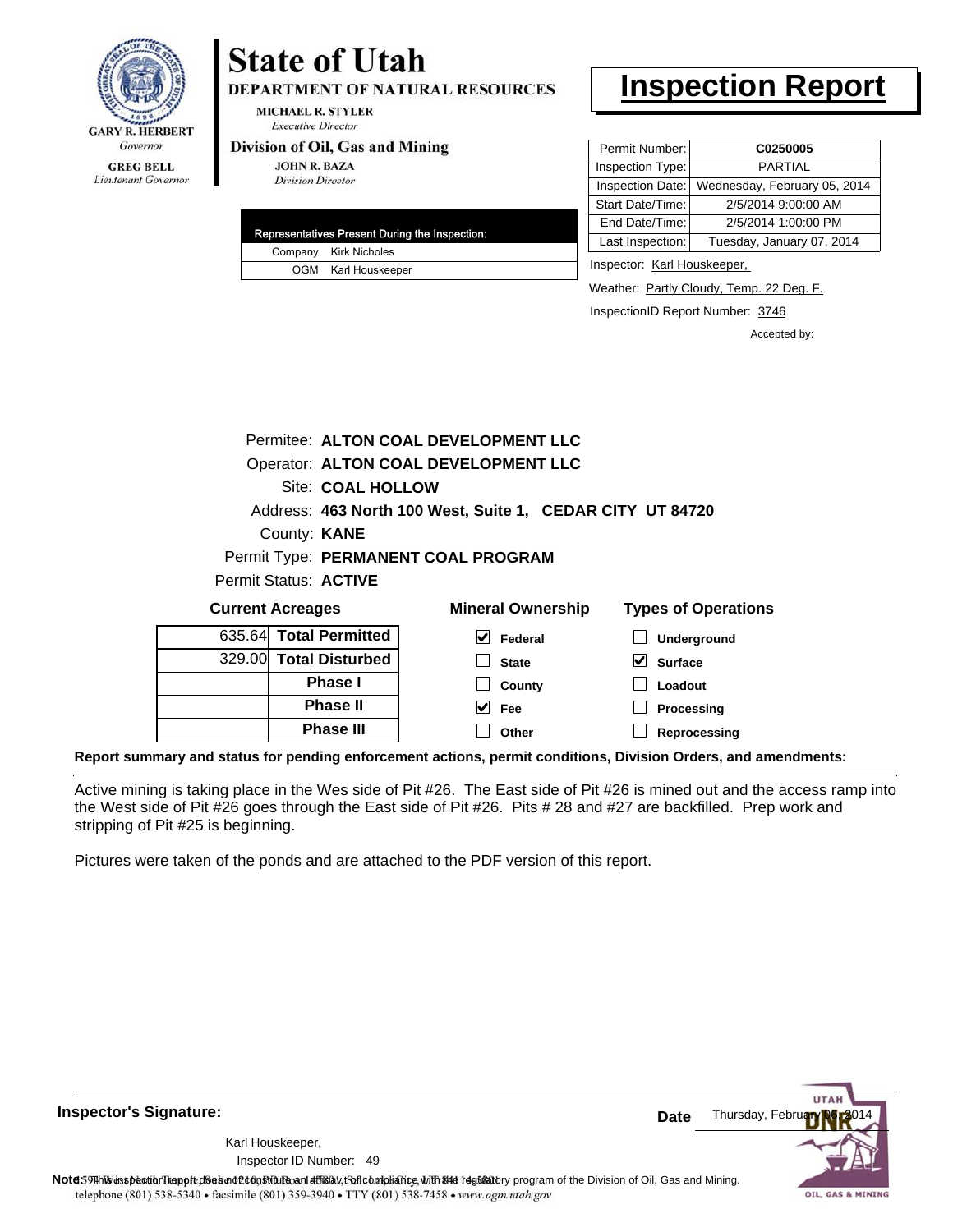GARY R. HERBERT
*Governor*

GREG BELL
*Lieutenant Governor*

# State of Utah

**DEPARTMENT OF NATURAL RESOURCES**

MICHAEL R. STYLER
*Executive Director*

**Division of Oil, Gas and Mining**

JOHN R. BAZA
*Division Director*

# Inspection Report

| Permit Number: | **C0250005** |
|---|---|
| Inspection Type: | PARTIAL |
| Inspection Date: | Wednesday, February 05, 2014 |
| Start Date/Time: | 2/5/2014 9:00:00 AM |
| End Date/Time: | 2/5/2014 1:00:00 PM |
| Last Inspection: | Tuesday, January 07, 2014 |

| Representatives Present During the Inspection: | |
|---|---|
| Company | Kirk Nicholes |
| OGM | Karl Houskeeper |

Inspector: Karl Houskeeper,

Weather: Partly Cloudy, Temp. 22 Deg. F.

InspectionID Report Number: 3746

Accepted by:

Permitee: **ALTON COAL DEVELOPMENT LLC**
Operator: **ALTON COAL DEVELOPMENT LLC**
Site: **COAL HOLLOW**
Address: **463 North 100 West, Suite 1, CEDAR CITY UT 84720**
County: **KANE**
Permit Type: **PERMANENT COAL PROGRAM**
Permit Status: **ACTIVE**

**Current Acreages**

| | |
|---|---|
| 635.64 | **Total Permitted** |
| 329.00 | **Total Disturbed** |
| | **Phase I** |
| | **Phase II** |
| | **Phase III** |

**Mineral Ownership**

- [x] Federal
- [ ] State
- [ ] County
- [x] Fee
- [ ] Other

**Types of Operations**

- [ ] Underground
- [x] Surface
- [ ] Loadout
- [ ] Processing
- [ ] Reprocessing

**Report summary and status for pending enforcement actions, permit conditions, Division Orders, and amendments:**

Active mining is taking place in the Wes side of Pit #26. The East side of Pit #26 is mined out and the access ramp into the West side of Pit #26 goes through the East side of Pit #26. Pits # 28 and #27 are backfilled. Prep work and stripping of Pit #25 is beginning.

Pictures were taken of the ponds and are attached to the PDF version of this report.

**Inspector's Signature:**

Karl Houskeeper,
Inspector ID Number: 49

**Date** Thursday, February 06, 2014

**Note:** This inspection report does not constitute an affidavit of compliance with the regulatory program of the Division of Oil, Gas and Mining.

telephone (801) 538-5340 • facsimile (801) 359-3940 • TTY (801) 538-7458 • www.ogm.utah.gov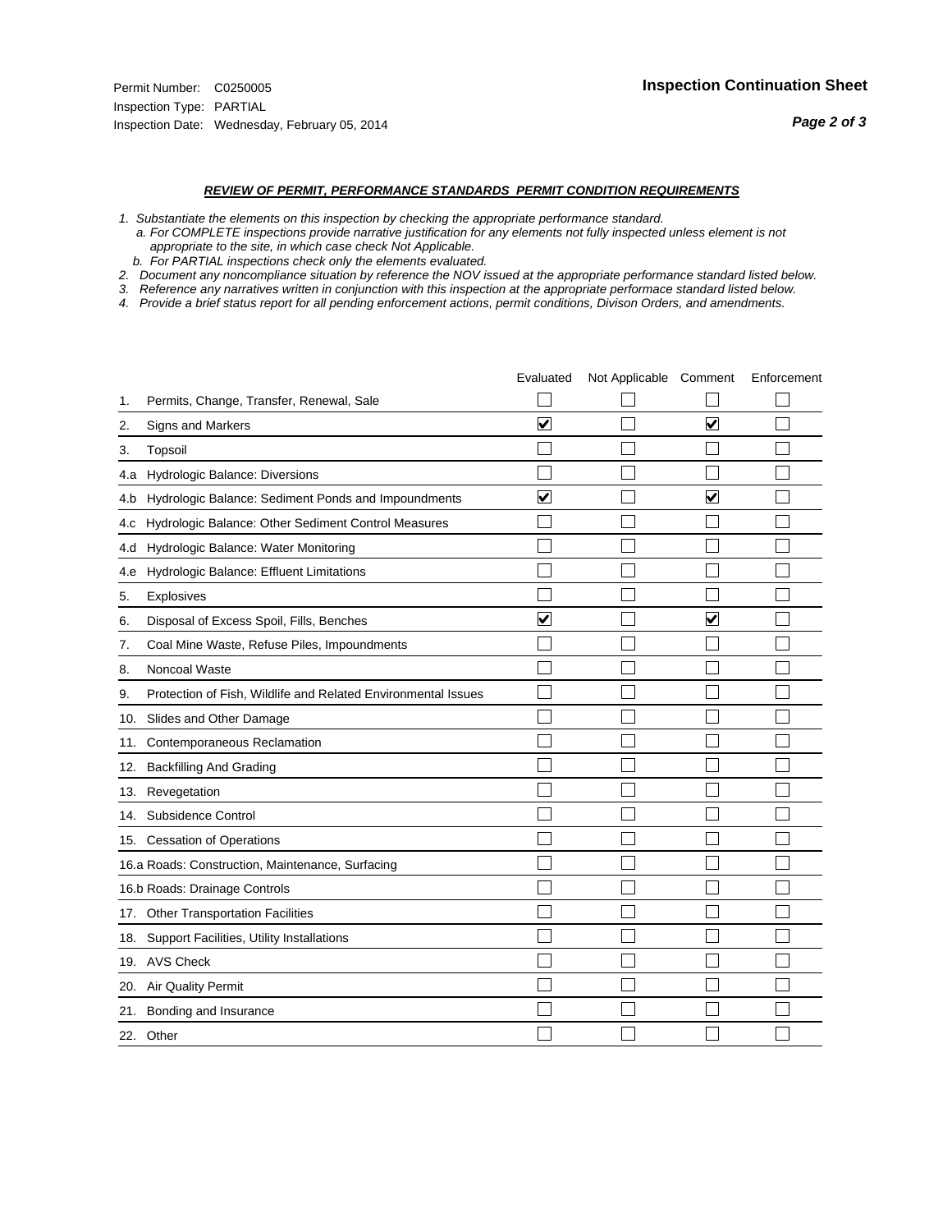Permit Number: C0250005
Inspection Type: PARTIAL
Inspection Date: Wednesday, February 05, 2014

**Inspection Continuation Sheet**

***REVIEW OF PERMIT, PERFORMANCE STANDARDS PERMIT CONDITION REQUIREMENTS***

*1. Substantiate the elements on this inspection by checking the appropriate performance standard.*
*a. For COMPLETE inspections provide narrative justification for any elements not fully inspected unless element is not appropriate to the site, in which case check Not Applicable.*
*b. For PARTIAL inspections check only the elements evaluated.*
*2. Document any noncompliance situation by reference the NOV issued at the appropriate performance standard listed below.*
*3. Reference any narratives written in conjunction with this inspection at the appropriate performace standard listed below.*
*4. Provide a brief status report for all pending enforcement actions, permit conditions, Divison Orders, and amendments.*

| | Evaluated | Not Applicable | Comment | Enforcement |
|---|---|---|---|---|
| 1. Permits, Change, Transfer, Renewal, Sale | ☐ | ☐ | ☐ | ☐ |
| 2. Signs and Markers | ☑ | ☐ | ☑ | ☐ |
| 3. Topsoil | ☐ | ☐ | ☐ | ☐ |
| 4.a Hydrologic Balance: Diversions | ☐ | ☐ | ☐ | ☐ |
| 4.b Hydrologic Balance: Sediment Ponds and Impoundments | ☑ | ☐ | ☑ | ☐ |
| 4.c Hydrologic Balance: Other Sediment Control Measures | ☐ | ☐ | ☐ | ☐ |
| 4.d Hydrologic Balance: Water Monitoring | ☐ | ☐ | ☐ | ☐ |
| 4.e Hydrologic Balance: Effluent Limitations | ☐ | ☐ | ☐ | ☐ |
| 5. Explosives | ☐ | ☐ | ☐ | ☐ |
| 6. Disposal of Excess Spoil, Fills, Benches | ☑ | ☐ | ☑ | ☐ |
| 7. Coal Mine Waste, Refuse Piles, Impoundments | ☐ | ☐ | ☐ | ☐ |
| 8. Noncoal Waste | ☐ | ☐ | ☐ | ☐ |
| 9. Protection of Fish, Wildlife and Related Environmental Issues | ☐ | ☐ | ☐ | ☐ |
| 10. Slides and Other Damage | ☐ | ☐ | ☐ | ☐ |
| 11. Contemporaneous Reclamation | ☐ | ☐ | ☐ | ☐ |
| 12. Backfilling And Grading | ☐ | ☐ | ☐ | ☐ |
| 13. Revegetation | ☐ | ☐ | ☐ | ☐ |
| 14. Subsidence Control | ☐ | ☐ | ☐ | ☐ |
| 15. Cessation of Operations | ☐ | ☐ | ☐ | ☐ |
| 16.a Roads: Construction, Maintenance, Surfacing | ☐ | ☐ | ☐ | ☐ |
| 16.b Roads: Drainage Controls | ☐ | ☐ | ☐ | ☐ |
| 17. Other Transportation Facilities | ☐ | ☐ | ☐ | ☐ |
| 18. Support Facilities, Utility Installations | ☐ | ☐ | ☐ | ☐ |
| 19. AVS Check | ☐ | ☐ | ☐ | ☐ |
| 20. Air Quality Permit | ☐ | ☐ | ☐ | ☐ |
| 21. Bonding and Insurance | ☐ | ☐ | ☐ | ☐ |
| 22. Other | ☐ | ☐ | ☐ | ☐ |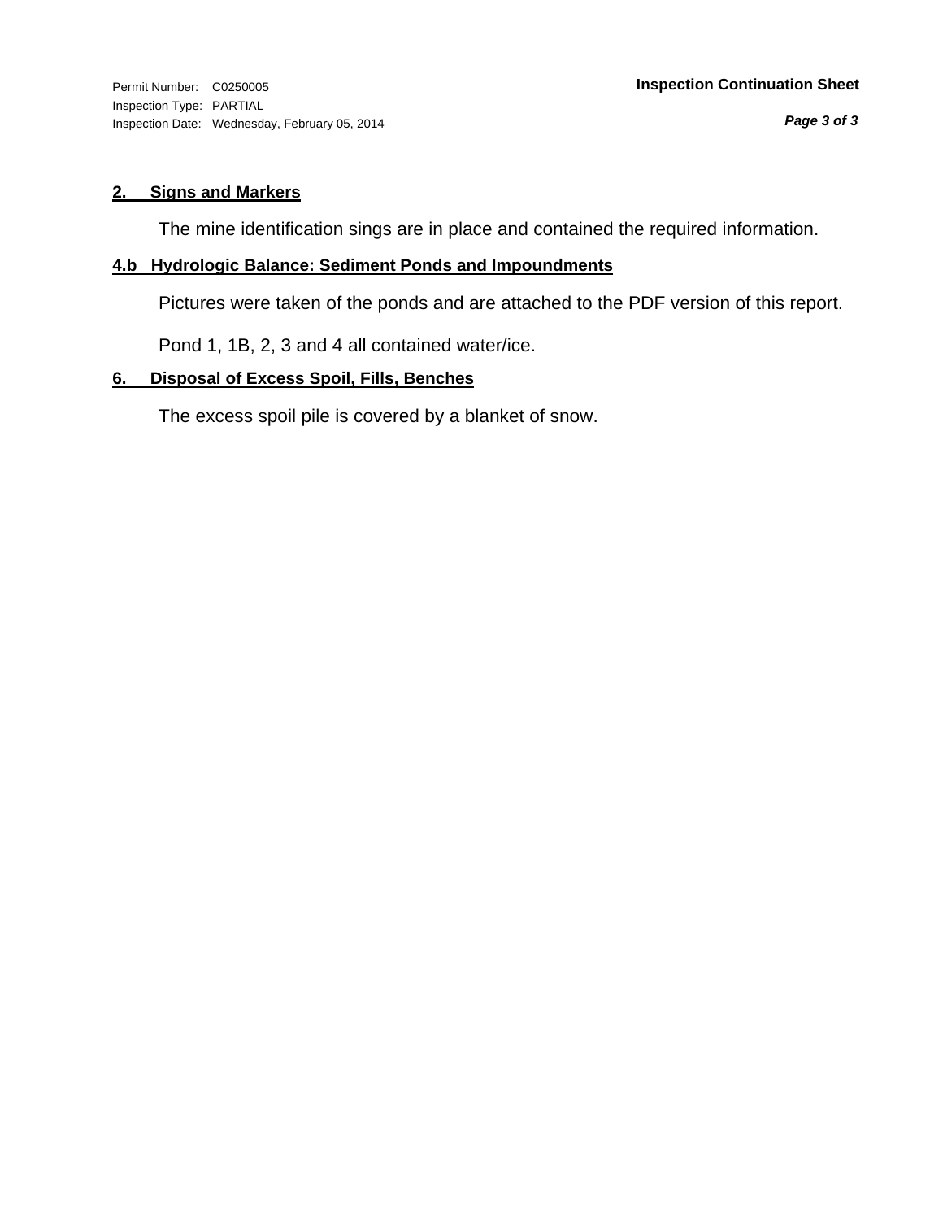## 2. Signs and Markers

The mine identification sings are in place and contained the required information.

## 4.b Hydrologic Balance: Sediment Ponds and Impoundments

Pictures were taken of the ponds and are attached to the PDF version of this report.

Pond 1, 1B, 2, 3 and 4 all contained water/ice.

## 6. Disposal of Excess Spoil, Fills, Benches

The excess spoil pile is covered by a blanket of snow.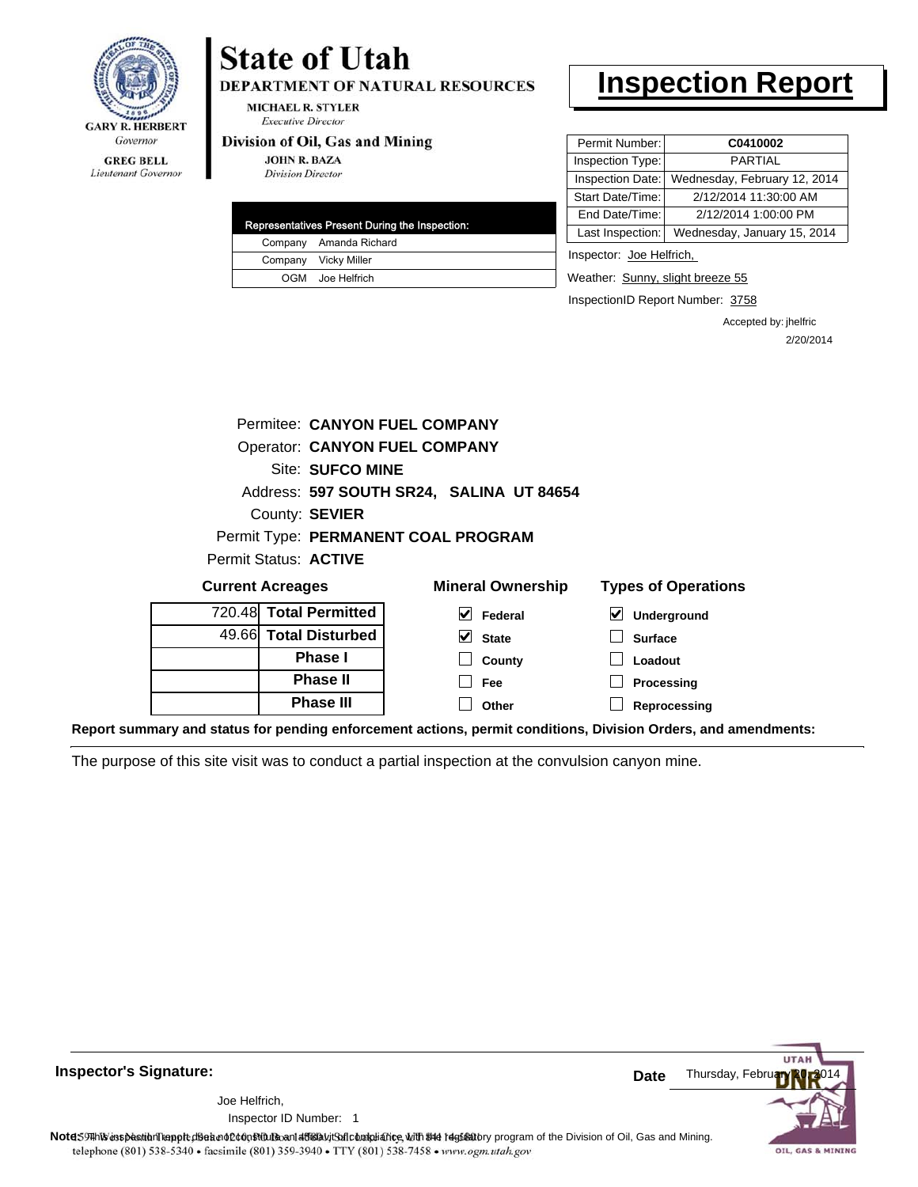**GARY R. HERBERT**
*Governor*

**GREG BELL**
*Lieutenant Governor*

# State of Utah

**DEPARTMENT OF NATURAL RESOURCES**

**MICHAEL R. STYLER**
*Executive Director*

**Division of Oil, Gas and Mining**

**JOHN R. BAZA**
*Division Director*

# Inspection Report

| Permit Number: | **C0410002** |
|---|---|
| Inspection Type: | PARTIAL |
| Inspection Date: | Wednesday, February 12, 2014 |
| Start Date/Time: | 2/12/2014 11:30:00 AM |
| End Date/Time: | 2/12/2014 1:00:00 PM |
| Last Inspection: | Wednesday, January 15, 2014 |

| Representatives Present During the Inspection: | |
|---|---|
| Company | Amanda Richard |
| Company | Vicky Miller |
| OGM | Joe Helfrich |

Inspector: Joe Helfrich,

Weather: Sunny, slight breeze 55

InspectionID Report Number: 3758

Accepted by: jhelfric
2/20/2014

Permitee: **CANYON FUEL COMPANY**
Operator: **CANYON FUEL COMPANY**
Site: **SUFCO MINE**
Address: **597 SOUTH SR24, SALINA UT 84654**
County: **SEVIER**
Permit Type: **PERMANENT COAL PROGRAM**
Permit Status: **ACTIVE**

**Current Acreages**

| | |
|---|---|
| 720.48 | **Total Permitted** |
| 49.66 | **Total Disturbed** |
| | **Phase I** |
| | **Phase II** |
| | **Phase III** |

**Mineral Ownership**

- [x] Federal
- [x] State
- [ ] County
- [ ] Fee
- [ ] Other

**Types of Operations**

- [x] Underground
- [ ] Surface
- [ ] Loadout
- [ ] Processing
- [ ] Reprocessing

**Report summary and status for pending enforcement actions, permit conditions, Division Orders, and amendments:**

The purpose of this site visit was to conduct a partial inspection at the convulsion canyon mine.

**Inspector's Signature:**

Joe Helfrich,
Inspector ID Number: 1

**Date** Thursday, February 20, 2014

**Note:** This inspection report does not constitute an affidavit of compliance with the regulatory program of the Division of Oil, Gas and Mining.

telephone (801) 538-5340 • facsimile (801) 359-3940 • TTY (801) 538-7458 • www.ogm.utah.gov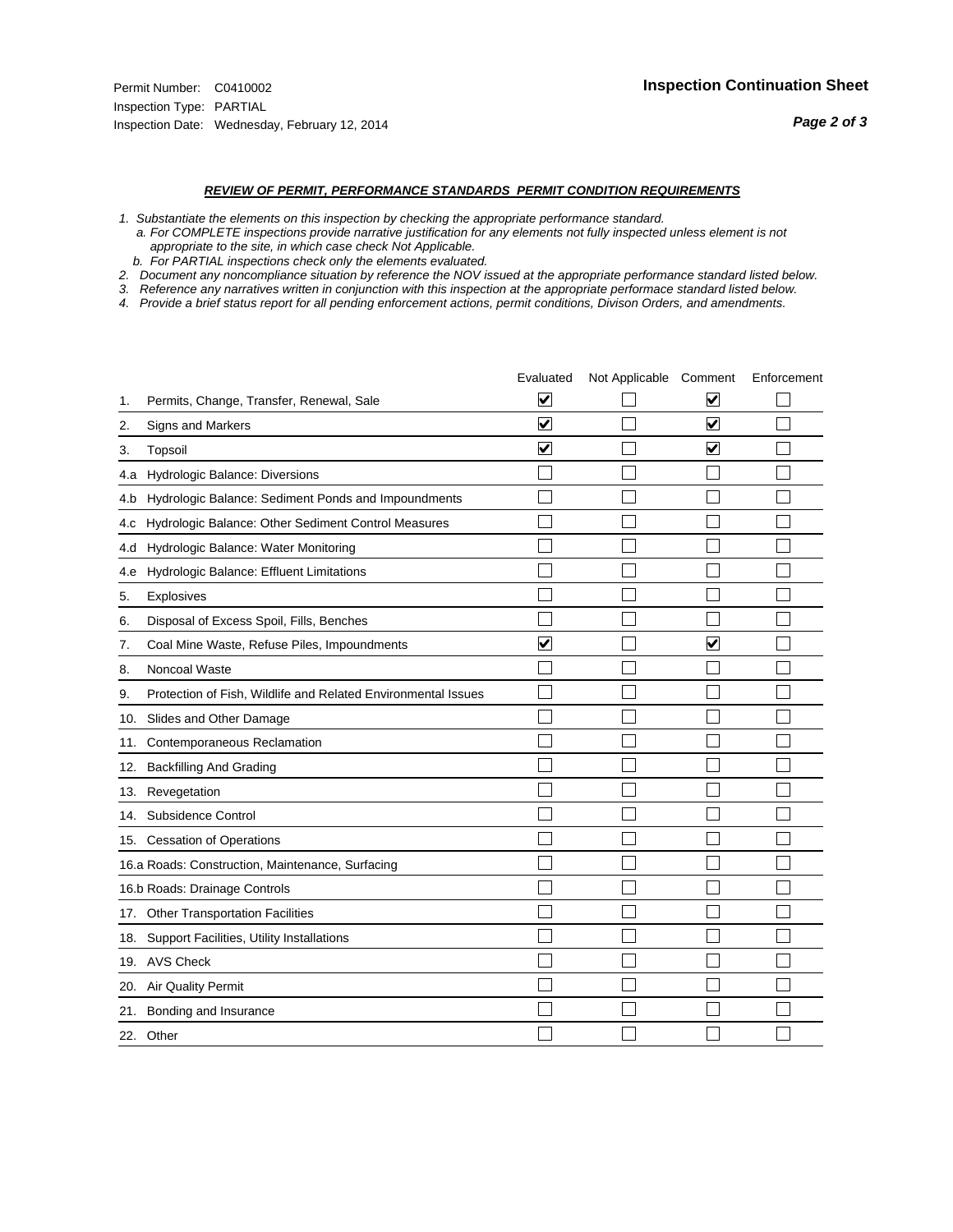Permit Number: C0410002
Inspection Type: PARTIAL
Inspection Date: Wednesday, February 12, 2014

**Inspection Continuation Sheet**

***REVIEW OF PERMIT, PERFORMANCE STANDARDS PERMIT CONDITION REQUIREMENTS***

*1. Substantiate the elements on this inspection by checking the appropriate performance standard.*
*a. For COMPLETE inspections provide narrative justification for any elements not fully inspected unless element is not appropriate to the site, in which case check Not Applicable.*
*b. For PARTIAL inspections check only the elements evaluated.*
*2. Document any noncompliance situation by reference the NOV issued at the appropriate performance standard listed below.*
*3. Reference any narratives written in conjunction with this inspection at the appropriate performace standard listed below.*
*4. Provide a brief status report for all pending enforcement actions, permit conditions, Divison Orders, and amendments.*

| | | Evaluated | Not Applicable | Comment | Enforcement |
|---|---|---|---|---|---|
| 1. | Permits, Change, Transfer, Renewal, Sale | ☑ | ☐ | ☑ | ☐ |
| 2. | Signs and Markers | ☑ | ☐ | ☑ | ☐ |
| 3. | Topsoil | ☑ | ☐ | ☑ | ☐ |
| 4.a | Hydrologic Balance: Diversions | ☐ | ☐ | ☐ | ☐ |
| 4.b | Hydrologic Balance: Sediment Ponds and Impoundments | ☐ | ☐ | ☐ | ☐ |
| 4.c | Hydrologic Balance: Other Sediment Control Measures | ☐ | ☐ | ☐ | ☐ |
| 4.d | Hydrologic Balance: Water Monitoring | ☐ | ☐ | ☐ | ☐ |
| 4.e | Hydrologic Balance: Effluent Limitations | ☐ | ☐ | ☐ | ☐ |
| 5. | Explosives | ☐ | ☐ | ☐ | ☐ |
| 6. | Disposal of Excess Spoil, Fills, Benches | ☐ | ☐ | ☐ | ☐ |
| 7. | Coal Mine Waste, Refuse Piles, Impoundments | ☑ | ☐ | ☑ | ☐ |
| 8. | Noncoal Waste | ☐ | ☐ | ☐ | ☐ |
| 9. | Protection of Fish, Wildlife and Related Environmental Issues | ☐ | ☐ | ☐ | ☐ |
| 10. | Slides and Other Damage | ☐ | ☐ | ☐ | ☐ |
| 11. | Contemporaneous Reclamation | ☐ | ☐ | ☐ | ☐ |
| 12. | Backfilling And Grading | ☐ | ☐ | ☐ | ☐ |
| 13. | Revegetation | ☐ | ☐ | ☐ | ☐ |
| 14. | Subsidence Control | ☐ | ☐ | ☐ | ☐ |
| 15. | Cessation of Operations | ☐ | ☐ | ☐ | ☐ |
| 16.a | Roads: Construction, Maintenance, Surfacing | ☐ | ☐ | ☐ | ☐ |
| 16.b | Roads: Drainage Controls | ☐ | ☐ | ☐ | ☐ |
| 17. | Other Transportation Facilities | ☐ | ☐ | ☐ | ☐ |
| 18. | Support Facilities, Utility Installations | ☐ | ☐ | ☐ | ☐ |
| 19. | AVS Check | ☐ | ☐ | ☐ | ☐ |
| 20. | Air Quality Permit | ☐ | ☐ | ☐ | ☐ |
| 21. | Bonding and Insurance | ☐ | ☐ | ☐ | ☐ |
| 22. | Other | ☐ | ☐ | ☐ | ☐ |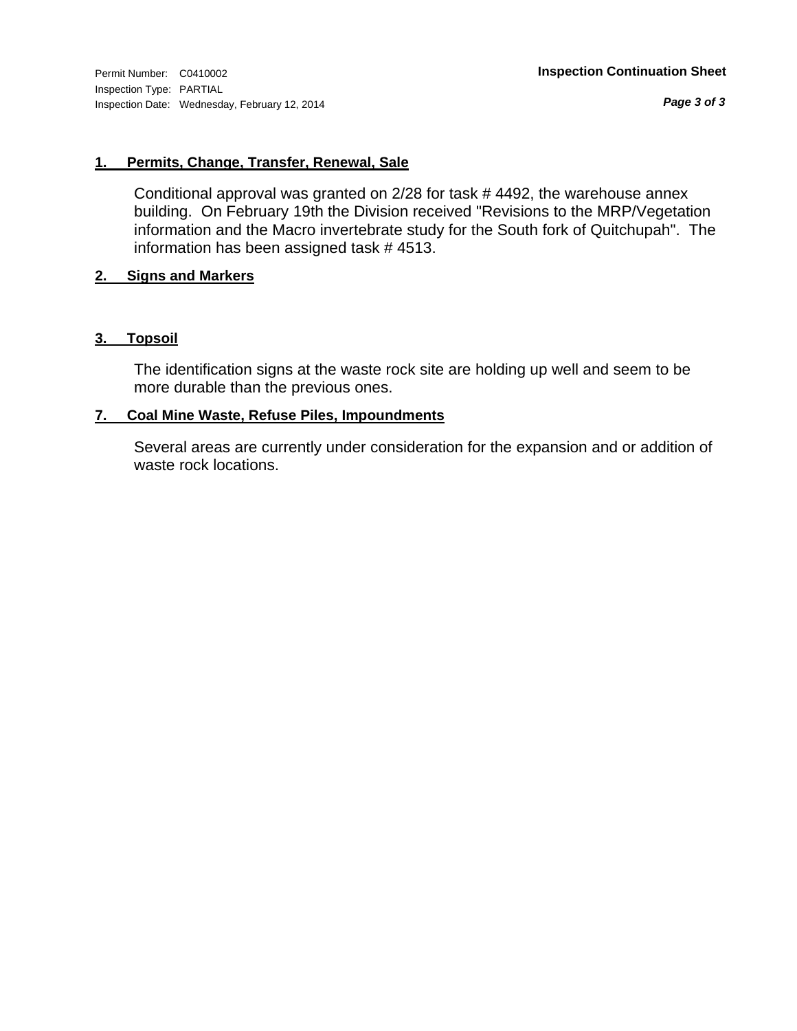Permit Number: C0410002
Inspection Type: PARTIAL
Inspection Date: Wednesday, February 12, 2014

**Inspection Continuation Sheet**

### 1. Permits, Change, Transfer, Renewal, Sale

Conditional approval was granted on 2/28 for task # 4492, the warehouse annex building. On February 19th the Division received "Revisions to the MRP/Vegetation information and the Macro invertebrate study for the South fork of Quitchupah". The information has been assigned task # 4513.

### 2. Signs and Markers

### 3. Topsoil

The identification signs at the waste rock site are holding up well and seem to be more durable than the previous ones.

### 7. Coal Mine Waste, Refuse Piles, Impoundments

Several areas are currently under consideration for the expansion and or addition of waste rock locations.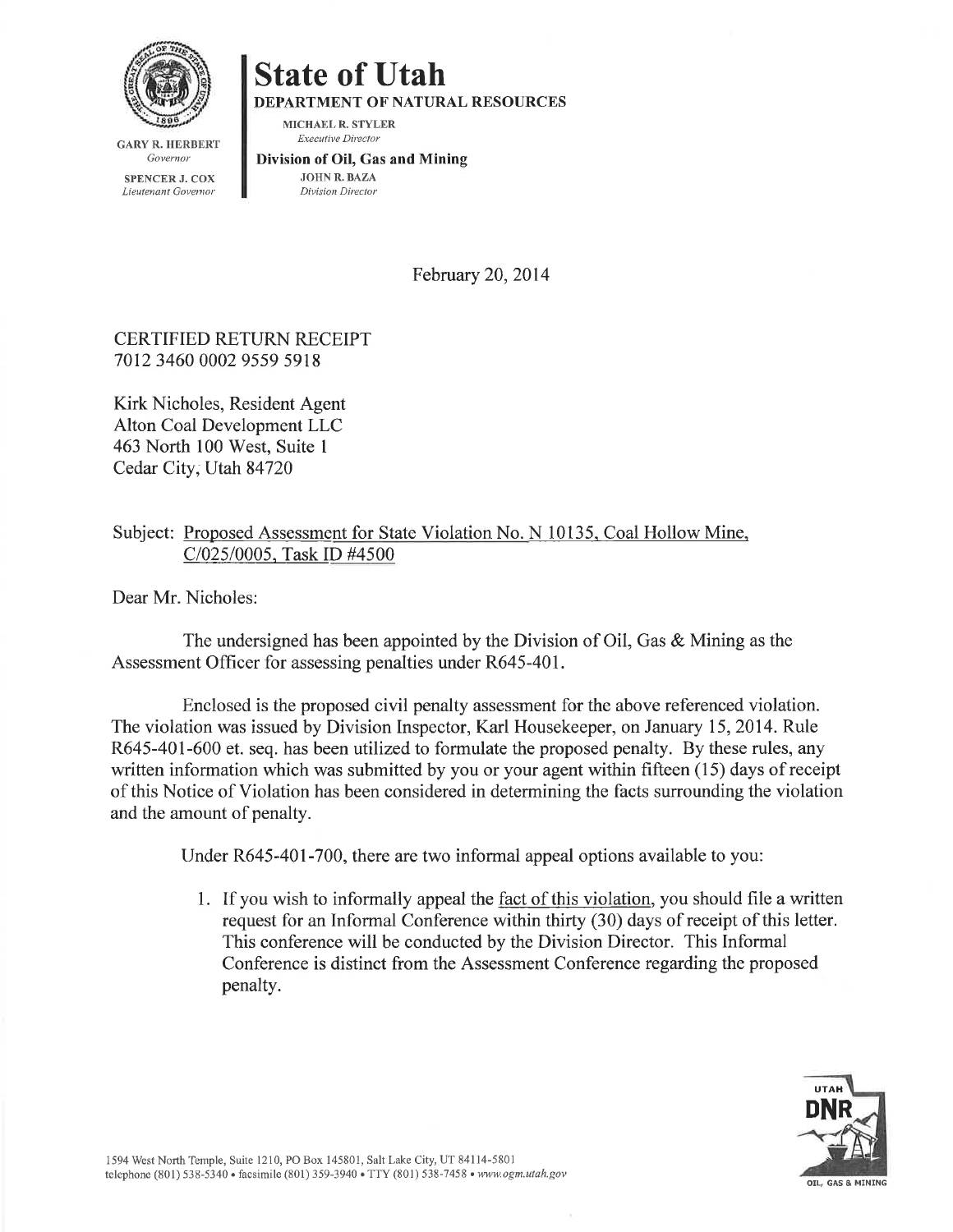**State of Utah**

**DEPARTMENT OF NATURAL RESOURCES**

MICHAEL R. STYLER
*Executive Director*

**Division of Oil, Gas and Mining**
JOHN R. BAZA
*Division Director*

GARY R. HERBERT
*Governor*

SPENCER J. COX
*Lieutenant Governor*

February 20, 2014

CERTIFIED RETURN RECEIPT
7012 3460 0002 9559 5918

Kirk Nicholes, Resident Agent
Alton Coal Development LLC
463 North 100 West, Suite 1
Cedar City, Utah 84720

Subject: Proposed Assessment for State Violation No. N 10135, Coal Hollow Mine, C/025/0005, Task ID #4500

Dear Mr. Nicholes:

The undersigned has been appointed by the Division of Oil, Gas & Mining as the Assessment Officer for assessing penalties under R645-401.

Enclosed is the proposed civil penalty assessment for the above referenced violation. The violation was issued by Division Inspector, Karl Housekeeper, on January 15, 2014. Rule R645-401-600 et. seq. has been utilized to formulate the proposed penalty. By these rules, any written information which was submitted by you or your agent within fifteen (15) days of receipt of this Notice of Violation has been considered in determining the facts surrounding the violation and the amount of penalty.

Under R645-401-700, there are two informal appeal options available to you:

1. If you wish to informally appeal the fact of this violation, you should file a written request for an Informal Conference within thirty (30) days of receipt of this letter. This conference will be conducted by the Division Director. This Informal Conference is distinct from the Assessment Conference regarding the proposed penalty.

1594 West North Temple, Suite 1210, PO Box 145801, Salt Lake City, UT 84114-5801
telephone (801) 538-5340 • facsimile (801) 359-3940 • TTY (801) 538-7458 • *www.ogm.utah.gov*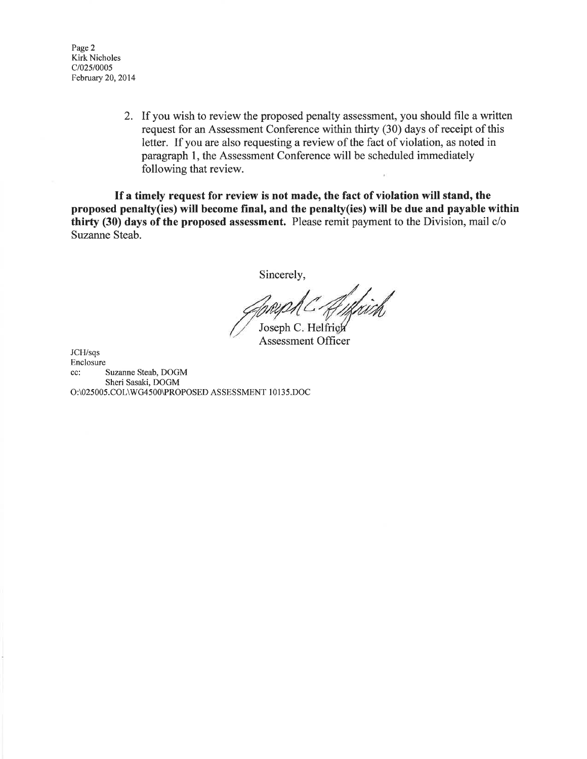Page 2
Kirk Nicholes
C/025/0005
February 20, 2014

2. If you wish to review the proposed penalty assessment, you should file a written request for an Assessment Conference within thirty (30) days of receipt of this letter. If you are also requesting a review of the fact of violation, as noted in paragraph 1, the Assessment Conference will be scheduled immediately following that review.

**If a timely request for review is not made, the fact of violation will stand, the proposed penalty(ies) will become final, and the penalty(ies) will be due and payable within thirty (30) days of the proposed assessment.** Please remit payment to the Division, mail c/o Suzanne Steab.

Sincerely,

Joseph C. Helfrich
Assessment Officer

JCH/sqs
Enclosure
cc: Suzanne Steab, DOGM
Sheri Sasaki, DOGM
O:\025005.COL\WG4500\PROPOSED ASSESSMENT 10135.DOC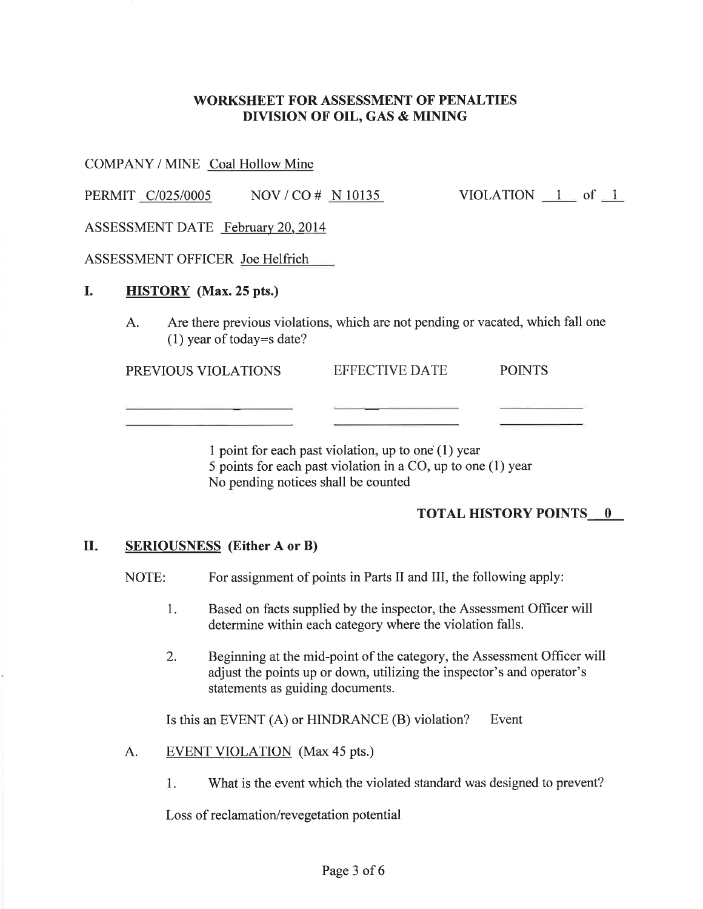## WORKSHEET FOR ASSESSMENT OF PENALTIES
## DIVISION OF OIL, GAS & MINING

COMPANY / MINE Coal Hollow Mine

PERMIT C/025/0005 NOV / CO # N 10135 VIOLATION 1 of 1

ASSESSMENT DATE February 20, 2014

ASSESSMENT OFFICER Joe Helfrich

### I. HISTORY (Max. 25 pts.)

A. Are there previous violations, which are not pending or vacated, which fall one (1) year of today=s date?

| PREVIOUS VIOLATIONS | EFFECTIVE DATE | POINTS |
|---|---|---|
| | | |
| | | |

1 point for each past violation, up to one (1) year
5 points for each past violation in a CO, up to one (1) year
No pending notices shall be counted

**TOTAL HISTORY POINTS 0**

### II. SERIOUSNESS (Either A or B)

NOTE: For assignment of points in Parts II and III, the following apply:

1. Based on facts supplied by the inspector, the Assessment Officer will determine within each category where the violation falls.

2. Beginning at the mid-point of the category, the Assessment Officer will adjust the points up or down, utilizing the inspector's and operator's statements as guiding documents.

Is this an EVENT (A) or HINDRANCE (B) violation? Event

A. EVENT VIOLATION (Max 45 pts.)

1. What is the event which the violated standard was designed to prevent?

Loss of reclamation/revegetation potential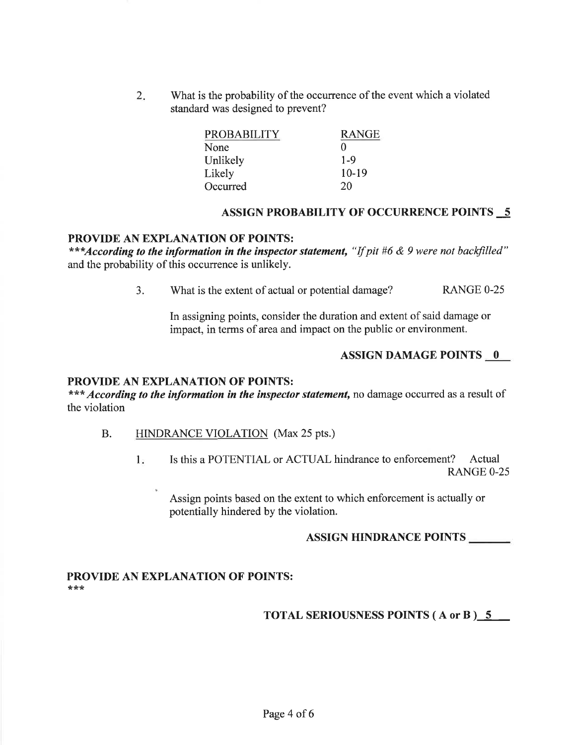2. What is the probability of the occurrence of the event which a violated standard was designed to prevent?

| PROBABILITY | RANGE |
|---|---|
| None | 0 |
| Unlikely | 1-9 |
| Likely | 10-19 |
| Occurred | 20 |

**ASSIGN PROBABILITY OF OCCURRENCE POINTS 5**

**PROVIDE AN EXPLANATION OF POINTS:**
***_**According to the information in the inspector statement,**_ _"If pit #6 & 9 were not backfilled"_ and the probability of this occurrence is unlikely.

3. What is the extent of actual or potential damage? RANGE 0-25

   In assigning points, consider the duration and extent of said damage or impact, in terms of area and impact on the public or environment.

**ASSIGN DAMAGE POINTS 0**

**PROVIDE AN EXPLANATION OF POINTS:**
*** _**According to the information in the inspector statement,**_ no damage occurred as a result of the violation

B. HINDRANCE VIOLATION (Max 25 pts.)

   1. Is this a POTENTIAL or ACTUAL hindrance to enforcement? Actual
      RANGE 0-25

      Assign points based on the extent to which enforcement is actually or potentially hindered by the violation.

**ASSIGN HINDRANCE POINTS \_\_\_\_\_\_\_**

**PROVIDE AN EXPLANATION OF POINTS:**
***

**TOTAL SERIOUSNESS POINTS ( A or B ) 5**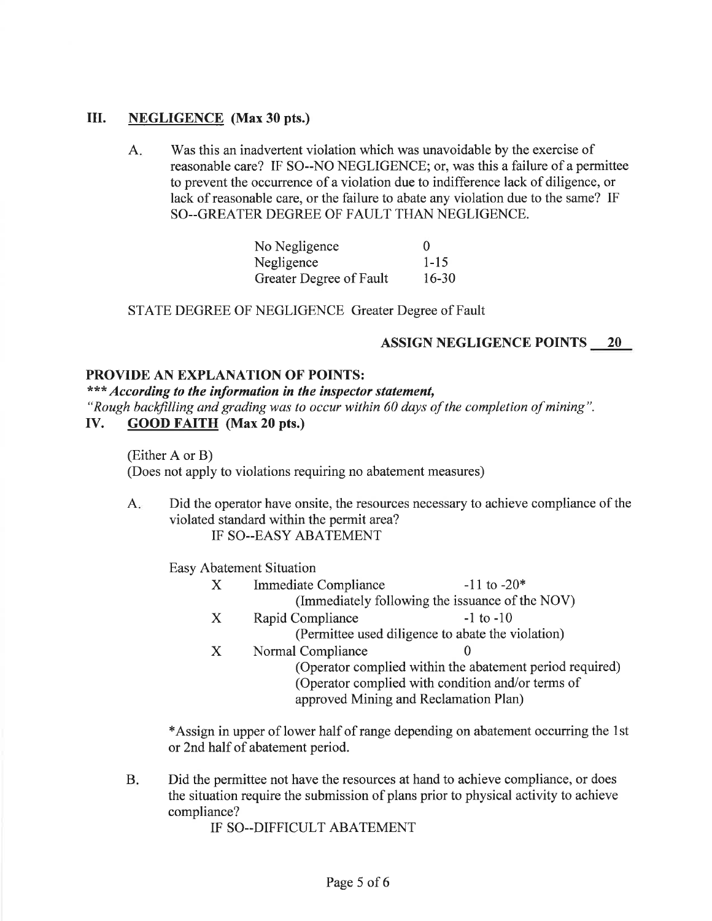## III. NEGLIGENCE (Max 30 pts.)

A. Was this an inadvertent violation which was unavoidable by the exercise of reasonable care? IF SO--NO NEGLIGENCE; or, was this a failure of a permittee to prevent the occurrence of a violation due to indifference lack of diligence, or lack of reasonable care, or the failure to abate any violation due to the same? IF SO--GREATER DEGREE OF FAULT THAN NEGLIGENCE.

| | |
|---|---|
| No Negligence | 0 |
| Negligence | 1-15 |
| Greater Degree of Fault | 16-30 |

STATE DEGREE OF NEGLIGENCE Greater Degree of Fault

**ASSIGN NEGLIGENCE POINTS 20**

**PROVIDE AN EXPLANATION OF POINTS:**

***\*\*\* According to the information in the inspector statement,***

*"Rough backfilling and grading was to occur within 60 days of the completion of mining".*

## IV. GOOD FAITH (Max 20 pts.)

(Either A or B)
(Does not apply to violations requiring no abatement measures)

A. Did the operator have onsite, the resources necessary to achieve compliance of the violated standard within the permit area?
IF SO--EASY ABATEMENT

Easy Abatement Situation

| | | |
|---|---|---|
| X | Immediate Compliance<br>(Immediately following the issuance of the NOV) | -11 to -20* |
| X | Rapid Compliance<br>(Permittee used diligence to abate the violation) | -1 to -10 |
| X | Normal Compliance<br>(Operator complied within the abatement period required)<br>(Operator complied with condition and/or terms of approved Mining and Reclamation Plan) | 0 |

*Assign in upper of lower half of range depending on abatement occurring the 1st or 2nd half of abatement period.

B. Did the permittee not have the resources at hand to achieve compliance, or does the situation require the submission of plans prior to physical activity to achieve compliance?
IF SO--DIFFICULT ABATEMENT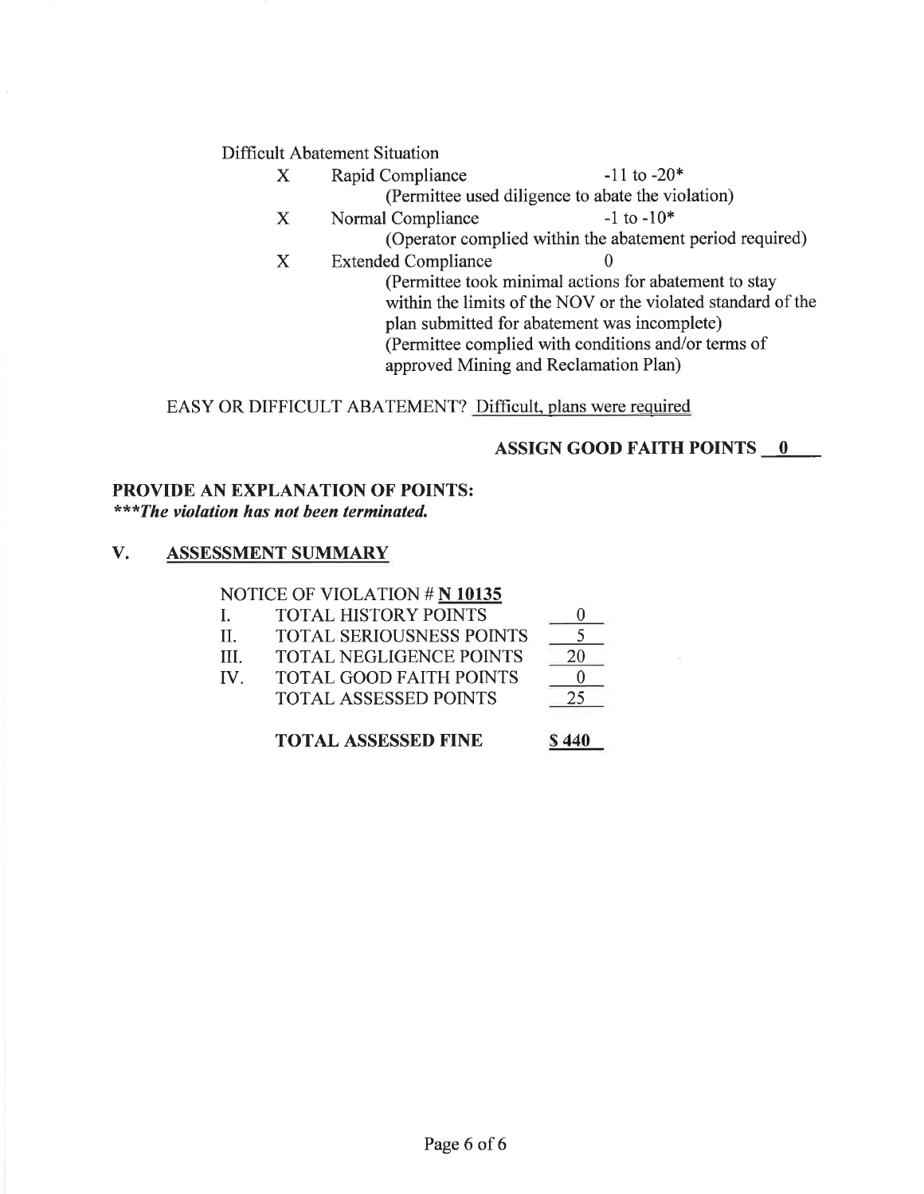Difficult Abatement Situation

| | | |
|---|---|---|
| X | Rapid Compliance | -11 to -20* |
| | (Permittee used diligence to abate the violation) | |
| X | Normal Compliance | -1 to -10* |
| | (Operator complied within the abatement period required) | |
| X | Extended Compliance | 0 |
| | (Permittee took minimal actions for abatement to stay within the limits of the NOV or the violated standard of the plan submitted for abatement was incomplete) (Permittee complied with conditions and/or terms of approved Mining and Reclamation Plan) | |

EASY OR DIFFICULT ABATEMENT? Difficult, plans were required

**ASSIGN GOOD FAITH POINTS 0**

**PROVIDE AN EXPLANATION OF POINTS:**

***\*\*\*The violation has not been terminated.***

## V. ASSESSMENT SUMMARY

NOTICE OF VIOLATION # **N 10135**

| | | |
|---|---|---|
| I. | TOTAL HISTORY POINTS | 0 |
| II. | TOTAL SERIOUSNESS POINTS | 5 |
| III. | TOTAL NEGLIGENCE POINTS | 20 |
| IV. | TOTAL GOOD FAITH POINTS | 0 |
| | TOTAL ASSESSED POINTS | 25 |
| | **TOTAL ASSESSED FINE** | **$ 440** |